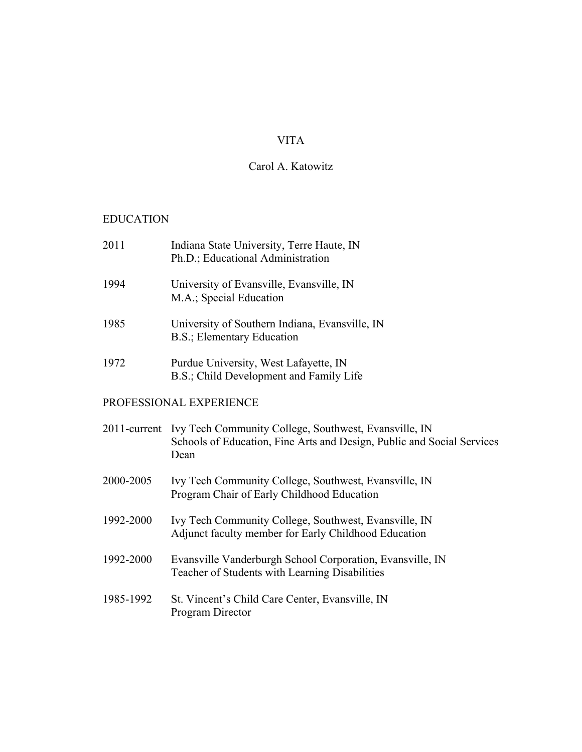# VITA

## Carol A. Katowitz

### EDUCATION

2011 Indiana State University, Terre Haute, IN
Ph.D.; Educational Administration

1994 University of Evansville, Evansville, IN
M.A.; Special Education

1985 University of Southern Indiana, Evansville, IN
B.S.; Elementary Education

1972 Purdue University, West Lafayette, IN
B.S.; Child Development and Family Life

### PROFESSIONAL EXPERIENCE

2011-current Ivy Tech Community College, Southwest, Evansville, IN
Schools of Education, Fine Arts and Design, Public and Social Services Dean

2000-2005 Ivy Tech Community College, Southwest, Evansville, IN
Program Chair of Early Childhood Education

1992-2000 Ivy Tech Community College, Southwest, Evansville, IN
Adjunct faculty member for Early Childhood Education

1992-2000 Evansville Vanderburgh School Corporation, Evansville, IN
Teacher of Students with Learning Disabilities

1985-1992 St. Vincent's Child Care Center, Evansville, IN
Program Director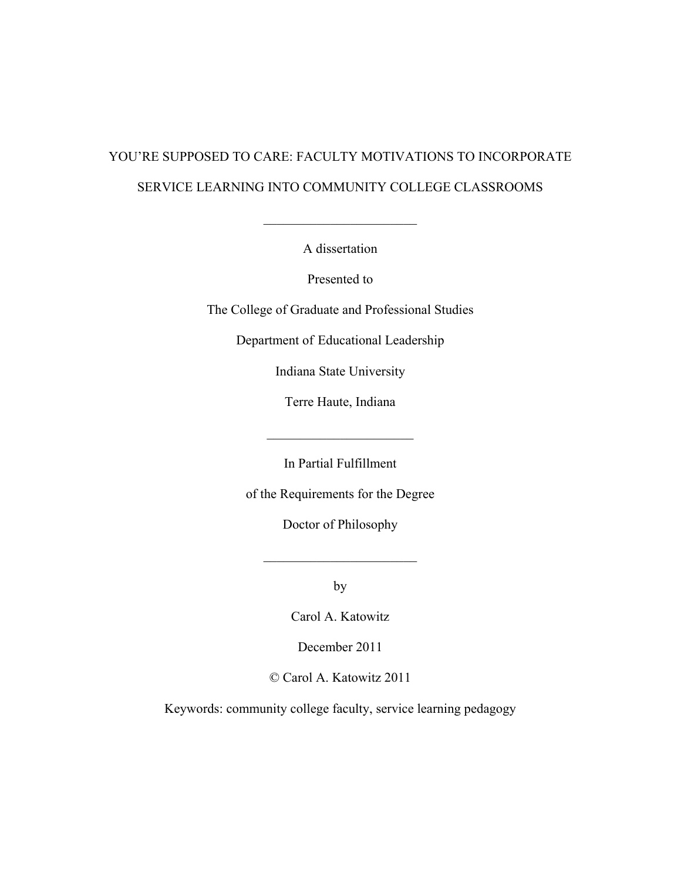# YOU'RE SUPPOSED TO CARE: FACULTY MOTIVATIONS TO INCORPORATE SERVICE LEARNING INTO COMMUNITY COLLEGE CLASSROOMS

---

A dissertation

Presented to

The College of Graduate and Professional Studies

Department of Educational Leadership

Indiana State University

Terre Haute, Indiana

---

In Partial Fulfillment

of the Requirements for the Degree

Doctor of Philosophy

---

by

Carol A. Katowitz

December 2011

© Carol A. Katowitz 2011

Keywords: community college faculty, service learning pedagogy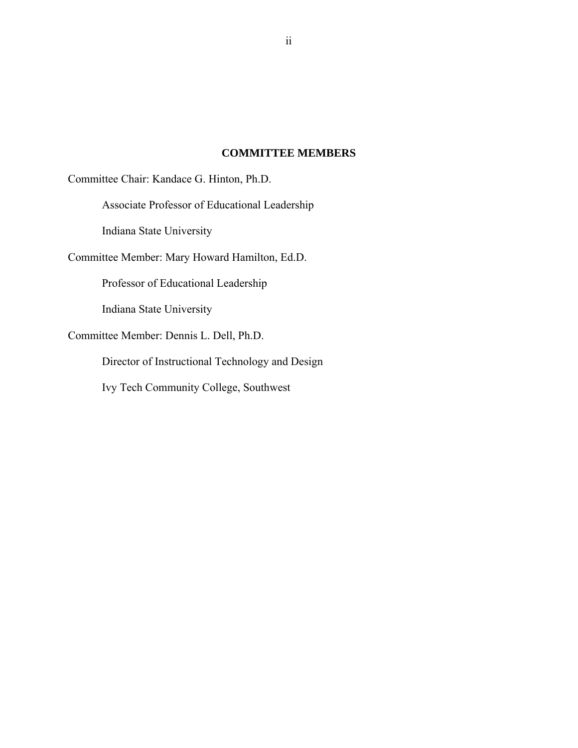## COMMITTEE MEMBERS

Committee Chair: Kandace G. Hinton, Ph.D.

Associate Professor of Educational Leadership

Indiana State University

Committee Member: Mary Howard Hamilton, Ed.D.

Professor of Educational Leadership

Indiana State University

Committee Member: Dennis L. Dell, Ph.D.

Director of Instructional Technology and Design

Ivy Tech Community College, Southwest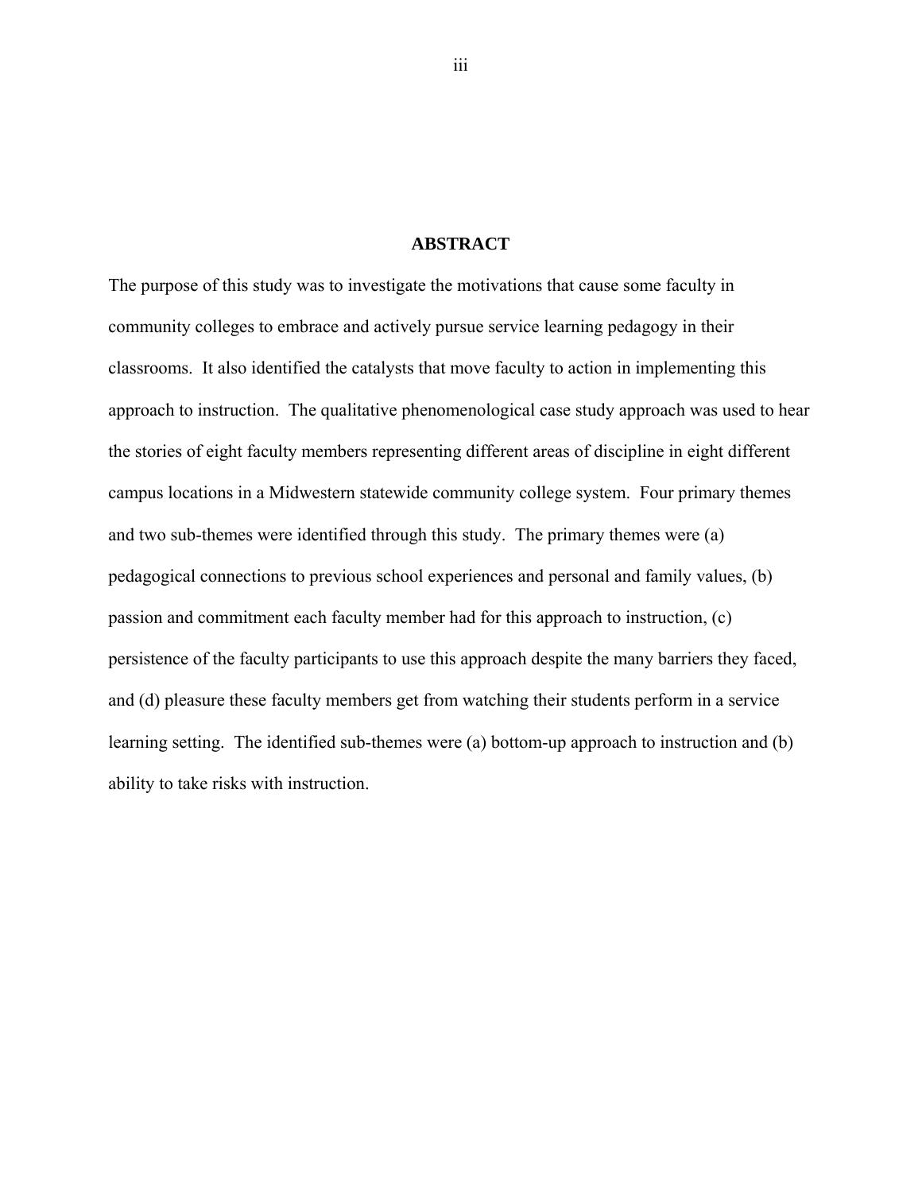# ABSTRACT

The purpose of this study was to investigate the motivations that cause some faculty in community colleges to embrace and actively pursue service learning pedagogy in their classrooms. It also identified the catalysts that move faculty to action in implementing this approach to instruction. The qualitative phenomenological case study approach was used to hear the stories of eight faculty members representing different areas of discipline in eight different campus locations in a Midwestern statewide community college system. Four primary themes and two sub-themes were identified through this study. The primary themes were (a) pedagogical connections to previous school experiences and personal and family values, (b) passion and commitment each faculty member had for this approach to instruction, (c) persistence of the faculty participants to use this approach despite the many barriers they faced, and (d) pleasure these faculty members get from watching their students perform in a service learning setting. The identified sub-themes were (a) bottom-up approach to instruction and (b) ability to take risks with instruction.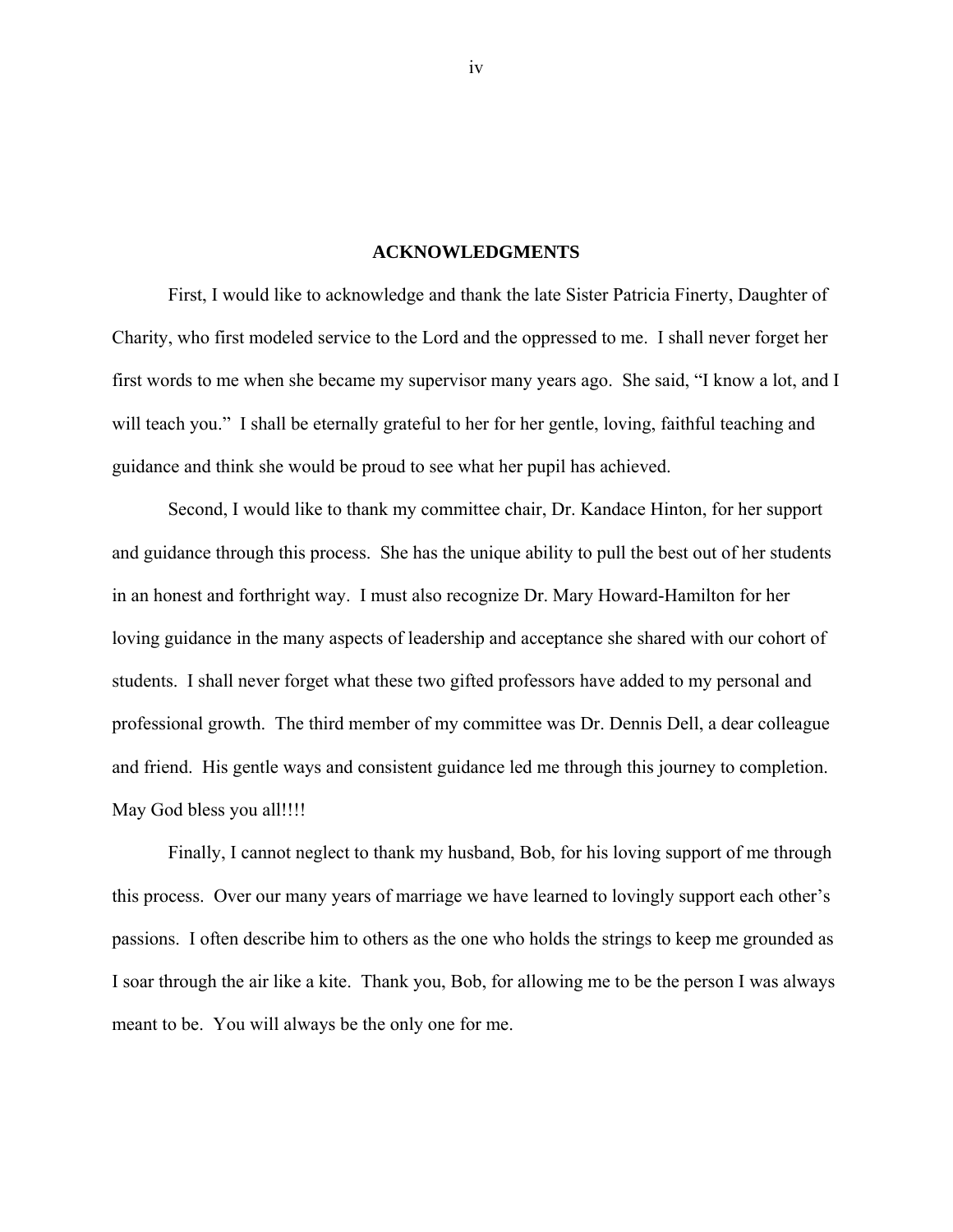## ACKNOWLEDGMENTS

First, I would like to acknowledge and thank the late Sister Patricia Finerty, Daughter of Charity, who first modeled service to the Lord and the oppressed to me. I shall never forget her first words to me when she became my supervisor many years ago. She said, "I know a lot, and I will teach you." I shall be eternally grateful to her for her gentle, loving, faithful teaching and guidance and think she would be proud to see what her pupil has achieved.

Second, I would like to thank my committee chair, Dr. Kandace Hinton, for her support and guidance through this process. She has the unique ability to pull the best out of her students in an honest and forthright way. I must also recognize Dr. Mary Howard-Hamilton for her loving guidance in the many aspects of leadership and acceptance she shared with our cohort of students. I shall never forget what these two gifted professors have added to my personal and professional growth. The third member of my committee was Dr. Dennis Dell, a dear colleague and friend. His gentle ways and consistent guidance led me through this journey to completion. May God bless you all!!!!

Finally, I cannot neglect to thank my husband, Bob, for his loving support of me through this process. Over our many years of marriage we have learned to lovingly support each other's passions. I often describe him to others as the one who holds the strings to keep me grounded as I soar through the air like a kite. Thank you, Bob, for allowing me to be the person I was always meant to be. You will always be the only one for me.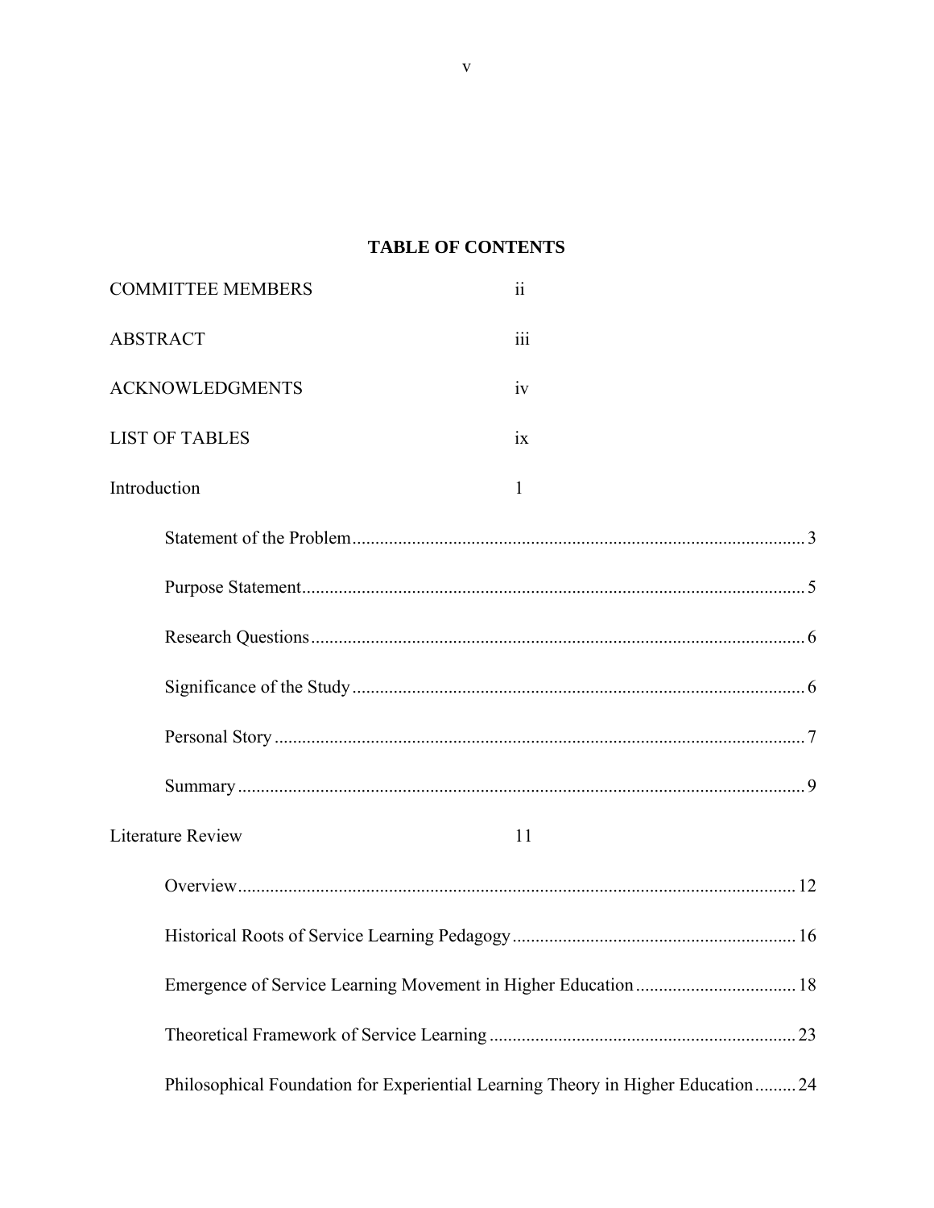## TABLE OF CONTENTS

COMMITTEE MEMBERS ii

ABSTRACT iii

ACKNOWLEDGMENTS iv

LIST OF TABLES ix

Introduction 1

- Statement of the Problem 3
- Purpose Statement 5
- Research Questions 6
- Significance of the Study 6
- Personal Story 7
- Summary 9

Literature Review 11

- Overview 12
- Historical Roots of Service Learning Pedagogy 16
- Emergence of Service Learning Movement in Higher Education 18
- Theoretical Framework of Service Learning 23
- Philosophical Foundation for Experiential Learning Theory in Higher Education 24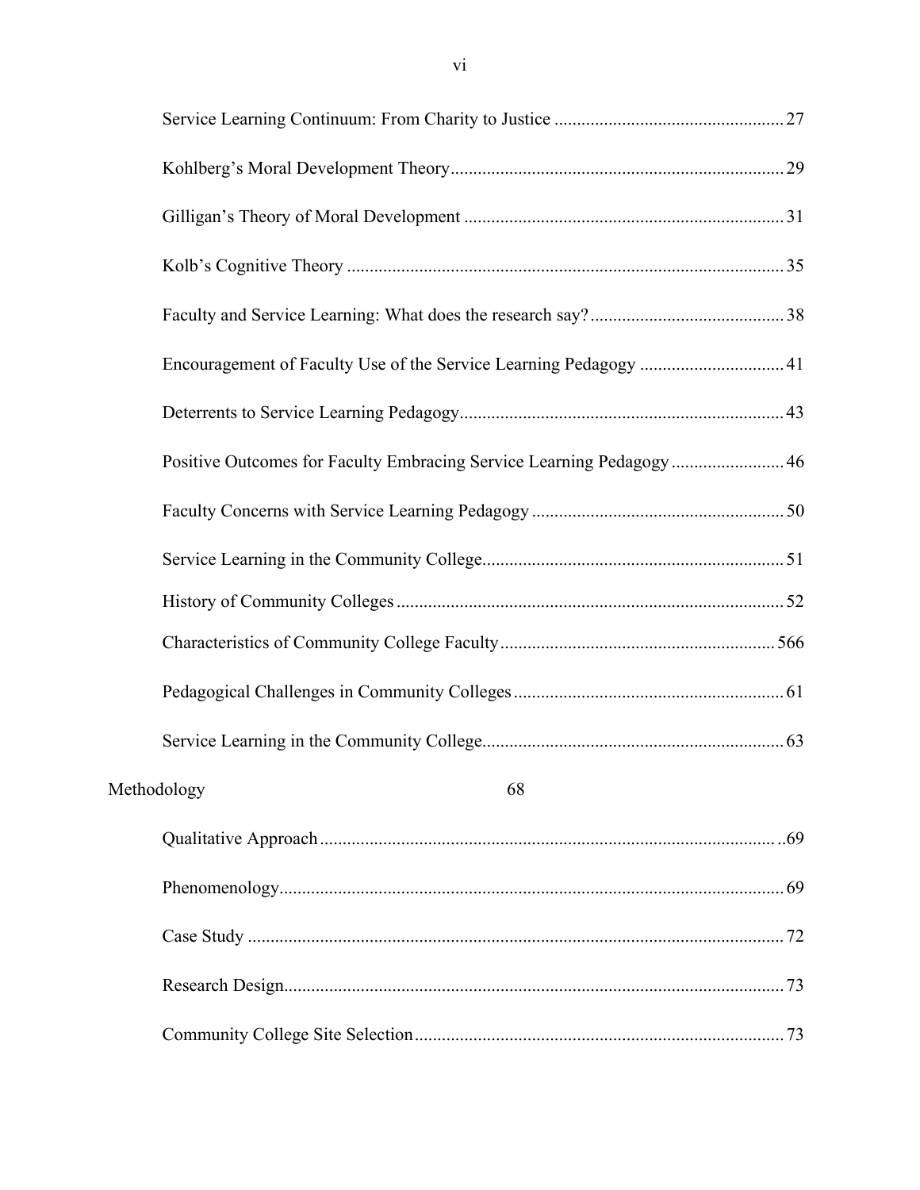Service Learning Continuum: From Charity to Justice .................................................. 27

Kohlberg's Moral Development Theory......................................................................... 29

Gilligan's Theory of Moral Development ...................................................................... 31

Kolb's Cognitive Theory ................................................................................................ 35

Faculty and Service Learning: What does the research say?........................................... 38

Encouragement of Faculty Use of the Service Learning Pedagogy ................................ 41

Deterrents to Service Learning Pedagogy....................................................................... 43

Positive Outcomes for Faculty Embracing Service Learning Pedagogy ......................... 46

Faculty Concerns with Service Learning Pedagogy ........................................................ 50

Service Learning in the Community College.................................................................. 51

History of Community Colleges ..................................................................................... 52

Characteristics of Community College Faculty ............................................................. 566

Pedagogical Challenges in Community Colleges ........................................................... 61

Service Learning in the Community College.................................................................. 63

Methodology 68

Qualitative Approach ......................................................................................................69

Phenomenology............................................................................................................... 69

Case Study ...................................................................................................................... 72

Research Design.............................................................................................................. 73

Community College Site Selection................................................................................. 73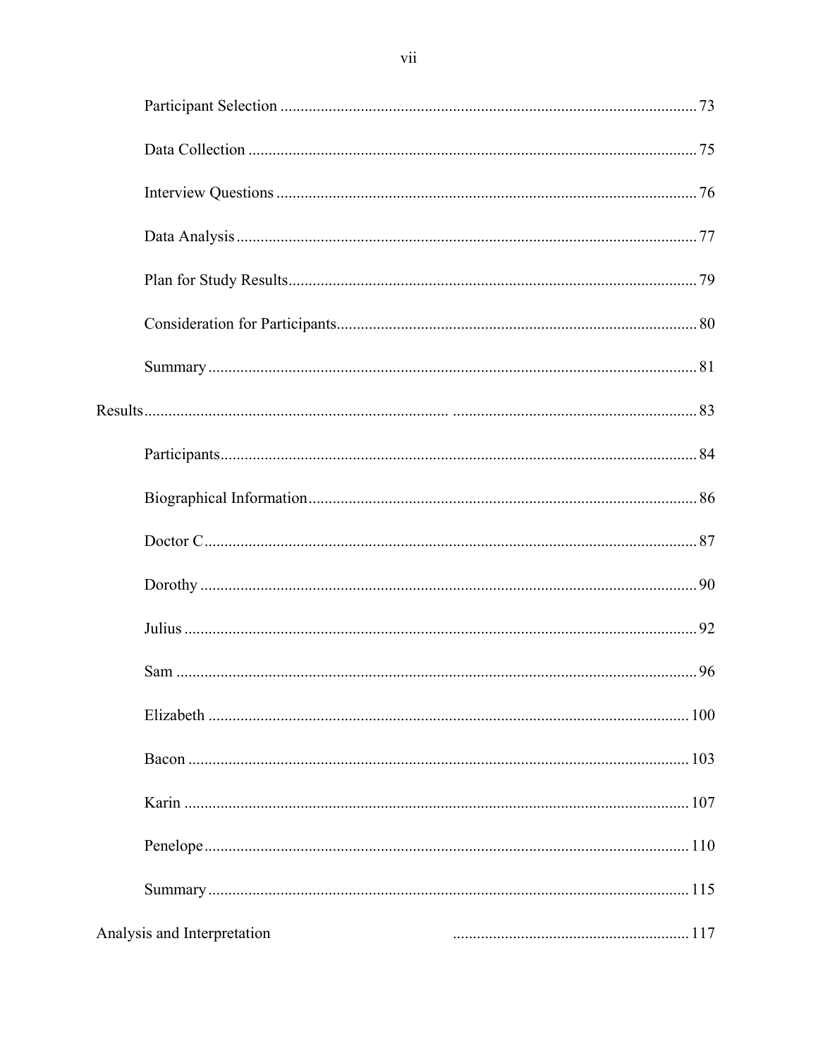Participant Selection ........................................................................................................ 73

Data Collection ................................................................................................................ 75

Interview Questions ......................................................................................................... 76

Data Analysis .................................................................................................................. 77

Plan for Study Results...................................................................................................... 79

Consideration for Participants......................................................................................... 80

Summary .......................................................................................................................... 81

Results............................................................................ ............................................................. 83

Participants....................................................................................................................... 84

Biographical Information................................................................................................. 86

Doctor C........................................................................................................................... 87

Dorothy ............................................................................................................................ 90

Julius ................................................................................................................................ 92

Sam .................................................................................................................................. 96

Elizabeth ........................................................................................................................ 100

Bacon ............................................................................................................................. 103

Karin .............................................................................................................................. 107

Penelope......................................................................................................................... 110

Summary ........................................................................................................................ 115

Analysis and Interpretation ............................................................................................................ 117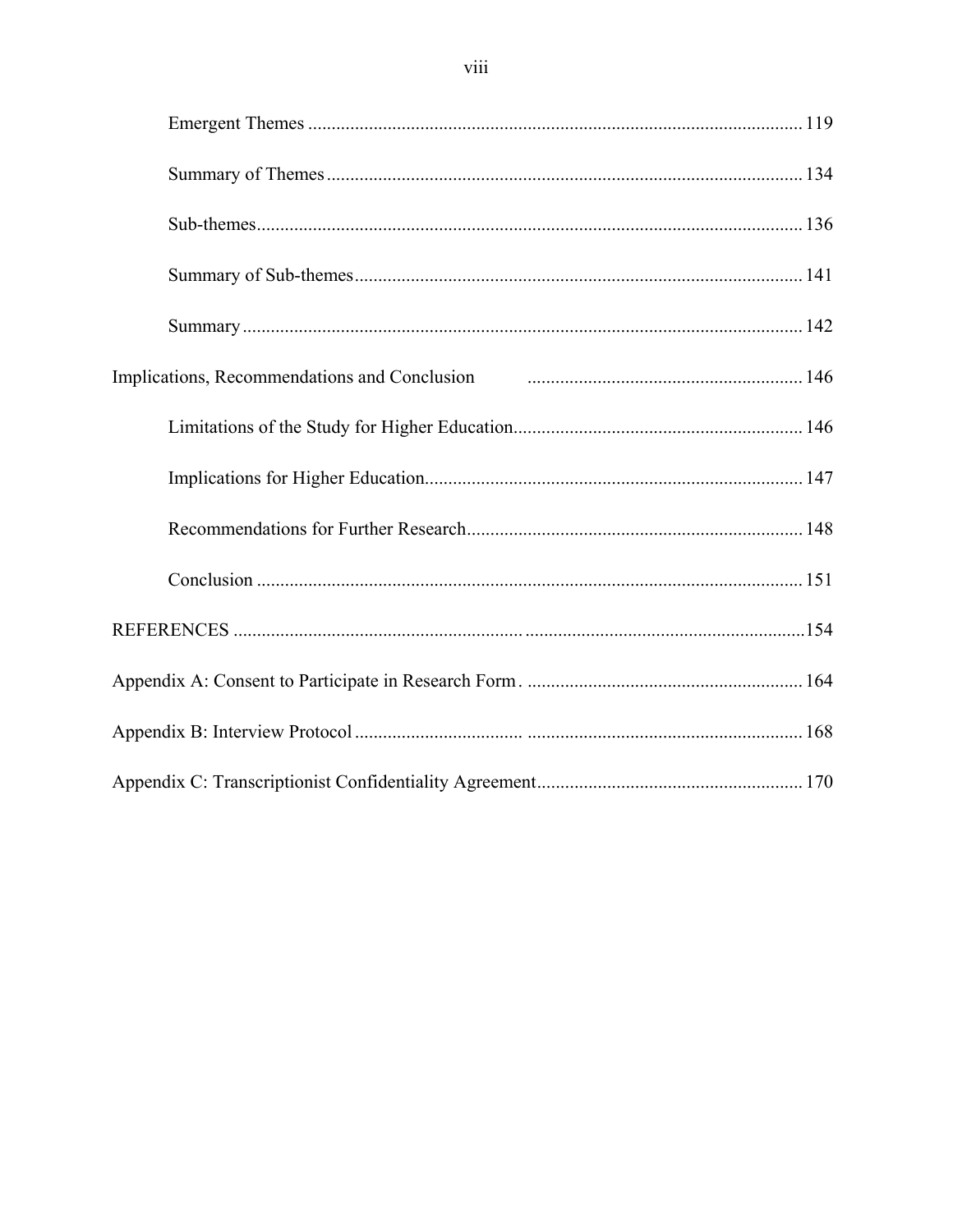Emergent Themes ........................................................................................................ 119

Summary of Themes .................................................................................................... 134

Sub-themes.................................................................................................................... 136

Summary of Sub-themes............................................................................................... 141

Summary ...................................................................................................................... 142

Implications, Recommendations and Conclusion .......................................................... 146

Limitations of the Study for Higher Education............................................................. 146

Implications for Higher Education................................................................................ 147

Recommendations for Further Research....................................................................... 148

Conclusion .................................................................................................................... 151

REFERENCES ..........................................................................................................................154

Appendix A: Consent to Participate in Research Form. ......................................................... 164

Appendix B: Interview Protocol ................................................................................................ 168

Appendix C: Transcriptionist Confidentiality Agreement........................................................ 170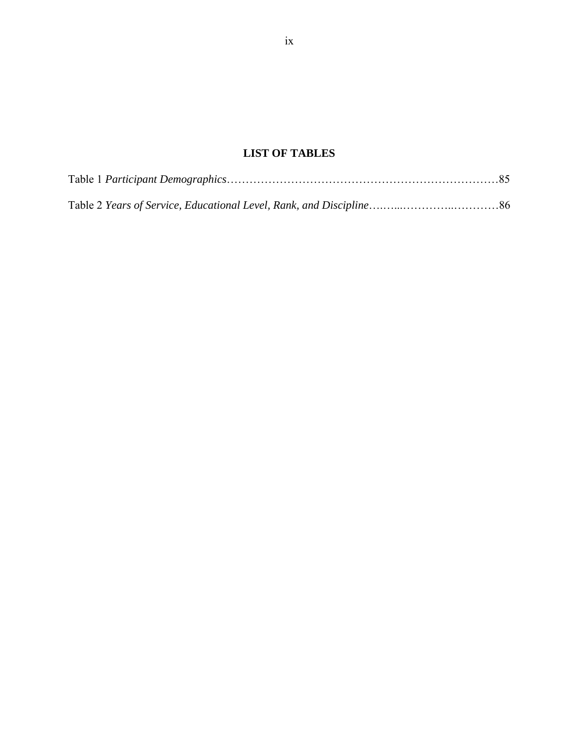# LIST OF TABLES

Table 1 *Participant Demographics*……………………………………………………………………85

Table 2 *Years of Service, Educational Level, Rank, and Discipline*……...…………..…………86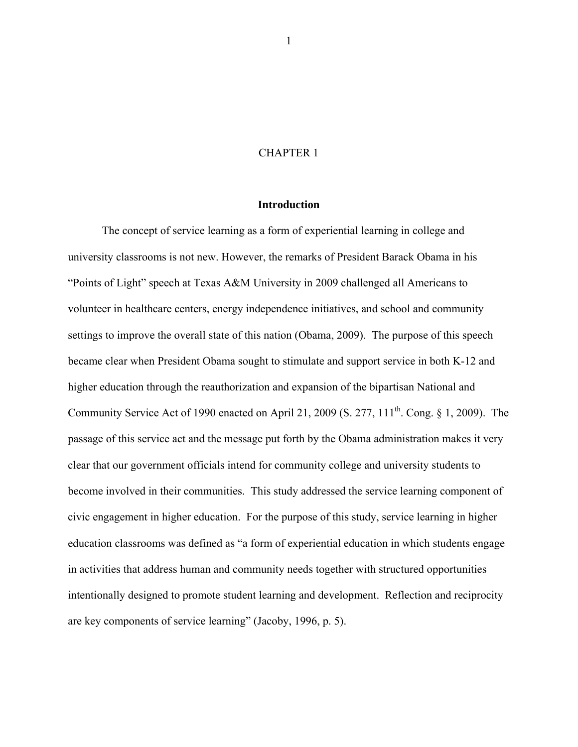# CHAPTER 1

## Introduction

The concept of service learning as a form of experiential learning in college and university classrooms is not new. However, the remarks of President Barack Obama in his "Points of Light" speech at Texas A&M University in 2009 challenged all Americans to volunteer in healthcare centers, energy independence initiatives, and school and community settings to improve the overall state of this nation (Obama, 2009). The purpose of this speech became clear when President Obama sought to stimulate and support service in both K-12 and higher education through the reauthorization and expansion of the bipartisan National and Community Service Act of 1990 enacted on April 21, 2009 (S. 277, 111th. Cong. § 1, 2009). The passage of this service act and the message put forth by the Obama administration makes it very clear that our government officials intend for community college and university students to become involved in their communities. This study addressed the service learning component of civic engagement in higher education. For the purpose of this study, service learning in higher education classrooms was defined as "a form of experiential education in which students engage in activities that address human and community needs together with structured opportunities intentionally designed to promote student learning and development. Reflection and reciprocity are key components of service learning" (Jacoby, 1996, p. 5).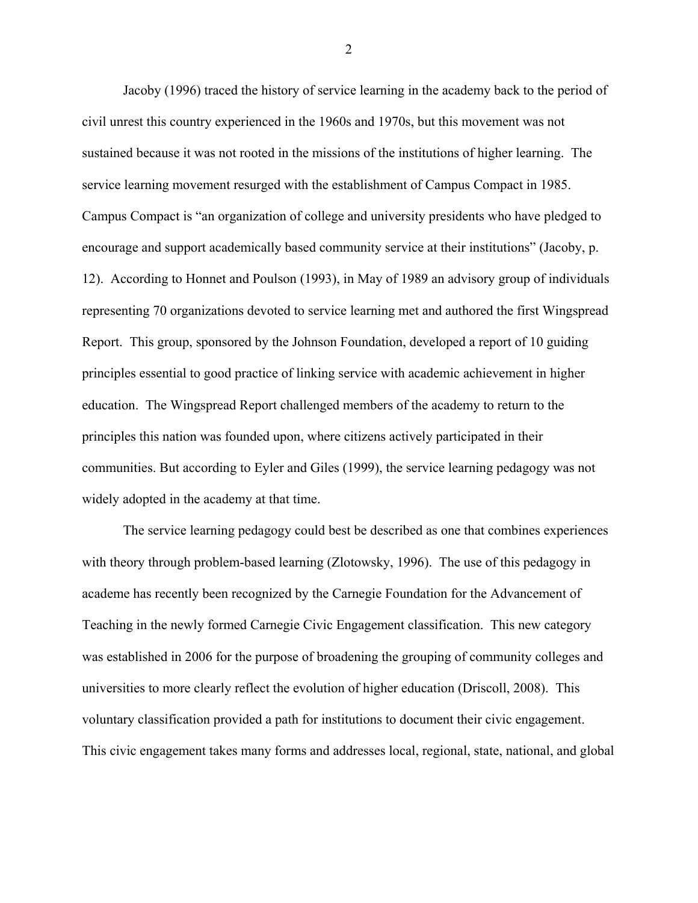Jacoby (1996) traced the history of service learning in the academy back to the period of civil unrest this country experienced in the 1960s and 1970s, but this movement was not sustained because it was not rooted in the missions of the institutions of higher learning. The service learning movement resurged with the establishment of Campus Compact in 1985. Campus Compact is "an organization of college and university presidents who have pledged to encourage and support academically based community service at their institutions" (Jacoby, p. 12). According to Honnet and Poulson (1993), in May of 1989 an advisory group of individuals representing 70 organizations devoted to service learning met and authored the first Wingspread Report. This group, sponsored by the Johnson Foundation, developed a report of 10 guiding principles essential to good practice of linking service with academic achievement in higher education. The Wingspread Report challenged members of the academy to return to the principles this nation was founded upon, where citizens actively participated in their communities. But according to Eyler and Giles (1999), the service learning pedagogy was not widely adopted in the academy at that time.

The service learning pedagogy could best be described as one that combines experiences with theory through problem-based learning (Zlotowsky, 1996). The use of this pedagogy in academe has recently been recognized by the Carnegie Foundation for the Advancement of Teaching in the newly formed Carnegie Civic Engagement classification. This new category was established in 2006 for the purpose of broadening the grouping of community colleges and universities to more clearly reflect the evolution of higher education (Driscoll, 2008). This voluntary classification provided a path for institutions to document their civic engagement. This civic engagement takes many forms and addresses local, regional, state, national, and global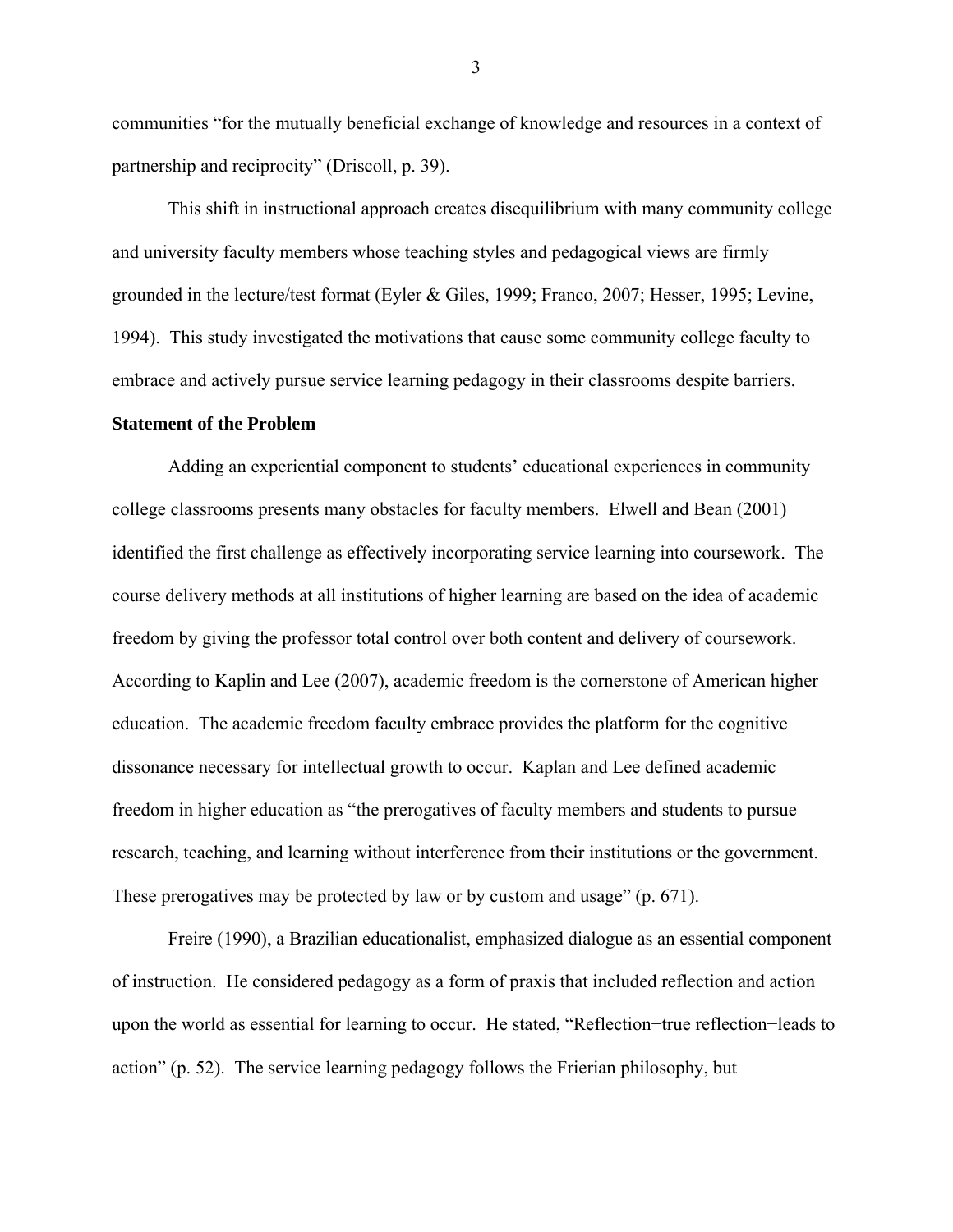communities "for the mutually beneficial exchange of knowledge and resources in a context of partnership and reciprocity" (Driscoll, p. 39).

This shift in instructional approach creates disequilibrium with many community college and university faculty members whose teaching styles and pedagogical views are firmly grounded in the lecture/test format (Eyler & Giles, 1999; Franco, 2007; Hesser, 1995; Levine, 1994). This study investigated the motivations that cause some community college faculty to embrace and actively pursue service learning pedagogy in their classrooms despite barriers.

**Statement of the Problem**

Adding an experiential component to students' educational experiences in community college classrooms presents many obstacles for faculty members. Elwell and Bean (2001) identified the first challenge as effectively incorporating service learning into coursework. The course delivery methods at all institutions of higher learning are based on the idea of academic freedom by giving the professor total control over both content and delivery of coursework. According to Kaplin and Lee (2007), academic freedom is the cornerstone of American higher education. The academic freedom faculty embrace provides the platform for the cognitive dissonance necessary for intellectual growth to occur. Kaplan and Lee defined academic freedom in higher education as "the prerogatives of faculty members and students to pursue research, teaching, and learning without interference from their institutions or the government. These prerogatives may be protected by law or by custom and usage" (p. 671).

Freire (1990), a Brazilian educationalist, emphasized dialogue as an essential component of instruction. He considered pedagogy as a form of praxis that included reflection and action upon the world as essential for learning to occur. He stated, "Reflection−true reflection−leads to action" (p. 52). The service learning pedagogy follows the Frierian philosophy, but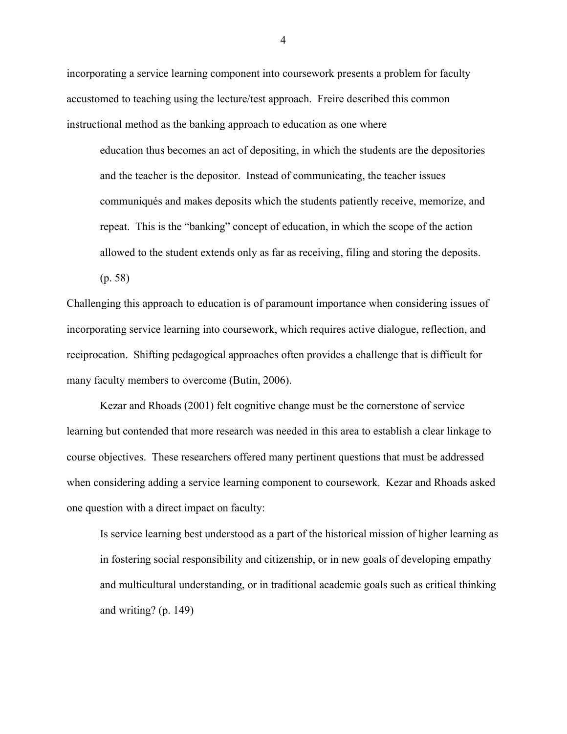incorporating a service learning component into coursework presents a problem for faculty accustomed to teaching using the lecture/test approach. Freire described this common instructional method as the banking approach to education as one where

> education thus becomes an act of depositing, in which the students are the depositories and the teacher is the depositor. Instead of communicating, the teacher issues communiqués and makes deposits which the students patiently receive, memorize, and repeat. This is the "banking" concept of education, in which the scope of the action allowed to the student extends only as far as receiving, filing and storing the deposits. (p. 58)

Challenging this approach to education is of paramount importance when considering issues of incorporating service learning into coursework, which requires active dialogue, reflection, and reciprocation. Shifting pedagogical approaches often provides a challenge that is difficult for many faculty members to overcome (Butin, 2006).

Kezar and Rhoads (2001) felt cognitive change must be the cornerstone of service learning but contended that more research was needed in this area to establish a clear linkage to course objectives. These researchers offered many pertinent questions that must be addressed when considering adding a service learning component to coursework. Kezar and Rhoads asked one question with a direct impact on faculty:

> Is service learning best understood as a part of the historical mission of higher learning as in fostering social responsibility and citizenship, or in new goals of developing empathy and multicultural understanding, or in traditional academic goals such as critical thinking and writing? (p. 149)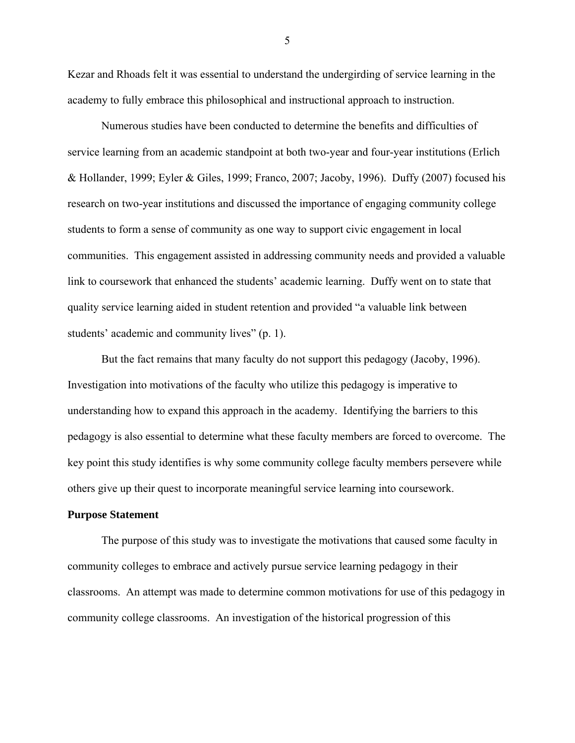Kezar and Rhoads felt it was essential to understand the undergirding of service learning in the academy to fully embrace this philosophical and instructional approach to instruction.

Numerous studies have been conducted to determine the benefits and difficulties of service learning from an academic standpoint at both two-year and four-year institutions (Erlich & Hollander, 1999; Eyler & Giles, 1999; Franco, 2007; Jacoby, 1996). Duffy (2007) focused his research on two-year institutions and discussed the importance of engaging community college students to form a sense of community as one way to support civic engagement in local communities. This engagement assisted in addressing community needs and provided a valuable link to coursework that enhanced the students' academic learning. Duffy went on to state that quality service learning aided in student retention and provided "a valuable link between students' academic and community lives" (p. 1).

But the fact remains that many faculty do not support this pedagogy (Jacoby, 1996). Investigation into motivations of the faculty who utilize this pedagogy is imperative to understanding how to expand this approach in the academy. Identifying the barriers to this pedagogy is also essential to determine what these faculty members are forced to overcome. The key point this study identifies is why some community college faculty members persevere while others give up their quest to incorporate meaningful service learning into coursework.

**Purpose Statement**

The purpose of this study was to investigate the motivations that caused some faculty in community colleges to embrace and actively pursue service learning pedagogy in their classrooms. An attempt was made to determine common motivations for use of this pedagogy in community college classrooms. An investigation of the historical progression of this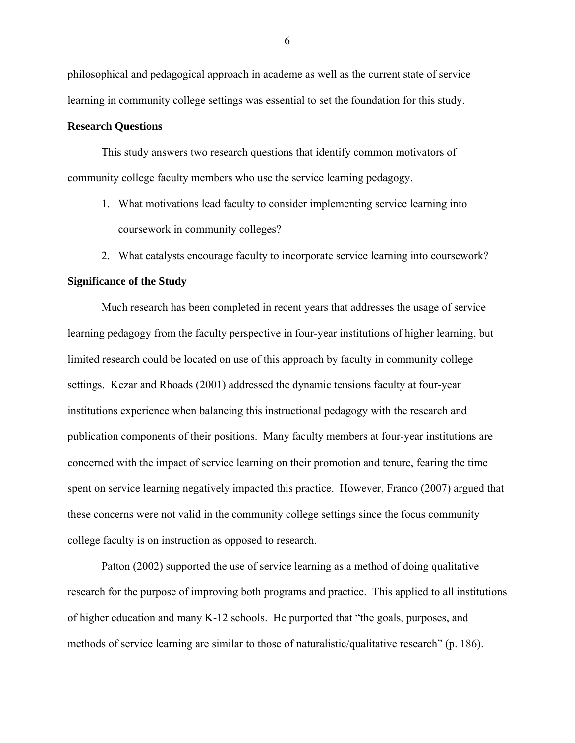philosophical and pedagogical approach in academe as well as the current state of service learning in community college settings was essential to set the foundation for this study.

**Research Questions**

This study answers two research questions that identify common motivators of community college faculty members who use the service learning pedagogy.

1. What motivations lead faculty to consider implementing service learning into coursework in community colleges?
2. What catalysts encourage faculty to incorporate service learning into coursework?

**Significance of the Study**

Much research has been completed in recent years that addresses the usage of service learning pedagogy from the faculty perspective in four-year institutions of higher learning, but limited research could be located on use of this approach by faculty in community college settings. Kezar and Rhoads (2001) addressed the dynamic tensions faculty at four-year institutions experience when balancing this instructional pedagogy with the research and publication components of their positions. Many faculty members at four-year institutions are concerned with the impact of service learning on their promotion and tenure, fearing the time spent on service learning negatively impacted this practice. However, Franco (2007) argued that these concerns were not valid in the community college settings since the focus community college faculty is on instruction as opposed to research.

Patton (2002) supported the use of service learning as a method of doing qualitative research for the purpose of improving both programs and practice. This applied to all institutions of higher education and many K-12 schools. He purported that "the goals, purposes, and methods of service learning are similar to those of naturalistic/qualitative research" (p. 186).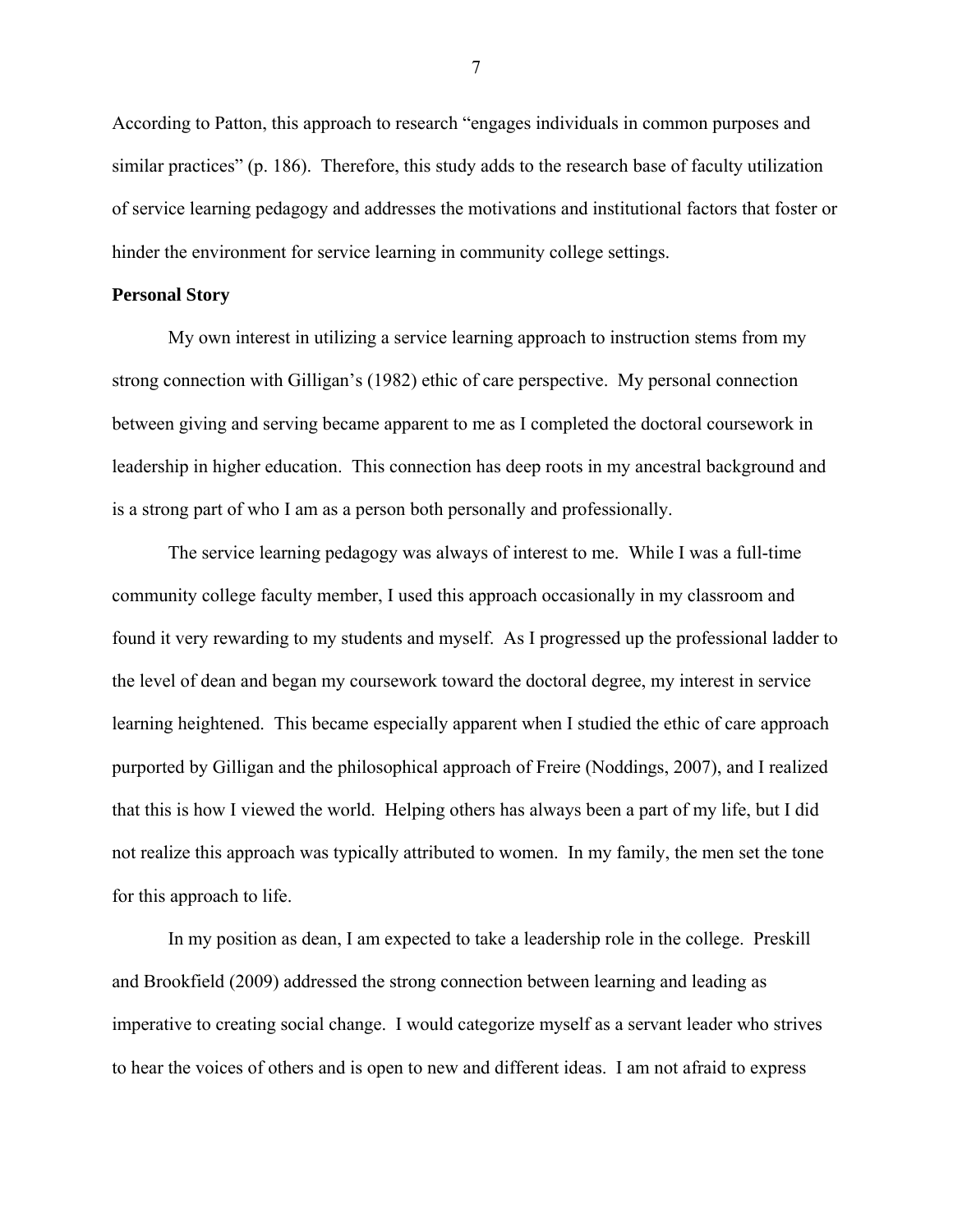According to Patton, this approach to research "engages individuals in common purposes and similar practices" (p. 186). Therefore, this study adds to the research base of faculty utilization of service learning pedagogy and addresses the motivations and institutional factors that foster or hinder the environment for service learning in community college settings.

**Personal Story**

My own interest in utilizing a service learning approach to instruction stems from my strong connection with Gilligan's (1982) ethic of care perspective. My personal connection between giving and serving became apparent to me as I completed the doctoral coursework in leadership in higher education. This connection has deep roots in my ancestral background and is a strong part of who I am as a person both personally and professionally.

The service learning pedagogy was always of interest to me. While I was a full-time community college faculty member, I used this approach occasionally in my classroom and found it very rewarding to my students and myself. As I progressed up the professional ladder to the level of dean and began my coursework toward the doctoral degree, my interest in service learning heightened. This became especially apparent when I studied the ethic of care approach purported by Gilligan and the philosophical approach of Freire (Noddings, 2007), and I realized that this is how I viewed the world. Helping others has always been a part of my life, but I did not realize this approach was typically attributed to women. In my family, the men set the tone for this approach to life.

In my position as dean, I am expected to take a leadership role in the college. Preskill and Brookfield (2009) addressed the strong connection between learning and leading as imperative to creating social change. I would categorize myself as a servant leader who strives to hear the voices of others and is open to new and different ideas. I am not afraid to express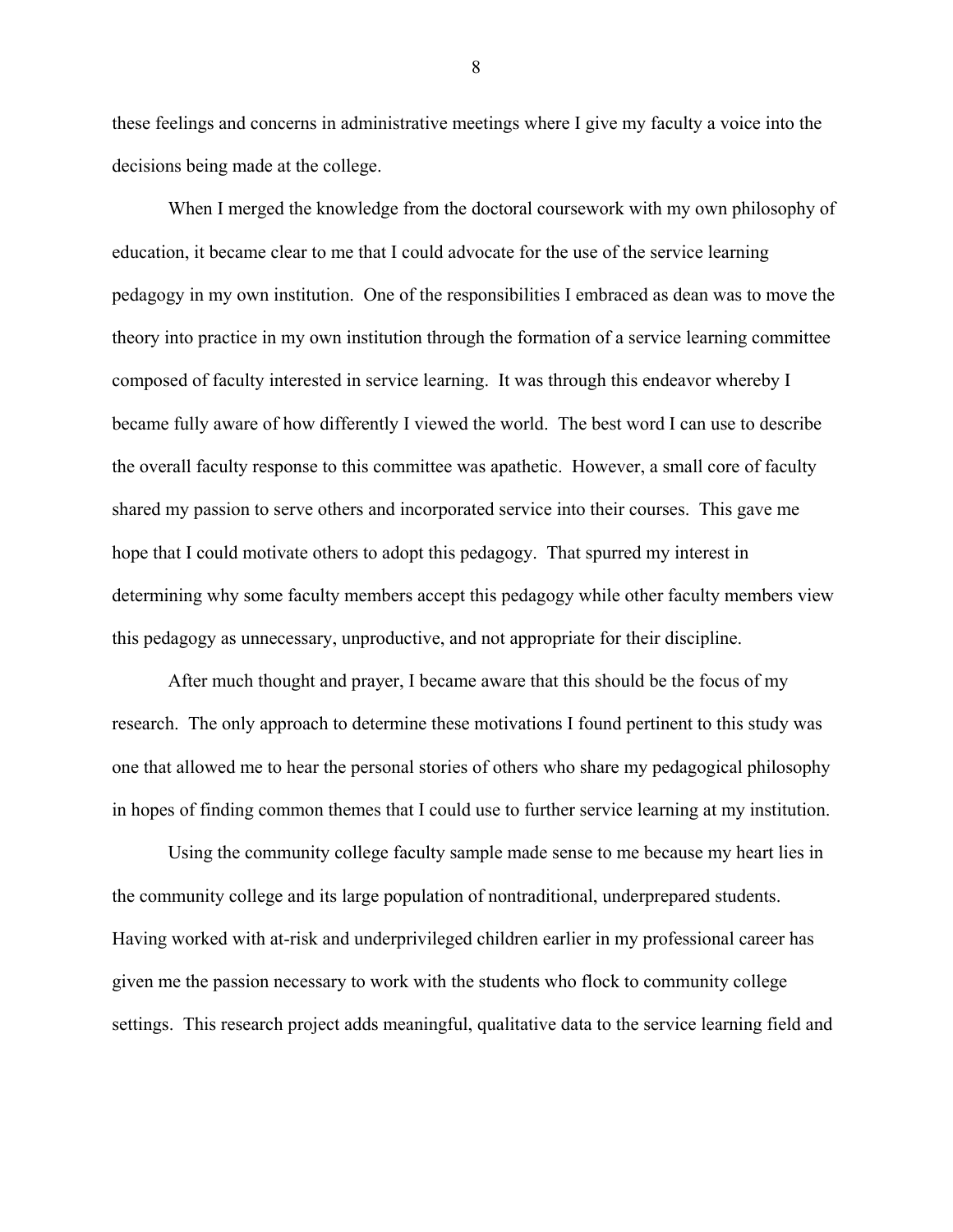these feelings and concerns in administrative meetings where I give my faculty a voice into the decisions being made at the college.

When I merged the knowledge from the doctoral coursework with my own philosophy of education, it became clear to me that I could advocate for the use of the service learning pedagogy in my own institution. One of the responsibilities I embraced as dean was to move the theory into practice in my own institution through the formation of a service learning committee composed of faculty interested in service learning. It was through this endeavor whereby I became fully aware of how differently I viewed the world. The best word I can use to describe the overall faculty response to this committee was apathetic. However, a small core of faculty shared my passion to serve others and incorporated service into their courses. This gave me hope that I could motivate others to adopt this pedagogy. That spurred my interest in determining why some faculty members accept this pedagogy while other faculty members view this pedagogy as unnecessary, unproductive, and not appropriate for their discipline.

After much thought and prayer, I became aware that this should be the focus of my research. The only approach to determine these motivations I found pertinent to this study was one that allowed me to hear the personal stories of others who share my pedagogical philosophy in hopes of finding common themes that I could use to further service learning at my institution.

Using the community college faculty sample made sense to me because my heart lies in the community college and its large population of nontraditional, underprepared students. Having worked with at-risk and underprivileged children earlier in my professional career has given me the passion necessary to work with the students who flock to community college settings. This research project adds meaningful, qualitative data to the service learning field and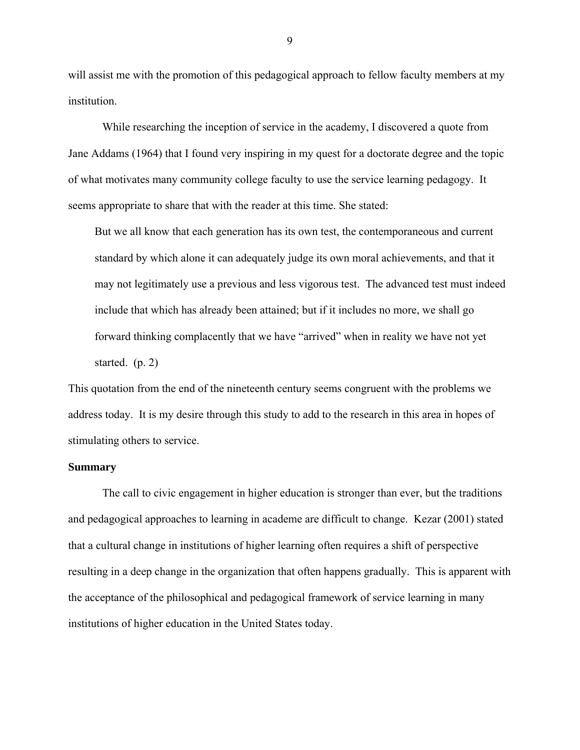will assist me with the promotion of this pedagogical approach to fellow faculty members at my institution.

While researching the inception of service in the academy, I discovered a quote from Jane Addams (1964) that I found very inspiring in my quest for a doctorate degree and the topic of what motivates many community college faculty to use the service learning pedagogy. It seems appropriate to share that with the reader at this time. She stated:

> But we all know that each generation has its own test, the contemporaneous and current standard by which alone it can adequately judge its own moral achievements, and that it may not legitimately use a previous and less vigorous test. The advanced test must indeed include that which has already been attained; but if it includes no more, we shall go forward thinking complacently that we have "arrived" when in reality we have not yet started. (p. 2)

This quotation from the end of the nineteenth century seems congruent with the problems we address today. It is my desire through this study to add to the research in this area in hopes of stimulating others to service.

**Summary**

The call to civic engagement in higher education is stronger than ever, but the traditions and pedagogical approaches to learning in academe are difficult to change. Kezar (2001) stated that a cultural change in institutions of higher learning often requires a shift of perspective resulting in a deep change in the organization that often happens gradually. This is apparent with the acceptance of the philosophical and pedagogical framework of service learning in many institutions of higher education in the United States today.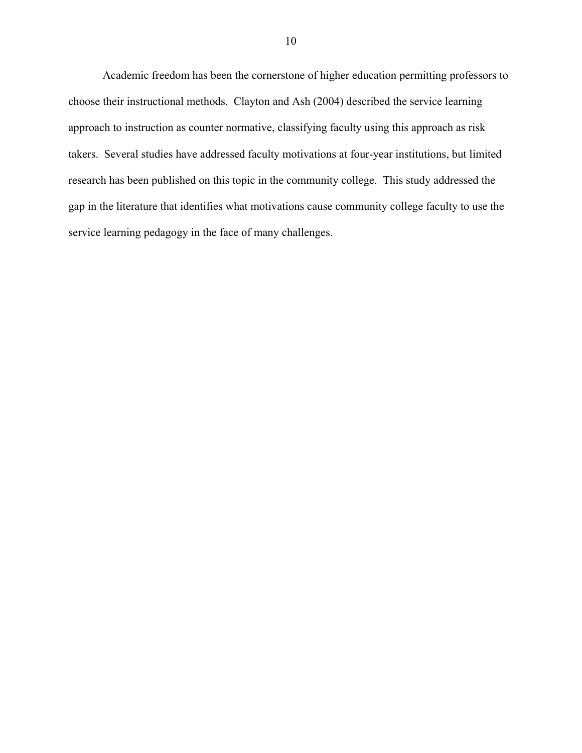Academic freedom has been the cornerstone of higher education permitting professors to choose their instructional methods. Clayton and Ash (2004) described the service learning approach to instruction as counter normative, classifying faculty using this approach as risk takers. Several studies have addressed faculty motivations at four-year institutions, but limited research has been published on this topic in the community college. This study addressed the gap in the literature that identifies what motivations cause community college faculty to use the service learning pedagogy in the face of many challenges.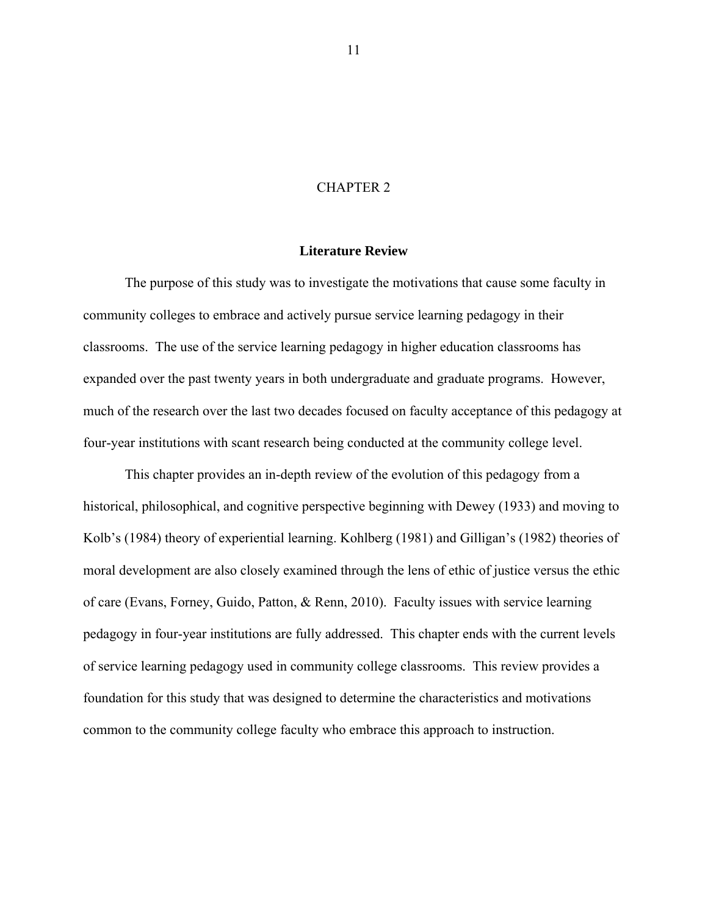# CHAPTER 2

## Literature Review

The purpose of this study was to investigate the motivations that cause some faculty in community colleges to embrace and actively pursue service learning pedagogy in their classrooms. The use of the service learning pedagogy in higher education classrooms has expanded over the past twenty years in both undergraduate and graduate programs. However, much of the research over the last two decades focused on faculty acceptance of this pedagogy at four-year institutions with scant research being conducted at the community college level.

This chapter provides an in-depth review of the evolution of this pedagogy from a historical, philosophical, and cognitive perspective beginning with Dewey (1933) and moving to Kolb's (1984) theory of experiential learning. Kohlberg (1981) and Gilligan's (1982) theories of moral development are also closely examined through the lens of ethic of justice versus the ethic of care (Evans, Forney, Guido, Patton, & Renn, 2010). Faculty issues with service learning pedagogy in four-year institutions are fully addressed. This chapter ends with the current levels of service learning pedagogy used in community college classrooms. This review provides a foundation for this study that was designed to determine the characteristics and motivations common to the community college faculty who embrace this approach to instruction.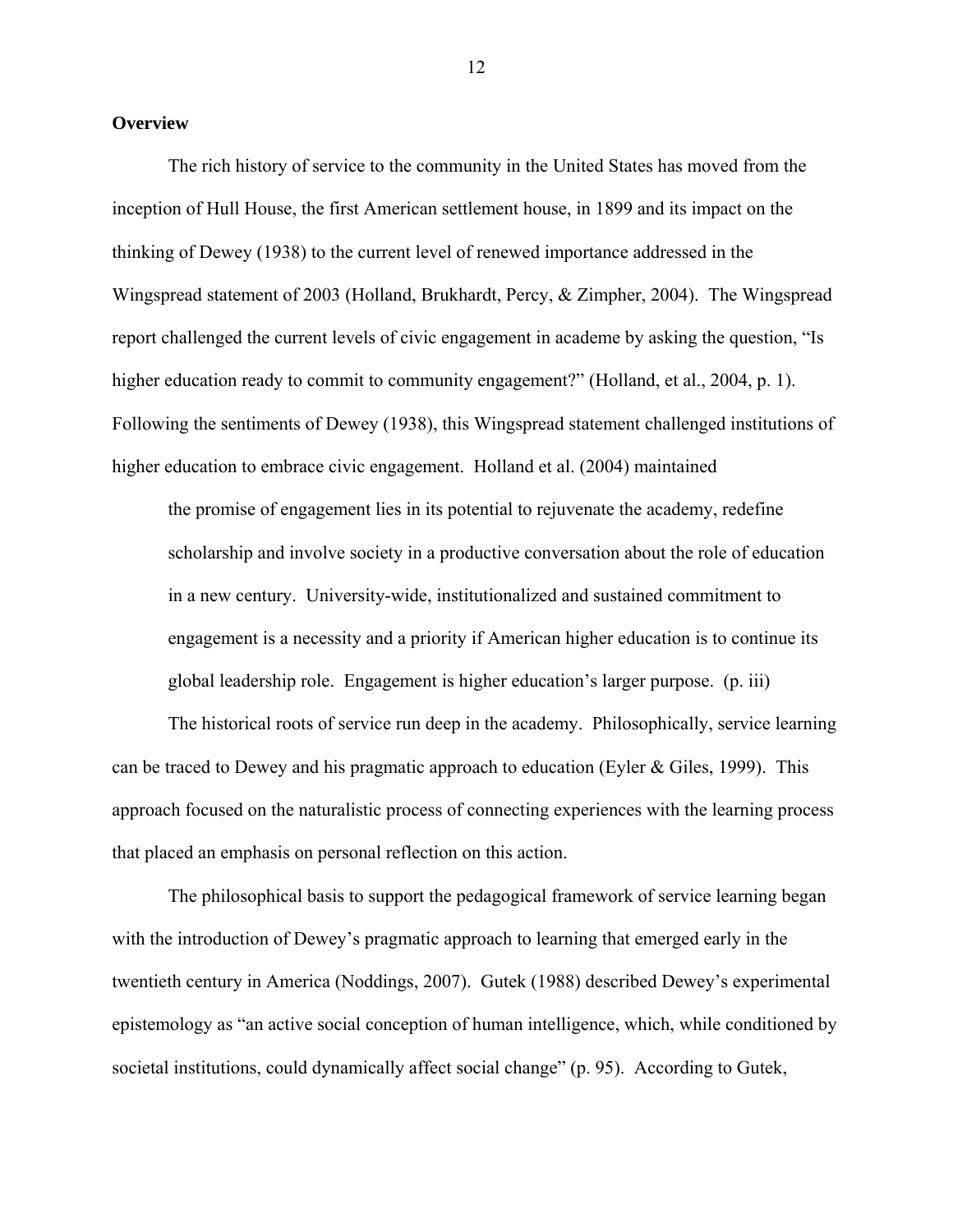**Overview**

The rich history of service to the community in the United States has moved from the inception of Hull House, the first American settlement house, in 1899 and its impact on the thinking of Dewey (1938) to the current level of renewed importance addressed in the Wingspread statement of 2003 (Holland, Brukhardt, Percy, & Zimpher, 2004). The Wingspread report challenged the current levels of civic engagement in academe by asking the question, "Is higher education ready to commit to community engagement?" (Holland, et al., 2004, p. 1). Following the sentiments of Dewey (1938), this Wingspread statement challenged institutions of higher education to embrace civic engagement. Holland et al. (2004) maintained

> the promise of engagement lies in its potential to rejuvenate the academy, redefine scholarship and involve society in a productive conversation about the role of education in a new century. University-wide, institutionalized and sustained commitment to engagement is a necessity and a priority if American higher education is to continue its global leadership role. Engagement is higher education's larger purpose. (p. iii)

The historical roots of service run deep in the academy. Philosophically, service learning can be traced to Dewey and his pragmatic approach to education (Eyler & Giles, 1999). This approach focused on the naturalistic process of connecting experiences with the learning process that placed an emphasis on personal reflection on this action.

The philosophical basis to support the pedagogical framework of service learning began with the introduction of Dewey's pragmatic approach to learning that emerged early in the twentieth century in America (Noddings, 2007). Gutek (1988) described Dewey's experimental epistemology as "an active social conception of human intelligence, which, while conditioned by societal institutions, could dynamically affect social change" (p. 95). According to Gutek,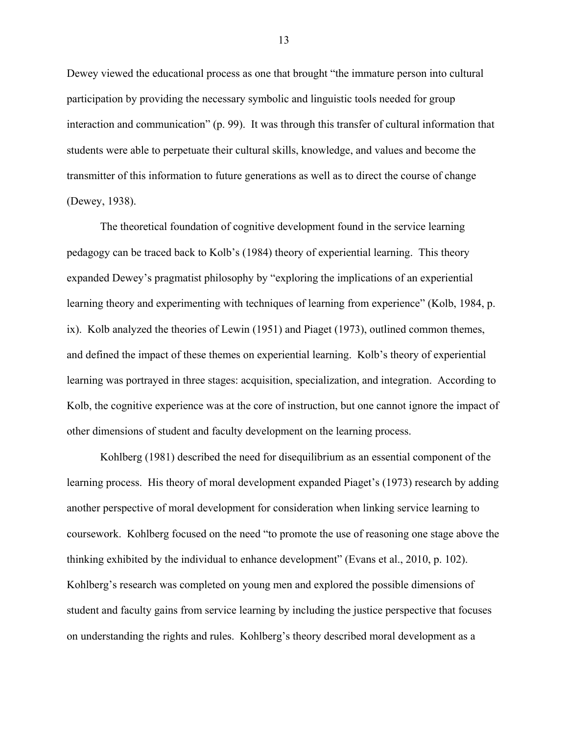Dewey viewed the educational process as one that brought "the immature person into cultural participation by providing the necessary symbolic and linguistic tools needed for group interaction and communication" (p. 99). It was through this transfer of cultural information that students were able to perpetuate their cultural skills, knowledge, and values and become the transmitter of this information to future generations as well as to direct the course of change (Dewey, 1938).

The theoretical foundation of cognitive development found in the service learning pedagogy can be traced back to Kolb's (1984) theory of experiential learning. This theory expanded Dewey's pragmatist philosophy by "exploring the implications of an experiential learning theory and experimenting with techniques of learning from experience" (Kolb, 1984, p. ix). Kolb analyzed the theories of Lewin (1951) and Piaget (1973), outlined common themes, and defined the impact of these themes on experiential learning. Kolb's theory of experiential learning was portrayed in three stages: acquisition, specialization, and integration. According to Kolb, the cognitive experience was at the core of instruction, but one cannot ignore the impact of other dimensions of student and faculty development on the learning process.

Kohlberg (1981) described the need for disequilibrium as an essential component of the learning process. His theory of moral development expanded Piaget's (1973) research by adding another perspective of moral development for consideration when linking service learning to coursework. Kohlberg focused on the need "to promote the use of reasoning one stage above the thinking exhibited by the individual to enhance development" (Evans et al., 2010, p. 102). Kohlberg's research was completed on young men and explored the possible dimensions of student and faculty gains from service learning by including the justice perspective that focuses on understanding the rights and rules. Kohlberg's theory described moral development as a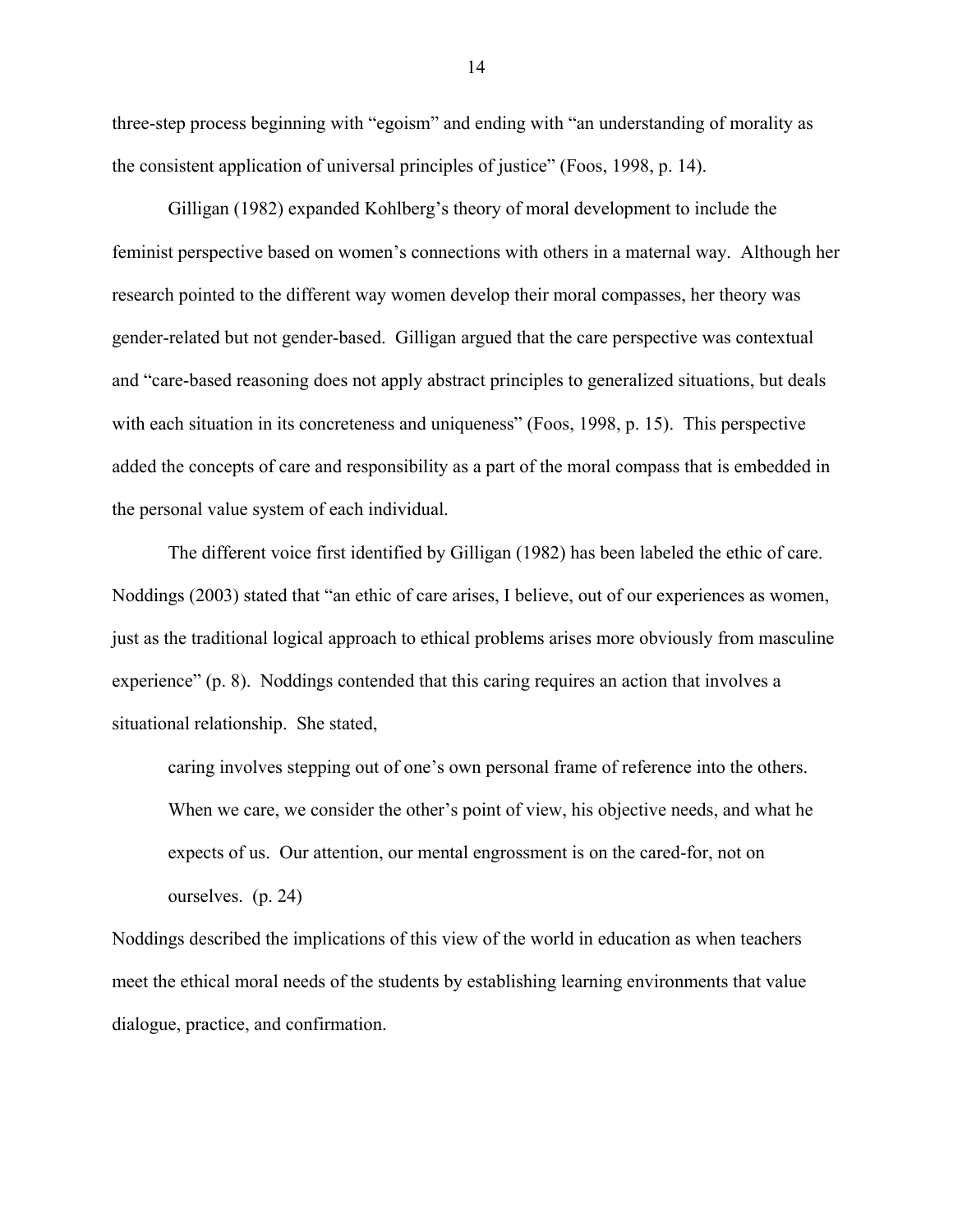three-step process beginning with "egoism" and ending with "an understanding of morality as the consistent application of universal principles of justice" (Foos, 1998, p. 14).

Gilligan (1982) expanded Kohlberg's theory of moral development to include the feminist perspective based on women's connections with others in a maternal way. Although her research pointed to the different way women develop their moral compasses, her theory was gender-related but not gender-based. Gilligan argued that the care perspective was contextual and "care-based reasoning does not apply abstract principles to generalized situations, but deals with each situation in its concreteness and uniqueness" (Foos, 1998, p. 15). This perspective added the concepts of care and responsibility as a part of the moral compass that is embedded in the personal value system of each individual.

The different voice first identified by Gilligan (1982) has been labeled the ethic of care. Noddings (2003) stated that "an ethic of care arises, I believe, out of our experiences as women, just as the traditional logical approach to ethical problems arises more obviously from masculine experience" (p. 8). Noddings contended that this caring requires an action that involves a situational relationship. She stated,

> caring involves stepping out of one's own personal frame of reference into the others. When we care, we consider the other's point of view, his objective needs, and what he expects of us. Our attention, our mental engrossment is on the cared-for, not on ourselves. (p. 24)

Noddings described the implications of this view of the world in education as when teachers meet the ethical moral needs of the students by establishing learning environments that value dialogue, practice, and confirmation.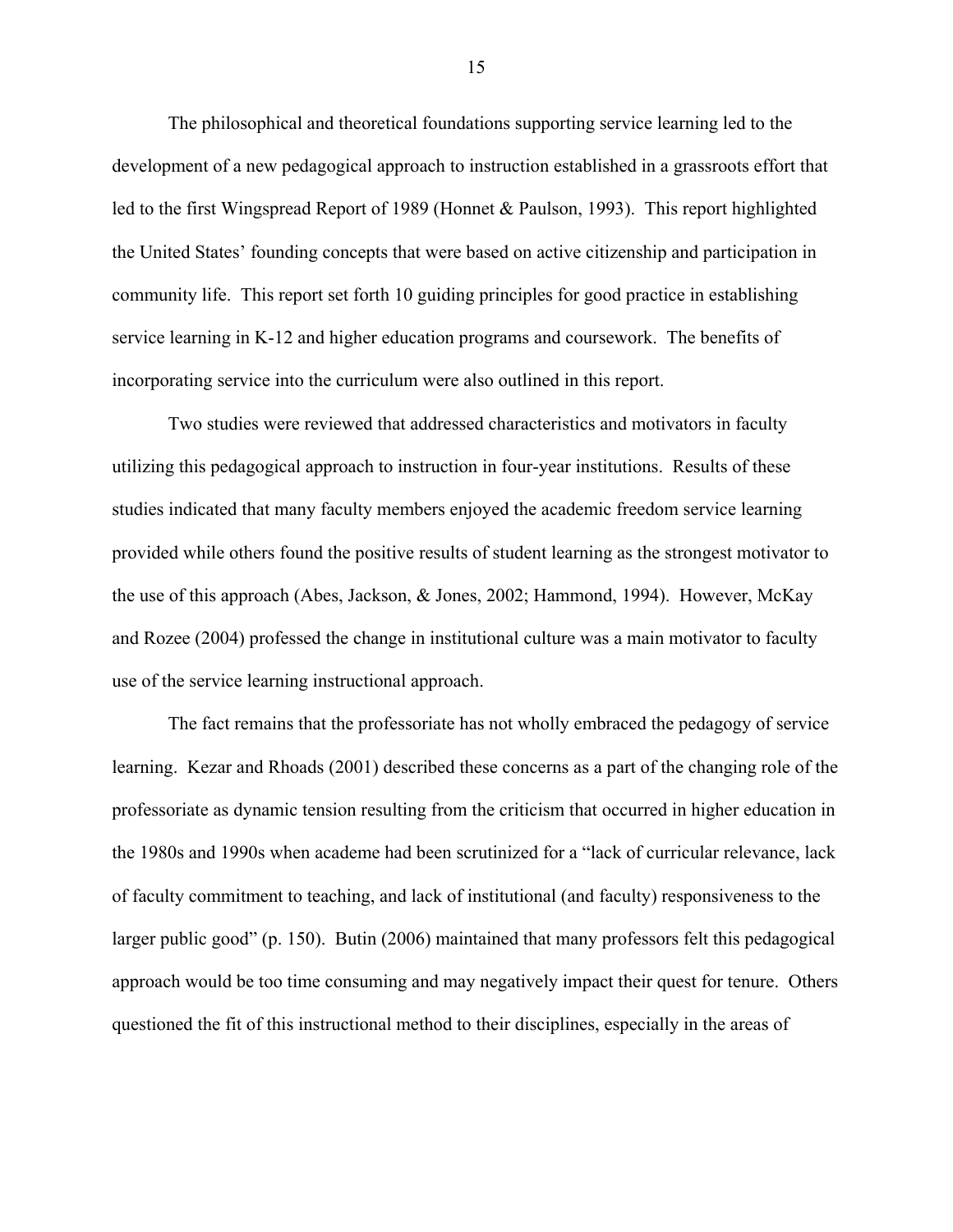The philosophical and theoretical foundations supporting service learning led to the development of a new pedagogical approach to instruction established in a grassroots effort that led to the first Wingspread Report of 1989 (Honnet & Paulson, 1993). This report highlighted the United States' founding concepts that were based on active citizenship and participation in community life. This report set forth 10 guiding principles for good practice in establishing service learning in K-12 and higher education programs and coursework. The benefits of incorporating service into the curriculum were also outlined in this report.

Two studies were reviewed that addressed characteristics and motivators in faculty utilizing this pedagogical approach to instruction in four-year institutions. Results of these studies indicated that many faculty members enjoyed the academic freedom service learning provided while others found the positive results of student learning as the strongest motivator to the use of this approach (Abes, Jackson, & Jones, 2002; Hammond, 1994). However, McKay and Rozee (2004) professed the change in institutional culture was a main motivator to faculty use of the service learning instructional approach.

The fact remains that the professoriate has not wholly embraced the pedagogy of service learning. Kezar and Rhoads (2001) described these concerns as a part of the changing role of the professoriate as dynamic tension resulting from the criticism that occurred in higher education in the 1980s and 1990s when academe had been scrutinized for a "lack of curricular relevance, lack of faculty commitment to teaching, and lack of institutional (and faculty) responsiveness to the larger public good" (p. 150). Butin (2006) maintained that many professors felt this pedagogical approach would be too time consuming and may negatively impact their quest for tenure. Others questioned the fit of this instructional method to their disciplines, especially in the areas of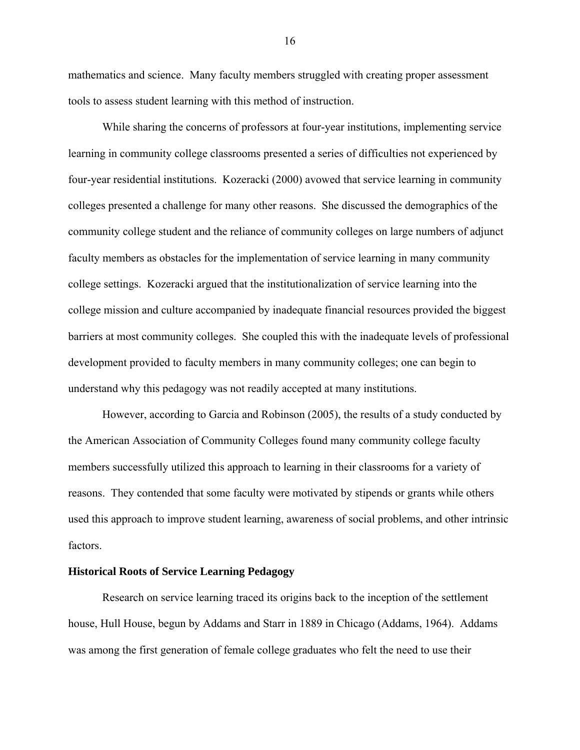mathematics and science. Many faculty members struggled with creating proper assessment tools to assess student learning with this method of instruction.

While sharing the concerns of professors at four-year institutions, implementing service learning in community college classrooms presented a series of difficulties not experienced by four-year residential institutions. Kozeracki (2000) avowed that service learning in community colleges presented a challenge for many other reasons. She discussed the demographics of the community college student and the reliance of community colleges on large numbers of adjunct faculty members as obstacles for the implementation of service learning in many community college settings. Kozeracki argued that the institutionalization of service learning into the college mission and culture accompanied by inadequate financial resources provided the biggest barriers at most community colleges. She coupled this with the inadequate levels of professional development provided to faculty members in many community colleges; one can begin to understand why this pedagogy was not readily accepted at many institutions.

However, according to Garcia and Robinson (2005), the results of a study conducted by the American Association of Community Colleges found many community college faculty members successfully utilized this approach to learning in their classrooms for a variety of reasons. They contended that some faculty were motivated by stipends or grants while others used this approach to improve student learning, awareness of social problems, and other intrinsic factors.

**Historical Roots of Service Learning Pedagogy**

Research on service learning traced its origins back to the inception of the settlement house, Hull House, begun by Addams and Starr in 1889 in Chicago (Addams, 1964). Addams was among the first generation of female college graduates who felt the need to use their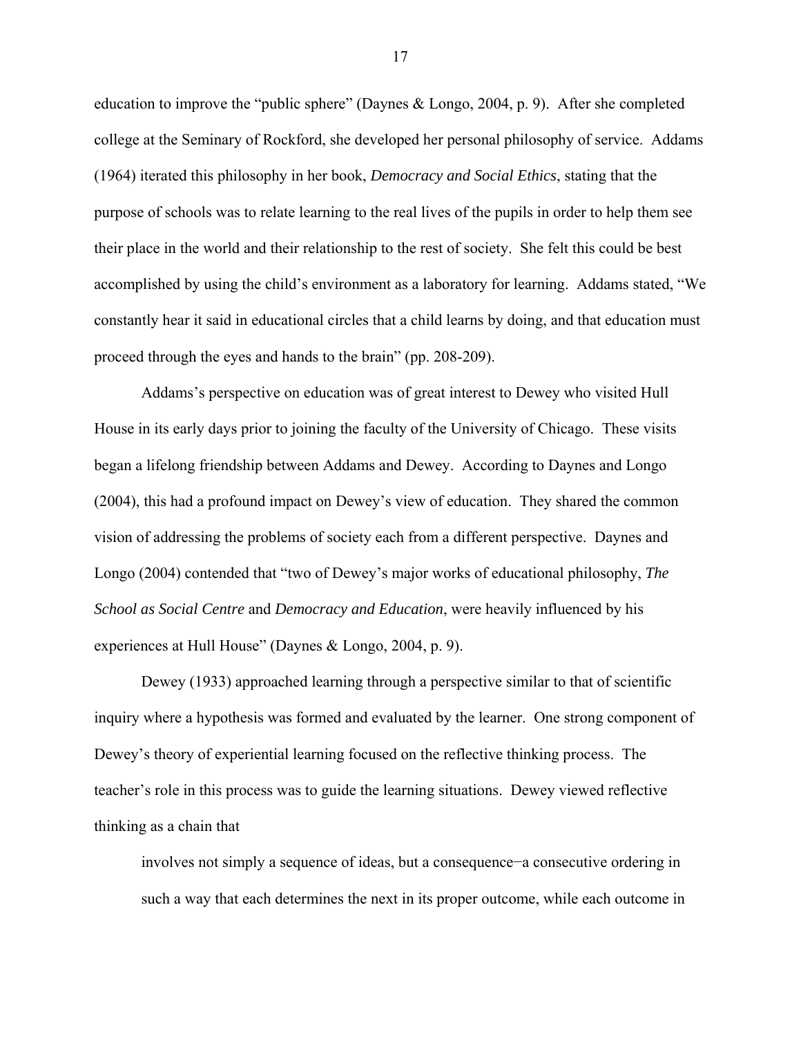education to improve the "public sphere" (Daynes & Longo, 2004, p. 9). After she completed college at the Seminary of Rockford, she developed her personal philosophy of service. Addams (1964) iterated this philosophy in her book, *Democracy and Social Ethics*, stating that the purpose of schools was to relate learning to the real lives of the pupils in order to help them see their place in the world and their relationship to the rest of society. She felt this could be best accomplished by using the child's environment as a laboratory for learning. Addams stated, "We constantly hear it said in educational circles that a child learns by doing, and that education must proceed through the eyes and hands to the brain" (pp. 208-209).

Addams's perspective on education was of great interest to Dewey who visited Hull House in its early days prior to joining the faculty of the University of Chicago. These visits began a lifelong friendship between Addams and Dewey. According to Daynes and Longo (2004), this had a profound impact on Dewey's view of education. They shared the common vision of addressing the problems of society each from a different perspective. Daynes and Longo (2004) contended that "two of Dewey's major works of educational philosophy, *The School as Social Centre* and *Democracy and Education*, were heavily influenced by his experiences at Hull House" (Daynes & Longo, 2004, p. 9).

Dewey (1933) approached learning through a perspective similar to that of scientific inquiry where a hypothesis was formed and evaluated by the learner. One strong component of Dewey's theory of experiential learning focused on the reflective thinking process. The teacher's role in this process was to guide the learning situations. Dewey viewed reflective thinking as a chain that

> involves not simply a sequence of ideas, but a consequence−a consecutive ordering in such a way that each determines the next in its proper outcome, while each outcome in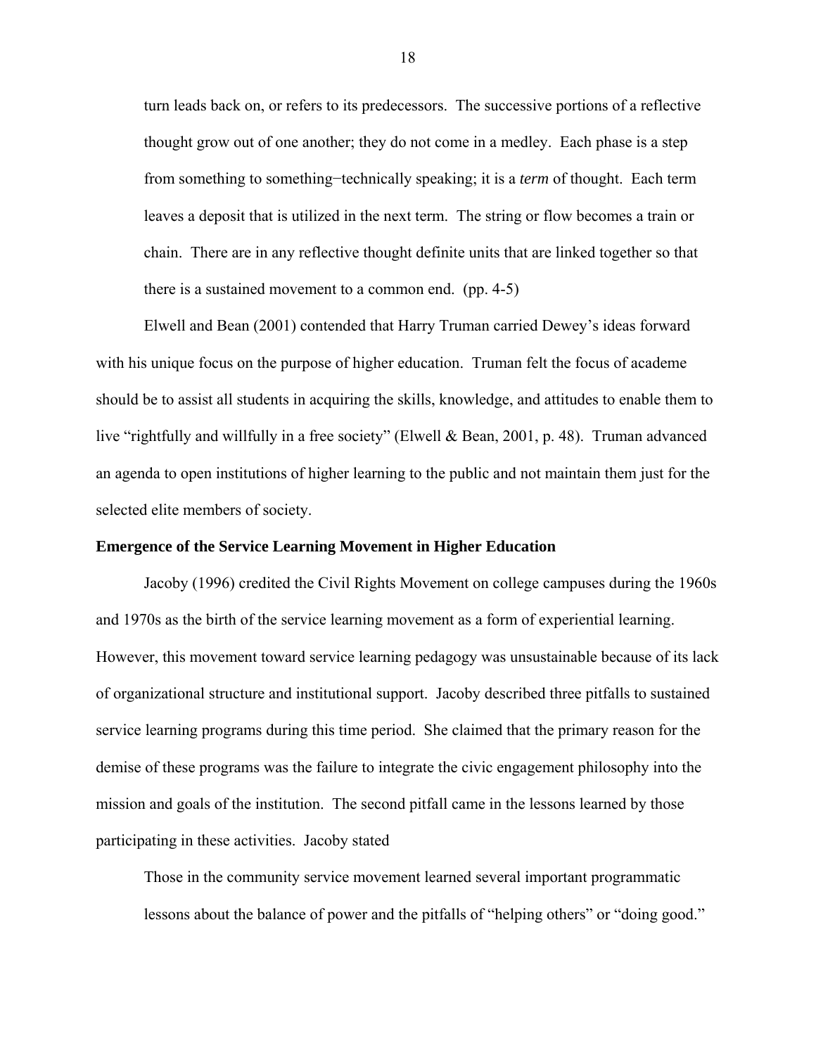> turn leads back on, or refers to its predecessors. The successive portions of a reflective thought grow out of one another; they do not come in a medley. Each phase is a step from something to something−technically speaking; it is a *term* of thought. Each term leaves a deposit that is utilized in the next term. The string or flow becomes a train or chain. There are in any reflective thought definite units that are linked together so that there is a sustained movement to a common end. (pp. 4-5)

Elwell and Bean (2001) contended that Harry Truman carried Dewey's ideas forward with his unique focus on the purpose of higher education. Truman felt the focus of academe should be to assist all students in acquiring the skills, knowledge, and attitudes to enable them to live "rightfully and willfully in a free society" (Elwell & Bean, 2001, p. 48). Truman advanced an agenda to open institutions of higher learning to the public and not maintain them just for the selected elite members of society.

**Emergence of the Service Learning Movement in Higher Education**

Jacoby (1996) credited the Civil Rights Movement on college campuses during the 1960s and 1970s as the birth of the service learning movement as a form of experiential learning. However, this movement toward service learning pedagogy was unsustainable because of its lack of organizational structure and institutional support. Jacoby described three pitfalls to sustained service learning programs during this time period. She claimed that the primary reason for the demise of these programs was the failure to integrate the civic engagement philosophy into the mission and goals of the institution. The second pitfall came in the lessons learned by those participating in these activities. Jacoby stated

> Those in the community service movement learned several important programmatic lessons about the balance of power and the pitfalls of "helping others" or "doing good."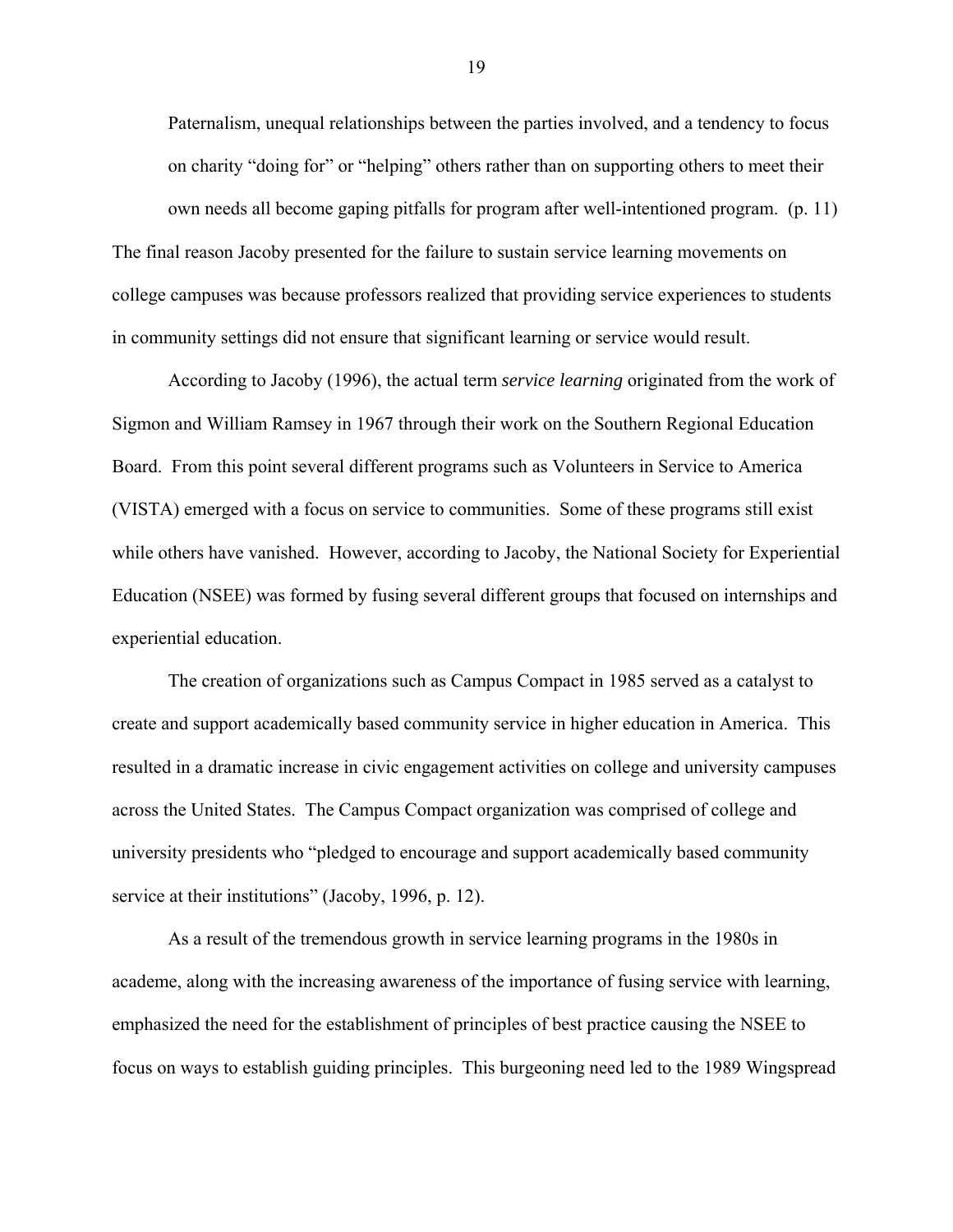> Paternalism, unequal relationships between the parties involved, and a tendency to focus on charity "doing for" or "helping" others rather than on supporting others to meet their own needs all become gaping pitfalls for program after well-intentioned program. (p. 11)

The final reason Jacoby presented for the failure to sustain service learning movements on college campuses was because professors realized that providing service experiences to students in community settings did not ensure that significant learning or service would result.

According to Jacoby (1996), the actual term *service learning* originated from the work of Sigmon and William Ramsey in 1967 through their work on the Southern Regional Education Board. From this point several different programs such as Volunteers in Service to America (VISTA) emerged with a focus on service to communities. Some of these programs still exist while others have vanished. However, according to Jacoby, the National Society for Experiential Education (NSEE) was formed by fusing several different groups that focused on internships and experiential education.

The creation of organizations such as Campus Compact in 1985 served as a catalyst to create and support academically based community service in higher education in America. This resulted in a dramatic increase in civic engagement activities on college and university campuses across the United States. The Campus Compact organization was comprised of college and university presidents who "pledged to encourage and support academically based community service at their institutions" (Jacoby, 1996, p. 12).

As a result of the tremendous growth in service learning programs in the 1980s in academe, along with the increasing awareness of the importance of fusing service with learning, emphasized the need for the establishment of principles of best practice causing the NSEE to focus on ways to establish guiding principles. This burgeoning need led to the 1989 Wingspread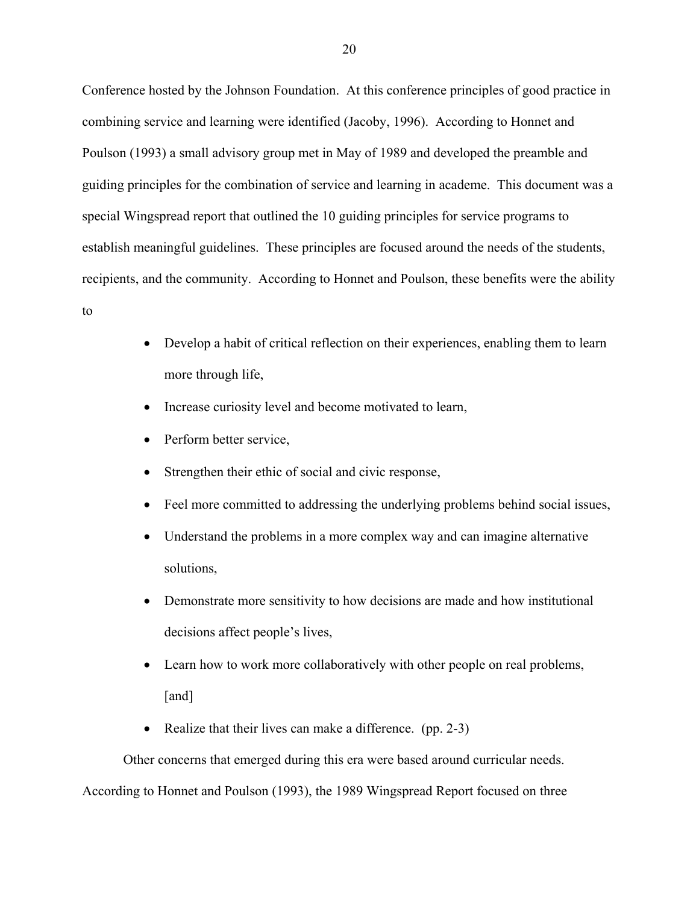Conference hosted by the Johnson Foundation. At this conference principles of good practice in combining service and learning were identified (Jacoby, 1996). According to Honnet and Poulson (1993) a small advisory group met in May of 1989 and developed the preamble and guiding principles for the combination of service and learning in academe. This document was a special Wingspread report that outlined the 10 guiding principles for service programs to establish meaningful guidelines. These principles are focused around the needs of the students, recipients, and the community. According to Honnet and Poulson, these benefits were the ability to

- Develop a habit of critical reflection on their experiences, enabling them to learn more through life,
- Increase curiosity level and become motivated to learn,
- Perform better service,
- Strengthen their ethic of social and civic response,
- Feel more committed to addressing the underlying problems behind social issues,
- Understand the problems in a more complex way and can imagine alternative solutions,
- Demonstrate more sensitivity to how decisions are made and how institutional decisions affect people's lives,
- Learn how to work more collaboratively with other people on real problems, [and]
- Realize that their lives can make a difference. (pp. 2-3)

Other concerns that emerged during this era were based around curricular needs. According to Honnet and Poulson (1993), the 1989 Wingspread Report focused on three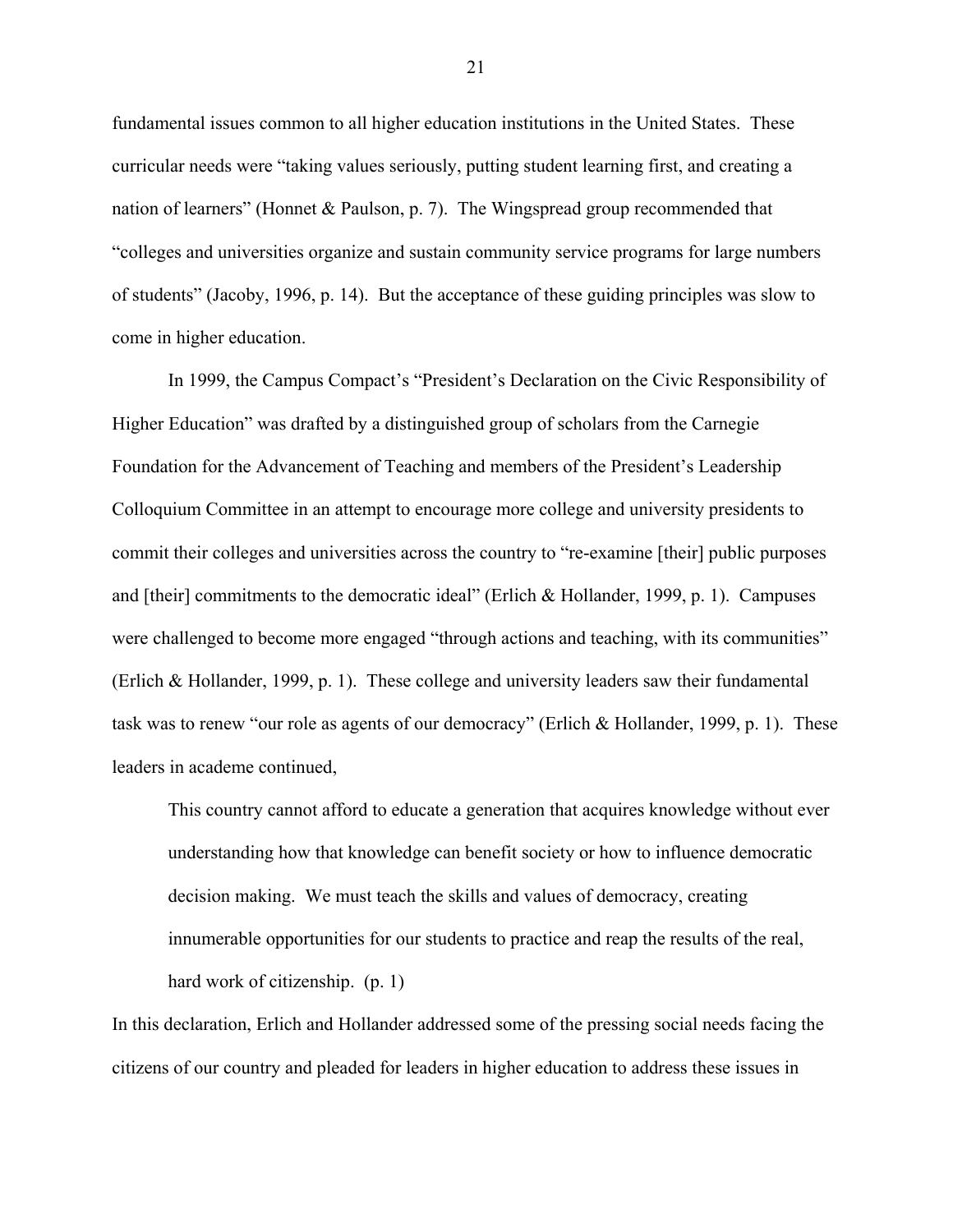fundamental issues common to all higher education institutions in the United States. These curricular needs were "taking values seriously, putting student learning first, and creating a nation of learners" (Honnet & Paulson, p. 7). The Wingspread group recommended that "colleges and universities organize and sustain community service programs for large numbers of students" (Jacoby, 1996, p. 14). But the acceptance of these guiding principles was slow to come in higher education.

In 1999, the Campus Compact's "President's Declaration on the Civic Responsibility of Higher Education" was drafted by a distinguished group of scholars from the Carnegie Foundation for the Advancement of Teaching and members of the President's Leadership Colloquium Committee in an attempt to encourage more college and university presidents to commit their colleges and universities across the country to "re-examine [their] public purposes and [their] commitments to the democratic ideal" (Erlich & Hollander, 1999, p. 1). Campuses were challenged to become more engaged "through actions and teaching, with its communities" (Erlich & Hollander, 1999, p. 1). These college and university leaders saw their fundamental task was to renew "our role as agents of our democracy" (Erlich & Hollander, 1999, p. 1). These leaders in academe continued,

> This country cannot afford to educate a generation that acquires knowledge without ever understanding how that knowledge can benefit society or how to influence democratic decision making. We must teach the skills and values of democracy, creating innumerable opportunities for our students to practice and reap the results of the real, hard work of citizenship. (p. 1)

In this declaration, Erlich and Hollander addressed some of the pressing social needs facing the citizens of our country and pleaded for leaders in higher education to address these issues in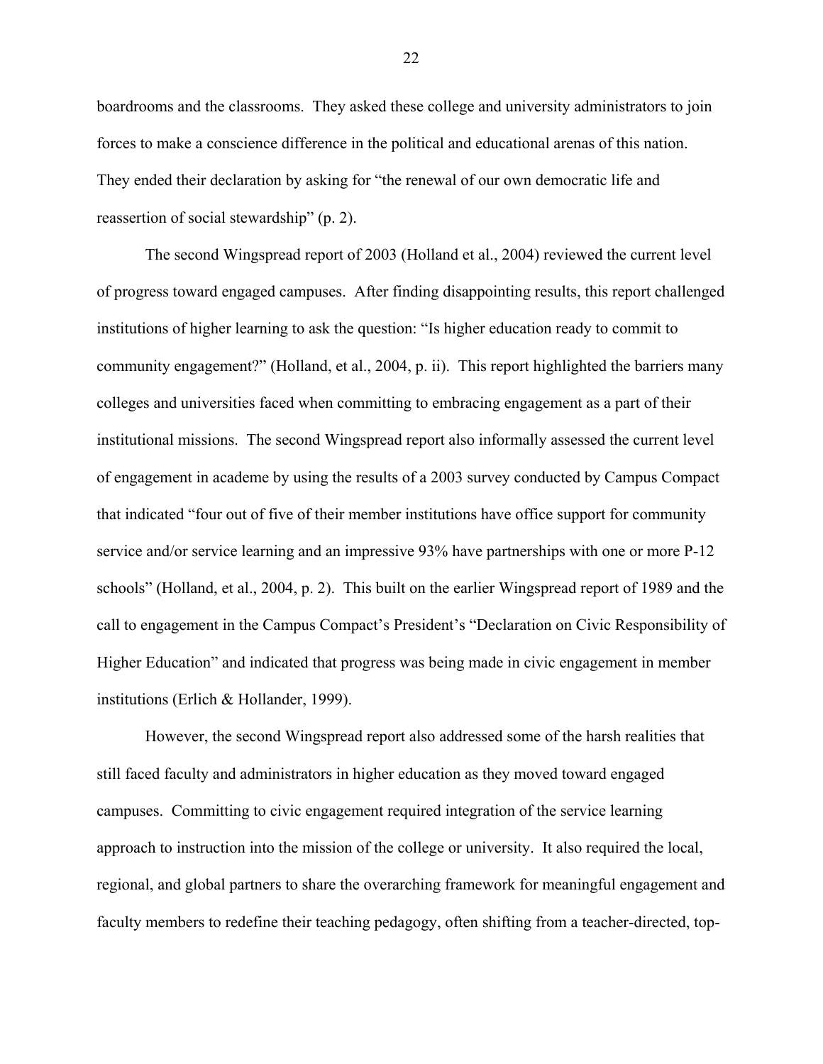boardrooms and the classrooms. They asked these college and university administrators to join forces to make a conscience difference in the political and educational arenas of this nation. They ended their declaration by asking for "the renewal of our own democratic life and reassertion of social stewardship" (p. 2).

The second Wingspread report of 2003 (Holland et al., 2004) reviewed the current level of progress toward engaged campuses. After finding disappointing results, this report challenged institutions of higher learning to ask the question: "Is higher education ready to commit to community engagement?" (Holland, et al., 2004, p. ii). This report highlighted the barriers many colleges and universities faced when committing to embracing engagement as a part of their institutional missions. The second Wingspread report also informally assessed the current level of engagement in academe by using the results of a 2003 survey conducted by Campus Compact that indicated "four out of five of their member institutions have office support for community service and/or service learning and an impressive 93% have partnerships with one or more P-12 schools" (Holland, et al., 2004, p. 2). This built on the earlier Wingspread report of 1989 and the call to engagement in the Campus Compact's President's "Declaration on Civic Responsibility of Higher Education" and indicated that progress was being made in civic engagement in member institutions (Erlich & Hollander, 1999).

However, the second Wingspread report also addressed some of the harsh realities that still faced faculty and administrators in higher education as they moved toward engaged campuses. Committing to civic engagement required integration of the service learning approach to instruction into the mission of the college or university. It also required the local, regional, and global partners to share the overarching framework for meaningful engagement and faculty members to redefine their teaching pedagogy, often shifting from a teacher-directed, top-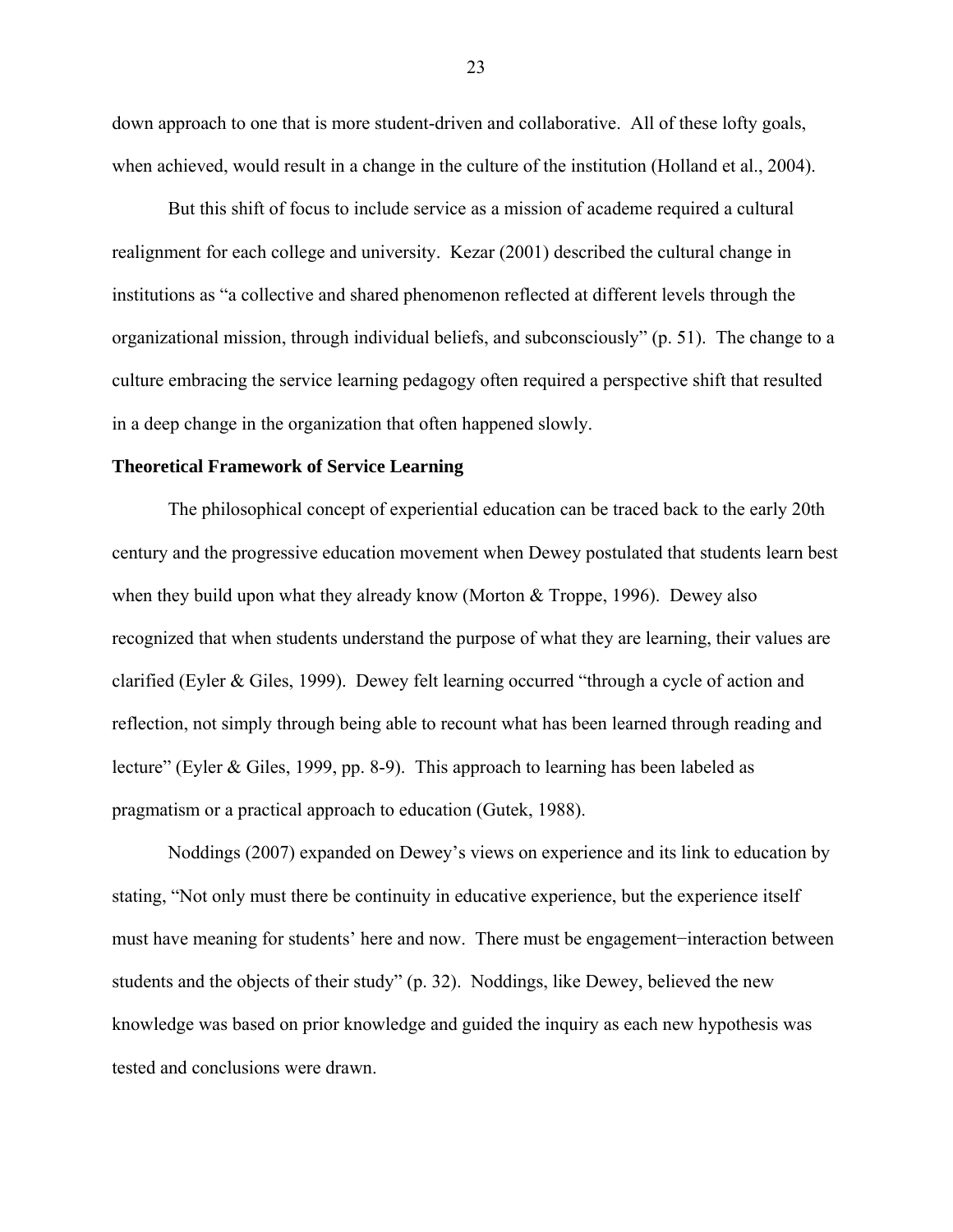down approach to one that is more student-driven and collaborative. All of these lofty goals, when achieved, would result in a change in the culture of the institution (Holland et al., 2004).

But this shift of focus to include service as a mission of academe required a cultural realignment for each college and university. Kezar (2001) described the cultural change in institutions as "a collective and shared phenomenon reflected at different levels through the organizational mission, through individual beliefs, and subconsciously" (p. 51). The change to a culture embracing the service learning pedagogy often required a perspective shift that resulted in a deep change in the organization that often happened slowly.

**Theoretical Framework of Service Learning**

The philosophical concept of experiential education can be traced back to the early 20th century and the progressive education movement when Dewey postulated that students learn best when they build upon what they already know (Morton & Troppe, 1996). Dewey also recognized that when students understand the purpose of what they are learning, their values are clarified (Eyler & Giles, 1999). Dewey felt learning occurred "through a cycle of action and reflection, not simply through being able to recount what has been learned through reading and lecture" (Eyler & Giles, 1999, pp. 8-9). This approach to learning has been labeled as pragmatism or a practical approach to education (Gutek, 1988).

Noddings (2007) expanded on Dewey's views on experience and its link to education by stating, "Not only must there be continuity in educative experience, but the experience itself must have meaning for students' here and now. There must be engagement−interaction between students and the objects of their study" (p. 32). Noddings, like Dewey, believed the new knowledge was based on prior knowledge and guided the inquiry as each new hypothesis was tested and conclusions were drawn.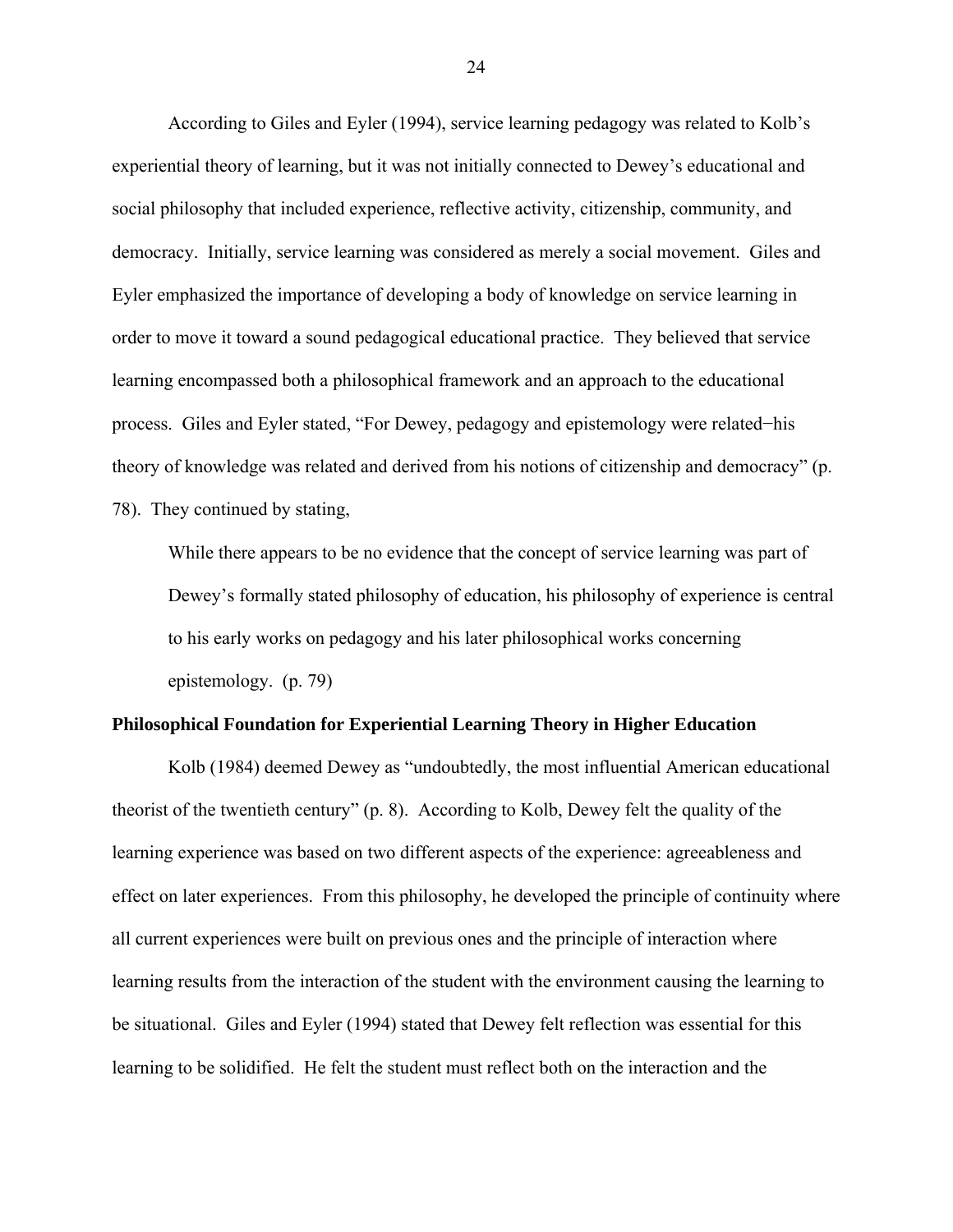According to Giles and Eyler (1994), service learning pedagogy was related to Kolb's experiential theory of learning, but it was not initially connected to Dewey's educational and social philosophy that included experience, reflective activity, citizenship, community, and democracy. Initially, service learning was considered as merely a social movement. Giles and Eyler emphasized the importance of developing a body of knowledge on service learning in order to move it toward a sound pedagogical educational practice. They believed that service learning encompassed both a philosophical framework and an approach to the educational process. Giles and Eyler stated, "For Dewey, pedagogy and epistemology were related–his theory of knowledge was related and derived from his notions of citizenship and democracy" (p. 78). They continued by stating,

> While there appears to be no evidence that the concept of service learning was part of Dewey's formally stated philosophy of education, his philosophy of experience is central to his early works on pedagogy and his later philosophical works concerning epistemology. (p. 79)

**Philosophical Foundation for Experiential Learning Theory in Higher Education**

Kolb (1984) deemed Dewey as "undoubtedly, the most influential American educational theorist of the twentieth century" (p. 8). According to Kolb, Dewey felt the quality of the learning experience was based on two different aspects of the experience: agreeableness and effect on later experiences. From this philosophy, he developed the principle of continuity where all current experiences were built on previous ones and the principle of interaction where learning results from the interaction of the student with the environment causing the learning to be situational. Giles and Eyler (1994) stated that Dewey felt reflection was essential for this learning to be solidified. He felt the student must reflect both on the interaction and the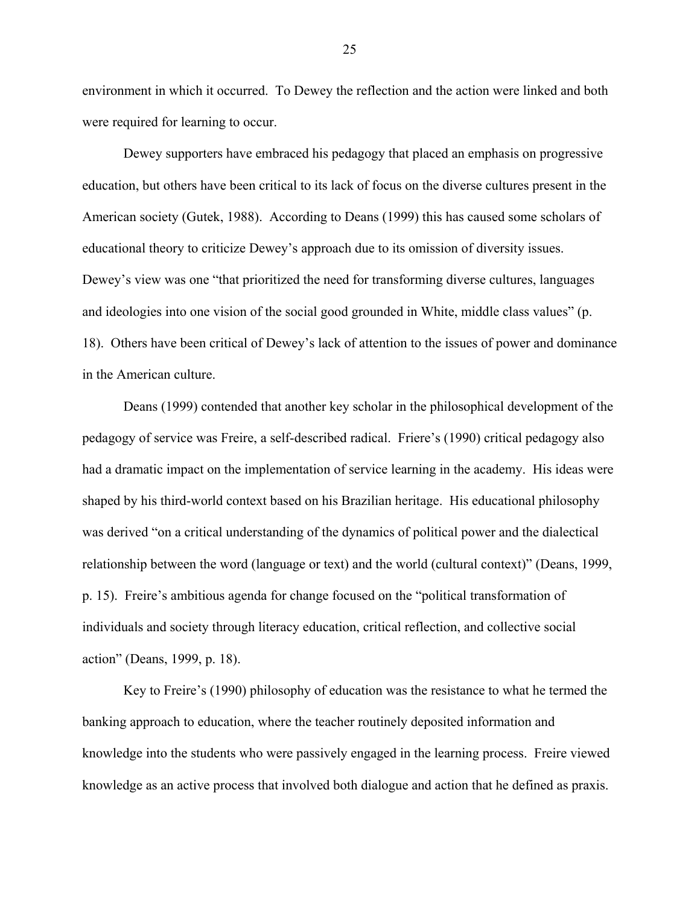environment in which it occurred. To Dewey the reflection and the action were linked and both were required for learning to occur.

Dewey supporters have embraced his pedagogy that placed an emphasis on progressive education, but others have been critical to its lack of focus on the diverse cultures present in the American society (Gutek, 1988). According to Deans (1999) this has caused some scholars of educational theory to criticize Dewey's approach due to its omission of diversity issues. Dewey's view was one "that prioritized the need for transforming diverse cultures, languages and ideologies into one vision of the social good grounded in White, middle class values" (p. 18). Others have been critical of Dewey's lack of attention to the issues of power and dominance in the American culture.

Deans (1999) contended that another key scholar in the philosophical development of the pedagogy of service was Freire, a self-described radical. Friere's (1990) critical pedagogy also had a dramatic impact on the implementation of service learning in the academy. His ideas were shaped by his third-world context based on his Brazilian heritage. His educational philosophy was derived "on a critical understanding of the dynamics of political power and the dialectical relationship between the word (language or text) and the world (cultural context)" (Deans, 1999, p. 15). Freire's ambitious agenda for change focused on the "political transformation of individuals and society through literacy education, critical reflection, and collective social action" (Deans, 1999, p. 18).

Key to Freire's (1990) philosophy of education was the resistance to what he termed the banking approach to education, where the teacher routinely deposited information and knowledge into the students who were passively engaged in the learning process. Freire viewed knowledge as an active process that involved both dialogue and action that he defined as praxis.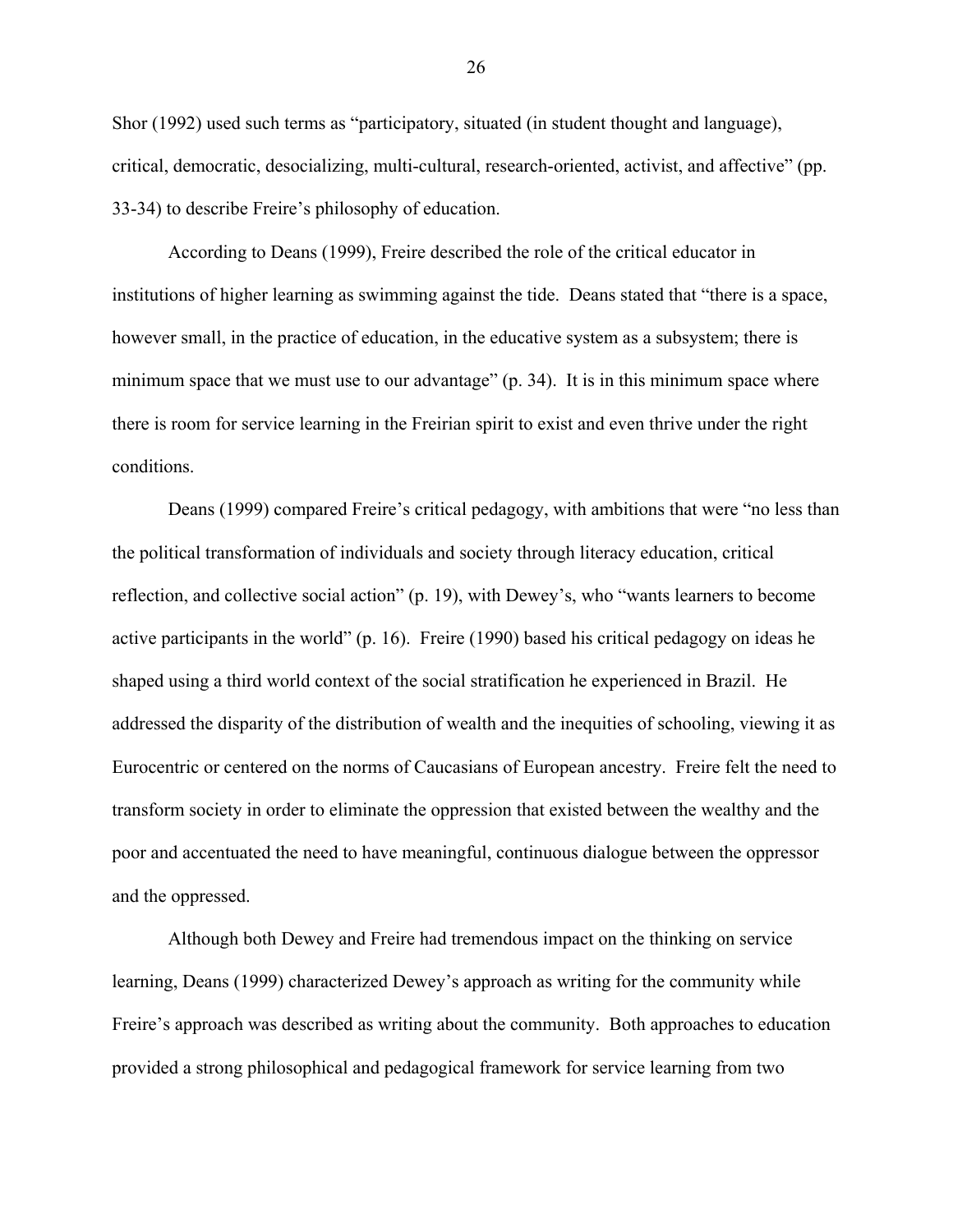Shor (1992) used such terms as "participatory, situated (in student thought and language), critical, democratic, desocializing, multi-cultural, research-oriented, activist, and affective" (pp. 33-34) to describe Freire's philosophy of education.

According to Deans (1999), Freire described the role of the critical educator in institutions of higher learning as swimming against the tide. Deans stated that "there is a space, however small, in the practice of education, in the educative system as a subsystem; there is minimum space that we must use to our advantage" (p. 34). It is in this minimum space where there is room for service learning in the Freirian spirit to exist and even thrive under the right conditions.

Deans (1999) compared Freire's critical pedagogy, with ambitions that were "no less than the political transformation of individuals and society through literacy education, critical reflection, and collective social action" (p. 19), with Dewey's, who "wants learners to become active participants in the world" (p. 16). Freire (1990) based his critical pedagogy on ideas he shaped using a third world context of the social stratification he experienced in Brazil. He addressed the disparity of the distribution of wealth and the inequities of schooling, viewing it as Eurocentric or centered on the norms of Caucasians of European ancestry. Freire felt the need to transform society in order to eliminate the oppression that existed between the wealthy and the poor and accentuated the need to have meaningful, continuous dialogue between the oppressor and the oppressed.

Although both Dewey and Freire had tremendous impact on the thinking on service learning, Deans (1999) characterized Dewey's approach as writing for the community while Freire's approach was described as writing about the community. Both approaches to education provided a strong philosophical and pedagogical framework for service learning from two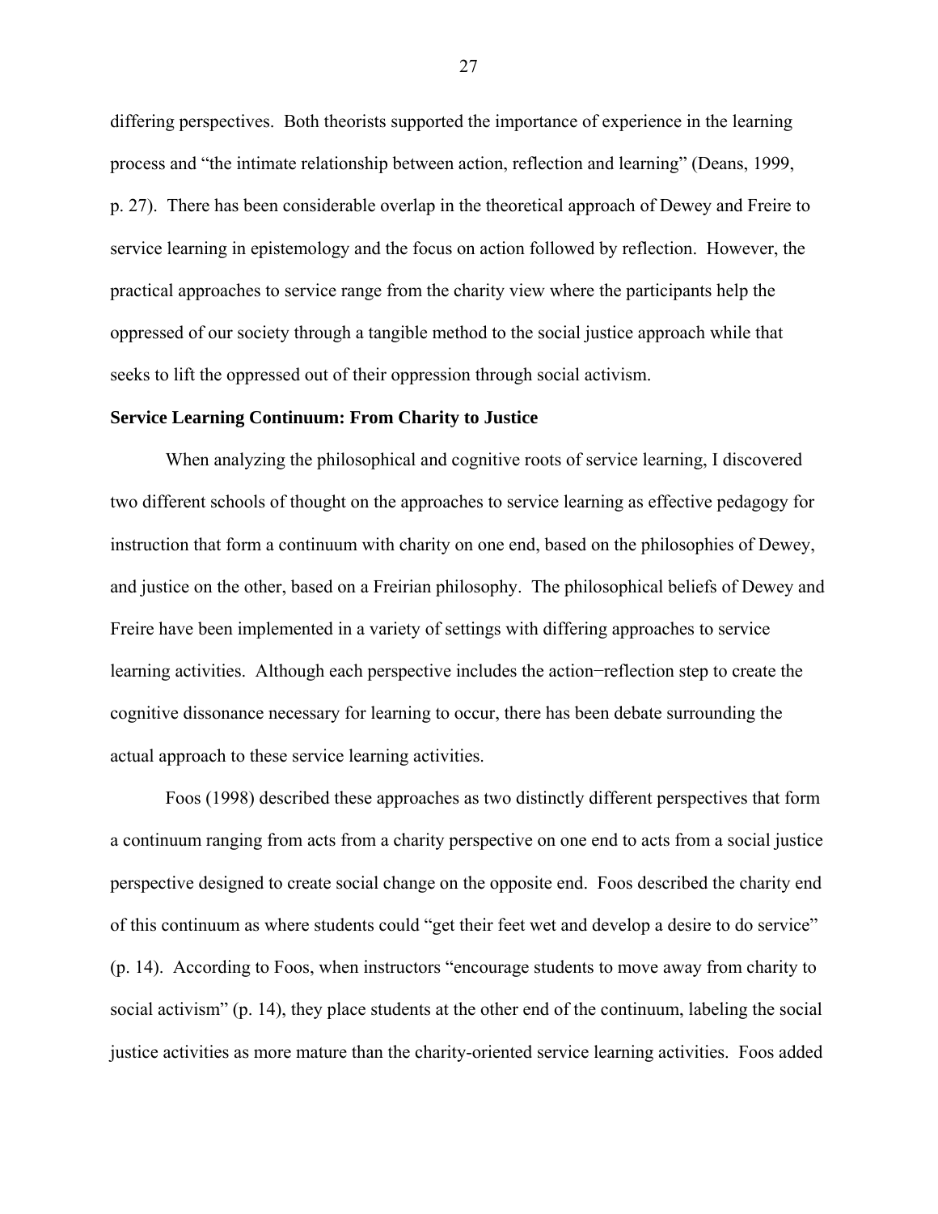differing perspectives. Both theorists supported the importance of experience in the learning process and "the intimate relationship between action, reflection and learning" (Deans, 1999, p. 27). There has been considerable overlap in the theoretical approach of Dewey and Freire to service learning in epistemology and the focus on action followed by reflection. However, the practical approaches to service range from the charity view where the participants help the oppressed of our society through a tangible method to the social justice approach while that seeks to lift the oppressed out of their oppression through social activism.

**Service Learning Continuum: From Charity to Justice**

When analyzing the philosophical and cognitive roots of service learning, I discovered two different schools of thought on the approaches to service learning as effective pedagogy for instruction that form a continuum with charity on one end, based on the philosophies of Dewey, and justice on the other, based on a Freirian philosophy. The philosophical beliefs of Dewey and Freire have been implemented in a variety of settings with differing approaches to service learning activities. Although each perspective includes the action−reflection step to create the cognitive dissonance necessary for learning to occur, there has been debate surrounding the actual approach to these service learning activities.

Foos (1998) described these approaches as two distinctly different perspectives that form a continuum ranging from acts from a charity perspective on one end to acts from a social justice perspective designed to create social change on the opposite end. Foos described the charity end of this continuum as where students could "get their feet wet and develop a desire to do service" (p. 14). According to Foos, when instructors "encourage students to move away from charity to social activism" (p. 14), they place students at the other end of the continuum, labeling the social justice activities as more mature than the charity-oriented service learning activities. Foos added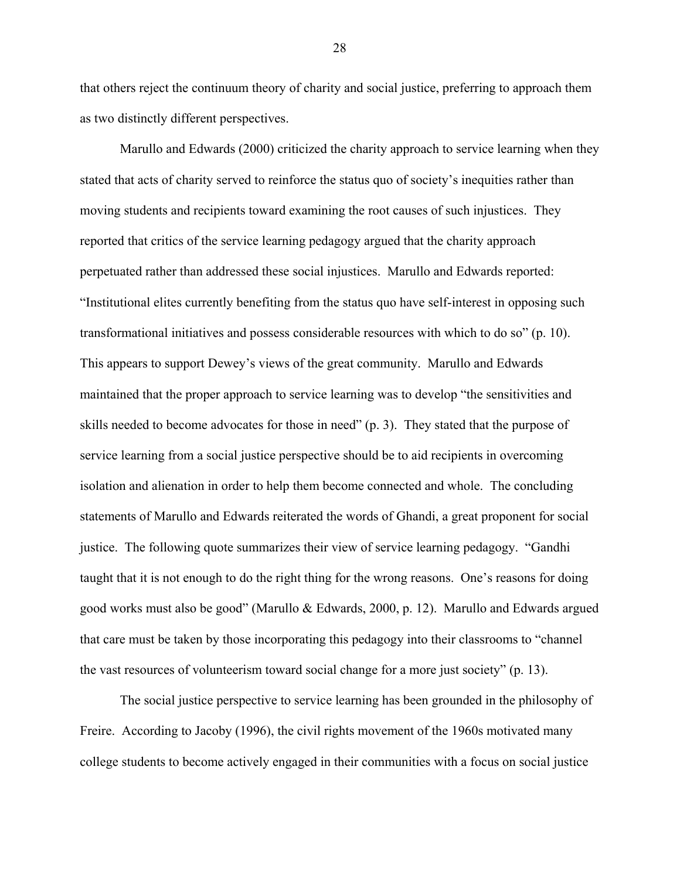that others reject the continuum theory of charity and social justice, preferring to approach them as two distinctly different perspectives.

Marullo and Edwards (2000) criticized the charity approach to service learning when they stated that acts of charity served to reinforce the status quo of society's inequities rather than moving students and recipients toward examining the root causes of such injustices. They reported that critics of the service learning pedagogy argued that the charity approach perpetuated rather than addressed these social injustices. Marullo and Edwards reported: "Institutional elites currently benefiting from the status quo have self-interest in opposing such transformational initiatives and possess considerable resources with which to do so" (p. 10). This appears to support Dewey's views of the great community. Marullo and Edwards maintained that the proper approach to service learning was to develop "the sensitivities and skills needed to become advocates for those in need" (p. 3). They stated that the purpose of service learning from a social justice perspective should be to aid recipients in overcoming isolation and alienation in order to help them become connected and whole. The concluding statements of Marullo and Edwards reiterated the words of Ghandi, a great proponent for social justice. The following quote summarizes their view of service learning pedagogy. "Gandhi taught that it is not enough to do the right thing for the wrong reasons. One's reasons for doing good works must also be good" (Marullo & Edwards, 2000, p. 12). Marullo and Edwards argued that care must be taken by those incorporating this pedagogy into their classrooms to "channel the vast resources of volunteerism toward social change for a more just society" (p. 13).

The social justice perspective to service learning has been grounded in the philosophy of Freire. According to Jacoby (1996), the civil rights movement of the 1960s motivated many college students to become actively engaged in their communities with a focus on social justice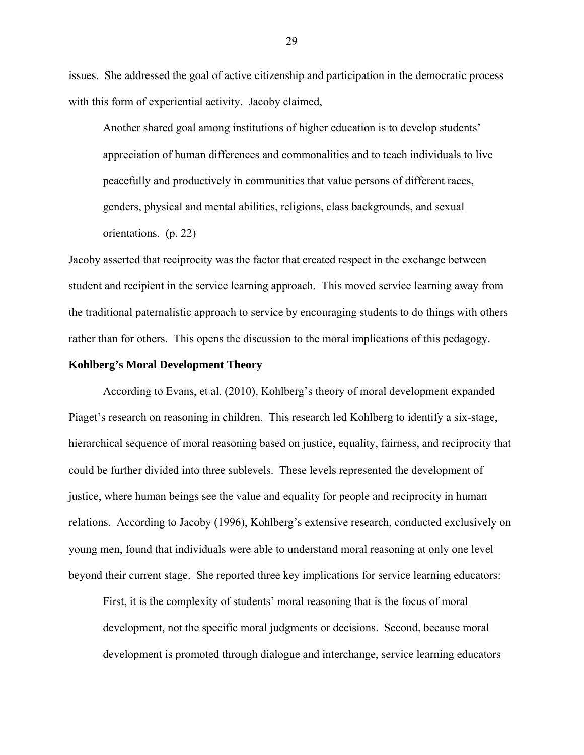issues. She addressed the goal of active citizenship and participation in the democratic process with this form of experiential activity. Jacoby claimed,

> Another shared goal among institutions of higher education is to develop students' appreciation of human differences and commonalities and to teach individuals to live peacefully and productively in communities that value persons of different races, genders, physical and mental abilities, religions, class backgrounds, and sexual orientations. (p. 22)

Jacoby asserted that reciprocity was the factor that created respect in the exchange between student and recipient in the service learning approach. This moved service learning away from the traditional paternalistic approach to service by encouraging students to do things with others rather than for others. This opens the discussion to the moral implications of this pedagogy.

**Kohlberg's Moral Development Theory**

According to Evans, et al. (2010), Kohlberg's theory of moral development expanded Piaget's research on reasoning in children. This research led Kohlberg to identify a six-stage, hierarchical sequence of moral reasoning based on justice, equality, fairness, and reciprocity that could be further divided into three sublevels. These levels represented the development of justice, where human beings see the value and equality for people and reciprocity in human relations. According to Jacoby (1996), Kohlberg's extensive research, conducted exclusively on young men, found that individuals were able to understand moral reasoning at only one level beyond their current stage. She reported three key implications for service learning educators:

> First, it is the complexity of students' moral reasoning that is the focus of moral development, not the specific moral judgments or decisions. Second, because moral development is promoted through dialogue and interchange, service learning educators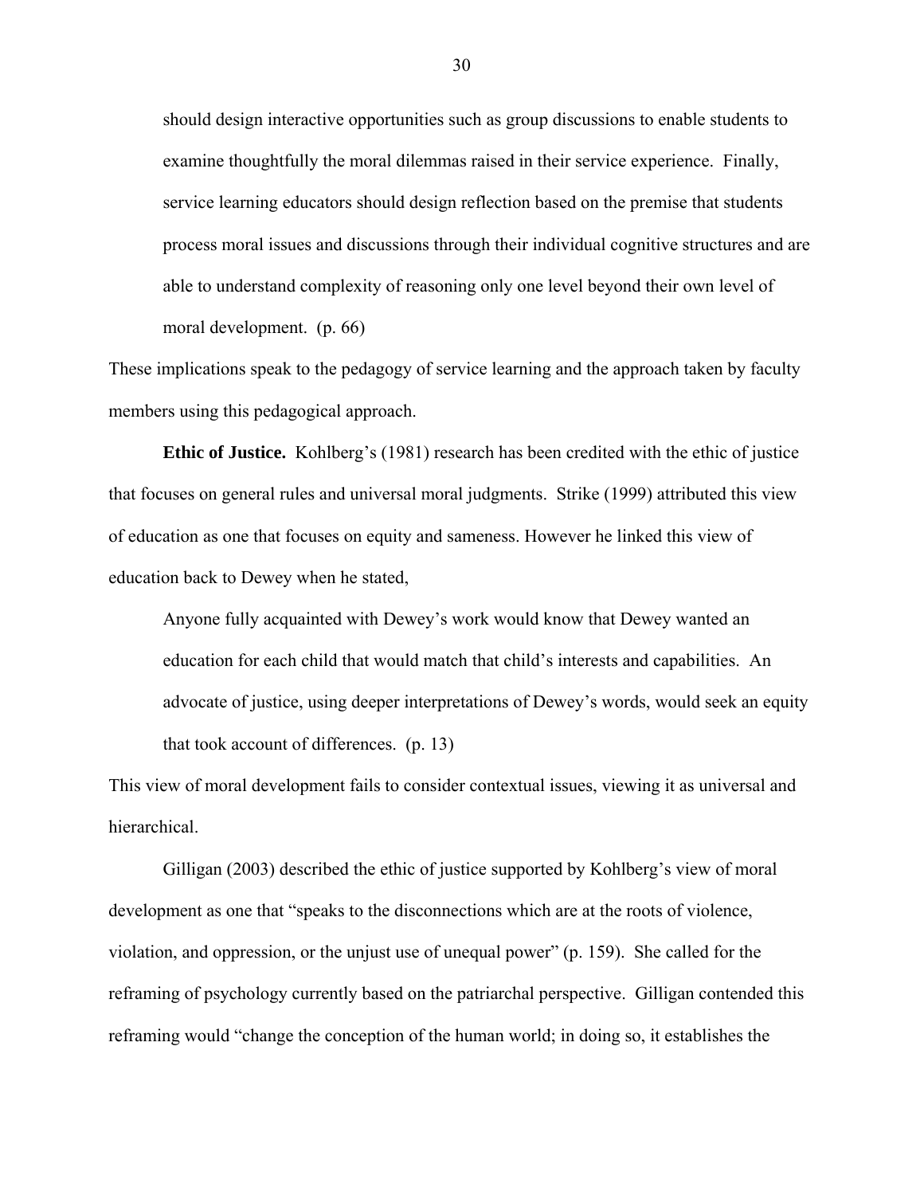> should design interactive opportunities such as group discussions to enable students to examine thoughtfully the moral dilemmas raised in their service experience. Finally, service learning educators should design reflection based on the premise that students process moral issues and discussions through their individual cognitive structures and are able to understand complexity of reasoning only one level beyond their own level of moral development. (p. 66)

These implications speak to the pedagogy of service learning and the approach taken by faculty members using this pedagogical approach.

**Ethic of Justice.** Kohlberg's (1981) research has been credited with the ethic of justice that focuses on general rules and universal moral judgments. Strike (1999) attributed this view of education as one that focuses on equity and sameness. However he linked this view of education back to Dewey when he stated,

> Anyone fully acquainted with Dewey's work would know that Dewey wanted an education for each child that would match that child's interests and capabilities. An advocate of justice, using deeper interpretations of Dewey's words, would seek an equity that took account of differences. (p. 13)

This view of moral development fails to consider contextual issues, viewing it as universal and hierarchical.

Gilligan (2003) described the ethic of justice supported by Kohlberg's view of moral development as one that "speaks to the disconnections which are at the roots of violence, violation, and oppression, or the unjust use of unequal power" (p. 159). She called for the reframing of psychology currently based on the patriarchal perspective. Gilligan contended this reframing would "change the conception of the human world; in doing so, it establishes the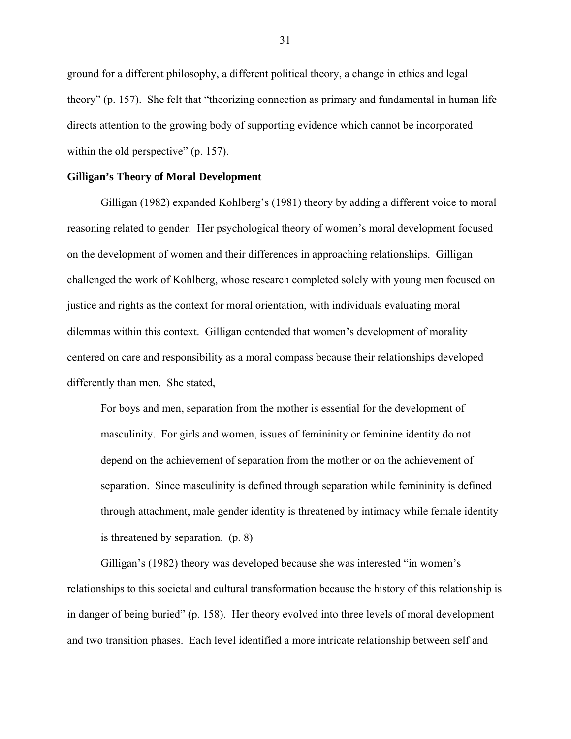ground for a different philosophy, a different political theory, a change in ethics and legal theory" (p. 157). She felt that "theorizing connection as primary and fundamental in human life directs attention to the growing body of supporting evidence which cannot be incorporated within the old perspective" (p. 157).

**Gilligan's Theory of Moral Development**

Gilligan (1982) expanded Kohlberg's (1981) theory by adding a different voice to moral reasoning related to gender. Her psychological theory of women's moral development focused on the development of women and their differences in approaching relationships. Gilligan challenged the work of Kohlberg, whose research completed solely with young men focused on justice and rights as the context for moral orientation, with individuals evaluating moral dilemmas within this context. Gilligan contended that women's development of morality centered on care and responsibility as a moral compass because their relationships developed differently than men. She stated,

> For boys and men, separation from the mother is essential for the development of masculinity. For girls and women, issues of femininity or feminine identity do not depend on the achievement of separation from the mother or on the achievement of separation. Since masculinity is defined through separation while femininity is defined through attachment, male gender identity is threatened by intimacy while female identity is threatened by separation. (p. 8)

Gilligan's (1982) theory was developed because she was interested "in women's relationships to this societal and cultural transformation because the history of this relationship is in danger of being buried" (p. 158). Her theory evolved into three levels of moral development and two transition phases. Each level identified a more intricate relationship between self and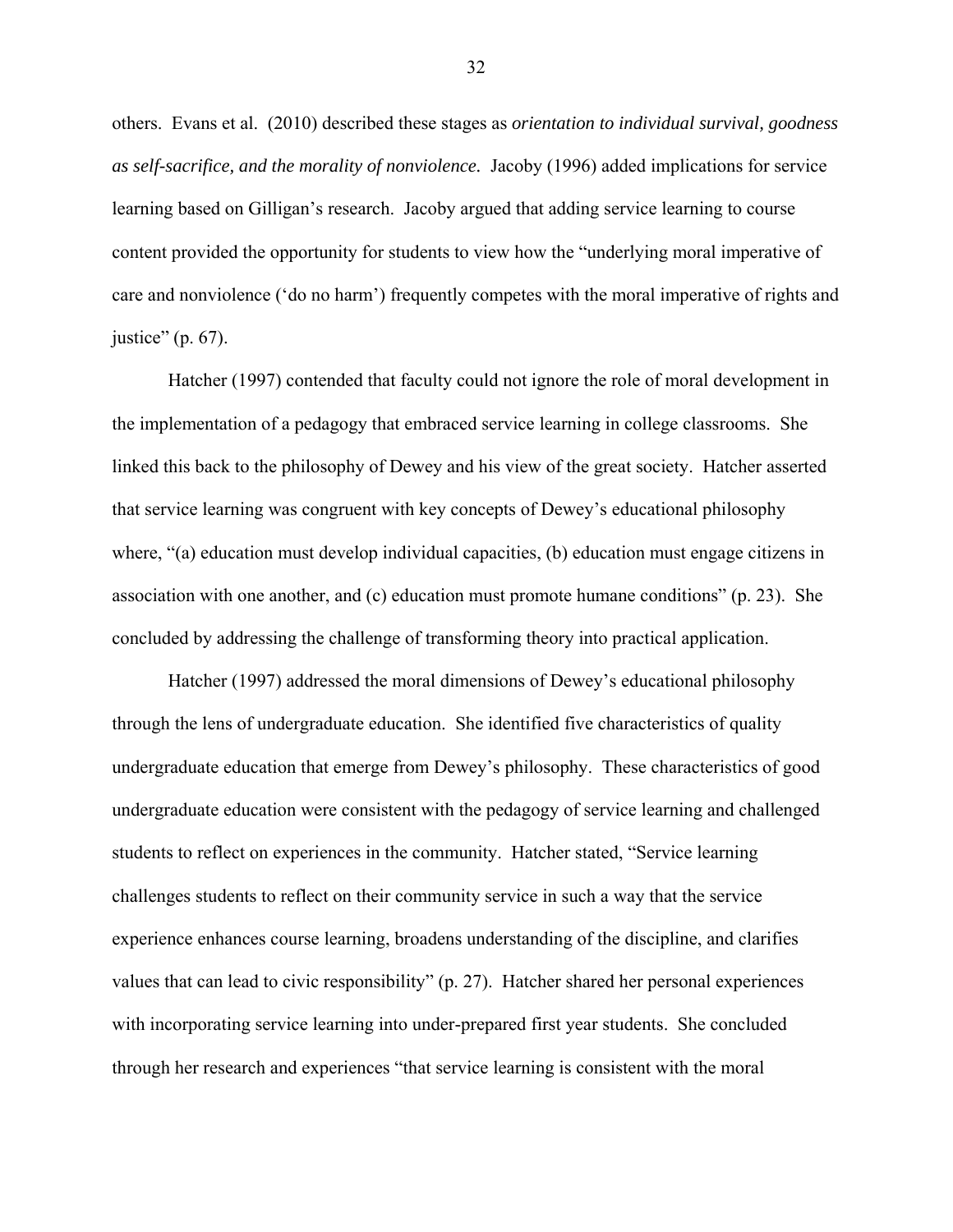others. Evans et al. (2010) described these stages as *orientation to individual survival, goodness as self-sacrifice, and the morality of nonviolence.* Jacoby (1996) added implications for service learning based on Gilligan's research. Jacoby argued that adding service learning to course content provided the opportunity for students to view how the "underlying moral imperative of care and nonviolence ('do no harm') frequently competes with the moral imperative of rights and justice" (p. 67).

Hatcher (1997) contended that faculty could not ignore the role of moral development in the implementation of a pedagogy that embraced service learning in college classrooms. She linked this back to the philosophy of Dewey and his view of the great society. Hatcher asserted that service learning was congruent with key concepts of Dewey's educational philosophy where, "(a) education must develop individual capacities, (b) education must engage citizens in association with one another, and (c) education must promote humane conditions" (p. 23). She concluded by addressing the challenge of transforming theory into practical application.

Hatcher (1997) addressed the moral dimensions of Dewey's educational philosophy through the lens of undergraduate education. She identified five characteristics of quality undergraduate education that emerge from Dewey's philosophy. These characteristics of good undergraduate education were consistent with the pedagogy of service learning and challenged students to reflect on experiences in the community. Hatcher stated, "Service learning challenges students to reflect on their community service in such a way that the service experience enhances course learning, broadens understanding of the discipline, and clarifies values that can lead to civic responsibility" (p. 27). Hatcher shared her personal experiences with incorporating service learning into under-prepared first year students. She concluded through her research and experiences "that service learning is consistent with the moral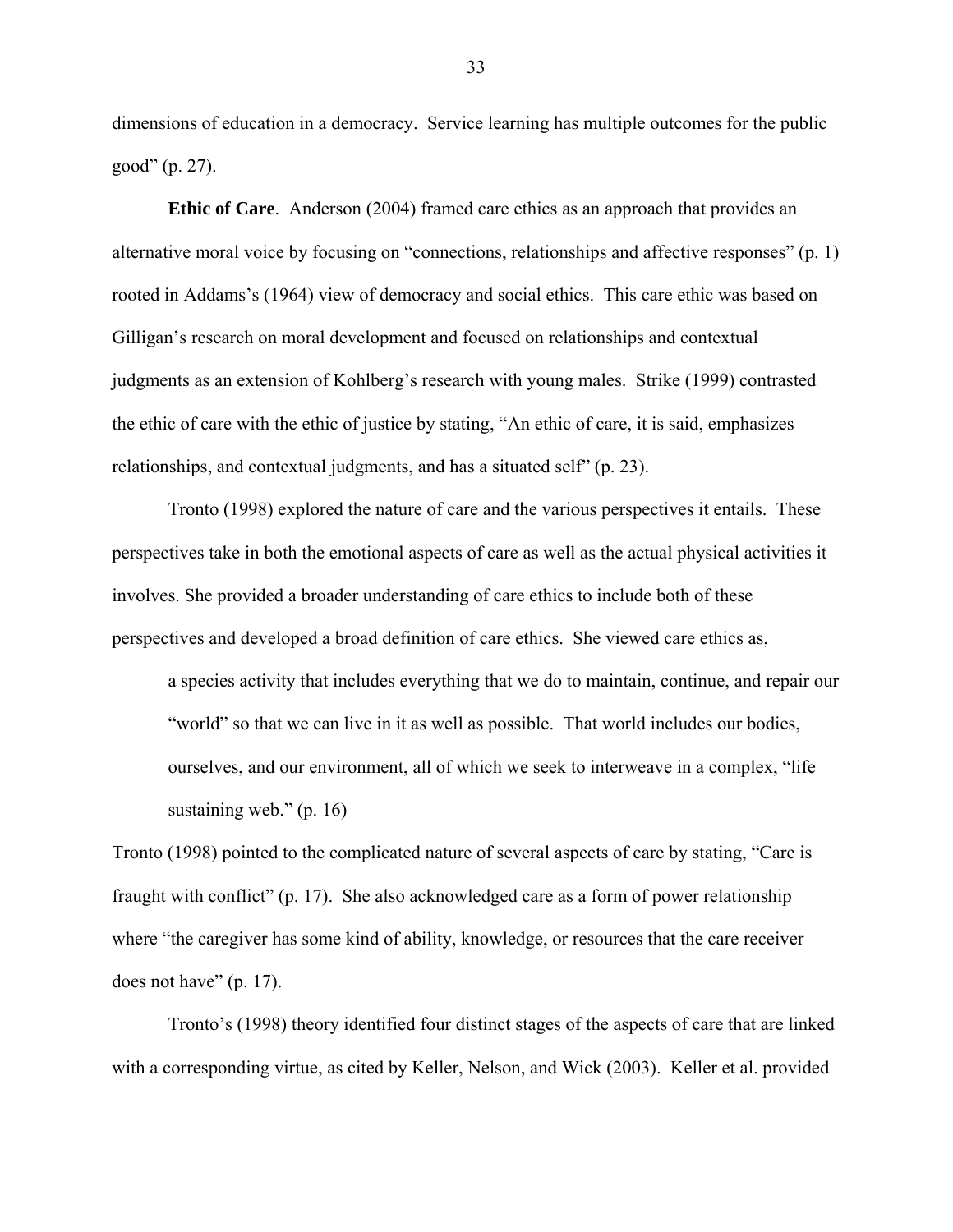dimensions of education in a democracy. Service learning has multiple outcomes for the public good" (p. 27).

**Ethic of Care**. Anderson (2004) framed care ethics as an approach that provides an alternative moral voice by focusing on "connections, relationships and affective responses" (p. 1) rooted in Addams's (1964) view of democracy and social ethics. This care ethic was based on Gilligan's research on moral development and focused on relationships and contextual judgments as an extension of Kohlberg's research with young males. Strike (1999) contrasted the ethic of care with the ethic of justice by stating, "An ethic of care, it is said, emphasizes relationships, and contextual judgments, and has a situated self" (p. 23).

Tronto (1998) explored the nature of care and the various perspectives it entails. These perspectives take in both the emotional aspects of care as well as the actual physical activities it involves. She provided a broader understanding of care ethics to include both of these perspectives and developed a broad definition of care ethics. She viewed care ethics as,

> a species activity that includes everything that we do to maintain, continue, and repair our "world" so that we can live in it as well as possible. That world includes our bodies, ourselves, and our environment, all of which we seek to interweave in a complex, "life sustaining web." (p. 16)

Tronto (1998) pointed to the complicated nature of several aspects of care by stating, "Care is fraught with conflict" (p. 17). She also acknowledged care as a form of power relationship where "the caregiver has some kind of ability, knowledge, or resources that the care receiver does not have" (p. 17).

Tronto's (1998) theory identified four distinct stages of the aspects of care that are linked with a corresponding virtue, as cited by Keller, Nelson, and Wick (2003). Keller et al. provided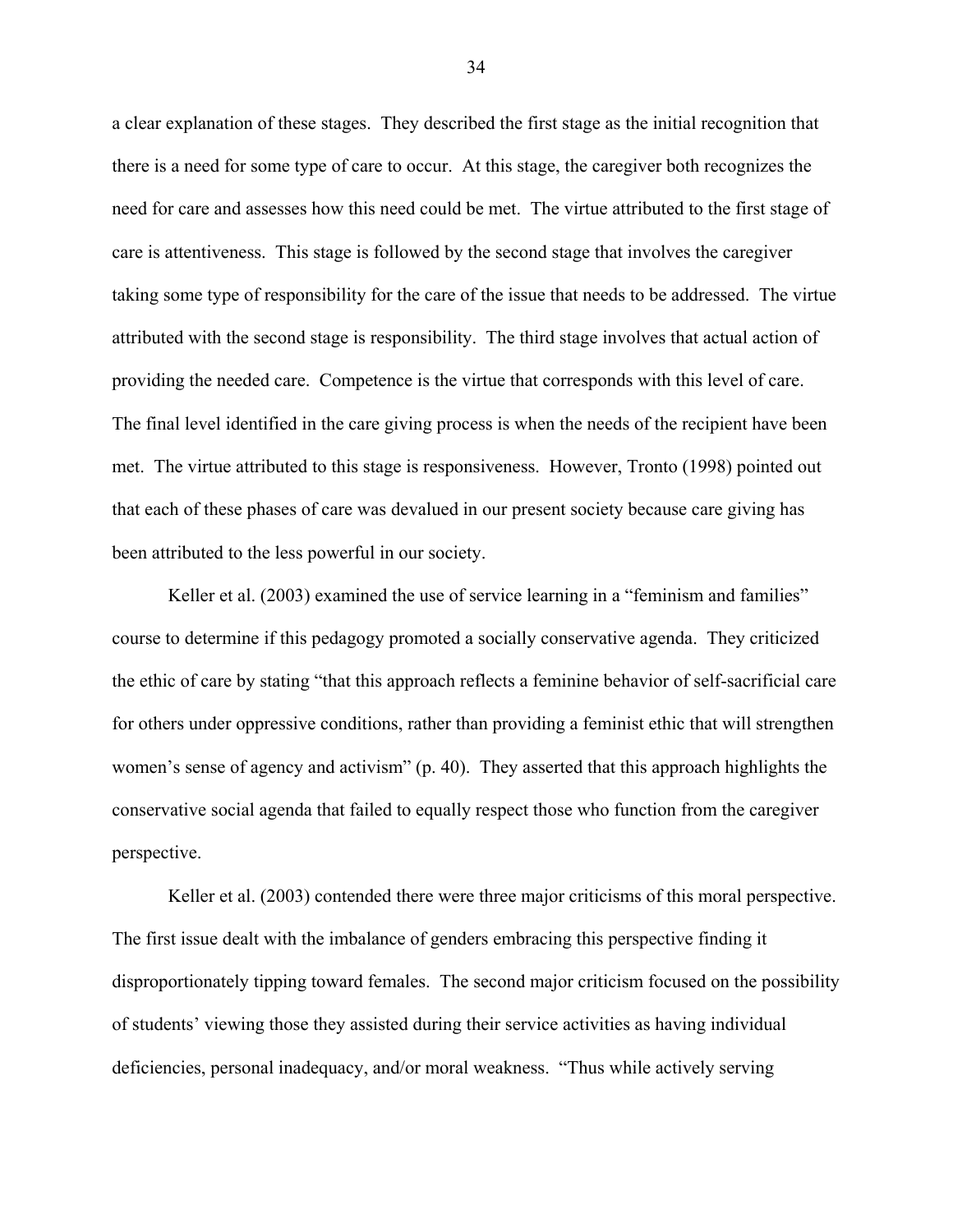a clear explanation of these stages. They described the first stage as the initial recognition that there is a need for some type of care to occur. At this stage, the caregiver both recognizes the need for care and assesses how this need could be met. The virtue attributed to the first stage of care is attentiveness. This stage is followed by the second stage that involves the caregiver taking some type of responsibility for the care of the issue that needs to be addressed. The virtue attributed with the second stage is responsibility. The third stage involves that actual action of providing the needed care. Competence is the virtue that corresponds with this level of care. The final level identified in the care giving process is when the needs of the recipient have been met. The virtue attributed to this stage is responsiveness. However, Tronto (1998) pointed out that each of these phases of care was devalued in our present society because care giving has been attributed to the less powerful in our society.

Keller et al. (2003) examined the use of service learning in a "feminism and families" course to determine if this pedagogy promoted a socially conservative agenda. They criticized the ethic of care by stating "that this approach reflects a feminine behavior of self-sacrificial care for others under oppressive conditions, rather than providing a feminist ethic that will strengthen women's sense of agency and activism" (p. 40). They asserted that this approach highlights the conservative social agenda that failed to equally respect those who function from the caregiver perspective.

Keller et al. (2003) contended there were three major criticisms of this moral perspective. The first issue dealt with the imbalance of genders embracing this perspective finding it disproportionately tipping toward females. The second major criticism focused on the possibility of students' viewing those they assisted during their service activities as having individual deficiencies, personal inadequacy, and/or moral weakness. "Thus while actively serving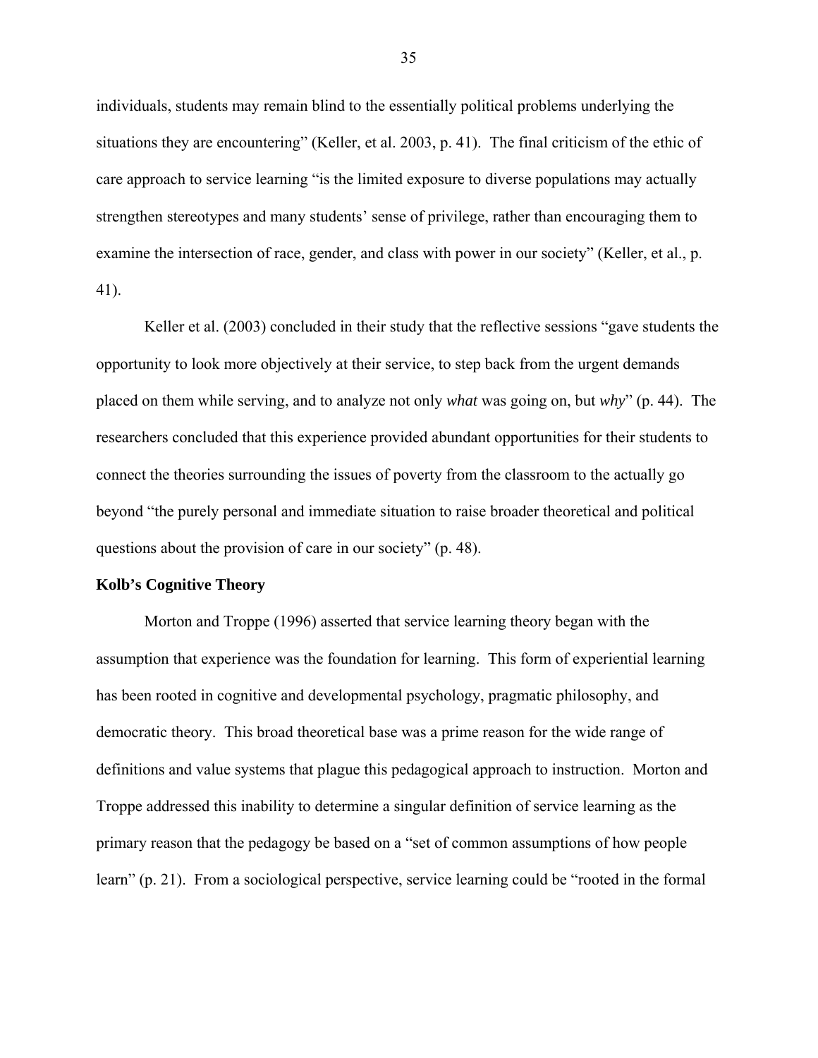individuals, students may remain blind to the essentially political problems underlying the situations they are encountering" (Keller, et al. 2003, p. 41). The final criticism of the ethic of care approach to service learning "is the limited exposure to diverse populations may actually strengthen stereotypes and many students' sense of privilege, rather than encouraging them to examine the intersection of race, gender, and class with power in our society" (Keller, et al., p. 41).

Keller et al. (2003) concluded in their study that the reflective sessions "gave students the opportunity to look more objectively at their service, to step back from the urgent demands placed on them while serving, and to analyze not only *what* was going on, but *why*" (p. 44). The researchers concluded that this experience provided abundant opportunities for their students to connect the theories surrounding the issues of poverty from the classroom to the actually go beyond "the purely personal and immediate situation to raise broader theoretical and political questions about the provision of care in our society" (p. 48).

**Kolb's Cognitive Theory**

Morton and Troppe (1996) asserted that service learning theory began with the assumption that experience was the foundation for learning. This form of experiential learning has been rooted in cognitive and developmental psychology, pragmatic philosophy, and democratic theory. This broad theoretical base was a prime reason for the wide range of definitions and value systems that plague this pedagogical approach to instruction. Morton and Troppe addressed this inability to determine a singular definition of service learning as the primary reason that the pedagogy be based on a "set of common assumptions of how people learn" (p. 21). From a sociological perspective, service learning could be "rooted in the formal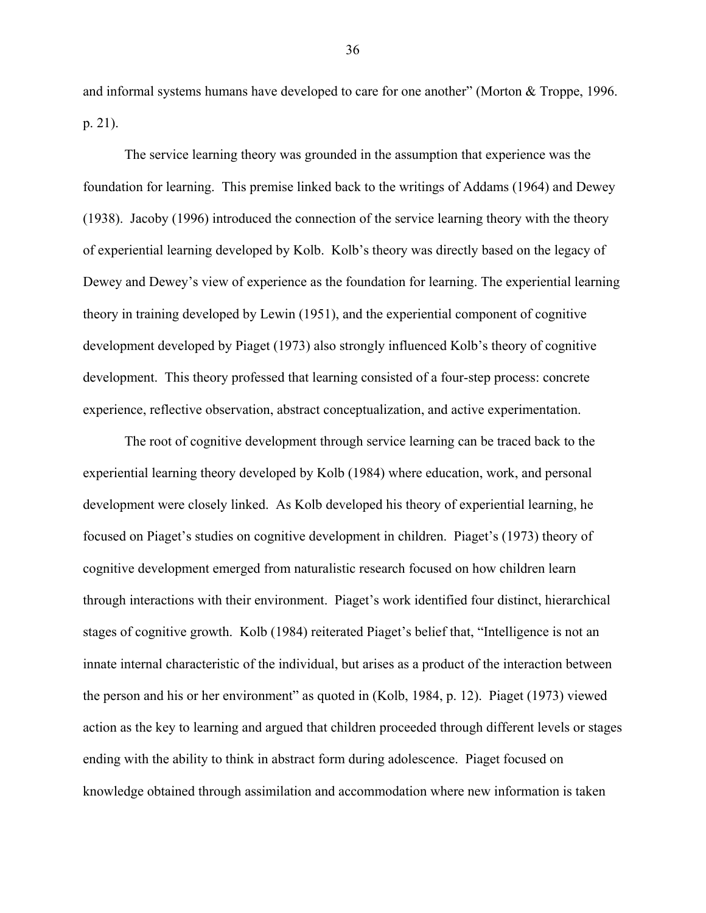and informal systems humans have developed to care for one another" (Morton & Troppe, 1996. p. 21).

The service learning theory was grounded in the assumption that experience was the foundation for learning. This premise linked back to the writings of Addams (1964) and Dewey (1938). Jacoby (1996) introduced the connection of the service learning theory with the theory of experiential learning developed by Kolb. Kolb's theory was directly based on the legacy of Dewey and Dewey's view of experience as the foundation for learning. The experiential learning theory in training developed by Lewin (1951), and the experiential component of cognitive development developed by Piaget (1973) also strongly influenced Kolb's theory of cognitive development. This theory professed that learning consisted of a four-step process: concrete experience, reflective observation, abstract conceptualization, and active experimentation.

The root of cognitive development through service learning can be traced back to the experiential learning theory developed by Kolb (1984) where education, work, and personal development were closely linked. As Kolb developed his theory of experiential learning, he focused on Piaget's studies on cognitive development in children. Piaget's (1973) theory of cognitive development emerged from naturalistic research focused on how children learn through interactions with their environment. Piaget's work identified four distinct, hierarchical stages of cognitive growth. Kolb (1984) reiterated Piaget's belief that, "Intelligence is not an innate internal characteristic of the individual, but arises as a product of the interaction between the person and his or her environment" as quoted in (Kolb, 1984, p. 12). Piaget (1973) viewed action as the key to learning and argued that children proceeded through different levels or stages ending with the ability to think in abstract form during adolescence. Piaget focused on knowledge obtained through assimilation and accommodation where new information is taken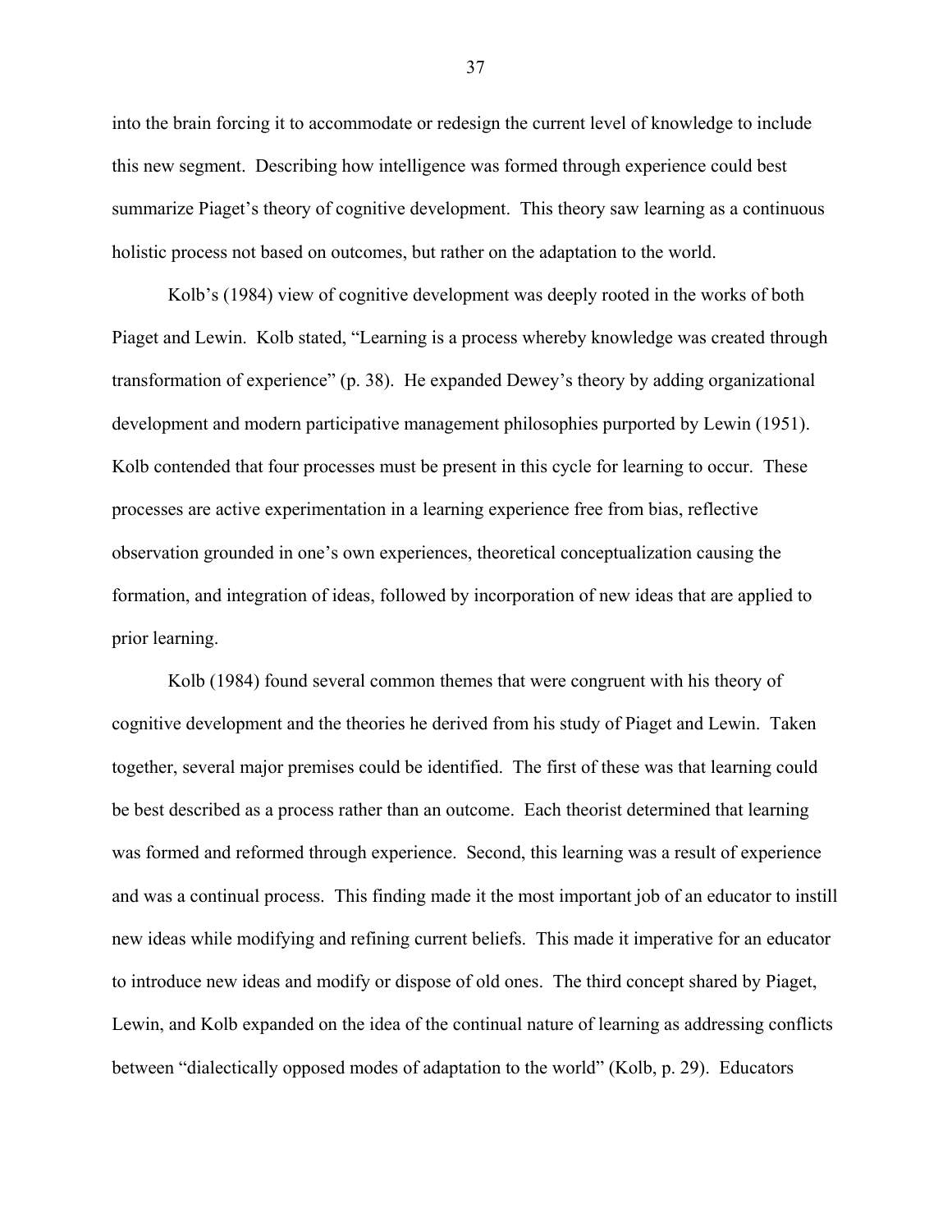into the brain forcing it to accommodate or redesign the current level of knowledge to include this new segment. Describing how intelligence was formed through experience could best summarize Piaget's theory of cognitive development. This theory saw learning as a continuous holistic process not based on outcomes, but rather on the adaptation to the world.

Kolb's (1984) view of cognitive development was deeply rooted in the works of both Piaget and Lewin. Kolb stated, "Learning is a process whereby knowledge was created through transformation of experience" (p. 38). He expanded Dewey's theory by adding organizational development and modern participative management philosophies purported by Lewin (1951). Kolb contended that four processes must be present in this cycle for learning to occur. These processes are active experimentation in a learning experience free from bias, reflective observation grounded in one's own experiences, theoretical conceptualization causing the formation, and integration of ideas, followed by incorporation of new ideas that are applied to prior learning.

Kolb (1984) found several common themes that were congruent with his theory of cognitive development and the theories he derived from his study of Piaget and Lewin. Taken together, several major premises could be identified. The first of these was that learning could be best described as a process rather than an outcome. Each theorist determined that learning was formed and reformed through experience. Second, this learning was a result of experience and was a continual process. This finding made it the most important job of an educator to instill new ideas while modifying and refining current beliefs. This made it imperative for an educator to introduce new ideas and modify or dispose of old ones. The third concept shared by Piaget, Lewin, and Kolb expanded on the idea of the continual nature of learning as addressing conflicts between "dialectically opposed modes of adaptation to the world" (Kolb, p. 29). Educators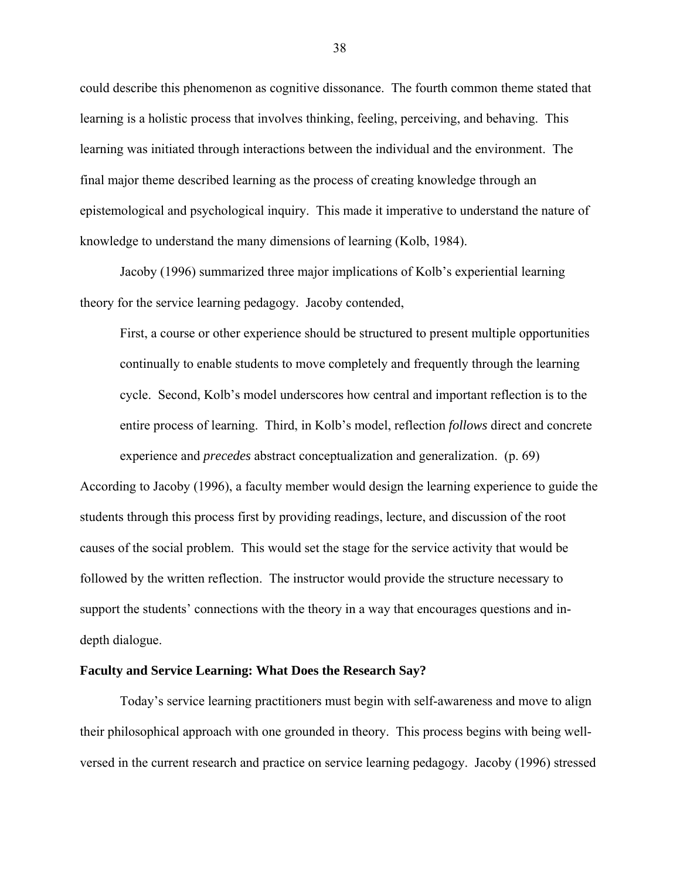could describe this phenomenon as cognitive dissonance. The fourth common theme stated that learning is a holistic process that involves thinking, feeling, perceiving, and behaving. This learning was initiated through interactions between the individual and the environment. The final major theme described learning as the process of creating knowledge through an epistemological and psychological inquiry. This made it imperative to understand the nature of knowledge to understand the many dimensions of learning (Kolb, 1984).

Jacoby (1996) summarized three major implications of Kolb's experiential learning theory for the service learning pedagogy. Jacoby contended,

> First, a course or other experience should be structured to present multiple opportunities continually to enable students to move completely and frequently through the learning cycle. Second, Kolb's model underscores how central and important reflection is to the entire process of learning. Third, in Kolb's model, reflection *follows* direct and concrete experience and *precedes* abstract conceptualization and generalization. (p. 69)

According to Jacoby (1996), a faculty member would design the learning experience to guide the students through this process first by providing readings, lecture, and discussion of the root causes of the social problem. This would set the stage for the service activity that would be followed by the written reflection. The instructor would provide the structure necessary to support the students' connections with the theory in a way that encourages questions and in-depth dialogue.

**Faculty and Service Learning: What Does the Research Say?**

Today's service learning practitioners must begin with self-awareness and move to align their philosophical approach with one grounded in theory. This process begins with being well-versed in the current research and practice on service learning pedagogy. Jacoby (1996) stressed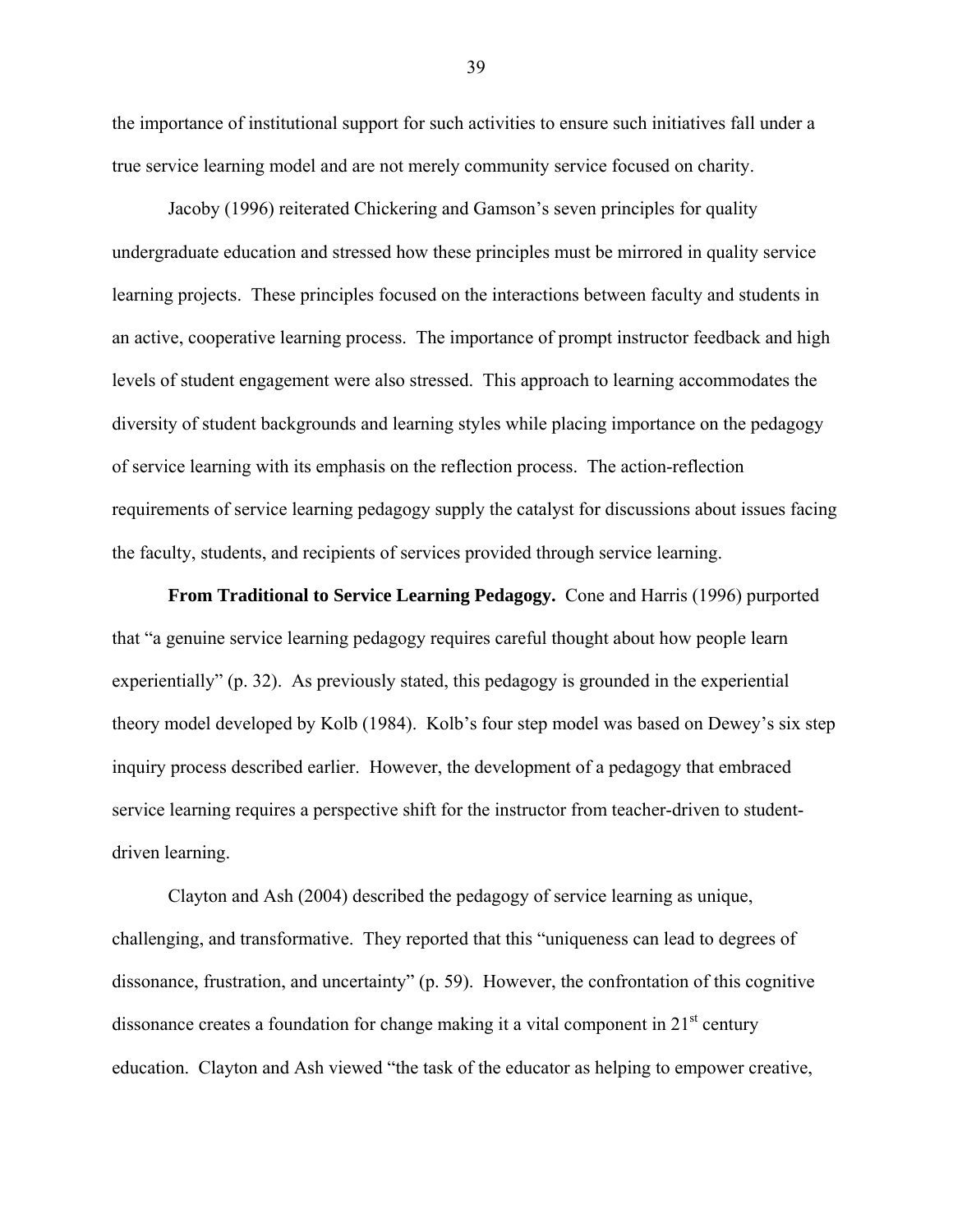the importance of institutional support for such activities to ensure such initiatives fall under a true service learning model and are not merely community service focused on charity.

Jacoby (1996) reiterated Chickering and Gamson's seven principles for quality undergraduate education and stressed how these principles must be mirrored in quality service learning projects. These principles focused on the interactions between faculty and students in an active, cooperative learning process. The importance of prompt instructor feedback and high levels of student engagement were also stressed. This approach to learning accommodates the diversity of student backgrounds and learning styles while placing importance on the pedagogy of service learning with its emphasis on the reflection process. The action-reflection requirements of service learning pedagogy supply the catalyst for discussions about issues facing the faculty, students, and recipients of services provided through service learning.

**From Traditional to Service Learning Pedagogy.** Cone and Harris (1996) purported that "a genuine service learning pedagogy requires careful thought about how people learn experientially" (p. 32). As previously stated, this pedagogy is grounded in the experiential theory model developed by Kolb (1984). Kolb's four step model was based on Dewey's six step inquiry process described earlier. However, the development of a pedagogy that embraced service learning requires a perspective shift for the instructor from teacher-driven to student-driven learning.

Clayton and Ash (2004) described the pedagogy of service learning as unique, challenging, and transformative. They reported that this "uniqueness can lead to degrees of dissonance, frustration, and uncertainty" (p. 59). However, the confrontation of this cognitive dissonance creates a foundation for change making it a vital component in 21st century education. Clayton and Ash viewed "the task of the educator as helping to empower creative,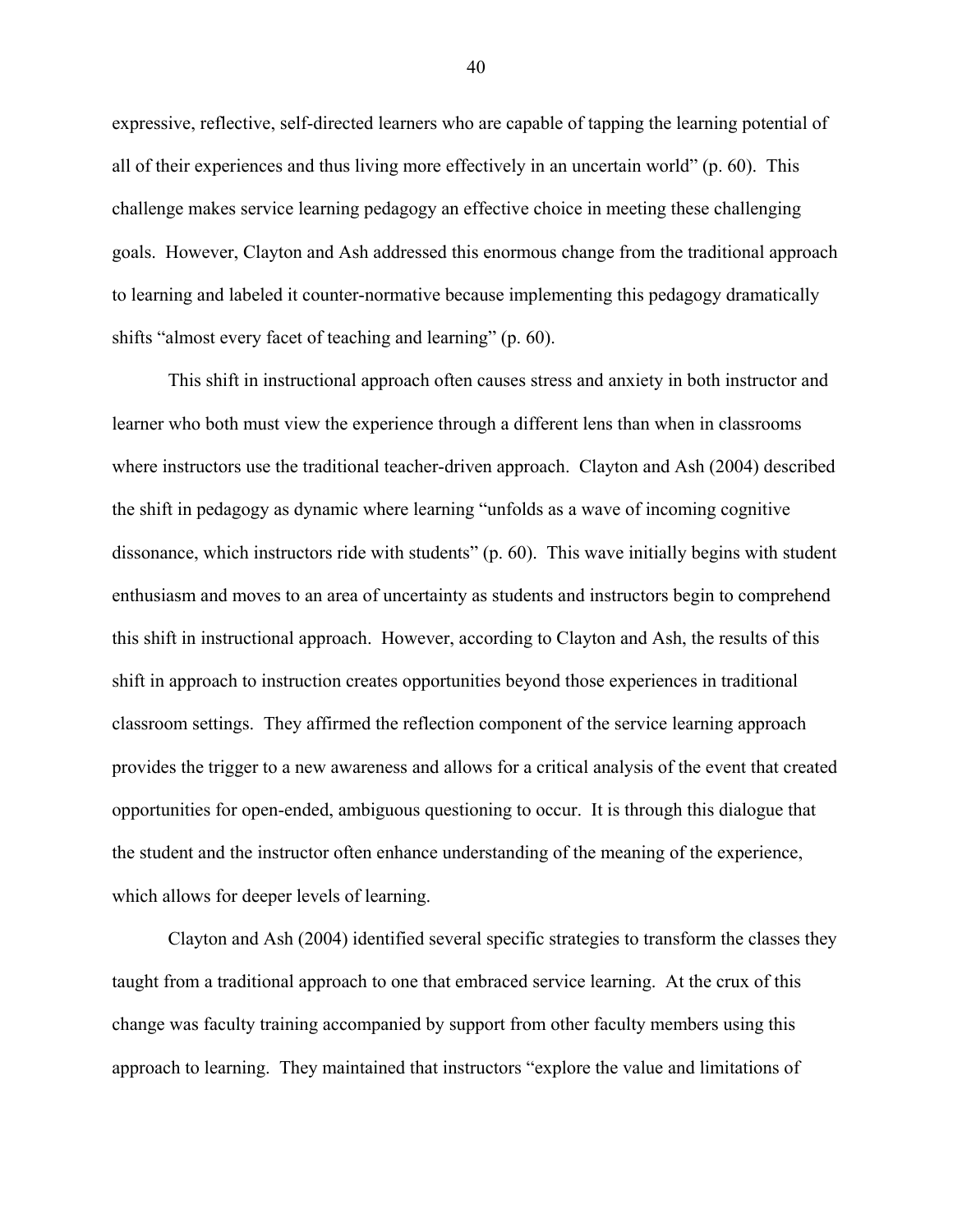expressive, reflective, self-directed learners who are capable of tapping the learning potential of all of their experiences and thus living more effectively in an uncertain world" (p. 60). This challenge makes service learning pedagogy an effective choice in meeting these challenging goals. However, Clayton and Ash addressed this enormous change from the traditional approach to learning and labeled it counter-normative because implementing this pedagogy dramatically shifts "almost every facet of teaching and learning" (p. 60).

This shift in instructional approach often causes stress and anxiety in both instructor and learner who both must view the experience through a different lens than when in classrooms where instructors use the traditional teacher-driven approach. Clayton and Ash (2004) described the shift in pedagogy as dynamic where learning "unfolds as a wave of incoming cognitive dissonance, which instructors ride with students" (p. 60). This wave initially begins with student enthusiasm and moves to an area of uncertainty as students and instructors begin to comprehend this shift in instructional approach. However, according to Clayton and Ash, the results of this shift in approach to instruction creates opportunities beyond those experiences in traditional classroom settings. They affirmed the reflection component of the service learning approach provides the trigger to a new awareness and allows for a critical analysis of the event that created opportunities for open-ended, ambiguous questioning to occur. It is through this dialogue that the student and the instructor often enhance understanding of the meaning of the experience, which allows for deeper levels of learning.

Clayton and Ash (2004) identified several specific strategies to transform the classes they taught from a traditional approach to one that embraced service learning. At the crux of this change was faculty training accompanied by support from other faculty members using this approach to learning. They maintained that instructors "explore the value and limitations of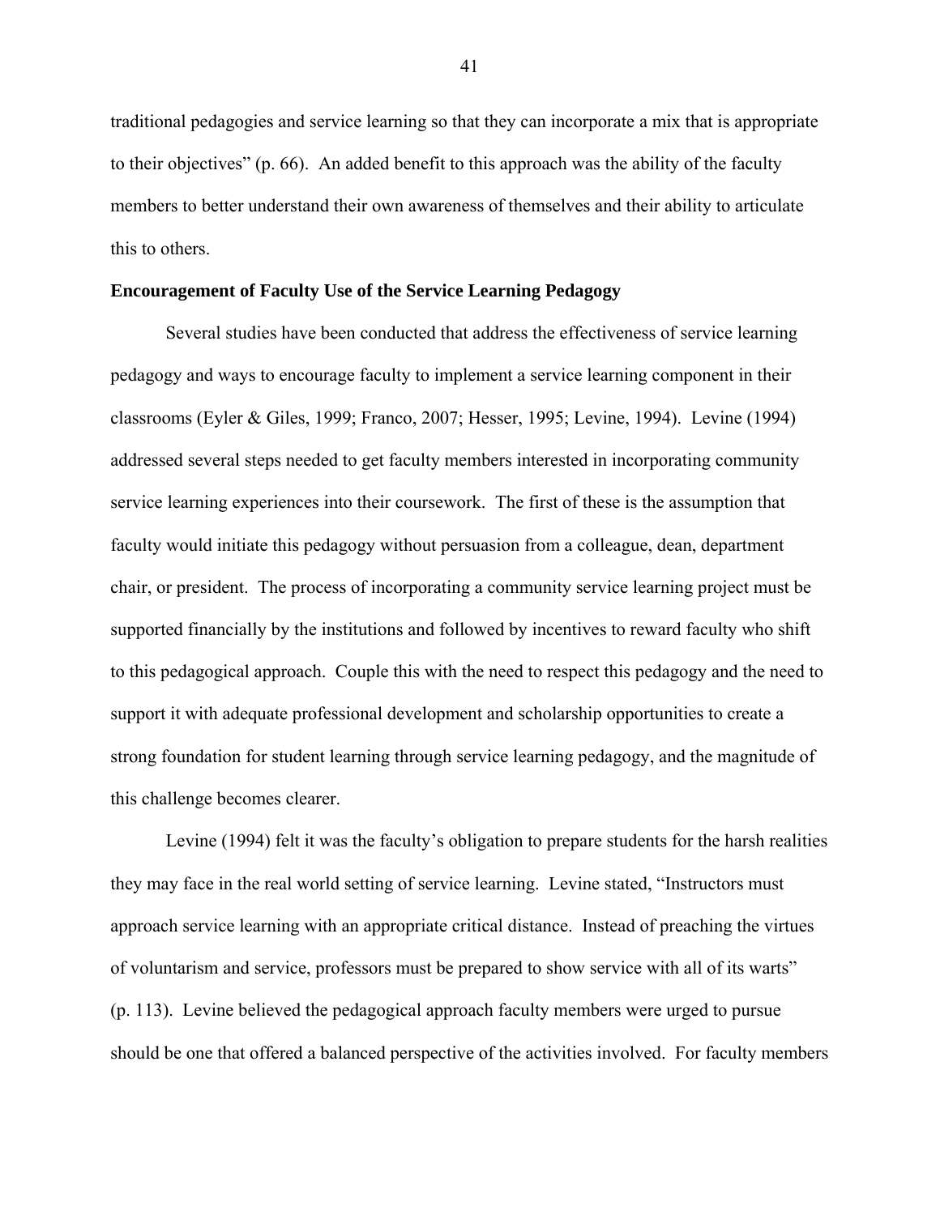traditional pedagogies and service learning so that they can incorporate a mix that is appropriate to their objectives" (p. 66). An added benefit to this approach was the ability of the faculty members to better understand their own awareness of themselves and their ability to articulate this to others.

**Encouragement of Faculty Use of the Service Learning Pedagogy**

Several studies have been conducted that address the effectiveness of service learning pedagogy and ways to encourage faculty to implement a service learning component in their classrooms (Eyler & Giles, 1999; Franco, 2007; Hesser, 1995; Levine, 1994). Levine (1994) addressed several steps needed to get faculty members interested in incorporating community service learning experiences into their coursework. The first of these is the assumption that faculty would initiate this pedagogy without persuasion from a colleague, dean, department chair, or president. The process of incorporating a community service learning project must be supported financially by the institutions and followed by incentives to reward faculty who shift to this pedagogical approach. Couple this with the need to respect this pedagogy and the need to support it with adequate professional development and scholarship opportunities to create a strong foundation for student learning through service learning pedagogy, and the magnitude of this challenge becomes clearer.

Levine (1994) felt it was the faculty's obligation to prepare students for the harsh realities they may face in the real world setting of service learning. Levine stated, "Instructors must approach service learning with an appropriate critical distance. Instead of preaching the virtues of voluntarism and service, professors must be prepared to show service with all of its warts" (p. 113). Levine believed the pedagogical approach faculty members were urged to pursue should be one that offered a balanced perspective of the activities involved. For faculty members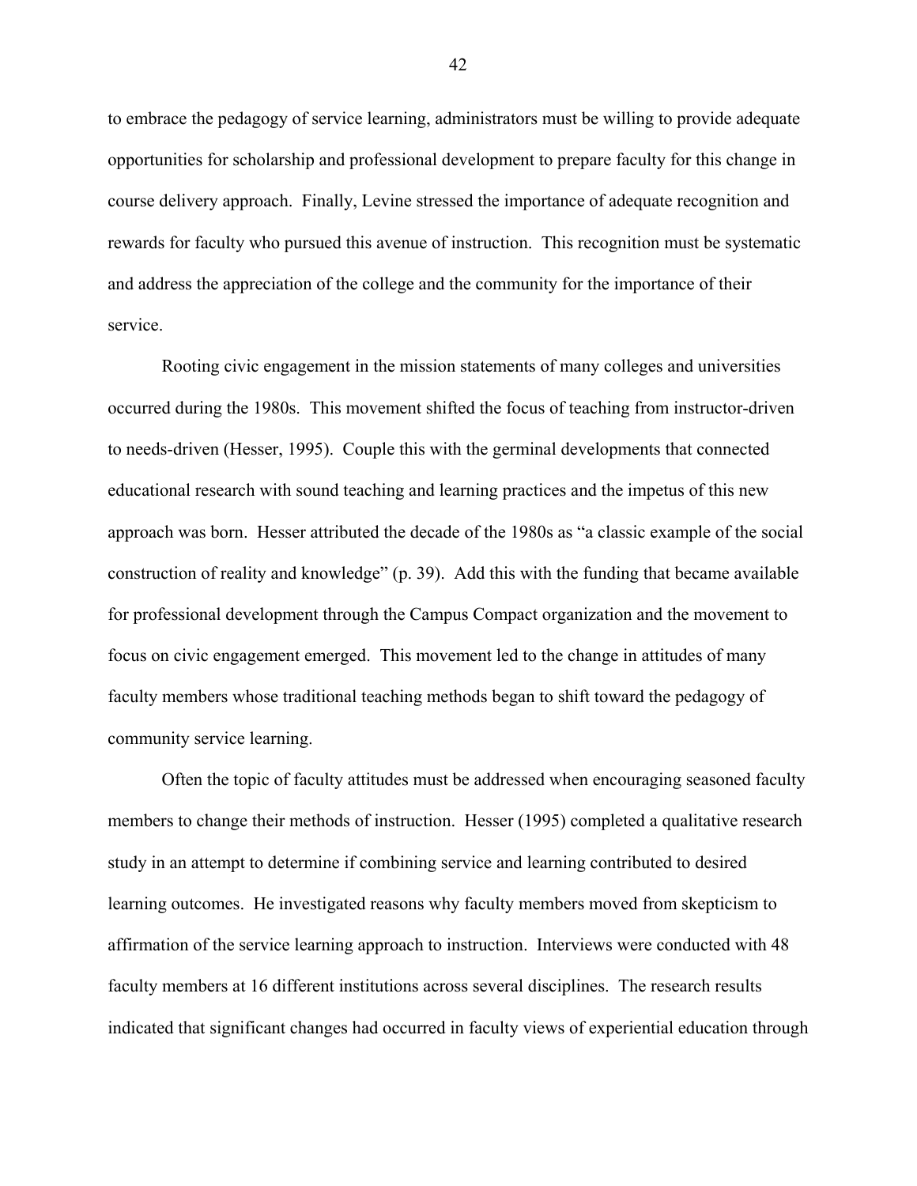to embrace the pedagogy of service learning, administrators must be willing to provide adequate opportunities for scholarship and professional development to prepare faculty for this change in course delivery approach. Finally, Levine stressed the importance of adequate recognition and rewards for faculty who pursued this avenue of instruction. This recognition must be systematic and address the appreciation of the college and the community for the importance of their service.

Rooting civic engagement in the mission statements of many colleges and universities occurred during the 1980s. This movement shifted the focus of teaching from instructor-driven to needs-driven (Hesser, 1995). Couple this with the germinal developments that connected educational research with sound teaching and learning practices and the impetus of this new approach was born. Hesser attributed the decade of the 1980s as "a classic example of the social construction of reality and knowledge" (p. 39). Add this with the funding that became available for professional development through the Campus Compact organization and the movement to focus on civic engagement emerged. This movement led to the change in attitudes of many faculty members whose traditional teaching methods began to shift toward the pedagogy of community service learning.

Often the topic of faculty attitudes must be addressed when encouraging seasoned faculty members to change their methods of instruction. Hesser (1995) completed a qualitative research study in an attempt to determine if combining service and learning contributed to desired learning outcomes. He investigated reasons why faculty members moved from skepticism to affirmation of the service learning approach to instruction. Interviews were conducted with 48 faculty members at 16 different institutions across several disciplines. The research results indicated that significant changes had occurred in faculty views of experiential education through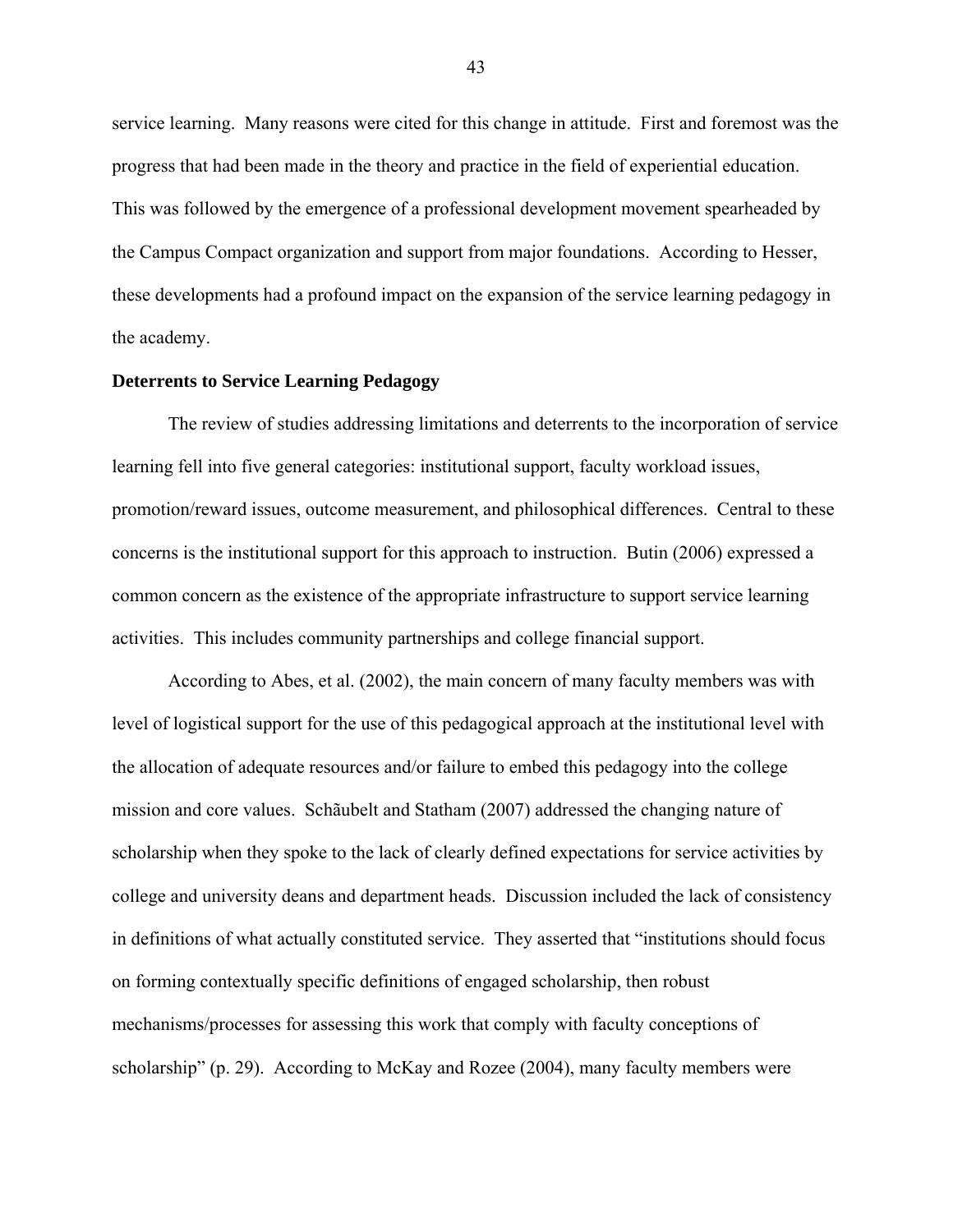service learning. Many reasons were cited for this change in attitude. First and foremost was the progress that had been made in the theory and practice in the field of experiential education. This was followed by the emergence of a professional development movement spearheaded by the Campus Compact organization and support from major foundations. According to Hesser, these developments had a profound impact on the expansion of the service learning pedagogy in the academy.

**Deterrents to Service Learning Pedagogy**

The review of studies addressing limitations and deterrents to the incorporation of service learning fell into five general categories: institutional support, faculty workload issues, promotion/reward issues, outcome measurement, and philosophical differences. Central to these concerns is the institutional support for this approach to instruction. Butin (2006) expressed a common concern as the existence of the appropriate infrastructure to support service learning activities. This includes community partnerships and college financial support.

According to Abes, et al. (2002), the main concern of many faculty members was with level of logistical support for the use of this pedagogical approach at the institutional level with the allocation of adequate resources and/or failure to embed this pedagogy into the college mission and core values. Schãubelt and Statham (2007) addressed the changing nature of scholarship when they spoke to the lack of clearly defined expectations for service activities by college and university deans and department heads. Discussion included the lack of consistency in definitions of what actually constituted service. They asserted that "institutions should focus on forming contextually specific definitions of engaged scholarship, then robust mechanisms/processes for assessing this work that comply with faculty conceptions of scholarship" (p. 29). According to McKay and Rozee (2004), many faculty members were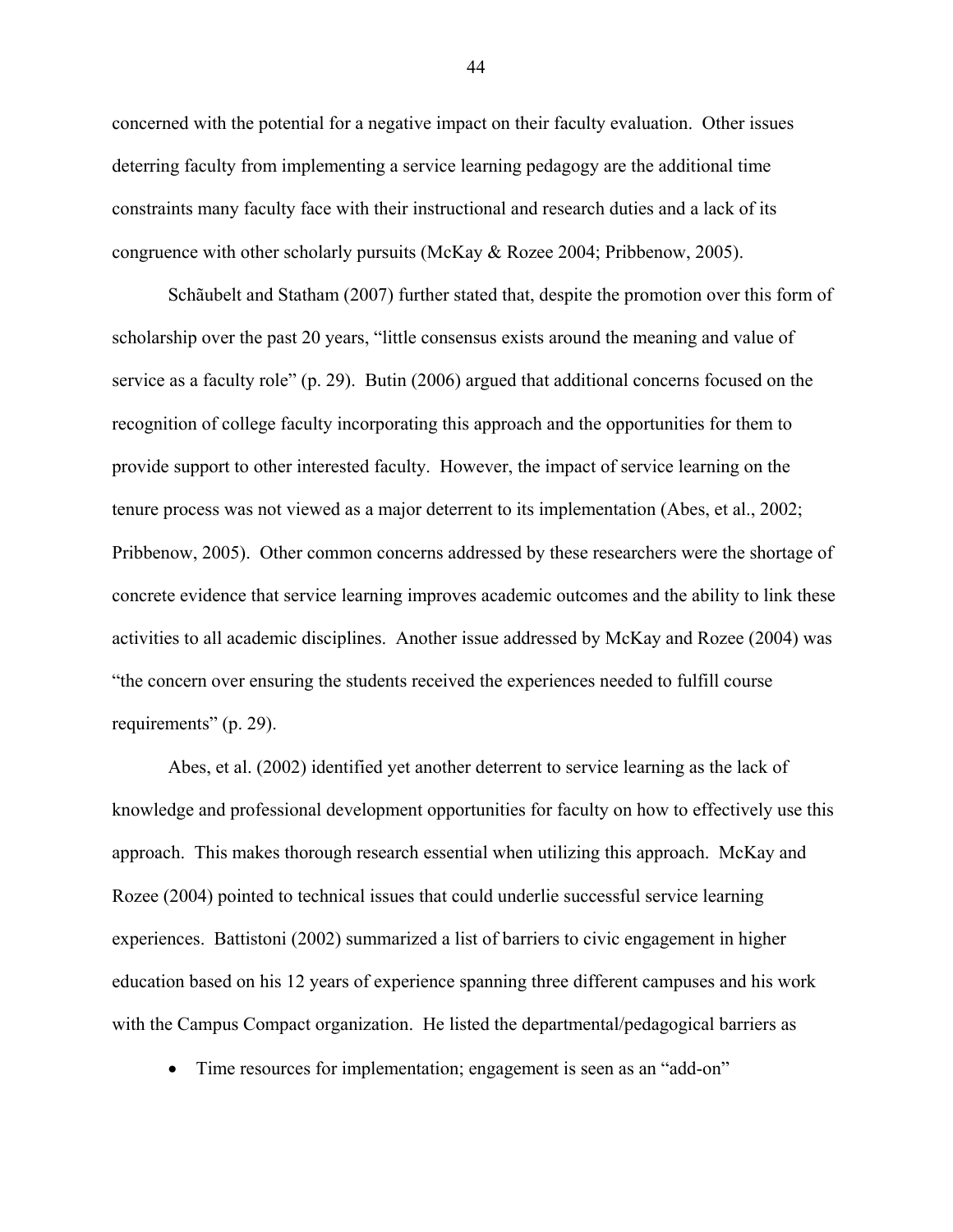concerned with the potential for a negative impact on their faculty evaluation. Other issues deterring faculty from implementing a service learning pedagogy are the additional time constraints many faculty face with their instructional and research duties and a lack of its congruence with other scholarly pursuits (McKay & Rozee 2004; Pribbenow, 2005).

Schãubelt and Statham (2007) further stated that, despite the promotion over this form of scholarship over the past 20 years, "little consensus exists around the meaning and value of service as a faculty role" (p. 29). Butin (2006) argued that additional concerns focused on the recognition of college faculty incorporating this approach and the opportunities for them to provide support to other interested faculty. However, the impact of service learning on the tenure process was not viewed as a major deterrent to its implementation (Abes, et al., 2002; Pribbenow, 2005). Other common concerns addressed by these researchers were the shortage of concrete evidence that service learning improves academic outcomes and the ability to link these activities to all academic disciplines. Another issue addressed by McKay and Rozee (2004) was "the concern over ensuring the students received the experiences needed to fulfill course requirements" (p. 29).

Abes, et al. (2002) identified yet another deterrent to service learning as the lack of knowledge and professional development opportunities for faculty on how to effectively use this approach. This makes thorough research essential when utilizing this approach. McKay and Rozee (2004) pointed to technical issues that could underlie successful service learning experiences. Battistoni (2002) summarized a list of barriers to civic engagement in higher education based on his 12 years of experience spanning three different campuses and his work with the Campus Compact organization. He listed the departmental/pedagogical barriers as

- Time resources for implementation; engagement is seen as an "add-on"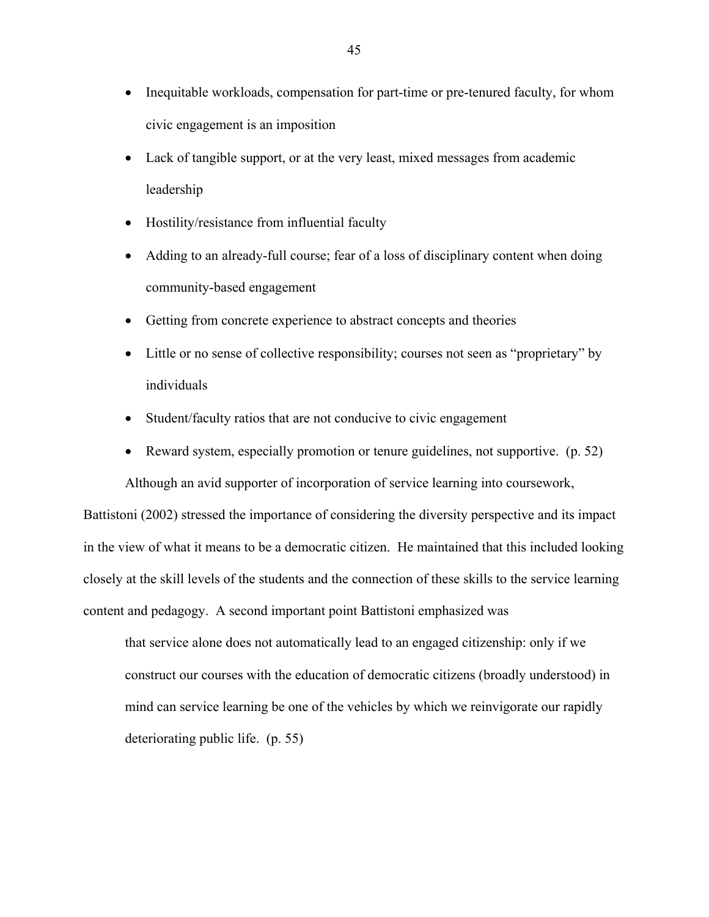- Inequitable workloads, compensation for part-time or pre-tenured faculty, for whom civic engagement is an imposition
- Lack of tangible support, or at the very least, mixed messages from academic leadership
- Hostility/resistance from influential faculty
- Adding to an already-full course; fear of a loss of disciplinary content when doing community-based engagement
- Getting from concrete experience to abstract concepts and theories
- Little or no sense of collective responsibility; courses not seen as "proprietary" by individuals
- Student/faculty ratios that are not conducive to civic engagement
- Reward system, especially promotion or tenure guidelines, not supportive. (p. 52)

Although an avid supporter of incorporation of service learning into coursework, Battistoni (2002) stressed the importance of considering the diversity perspective and its impact in the view of what it means to be a democratic citizen. He maintained that this included looking closely at the skill levels of the students and the connection of these skills to the service learning content and pedagogy. A second important point Battistoni emphasized was

> that service alone does not automatically lead to an engaged citizenship: only if we construct our courses with the education of democratic citizens (broadly understood) in mind can service learning be one of the vehicles by which we reinvigorate our rapidly deteriorating public life. (p. 55)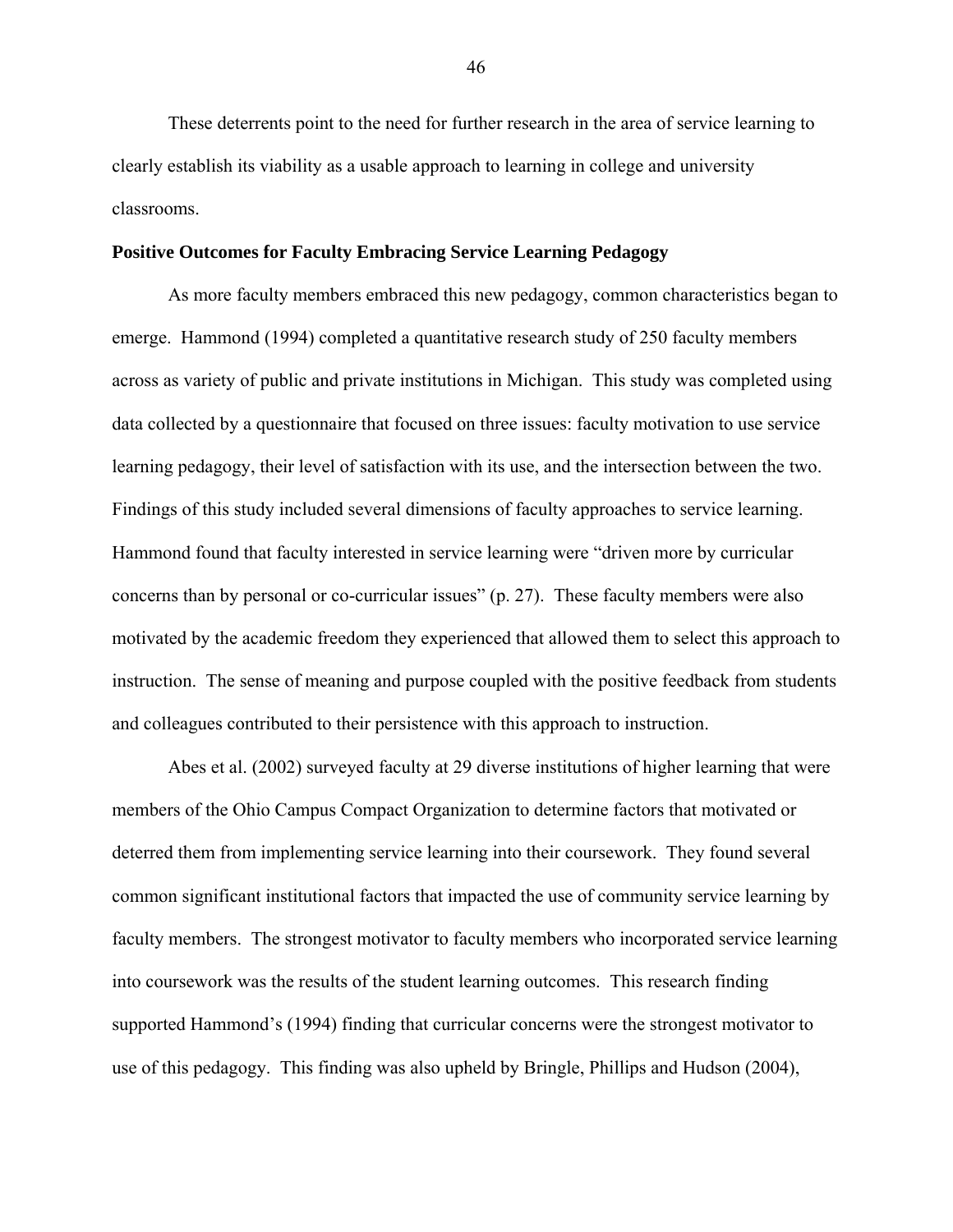These deterrents point to the need for further research in the area of service learning to clearly establish its viability as a usable approach to learning in college and university classrooms.

**Positive Outcomes for Faculty Embracing Service Learning Pedagogy**

As more faculty members embraced this new pedagogy, common characteristics began to emerge. Hammond (1994) completed a quantitative research study of 250 faculty members across as variety of public and private institutions in Michigan. This study was completed using data collected by a questionnaire that focused on three issues: faculty motivation to use service learning pedagogy, their level of satisfaction with its use, and the intersection between the two. Findings of this study included several dimensions of faculty approaches to service learning. Hammond found that faculty interested in service learning were "driven more by curricular concerns than by personal or co-curricular issues" (p. 27). These faculty members were also motivated by the academic freedom they experienced that allowed them to select this approach to instruction. The sense of meaning and purpose coupled with the positive feedback from students and colleagues contributed to their persistence with this approach to instruction.

Abes et al. (2002) surveyed faculty at 29 diverse institutions of higher learning that were members of the Ohio Campus Compact Organization to determine factors that motivated or deterred them from implementing service learning into their coursework. They found several common significant institutional factors that impacted the use of community service learning by faculty members. The strongest motivator to faculty members who incorporated service learning into coursework was the results of the student learning outcomes. This research finding supported Hammond's (1994) finding that curricular concerns were the strongest motivator to use of this pedagogy. This finding was also upheld by Bringle, Phillips and Hudson (2004),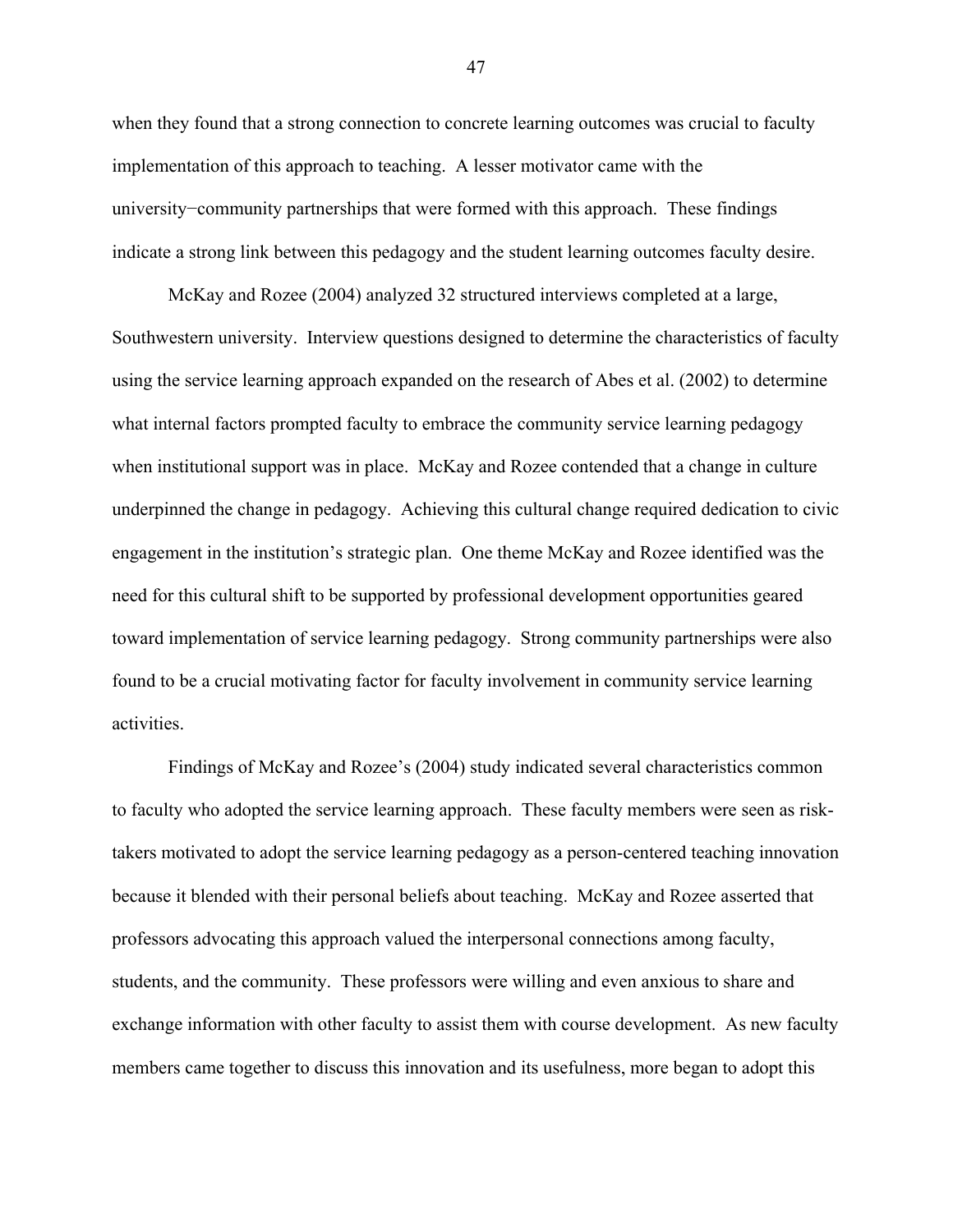when they found that a strong connection to concrete learning outcomes was crucial to faculty implementation of this approach to teaching. A lesser motivator came with the university−community partnerships that were formed with this approach. These findings indicate a strong link between this pedagogy and the student learning outcomes faculty desire.

McKay and Rozee (2004) analyzed 32 structured interviews completed at a large, Southwestern university. Interview questions designed to determine the characteristics of faculty using the service learning approach expanded on the research of Abes et al. (2002) to determine what internal factors prompted faculty to embrace the community service learning pedagogy when institutional support was in place. McKay and Rozee contended that a change in culture underpinned the change in pedagogy. Achieving this cultural change required dedication to civic engagement in the institution's strategic plan. One theme McKay and Rozee identified was the need for this cultural shift to be supported by professional development opportunities geared toward implementation of service learning pedagogy. Strong community partnerships were also found to be a crucial motivating factor for faculty involvement in community service learning activities.

Findings of McKay and Rozee's (2004) study indicated several characteristics common to faculty who adopted the service learning approach. These faculty members were seen as risk-takers motivated to adopt the service learning pedagogy as a person-centered teaching innovation because it blended with their personal beliefs about teaching. McKay and Rozee asserted that professors advocating this approach valued the interpersonal connections among faculty, students, and the community. These professors were willing and even anxious to share and exchange information with other faculty to assist them with course development. As new faculty members came together to discuss this innovation and its usefulness, more began to adopt this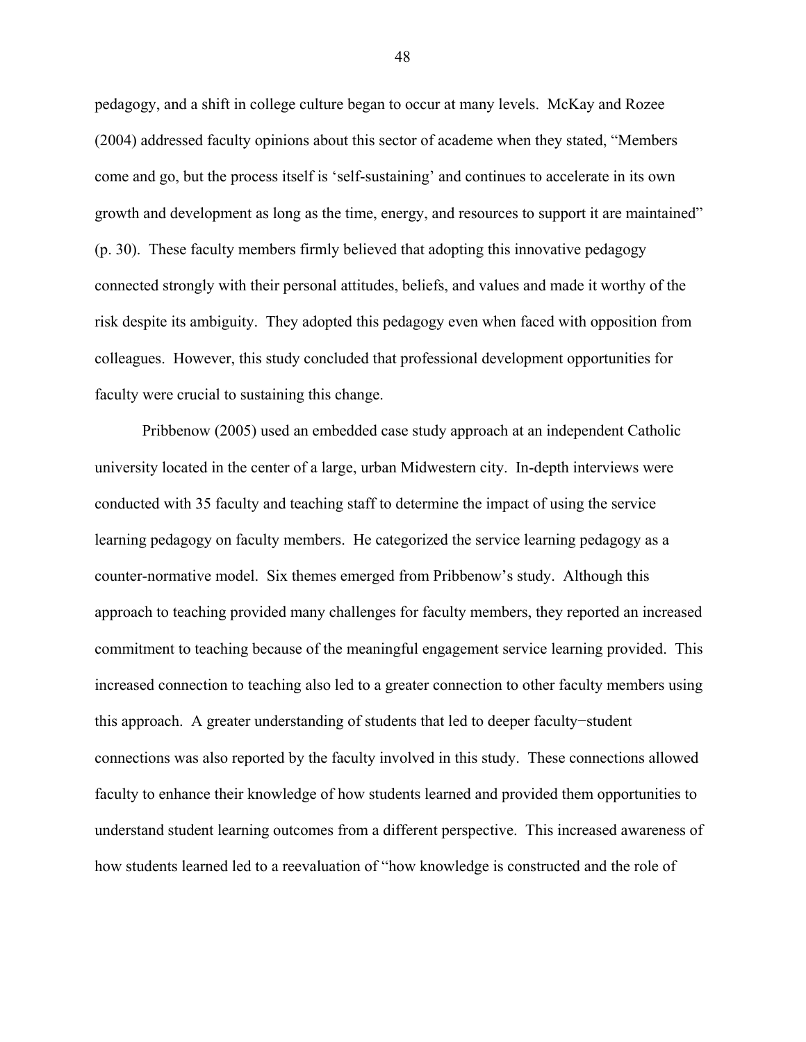pedagogy, and a shift in college culture began to occur at many levels. McKay and Rozee (2004) addressed faculty opinions about this sector of academe when they stated, "Members come and go, but the process itself is 'self-sustaining' and continues to accelerate in its own growth and development as long as the time, energy, and resources to support it are maintained" (p. 30). These faculty members firmly believed that adopting this innovative pedagogy connected strongly with their personal attitudes, beliefs, and values and made it worthy of the risk despite its ambiguity. They adopted this pedagogy even when faced with opposition from colleagues. However, this study concluded that professional development opportunities for faculty were crucial to sustaining this change.

Pribbenow (2005) used an embedded case study approach at an independent Catholic university located in the center of a large, urban Midwestern city. In-depth interviews were conducted with 35 faculty and teaching staff to determine the impact of using the service learning pedagogy on faculty members. He categorized the service learning pedagogy as a counter-normative model. Six themes emerged from Pribbenow's study. Although this approach to teaching provided many challenges for faculty members, they reported an increased commitment to teaching because of the meaningful engagement service learning provided. This increased connection to teaching also led to a greater connection to other faculty members using this approach. A greater understanding of students that led to deeper faculty−student connections was also reported by the faculty involved in this study. These connections allowed faculty to enhance their knowledge of how students learned and provided them opportunities to understand student learning outcomes from a different perspective. This increased awareness of how students learned led to a reevaluation of "how knowledge is constructed and the role of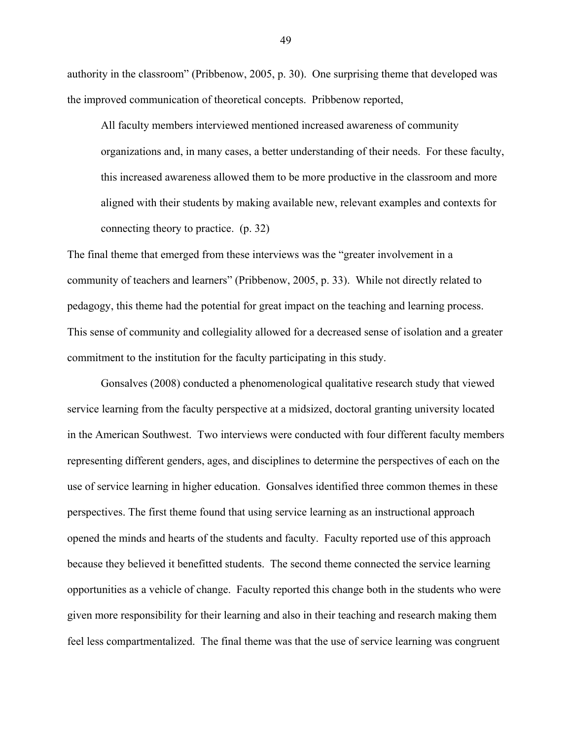authority in the classroom" (Pribbenow, 2005, p. 30). One surprising theme that developed was the improved communication of theoretical concepts. Pribbenow reported,

> All faculty members interviewed mentioned increased awareness of community organizations and, in many cases, a better understanding of their needs. For these faculty, this increased awareness allowed them to be more productive in the classroom and more aligned with their students by making available new, relevant examples and contexts for connecting theory to practice. (p. 32)

The final theme that emerged from these interviews was the "greater involvement in a community of teachers and learners" (Pribbenow, 2005, p. 33). While not directly related to pedagogy, this theme had the potential for great impact on the teaching and learning process. This sense of community and collegiality allowed for a decreased sense of isolation and a greater commitment to the institution for the faculty participating in this study.

Gonsalves (2008) conducted a phenomenological qualitative research study that viewed service learning from the faculty perspective at a midsized, doctoral granting university located in the American Southwest. Two interviews were conducted with four different faculty members representing different genders, ages, and disciplines to determine the perspectives of each on the use of service learning in higher education. Gonsalves identified three common themes in these perspectives. The first theme found that using service learning as an instructional approach opened the minds and hearts of the students and faculty. Faculty reported use of this approach because they believed it benefitted students. The second theme connected the service learning opportunities as a vehicle of change. Faculty reported this change both in the students who were given more responsibility for their learning and also in their teaching and research making them feel less compartmentalized. The final theme was that the use of service learning was congruent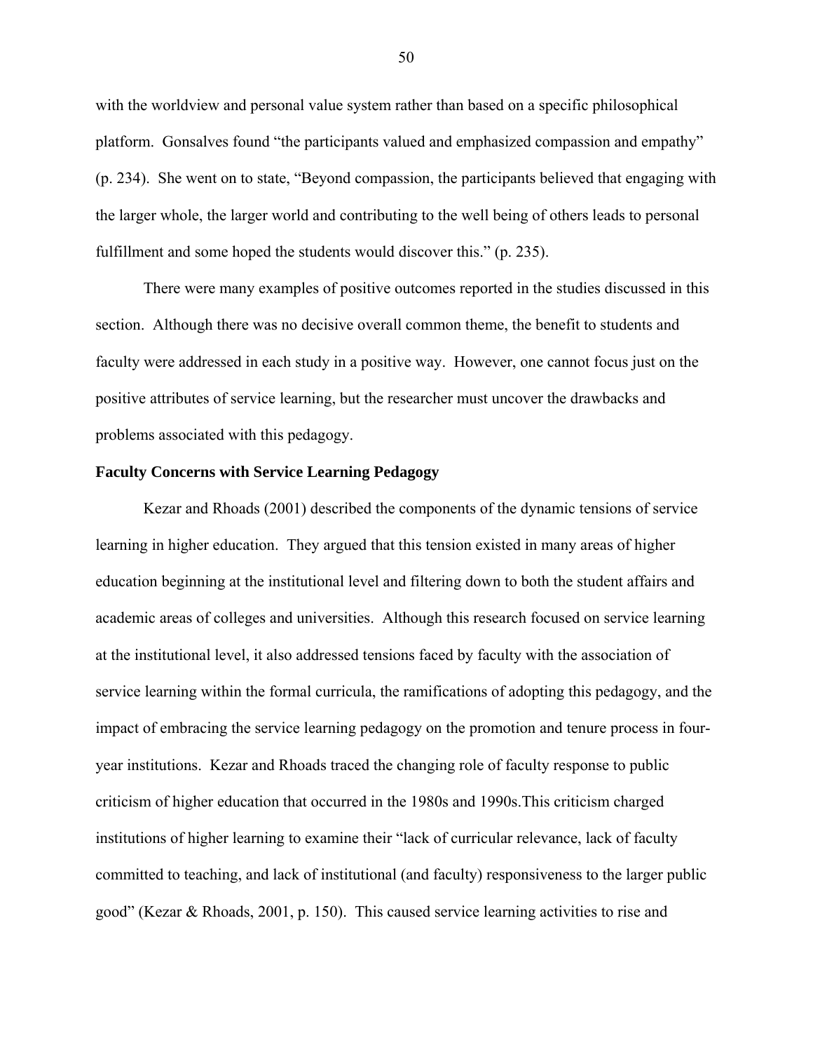with the worldview and personal value system rather than based on a specific philosophical platform. Gonsalves found "the participants valued and emphasized compassion and empathy" (p. 234). She went on to state, "Beyond compassion, the participants believed that engaging with the larger whole, the larger world and contributing to the well being of others leads to personal fulfillment and some hoped the students would discover this." (p. 235).

There were many examples of positive outcomes reported in the studies discussed in this section. Although there was no decisive overall common theme, the benefit to students and faculty were addressed in each study in a positive way. However, one cannot focus just on the positive attributes of service learning, but the researcher must uncover the drawbacks and problems associated with this pedagogy.

**Faculty Concerns with Service Learning Pedagogy**

Kezar and Rhoads (2001) described the components of the dynamic tensions of service learning in higher education. They argued that this tension existed in many areas of higher education beginning at the institutional level and filtering down to both the student affairs and academic areas of colleges and universities. Although this research focused on service learning at the institutional level, it also addressed tensions faced by faculty with the association of service learning within the formal curricula, the ramifications of adopting this pedagogy, and the impact of embracing the service learning pedagogy on the promotion and tenure process in four-year institutions. Kezar and Rhoads traced the changing role of faculty response to public criticism of higher education that occurred in the 1980s and 1990s.This criticism charged institutions of higher learning to examine their "lack of curricular relevance, lack of faculty committed to teaching, and lack of institutional (and faculty) responsiveness to the larger public good" (Kezar & Rhoads, 2001, p. 150). This caused service learning activities to rise and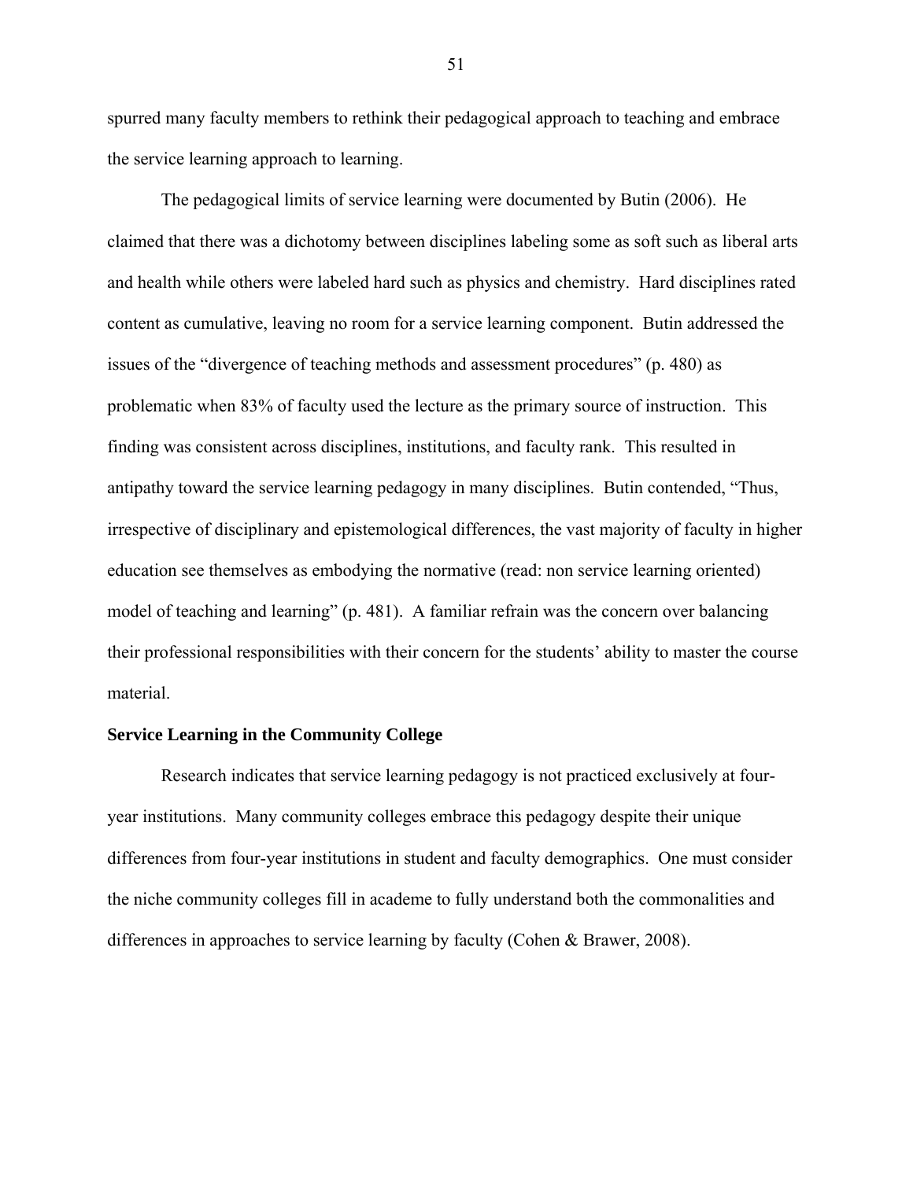spurred many faculty members to rethink their pedagogical approach to teaching and embrace the service learning approach to learning.

The pedagogical limits of service learning were documented by Butin (2006). He claimed that there was a dichotomy between disciplines labeling some as soft such as liberal arts and health while others were labeled hard such as physics and chemistry. Hard disciplines rated content as cumulative, leaving no room for a service learning component. Butin addressed the issues of the "divergence of teaching methods and assessment procedures" (p. 480) as problematic when 83% of faculty used the lecture as the primary source of instruction. This finding was consistent across disciplines, institutions, and faculty rank. This resulted in antipathy toward the service learning pedagogy in many disciplines. Butin contended, "Thus, irrespective of disciplinary and epistemological differences, the vast majority of faculty in higher education see themselves as embodying the normative (read: non service learning oriented) model of teaching and learning" (p. 481). A familiar refrain was the concern over balancing their professional responsibilities with their concern for the students' ability to master the course material.

**Service Learning in the Community College**

Research indicates that service learning pedagogy is not practiced exclusively at four-year institutions. Many community colleges embrace this pedagogy despite their unique differences from four-year institutions in student and faculty demographics. One must consider the niche community colleges fill in academe to fully understand both the commonalities and differences in approaches to service learning by faculty (Cohen & Brawer, 2008).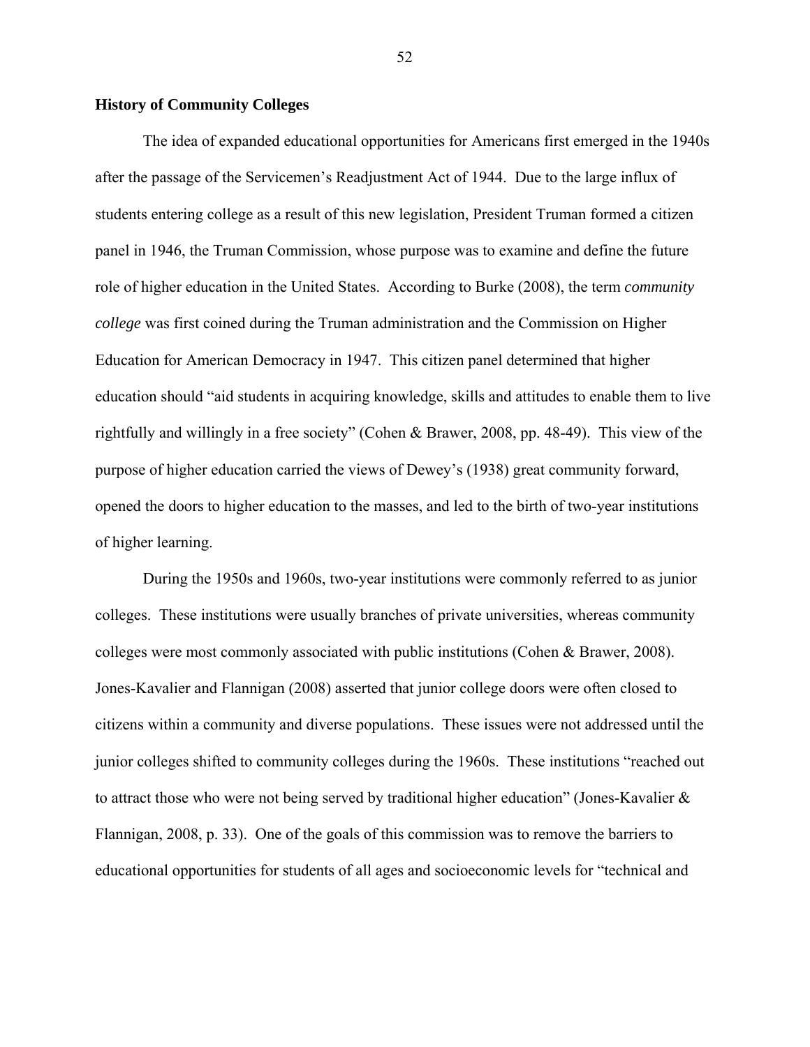**History of Community Colleges**

The idea of expanded educational opportunities for Americans first emerged in the 1940s after the passage of the Servicemen's Readjustment Act of 1944. Due to the large influx of students entering college as a result of this new legislation, President Truman formed a citizen panel in 1946, the Truman Commission, whose purpose was to examine and define the future role of higher education in the United States. According to Burke (2008), the term *community college* was first coined during the Truman administration and the Commission on Higher Education for American Democracy in 1947. This citizen panel determined that higher education should "aid students in acquiring knowledge, skills and attitudes to enable them to live rightfully and willingly in a free society" (Cohen & Brawer, 2008, pp. 48-49). This view of the purpose of higher education carried the views of Dewey's (1938) great community forward, opened the doors to higher education to the masses, and led to the birth of two-year institutions of higher learning.

During the 1950s and 1960s, two-year institutions were commonly referred to as junior colleges. These institutions were usually branches of private universities, whereas community colleges were most commonly associated with public institutions (Cohen & Brawer, 2008). Jones-Kavalier and Flannigan (2008) asserted that junior college doors were often closed to citizens within a community and diverse populations. These issues were not addressed until the junior colleges shifted to community colleges during the 1960s. These institutions "reached out to attract those who were not being served by traditional higher education" (Jones-Kavalier & Flannigan, 2008, p. 33). One of the goals of this commission was to remove the barriers to educational opportunities for students of all ages and socioeconomic levels for "technical and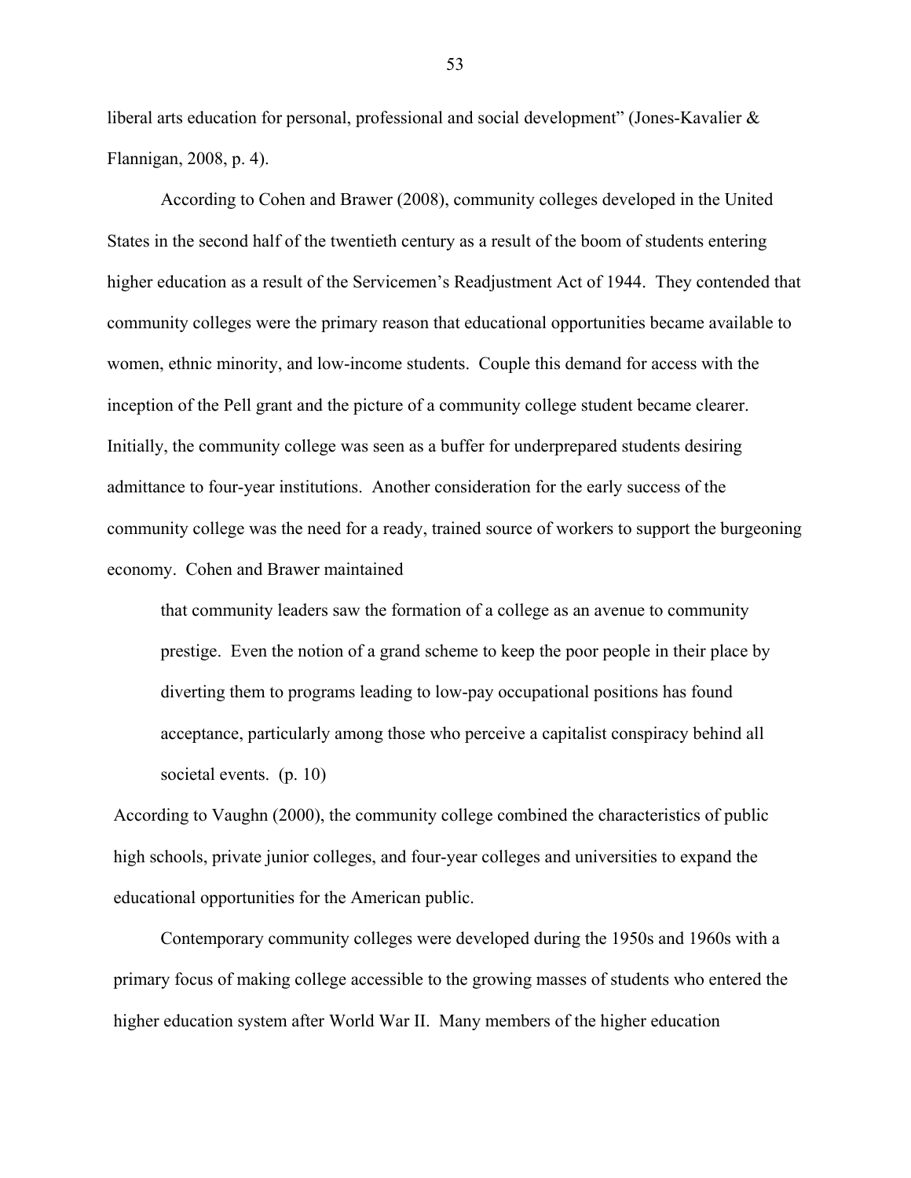liberal arts education for personal, professional and social development" (Jones-Kavalier & Flannigan, 2008, p. 4).

According to Cohen and Brawer (2008), community colleges developed in the United States in the second half of the twentieth century as a result of the boom of students entering higher education as a result of the Servicemen's Readjustment Act of 1944. They contended that community colleges were the primary reason that educational opportunities became available to women, ethnic minority, and low-income students. Couple this demand for access with the inception of the Pell grant and the picture of a community college student became clearer. Initially, the community college was seen as a buffer for underprepared students desiring admittance to four-year institutions. Another consideration for the early success of the community college was the need for a ready, trained source of workers to support the burgeoning economy. Cohen and Brawer maintained

> that community leaders saw the formation of a college as an avenue to community prestige. Even the notion of a grand scheme to keep the poor people in their place by diverting them to programs leading to low-pay occupational positions has found acceptance, particularly among those who perceive a capitalist conspiracy behind all societal events. (p. 10)

According to Vaughn (2000), the community college combined the characteristics of public high schools, private junior colleges, and four-year colleges and universities to expand the educational opportunities for the American public.

Contemporary community colleges were developed during the 1950s and 1960s with a primary focus of making college accessible to the growing masses of students who entered the higher education system after World War II. Many members of the higher education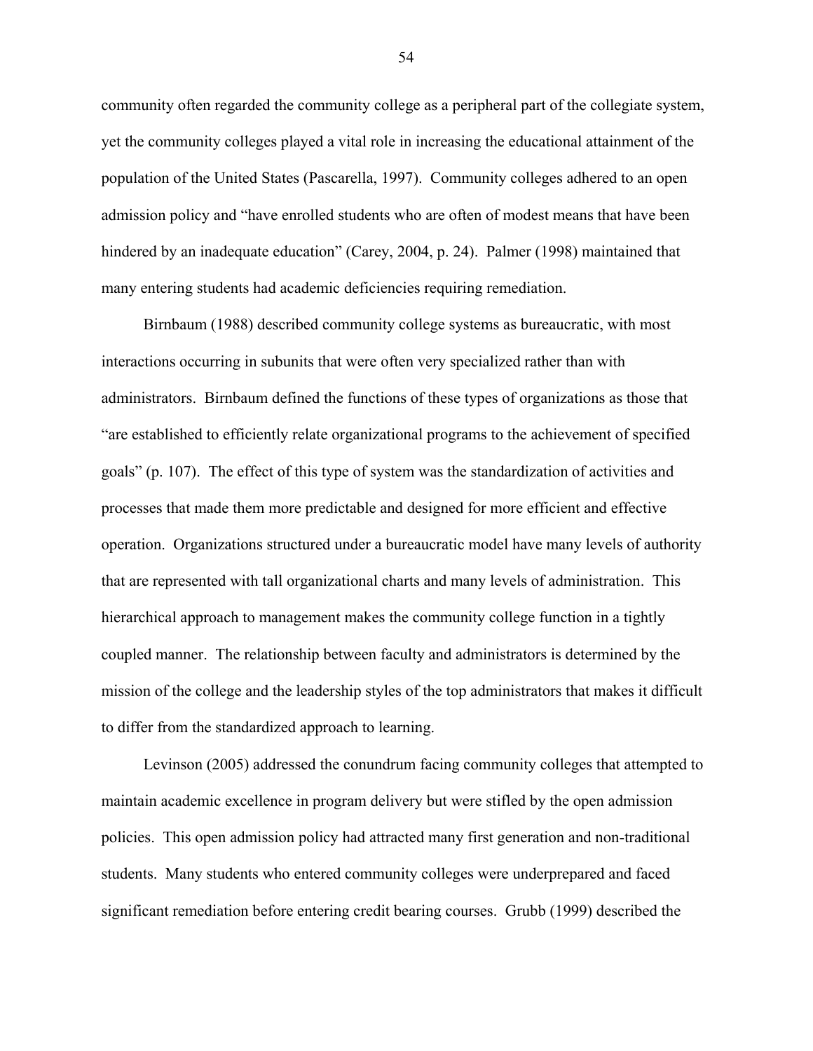community often regarded the community college as a peripheral part of the collegiate system, yet the community colleges played a vital role in increasing the educational attainment of the population of the United States (Pascarella, 1997). Community colleges adhered to an open admission policy and "have enrolled students who are often of modest means that have been hindered by an inadequate education" (Carey, 2004, p. 24). Palmer (1998) maintained that many entering students had academic deficiencies requiring remediation.

Birnbaum (1988) described community college systems as bureaucratic, with most interactions occurring in subunits that were often very specialized rather than with administrators. Birnbaum defined the functions of these types of organizations as those that "are established to efficiently relate organizational programs to the achievement of specified goals" (p. 107). The effect of this type of system was the standardization of activities and processes that made them more predictable and designed for more efficient and effective operation. Organizations structured under a bureaucratic model have many levels of authority that are represented with tall organizational charts and many levels of administration. This hierarchical approach to management makes the community college function in a tightly coupled manner. The relationship between faculty and administrators is determined by the mission of the college and the leadership styles of the top administrators that makes it difficult to differ from the standardized approach to learning.

Levinson (2005) addressed the conundrum facing community colleges that attempted to maintain academic excellence in program delivery but were stifled by the open admission policies. This open admission policy had attracted many first generation and non-traditional students. Many students who entered community colleges were underprepared and faced significant remediation before entering credit bearing courses. Grubb (1999) described the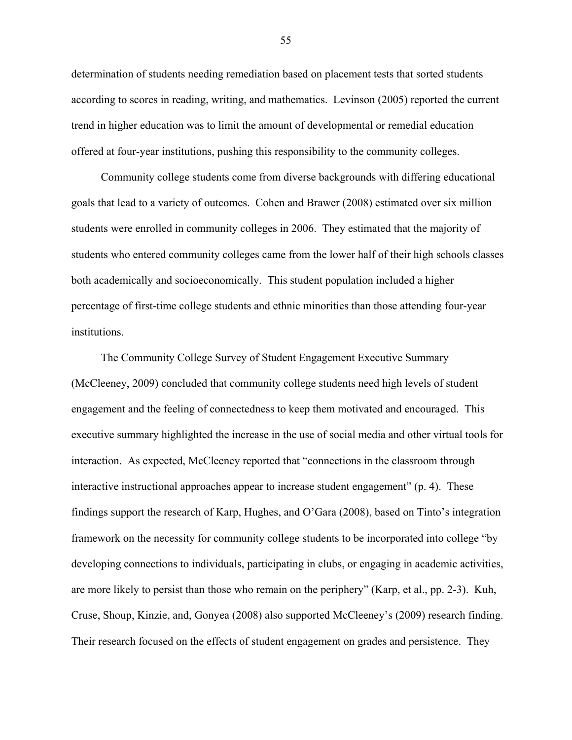determination of students needing remediation based on placement tests that sorted students according to scores in reading, writing, and mathematics. Levinson (2005) reported the current trend in higher education was to limit the amount of developmental or remedial education offered at four-year institutions, pushing this responsibility to the community colleges.

Community college students come from diverse backgrounds with differing educational goals that lead to a variety of outcomes. Cohen and Brawer (2008) estimated over six million students were enrolled in community colleges in 2006. They estimated that the majority of students who entered community colleges came from the lower half of their high schools classes both academically and socioeconomically. This student population included a higher percentage of first-time college students and ethnic minorities than those attending four-year institutions.

The Community College Survey of Student Engagement Executive Summary (McCleeney, 2009) concluded that community college students need high levels of student engagement and the feeling of connectedness to keep them motivated and encouraged. This executive summary highlighted the increase in the use of social media and other virtual tools for interaction. As expected, McCleeney reported that "connections in the classroom through interactive instructional approaches appear to increase student engagement" (p. 4). These findings support the research of Karp, Hughes, and O'Gara (2008), based on Tinto's integration framework on the necessity for community college students to be incorporated into college "by developing connections to individuals, participating in clubs, or engaging in academic activities, are more likely to persist than those who remain on the periphery" (Karp, et al., pp. 2-3). Kuh, Cruse, Shoup, Kinzie, and, Gonyea (2008) also supported McCleeney's (2009) research finding. Their research focused on the effects of student engagement on grades and persistence. They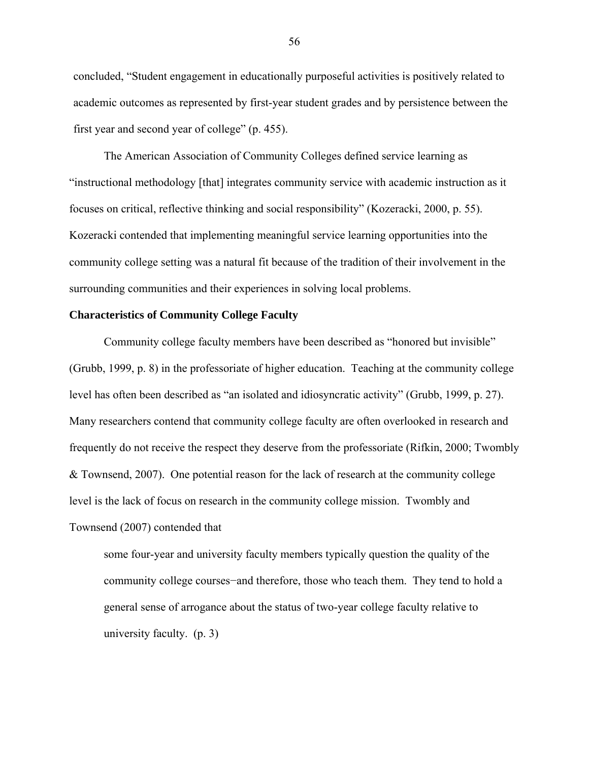concluded, "Student engagement in educationally purposeful activities is positively related to academic outcomes as represented by first-year student grades and by persistence between the first year and second year of college" (p. 455).

The American Association of Community Colleges defined service learning as "instructional methodology [that] integrates community service with academic instruction as it focuses on critical, reflective thinking and social responsibility" (Kozeracki, 2000, p. 55). Kozeracki contended that implementing meaningful service learning opportunities into the community college setting was a natural fit because of the tradition of their involvement in the surrounding communities and their experiences in solving local problems.

**Characteristics of Community College Faculty**

Community college faculty members have been described as "honored but invisible" (Grubb, 1999, p. 8) in the professoriate of higher education. Teaching at the community college level has often been described as "an isolated and idiosyncratic activity" (Grubb, 1999, p. 27). Many researchers contend that community college faculty are often overlooked in research and frequently do not receive the respect they deserve from the professoriate (Rifkin, 2000; Twombly & Townsend, 2007). One potential reason for the lack of research at the community college level is the lack of focus on research in the community college mission. Twombly and Townsend (2007) contended that

> some four-year and university faculty members typically question the quality of the community college courses−and therefore, those who teach them. They tend to hold a general sense of arrogance about the status of two-year college faculty relative to university faculty. (p. 3)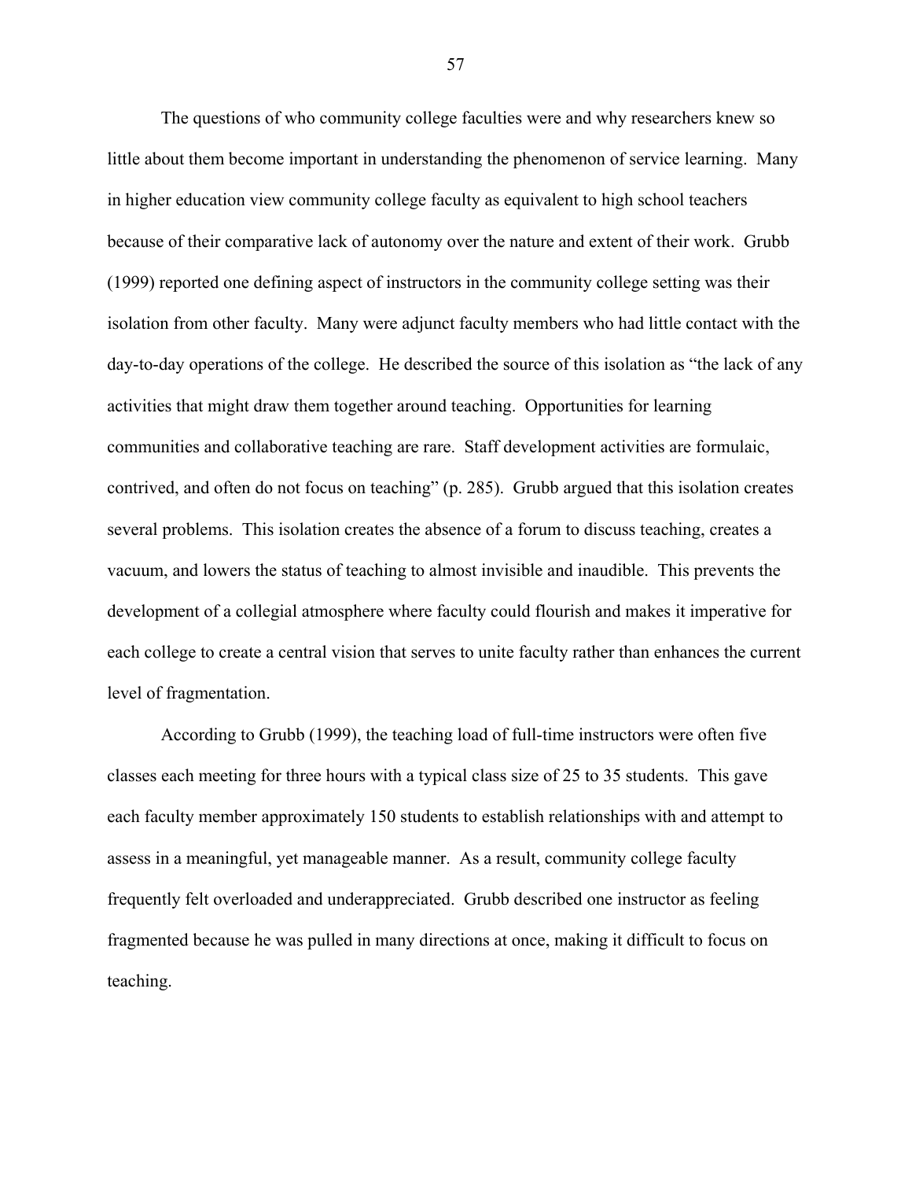The questions of who community college faculties were and why researchers knew so little about them become important in understanding the phenomenon of service learning. Many in higher education view community college faculty as equivalent to high school teachers because of their comparative lack of autonomy over the nature and extent of their work. Grubb (1999) reported one defining aspect of instructors in the community college setting was their isolation from other faculty. Many were adjunct faculty members who had little contact with the day-to-day operations of the college. He described the source of this isolation as "the lack of any activities that might draw them together around teaching. Opportunities for learning communities and collaborative teaching are rare. Staff development activities are formulaic, contrived, and often do not focus on teaching" (p. 285). Grubb argued that this isolation creates several problems. This isolation creates the absence of a forum to discuss teaching, creates a vacuum, and lowers the status of teaching to almost invisible and inaudible. This prevents the development of a collegial atmosphere where faculty could flourish and makes it imperative for each college to create a central vision that serves to unite faculty rather than enhances the current level of fragmentation.

According to Grubb (1999), the teaching load of full-time instructors were often five classes each meeting for three hours with a typical class size of 25 to 35 students. This gave each faculty member approximately 150 students to establish relationships with and attempt to assess in a meaningful, yet manageable manner. As a result, community college faculty frequently felt overloaded and underappreciated. Grubb described one instructor as feeling fragmented because he was pulled in many directions at once, making it difficult to focus on teaching.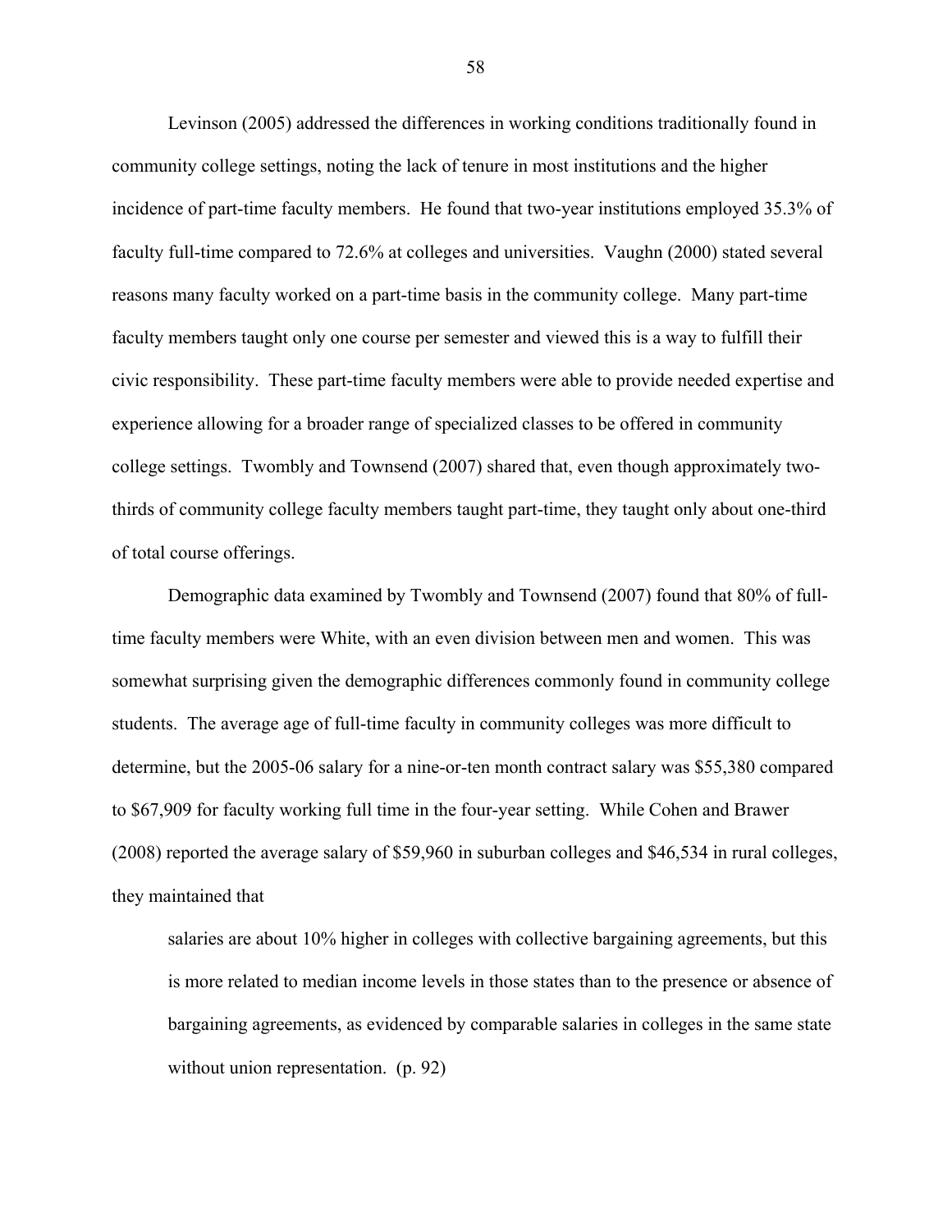Levinson (2005) addressed the differences in working conditions traditionally found in community college settings, noting the lack of tenure in most institutions and the higher incidence of part-time faculty members. He found that two-year institutions employed 35.3% of faculty full-time compared to 72.6% at colleges and universities. Vaughn (2000) stated several reasons many faculty worked on a part-time basis in the community college. Many part-time faculty members taught only one course per semester and viewed this is a way to fulfill their civic responsibility. These part-time faculty members were able to provide needed expertise and experience allowing for a broader range of specialized classes to be offered in community college settings. Twombly and Townsend (2007) shared that, even though approximately two-thirds of community college faculty members taught part-time, they taught only about one-third of total course offerings.

Demographic data examined by Twombly and Townsend (2007) found that 80% of full-time faculty members were White, with an even division between men and women. This was somewhat surprising given the demographic differences commonly found in community college students. The average age of full-time faculty in community colleges was more difficult to determine, but the 2005-06 salary for a nine-or-ten month contract salary was $55,380 compared to $67,909 for faculty working full time in the four-year setting. While Cohen and Brawer (2008) reported the average salary of $59,960 in suburban colleges and $46,534 in rural colleges, they maintained that

> salaries are about 10% higher in colleges with collective bargaining agreements, but this is more related to median income levels in those states than to the presence or absence of bargaining agreements, as evidenced by comparable salaries in colleges in the same state without union representation. (p. 92)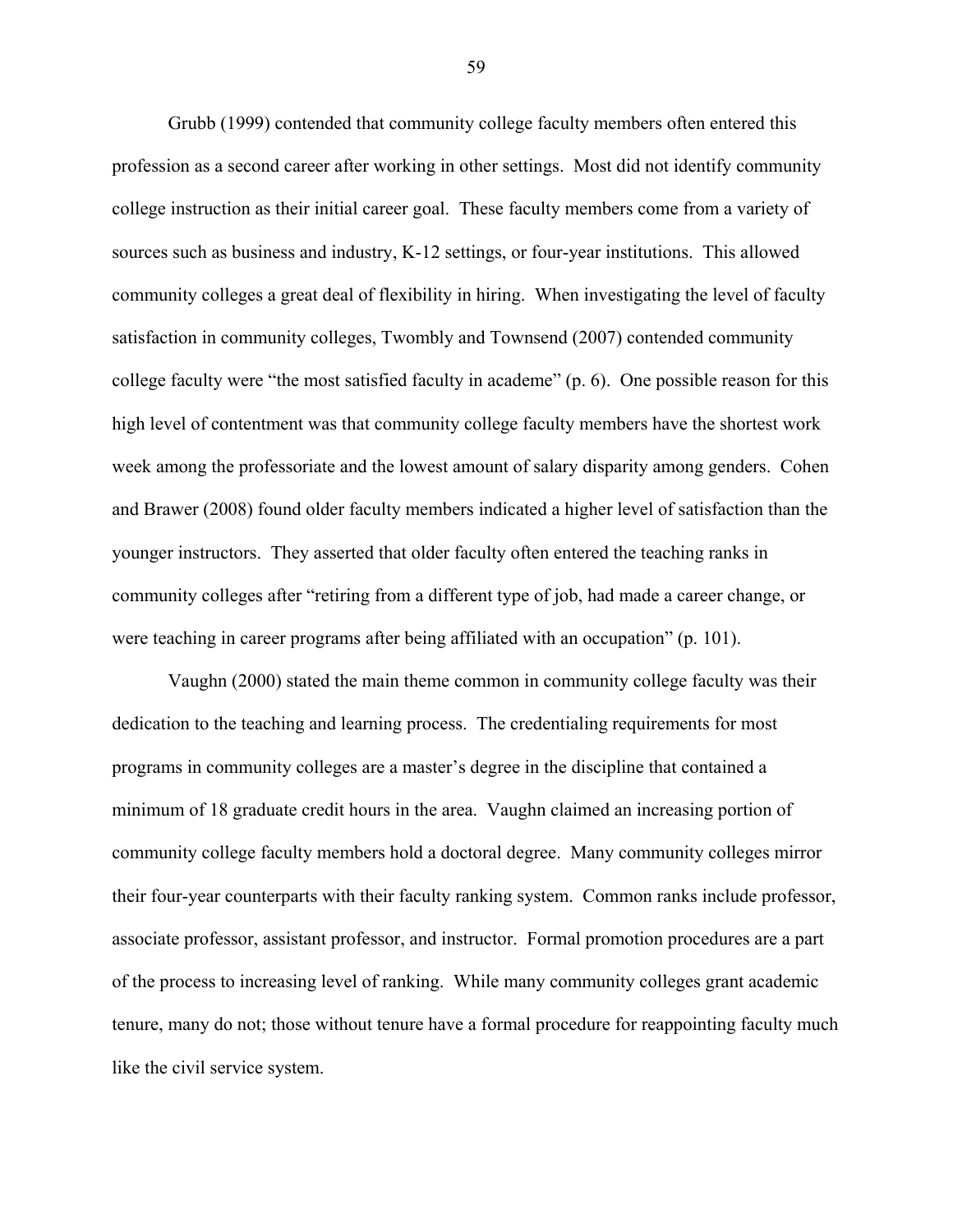Grubb (1999) contended that community college faculty members often entered this profession as a second career after working in other settings. Most did not identify community college instruction as their initial career goal. These faculty members come from a variety of sources such as business and industry, K-12 settings, or four-year institutions. This allowed community colleges a great deal of flexibility in hiring. When investigating the level of faculty satisfaction in community colleges, Twombly and Townsend (2007) contended community college faculty were "the most satisfied faculty in academe" (p. 6). One possible reason for this high level of contentment was that community college faculty members have the shortest work week among the professoriate and the lowest amount of salary disparity among genders. Cohen and Brawer (2008) found older faculty members indicated a higher level of satisfaction than the younger instructors. They asserted that older faculty often entered the teaching ranks in community colleges after "retiring from a different type of job, had made a career change, or were teaching in career programs after being affiliated with an occupation" (p. 101).

Vaughn (2000) stated the main theme common in community college faculty was their dedication to the teaching and learning process. The credentialing requirements for most programs in community colleges are a master's degree in the discipline that contained a minimum of 18 graduate credit hours in the area. Vaughn claimed an increasing portion of community college faculty members hold a doctoral degree. Many community colleges mirror their four-year counterparts with their faculty ranking system. Common ranks include professor, associate professor, assistant professor, and instructor. Formal promotion procedures are a part of the process to increasing level of ranking. While many community colleges grant academic tenure, many do not; those without tenure have a formal procedure for reappointing faculty much like the civil service system.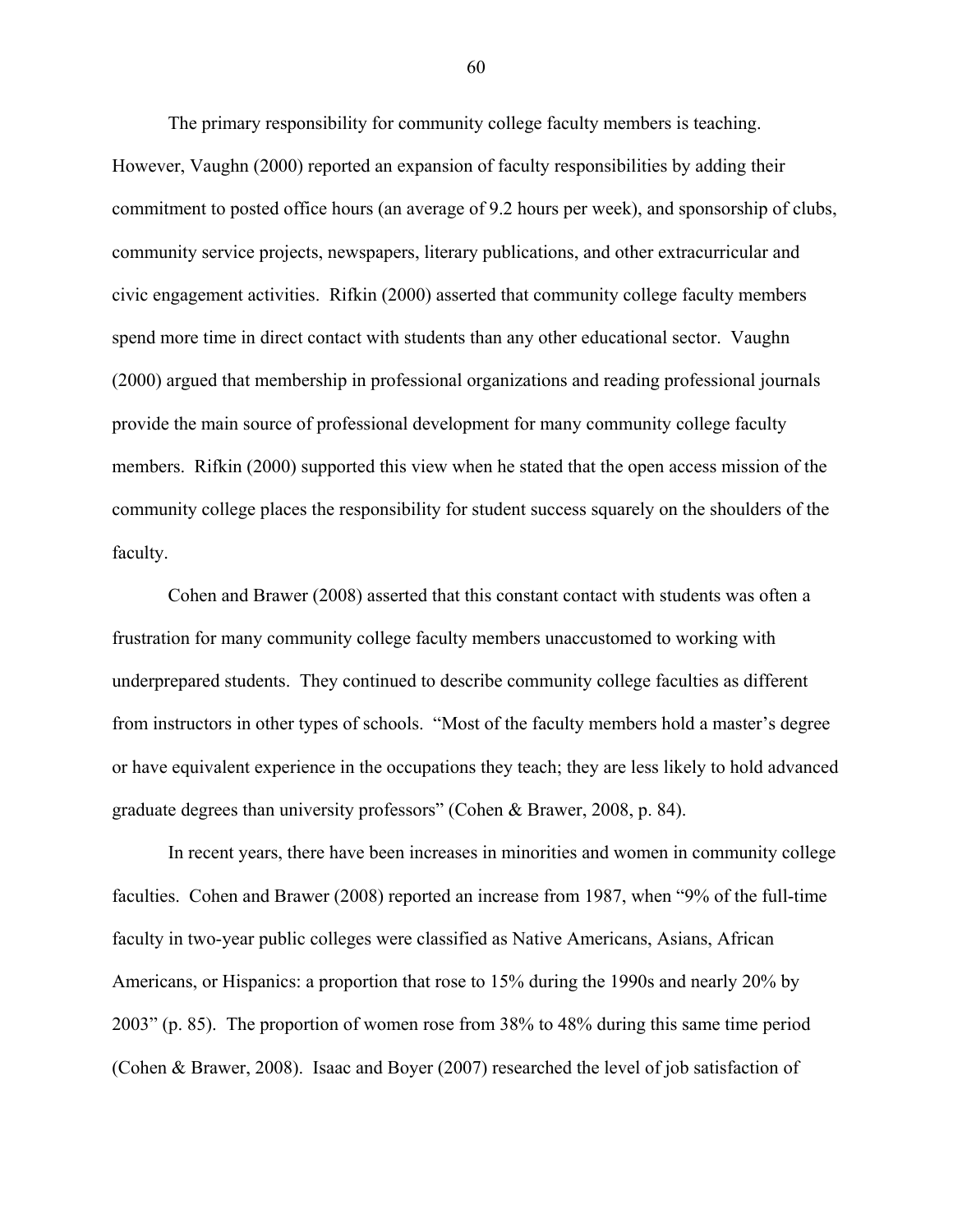The primary responsibility for community college faculty members is teaching. However, Vaughn (2000) reported an expansion of faculty responsibilities by adding their commitment to posted office hours (an average of 9.2 hours per week), and sponsorship of clubs, community service projects, newspapers, literary publications, and other extracurricular and civic engagement activities. Rifkin (2000) asserted that community college faculty members spend more time in direct contact with students than any other educational sector. Vaughn (2000) argued that membership in professional organizations and reading professional journals provide the main source of professional development for many community college faculty members. Rifkin (2000) supported this view when he stated that the open access mission of the community college places the responsibility for student success squarely on the shoulders of the faculty.

Cohen and Brawer (2008) asserted that this constant contact with students was often a frustration for many community college faculty members unaccustomed to working with underprepared students. They continued to describe community college faculties as different from instructors in other types of schools. "Most of the faculty members hold a master's degree or have equivalent experience in the occupations they teach; they are less likely to hold advanced graduate degrees than university professors" (Cohen & Brawer, 2008, p. 84).

In recent years, there have been increases in minorities and women in community college faculties. Cohen and Brawer (2008) reported an increase from 1987, when "9% of the full-time faculty in two-year public colleges were classified as Native Americans, Asians, African Americans, or Hispanics: a proportion that rose to 15% during the 1990s and nearly 20% by 2003" (p. 85). The proportion of women rose from 38% to 48% during this same time period (Cohen & Brawer, 2008). Isaac and Boyer (2007) researched the level of job satisfaction of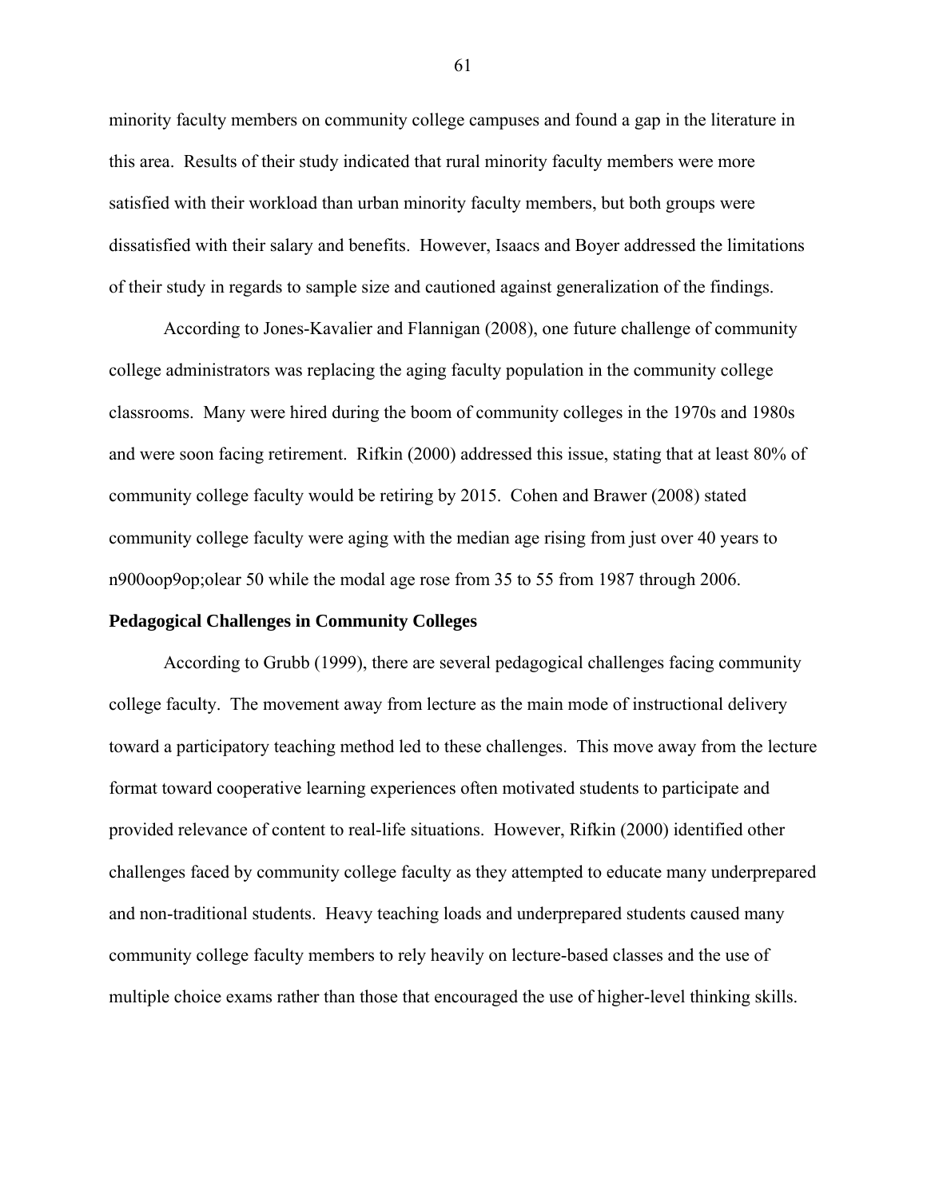minority faculty members on community college campuses and found a gap in the literature in this area. Results of their study indicated that rural minority faculty members were more satisfied with their workload than urban minority faculty members, but both groups were dissatisfied with their salary and benefits. However, Isaacs and Boyer addressed the limitations of their study in regards to sample size and cautioned against generalization of the findings.

According to Jones-Kavalier and Flannigan (2008), one future challenge of community college administrators was replacing the aging faculty population in the community college classrooms. Many were hired during the boom of community colleges in the 1970s and 1980s and were soon facing retirement. Rifkin (2000) addressed this issue, stating that at least 80% of community college faculty would be retiring by 2015. Cohen and Brawer (2008) stated community college faculty were aging with the median age rising from just over 40 years to n900oop9op;olear 50 while the modal age rose from 35 to 55 from 1987 through 2006.

**Pedagogical Challenges in Community Colleges**

According to Grubb (1999), there are several pedagogical challenges facing community college faculty. The movement away from lecture as the main mode of instructional delivery toward a participatory teaching method led to these challenges. This move away from the lecture format toward cooperative learning experiences often motivated students to participate and provided relevance of content to real-life situations. However, Rifkin (2000) identified other challenges faced by community college faculty as they attempted to educate many underprepared and non-traditional students. Heavy teaching loads and underprepared students caused many community college faculty members to rely heavily on lecture-based classes and the use of multiple choice exams rather than those that encouraged the use of higher-level thinking skills.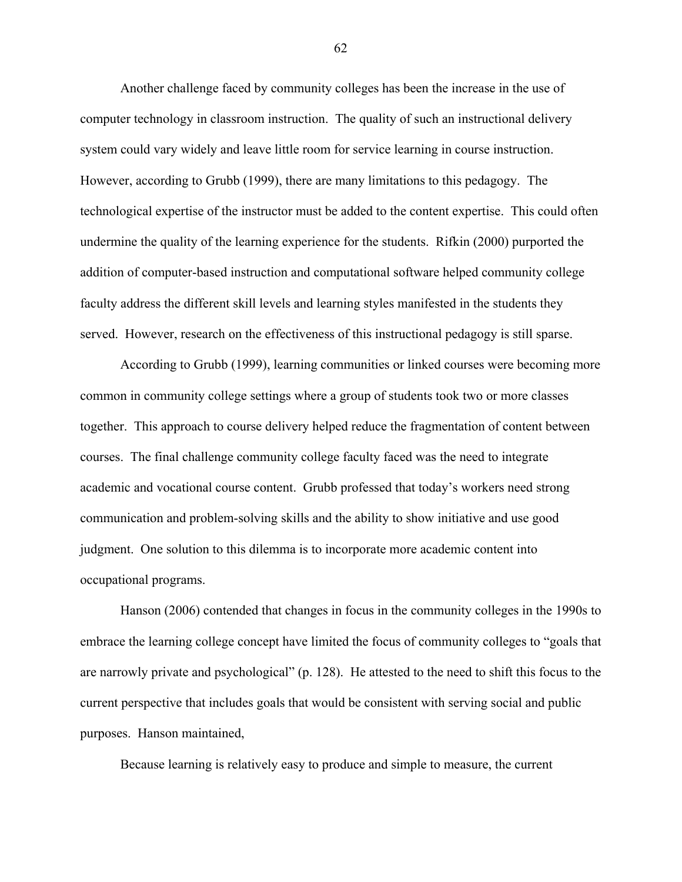Another challenge faced by community colleges has been the increase in the use of computer technology in classroom instruction. The quality of such an instructional delivery system could vary widely and leave little room for service learning in course instruction. However, according to Grubb (1999), there are many limitations to this pedagogy. The technological expertise of the instructor must be added to the content expertise. This could often undermine the quality of the learning experience for the students. Rifkin (2000) purported the addition of computer-based instruction and computational software helped community college faculty address the different skill levels and learning styles manifested in the students they served. However, research on the effectiveness of this instructional pedagogy is still sparse.

According to Grubb (1999), learning communities or linked courses were becoming more common in community college settings where a group of students took two or more classes together. This approach to course delivery helped reduce the fragmentation of content between courses. The final challenge community college faculty faced was the need to integrate academic and vocational course content. Grubb professed that today's workers need strong communication and problem-solving skills and the ability to show initiative and use good judgment. One solution to this dilemma is to incorporate more academic content into occupational programs.

Hanson (2006) contended that changes in focus in the community colleges in the 1990s to embrace the learning college concept have limited the focus of community colleges to "goals that are narrowly private and psychological" (p. 128). He attested to the need to shift this focus to the current perspective that includes goals that would be consistent with serving social and public purposes. Hanson maintained,

Because learning is relatively easy to produce and simple to measure, the current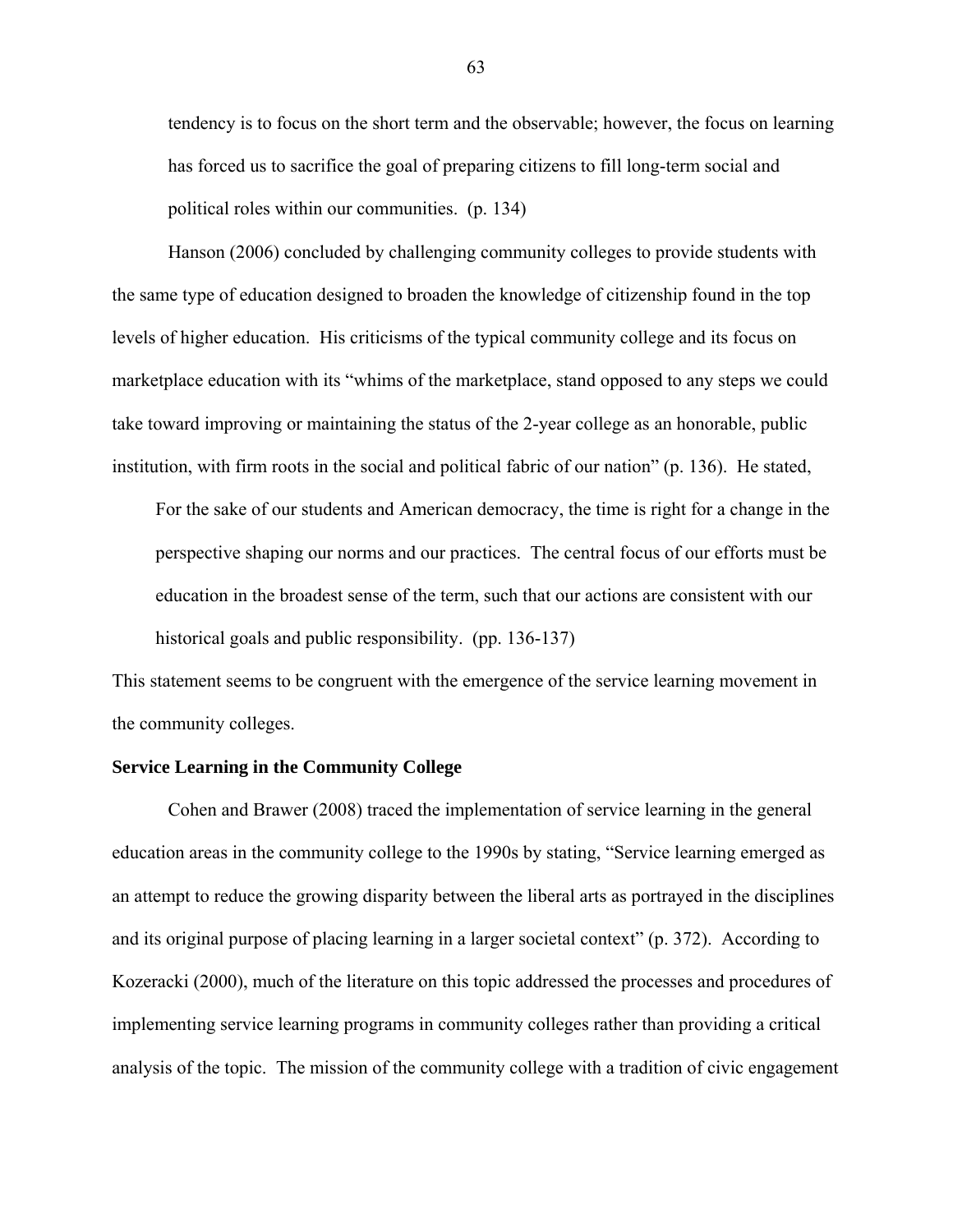> tendency is to focus on the short term and the observable; however, the focus on learning has forced us to sacrifice the goal of preparing citizens to fill long-term social and political roles within our communities. (p. 134)

Hanson (2006) concluded by challenging community colleges to provide students with the same type of education designed to broaden the knowledge of citizenship found in the top levels of higher education. His criticisms of the typical community college and its focus on marketplace education with its "whims of the marketplace, stand opposed to any steps we could take toward improving or maintaining the status of the 2-year college as an honorable, public institution, with firm roots in the social and political fabric of our nation" (p. 136). He stated,

> For the sake of our students and American democracy, the time is right for a change in the perspective shaping our norms and our practices. The central focus of our efforts must be education in the broadest sense of the term, such that our actions are consistent with our historical goals and public responsibility. (pp. 136-137)

This statement seems to be congruent with the emergence of the service learning movement in the community colleges.

**Service Learning in the Community College**

Cohen and Brawer (2008) traced the implementation of service learning in the general education areas in the community college to the 1990s by stating, "Service learning emerged as an attempt to reduce the growing disparity between the liberal arts as portrayed in the disciplines and its original purpose of placing learning in a larger societal context" (p. 372). According to Kozeracki (2000), much of the literature on this topic addressed the processes and procedures of implementing service learning programs in community colleges rather than providing a critical analysis of the topic. The mission of the community college with a tradition of civic engagement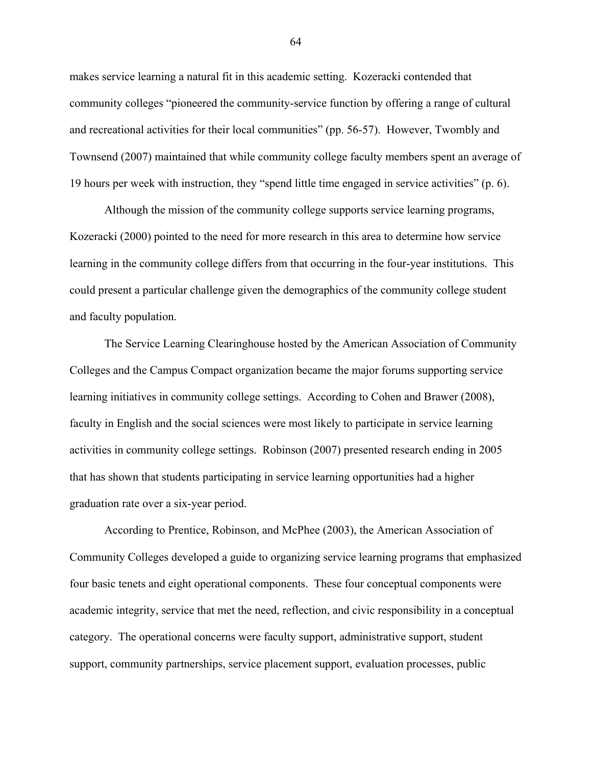makes service learning a natural fit in this academic setting. Kozeracki contended that community colleges "pioneered the community-service function by offering a range of cultural and recreational activities for their local communities" (pp. 56-57). However, Twombly and Townsend (2007) maintained that while community college faculty members spent an average of 19 hours per week with instruction, they "spend little time engaged in service activities" (p. 6).

Although the mission of the community college supports service learning programs, Kozeracki (2000) pointed to the need for more research in this area to determine how service learning in the community college differs from that occurring in the four-year institutions. This could present a particular challenge given the demographics of the community college student and faculty population.

The Service Learning Clearinghouse hosted by the American Association of Community Colleges and the Campus Compact organization became the major forums supporting service learning initiatives in community college settings. According to Cohen and Brawer (2008), faculty in English and the social sciences were most likely to participate in service learning activities in community college settings. Robinson (2007) presented research ending in 2005 that has shown that students participating in service learning opportunities had a higher graduation rate over a six-year period.

According to Prentice, Robinson, and McPhee (2003), the American Association of Community Colleges developed a guide to organizing service learning programs that emphasized four basic tenets and eight operational components. These four conceptual components were academic integrity, service that met the need, reflection, and civic responsibility in a conceptual category. The operational concerns were faculty support, administrative support, student support, community partnerships, service placement support, evaluation processes, public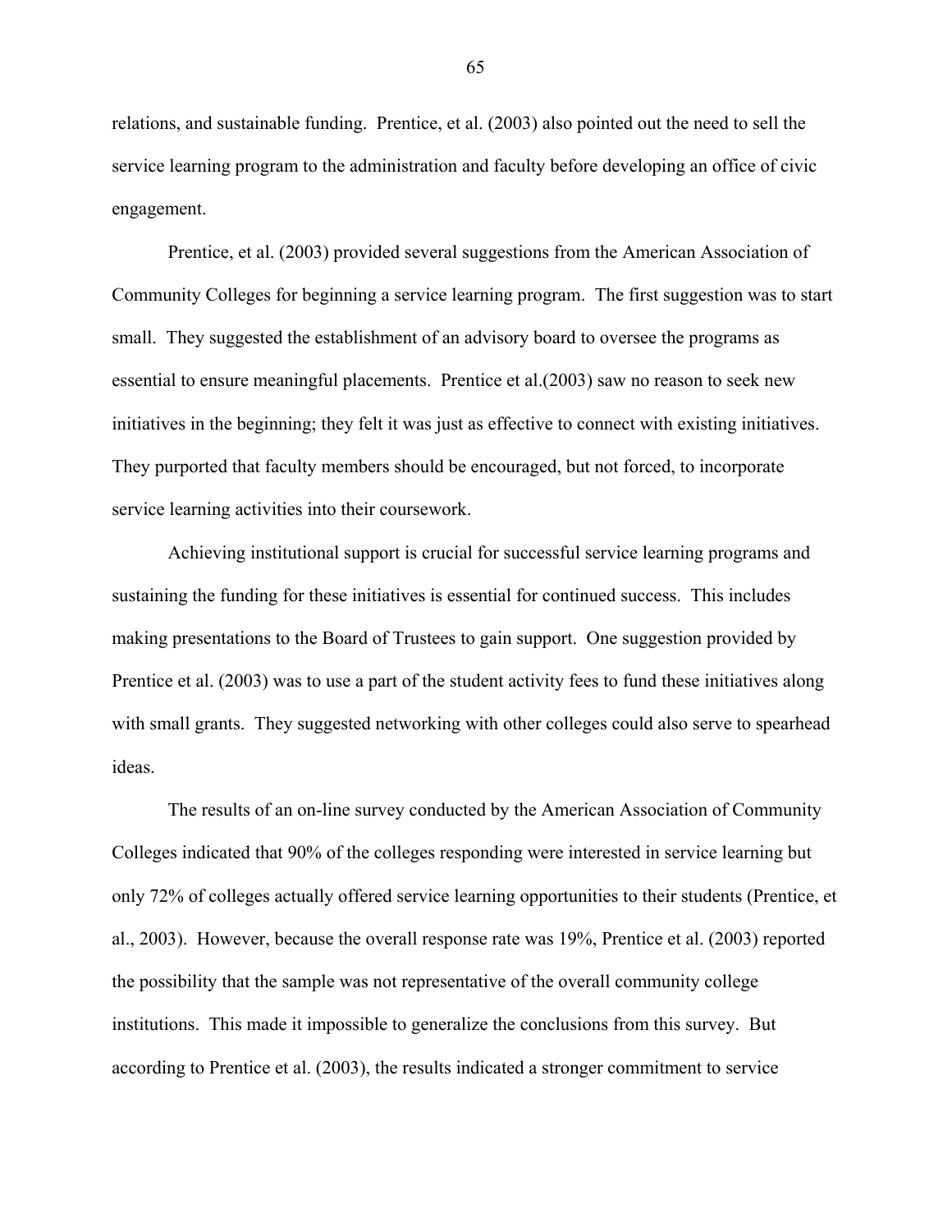relations, and sustainable funding. Prentice, et al. (2003) also pointed out the need to sell the service learning program to the administration and faculty before developing an office of civic engagement.

Prentice, et al. (2003) provided several suggestions from the American Association of Community Colleges for beginning a service learning program. The first suggestion was to start small. They suggested the establishment of an advisory board to oversee the programs as essential to ensure meaningful placements. Prentice et al.(2003) saw no reason to seek new initiatives in the beginning; they felt it was just as effective to connect with existing initiatives. They purported that faculty members should be encouraged, but not forced, to incorporate service learning activities into their coursework.

Achieving institutional support is crucial for successful service learning programs and sustaining the funding for these initiatives is essential for continued success. This includes making presentations to the Board of Trustees to gain support. One suggestion provided by Prentice et al. (2003) was to use a part of the student activity fees to fund these initiatives along with small grants. They suggested networking with other colleges could also serve to spearhead ideas.

The results of an on-line survey conducted by the American Association of Community Colleges indicated that 90% of the colleges responding were interested in service learning but only 72% of colleges actually offered service learning opportunities to their students (Prentice, et al., 2003). However, because the overall response rate was 19%, Prentice et al. (2003) reported the possibility that the sample was not representative of the overall community college institutions. This made it impossible to generalize the conclusions from this survey. But according to Prentice et al. (2003), the results indicated a stronger commitment to service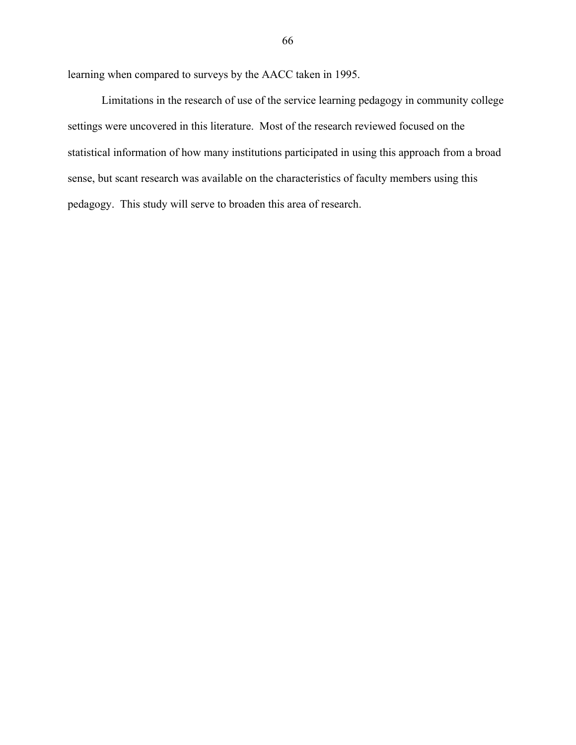learning when compared to surveys by the AACC taken in 1995.

Limitations in the research of use of the service learning pedagogy in community college settings were uncovered in this literature. Most of the research reviewed focused on the statistical information of how many institutions participated in using this approach from a broad sense, but scant research was available on the characteristics of faculty members using this pedagogy. This study will serve to broaden this area of research.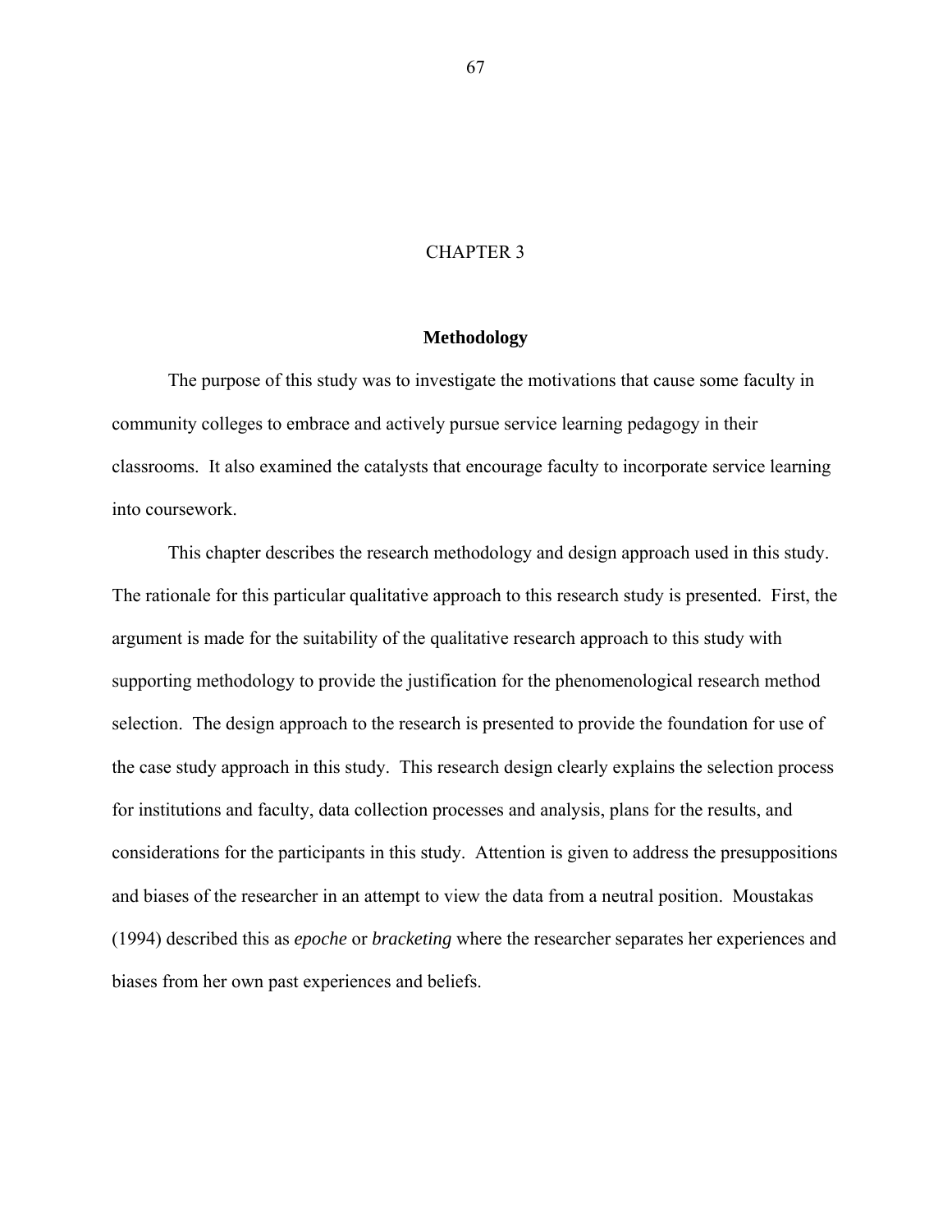# CHAPTER 3

## Methodology

The purpose of this study was to investigate the motivations that cause some faculty in community colleges to embrace and actively pursue service learning pedagogy in their classrooms. It also examined the catalysts that encourage faculty to incorporate service learning into coursework.

This chapter describes the research methodology and design approach used in this study. The rationale for this particular qualitative approach to this research study is presented. First, the argument is made for the suitability of the qualitative research approach to this study with supporting methodology to provide the justification for the phenomenological research method selection. The design approach to the research is presented to provide the foundation for use of the case study approach in this study. This research design clearly explains the selection process for institutions and faculty, data collection processes and analysis, plans for the results, and considerations for the participants in this study. Attention is given to address the presuppositions and biases of the researcher in an attempt to view the data from a neutral position. Moustakas (1994) described this as *epoche* or *bracketing* where the researcher separates her experiences and biases from her own past experiences and beliefs.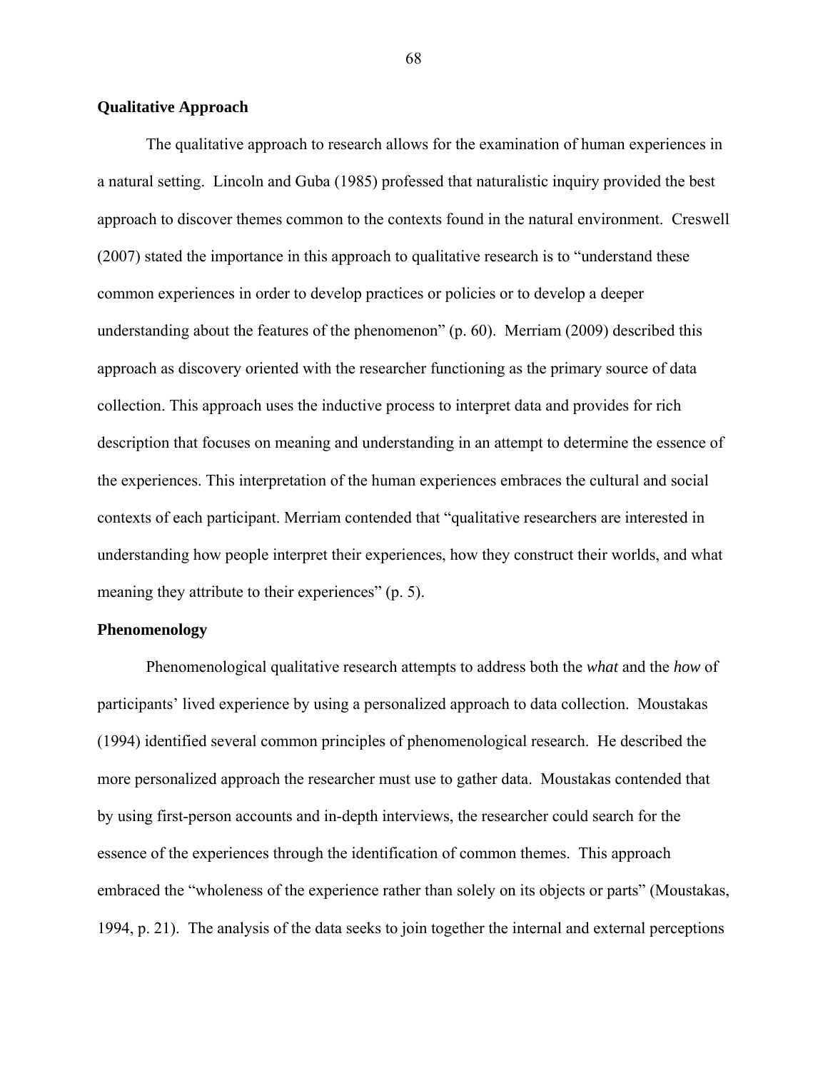## Qualitative Approach

The qualitative approach to research allows for the examination of human experiences in a natural setting. Lincoln and Guba (1985) professed that naturalistic inquiry provided the best approach to discover themes common to the contexts found in the natural environment. Creswell (2007) stated the importance in this approach to qualitative research is to "understand these common experiences in order to develop practices or policies or to develop a deeper understanding about the features of the phenomenon" (p. 60). Merriam (2009) described this approach as discovery oriented with the researcher functioning as the primary source of data collection. This approach uses the inductive process to interpret data and provides for rich description that focuses on meaning and understanding in an attempt to determine the essence of the experiences. This interpretation of the human experiences embraces the cultural and social contexts of each participant. Merriam contended that "qualitative researchers are interested in understanding how people interpret their experiences, how they construct their worlds, and what meaning they attribute to their experiences" (p. 5).

## Phenomenology

Phenomenological qualitative research attempts to address both the *what* and the *how* of participants' lived experience by using a personalized approach to data collection. Moustakas (1994) identified several common principles of phenomenological research. He described the more personalized approach the researcher must use to gather data. Moustakas contended that by using first-person accounts and in-depth interviews, the researcher could search for the essence of the experiences through the identification of common themes. This approach embraced the "wholeness of the experience rather than solely on its objects or parts" (Moustakas, 1994, p. 21). The analysis of the data seeks to join together the internal and external perceptions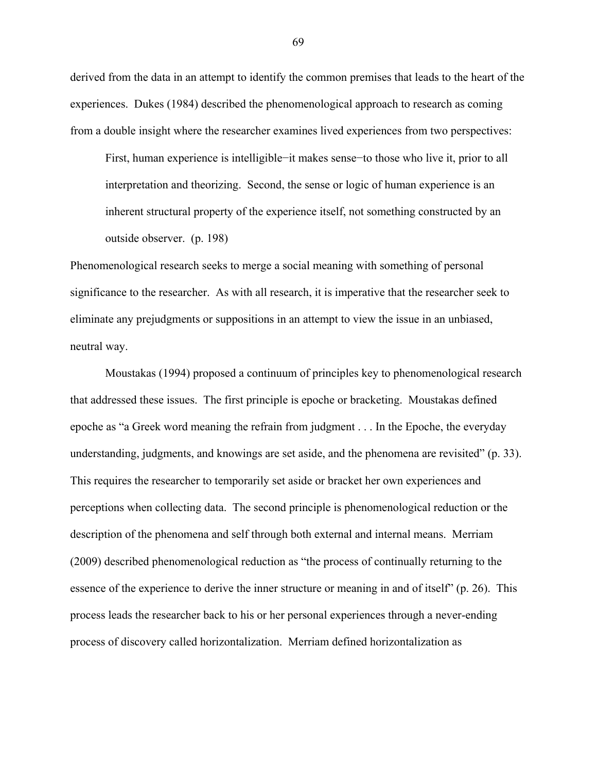derived from the data in an attempt to identify the common premises that leads to the heart of the experiences. Dukes (1984) described the phenomenological approach to research as coming from a double insight where the researcher examines lived experiences from two perspectives:

> First, human experience is intelligible—it makes sense—to those who live it, prior to all interpretation and theorizing. Second, the sense or logic of human experience is an inherent structural property of the experience itself, not something constructed by an outside observer. (p. 198)

Phenomenological research seeks to merge a social meaning with something of personal significance to the researcher. As with all research, it is imperative that the researcher seek to eliminate any prejudgments or suppositions in an attempt to view the issue in an unbiased, neutral way.

Moustakas (1994) proposed a continuum of principles key to phenomenological research that addressed these issues. The first principle is epoche or bracketing. Moustakas defined epoche as "a Greek word meaning the refrain from judgment . . . In the Epoche, the everyday understanding, judgments, and knowings are set aside, and the phenomena are revisited" (p. 33). This requires the researcher to temporarily set aside or bracket her own experiences and perceptions when collecting data. The second principle is phenomenological reduction or the description of the phenomena and self through both external and internal means. Merriam (2009) described phenomenological reduction as "the process of continually returning to the essence of the experience to derive the inner structure or meaning in and of itself" (p. 26). This process leads the researcher back to his or her personal experiences through a never-ending process of discovery called horizontalization. Merriam defined horizontalization as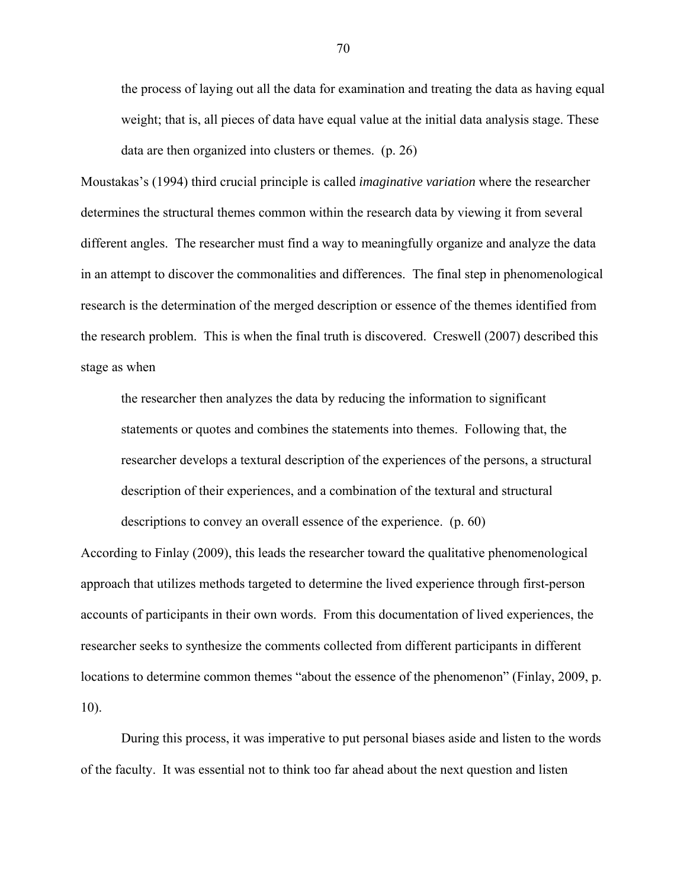> the process of laying out all the data for examination and treating the data as having equal weight; that is, all pieces of data have equal value at the initial data analysis stage. These data are then organized into clusters or themes. (p. 26)

Moustakas's (1994) third crucial principle is called *imaginative variation* where the researcher determines the structural themes common within the research data by viewing it from several different angles. The researcher must find a way to meaningfully organize and analyze the data in an attempt to discover the commonalities and differences. The final step in phenomenological research is the determination of the merged description or essence of the themes identified from the research problem. This is when the final truth is discovered. Creswell (2007) described this stage as when

> the researcher then analyzes the data by reducing the information to significant statements or quotes and combines the statements into themes. Following that, the researcher develops a textural description of the experiences of the persons, a structural description of their experiences, and a combination of the textural and structural descriptions to convey an overall essence of the experience. (p. 60)

According to Finlay (2009), this leads the researcher toward the qualitative phenomenological approach that utilizes methods targeted to determine the lived experience through first-person accounts of participants in their own words. From this documentation of lived experiences, the researcher seeks to synthesize the comments collected from different participants in different locations to determine common themes "about the essence of the phenomenon" (Finlay, 2009, p. 10).

During this process, it was imperative to put personal biases aside and listen to the words of the faculty. It was essential not to think too far ahead about the next question and listen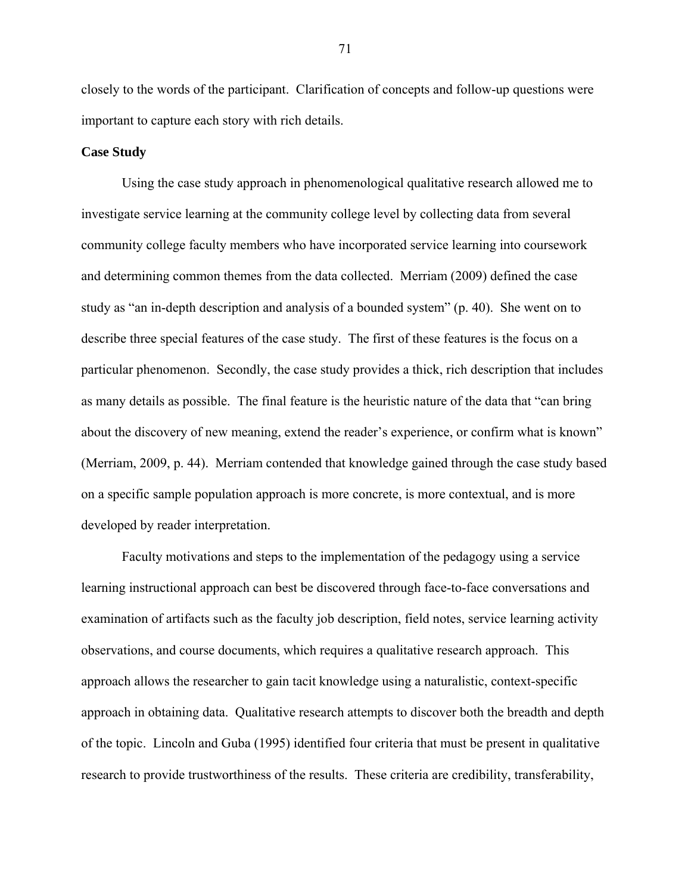closely to the words of the participant. Clarification of concepts and follow-up questions were important to capture each story with rich details.

**Case Study**

Using the case study approach in phenomenological qualitative research allowed me to investigate service learning at the community college level by collecting data from several community college faculty members who have incorporated service learning into coursework and determining common themes from the data collected. Merriam (2009) defined the case study as “an in-depth description and analysis of a bounded system” (p. 40). She went on to describe three special features of the case study. The first of these features is the focus on a particular phenomenon. Secondly, the case study provides a thick, rich description that includes as many details as possible. The final feature is the heuristic nature of the data that “can bring about the discovery of new meaning, extend the reader’s experience, or confirm what is known” (Merriam, 2009, p. 44). Merriam contended that knowledge gained through the case study based on a specific sample population approach is more concrete, is more contextual, and is more developed by reader interpretation.

Faculty motivations and steps to the implementation of the pedagogy using a service learning instructional approach can best be discovered through face-to-face conversations and examination of artifacts such as the faculty job description, field notes, service learning activity observations, and course documents, which requires a qualitative research approach. This approach allows the researcher to gain tacit knowledge using a naturalistic, context-specific approach in obtaining data. Qualitative research attempts to discover both the breadth and depth of the topic. Lincoln and Guba (1995) identified four criteria that must be present in qualitative research to provide trustworthiness of the results. These criteria are credibility, transferability,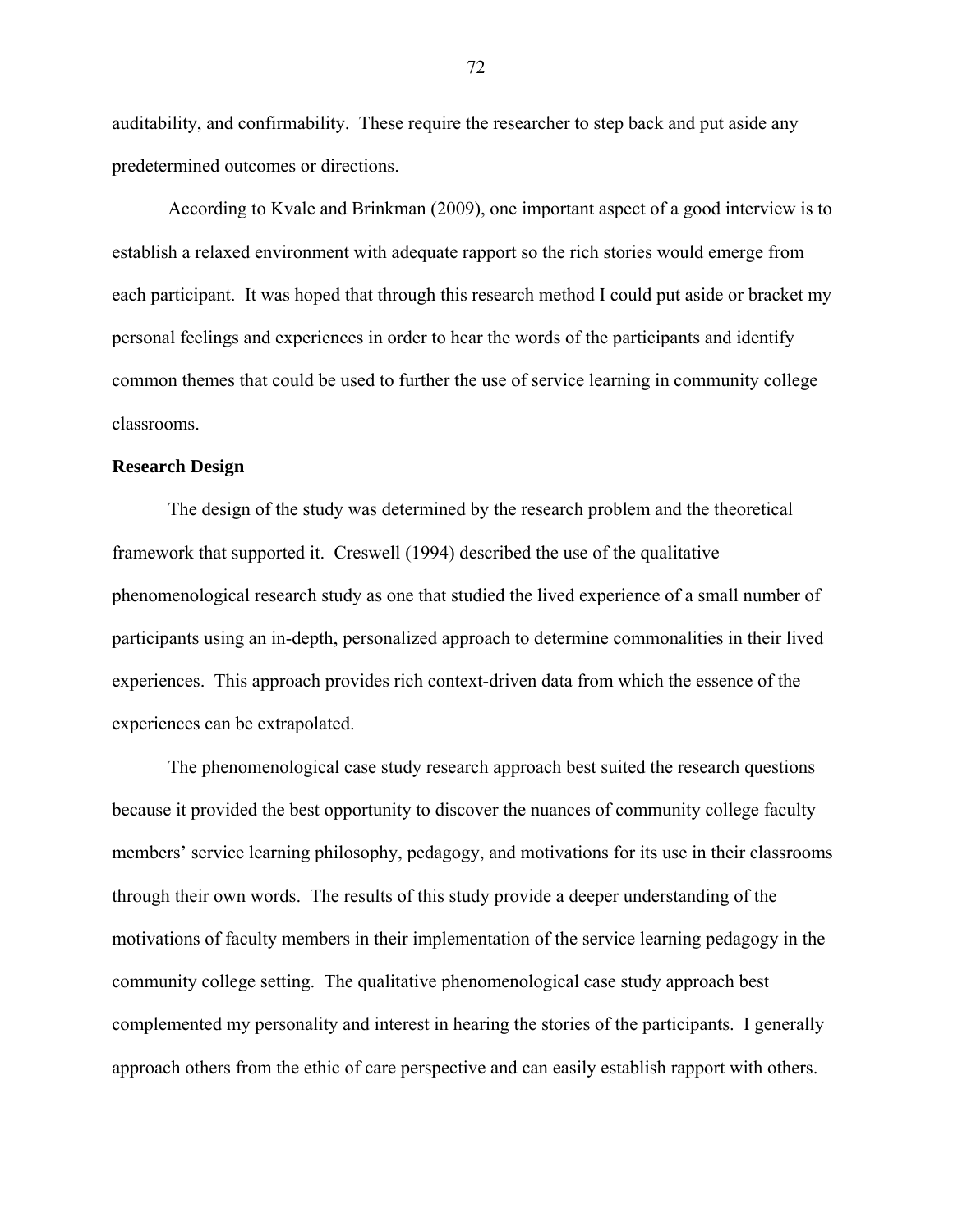auditability, and confirmability. These require the researcher to step back and put aside any predetermined outcomes or directions.

According to Kvale and Brinkman (2009), one important aspect of a good interview is to establish a relaxed environment with adequate rapport so the rich stories would emerge from each participant. It was hoped that through this research method I could put aside or bracket my personal feelings and experiences in order to hear the words of the participants and identify common themes that could be used to further the use of service learning in community college classrooms.

**Research Design**

The design of the study was determined by the research problem and the theoretical framework that supported it. Creswell (1994) described the use of the qualitative phenomenological research study as one that studied the lived experience of a small number of participants using an in-depth, personalized approach to determine commonalities in their lived experiences. This approach provides rich context-driven data from which the essence of the experiences can be extrapolated.

The phenomenological case study research approach best suited the research questions because it provided the best opportunity to discover the nuances of community college faculty members' service learning philosophy, pedagogy, and motivations for its use in their classrooms through their own words. The results of this study provide a deeper understanding of the motivations of faculty members in their implementation of the service learning pedagogy in the community college setting. The qualitative phenomenological case study approach best complemented my personality and interest in hearing the stories of the participants. I generally approach others from the ethic of care perspective and can easily establish rapport with others.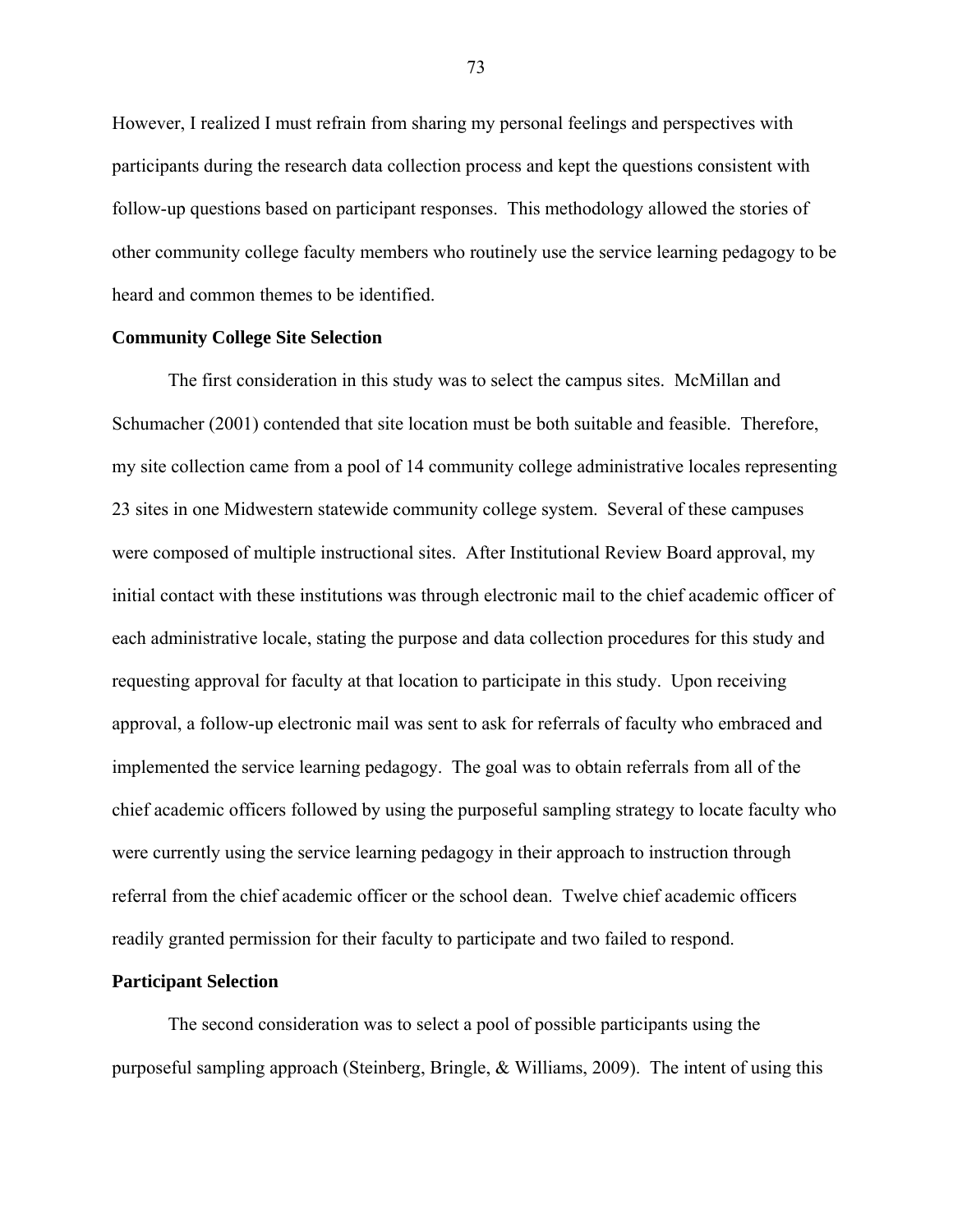However, I realized I must refrain from sharing my personal feelings and perspectives with participants during the research data collection process and kept the questions consistent with follow-up questions based on participant responses. This methodology allowed the stories of other community college faculty members who routinely use the service learning pedagogy to be heard and common themes to be identified.

**Community College Site Selection**

The first consideration in this study was to select the campus sites. McMillan and Schumacher (2001) contended that site location must be both suitable and feasible. Therefore, my site collection came from a pool of 14 community college administrative locales representing 23 sites in one Midwestern statewide community college system. Several of these campuses were composed of multiple instructional sites. After Institutional Review Board approval, my initial contact with these institutions was through electronic mail to the chief academic officer of each administrative locale, stating the purpose and data collection procedures for this study and requesting approval for faculty at that location to participate in this study. Upon receiving approval, a follow-up electronic mail was sent to ask for referrals of faculty who embraced and implemented the service learning pedagogy. The goal was to obtain referrals from all of the chief academic officers followed by using the purposeful sampling strategy to locate faculty who were currently using the service learning pedagogy in their approach to instruction through referral from the chief academic officer or the school dean. Twelve chief academic officers readily granted permission for their faculty to participate and two failed to respond.

**Participant Selection**

The second consideration was to select a pool of possible participants using the purposeful sampling approach (Steinberg, Bringle, & Williams, 2009). The intent of using this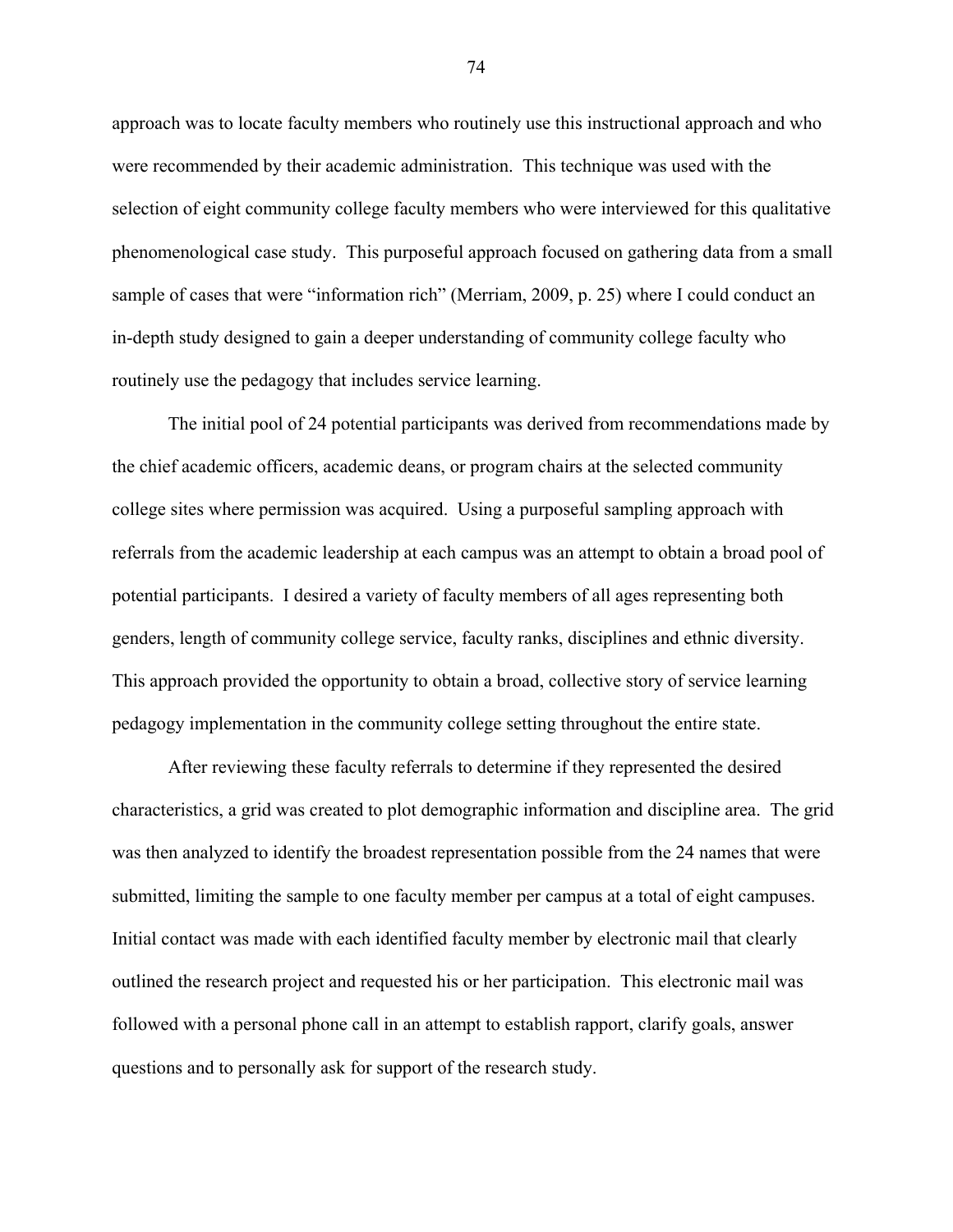approach was to locate faculty members who routinely use this instructional approach and who were recommended by their academic administration. This technique was used with the selection of eight community college faculty members who were interviewed for this qualitative phenomenological case study. This purposeful approach focused on gathering data from a small sample of cases that were "information rich" (Merriam, 2009, p. 25) where I could conduct an in-depth study designed to gain a deeper understanding of community college faculty who routinely use the pedagogy that includes service learning.

The initial pool of 24 potential participants was derived from recommendations made by the chief academic officers, academic deans, or program chairs at the selected community college sites where permission was acquired. Using a purposeful sampling approach with referrals from the academic leadership at each campus was an attempt to obtain a broad pool of potential participants. I desired a variety of faculty members of all ages representing both genders, length of community college service, faculty ranks, disciplines and ethnic diversity. This approach provided the opportunity to obtain a broad, collective story of service learning pedagogy implementation in the community college setting throughout the entire state.

After reviewing these faculty referrals to determine if they represented the desired characteristics, a grid was created to plot demographic information and discipline area. The grid was then analyzed to identify the broadest representation possible from the 24 names that were submitted, limiting the sample to one faculty member per campus at a total of eight campuses. Initial contact was made with each identified faculty member by electronic mail that clearly outlined the research project and requested his or her participation. This electronic mail was followed with a personal phone call in an attempt to establish rapport, clarify goals, answer questions and to personally ask for support of the research study.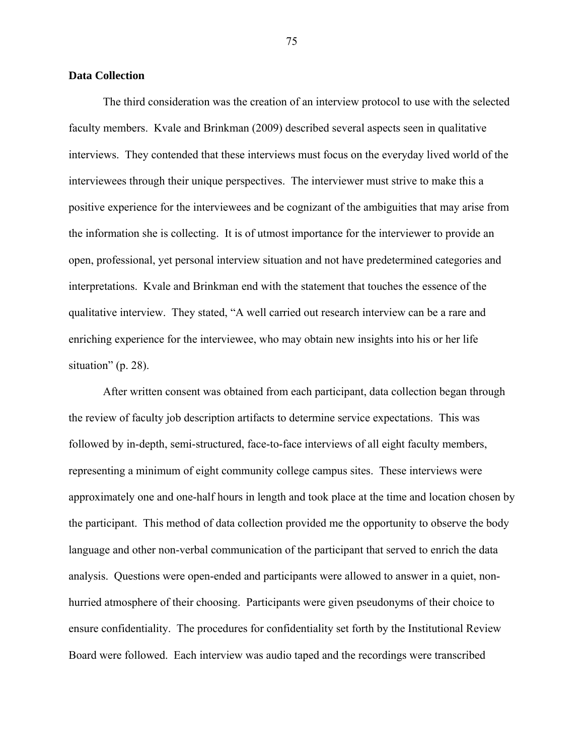**Data Collection**

The third consideration was the creation of an interview protocol to use with the selected faculty members. Kvale and Brinkman (2009) described several aspects seen in qualitative interviews. They contended that these interviews must focus on the everyday lived world of the interviewees through their unique perspectives. The interviewer must strive to make this a positive experience for the interviewees and be cognizant of the ambiguities that may arise from the information she is collecting. It is of utmost importance for the interviewer to provide an open, professional, yet personal interview situation and not have predetermined categories and interpretations. Kvale and Brinkman end with the statement that touches the essence of the qualitative interview. They stated, "A well carried out research interview can be a rare and enriching experience for the interviewee, who may obtain new insights into his or her life situation" (p. 28).

After written consent was obtained from each participant, data collection began through the review of faculty job description artifacts to determine service expectations. This was followed by in-depth, semi-structured, face-to-face interviews of all eight faculty members, representing a minimum of eight community college campus sites. These interviews were approximately one and one-half hours in length and took place at the time and location chosen by the participant. This method of data collection provided me the opportunity to observe the body language and other non-verbal communication of the participant that served to enrich the data analysis. Questions were open-ended and participants were allowed to answer in a quiet, non-hurried atmosphere of their choosing. Participants were given pseudonyms of their choice to ensure confidentiality. The procedures for confidentiality set forth by the Institutional Review Board were followed. Each interview was audio taped and the recordings were transcribed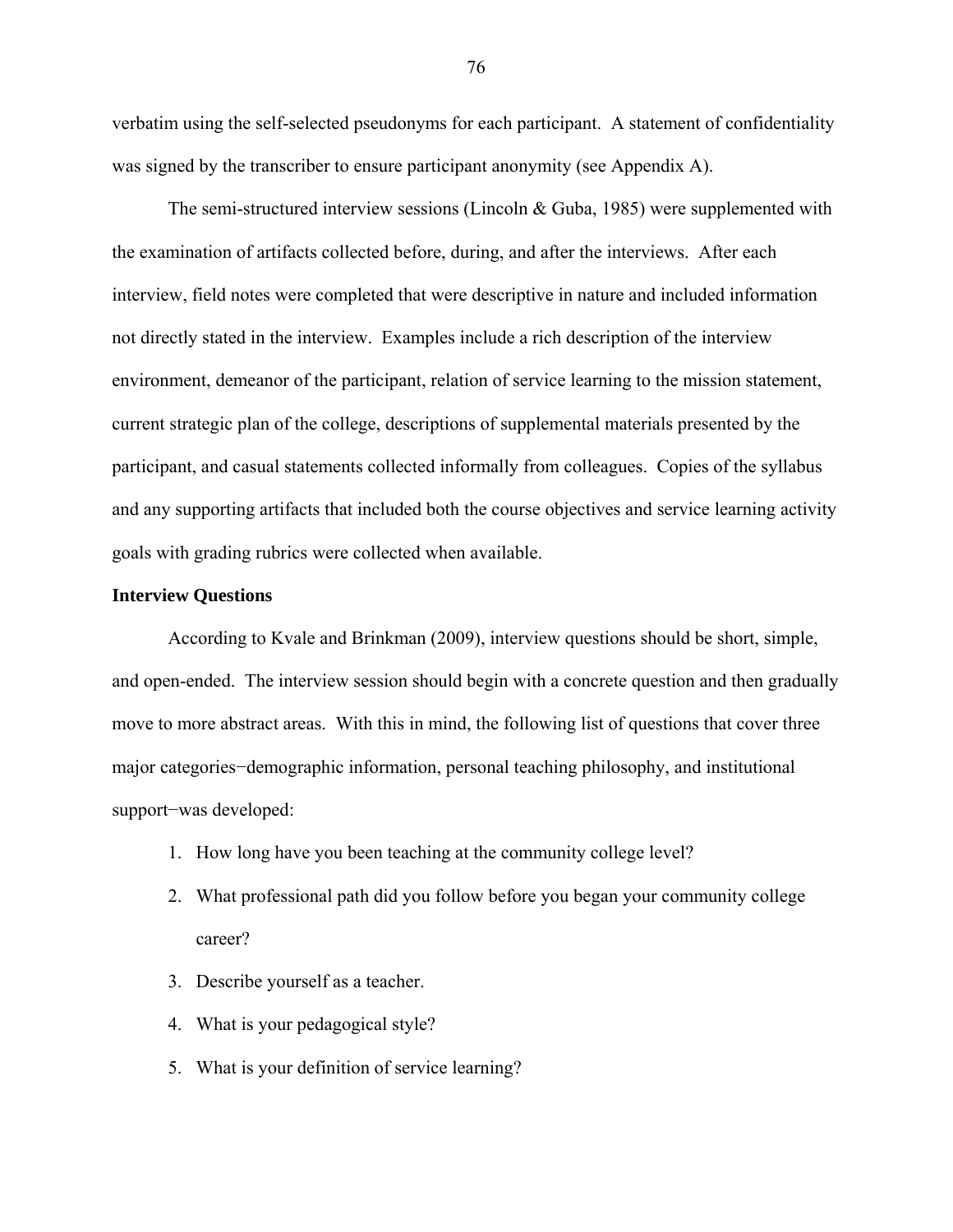verbatim using the self-selected pseudonyms for each participant. A statement of confidentiality was signed by the transcriber to ensure participant anonymity (see Appendix A).

The semi-structured interview sessions (Lincoln & Guba, 1985) were supplemented with the examination of artifacts collected before, during, and after the interviews. After each interview, field notes were completed that were descriptive in nature and included information not directly stated in the interview. Examples include a rich description of the interview environment, demeanor of the participant, relation of service learning to the mission statement, current strategic plan of the college, descriptions of supplemental materials presented by the participant, and casual statements collected informally from colleagues. Copies of the syllabus and any supporting artifacts that included both the course objectives and service learning activity goals with grading rubrics were collected when available.

**Interview Questions**

According to Kvale and Brinkman (2009), interview questions should be short, simple, and open-ended. The interview session should begin with a concrete question and then gradually move to more abstract areas. With this in mind, the following list of questions that cover three major categories−demographic information, personal teaching philosophy, and institutional support−was developed:

1. How long have you been teaching at the community college level?
2. What professional path did you follow before you began your community college career?
3. Describe yourself as a teacher.
4. What is your pedagogical style?
5. What is your definition of service learning?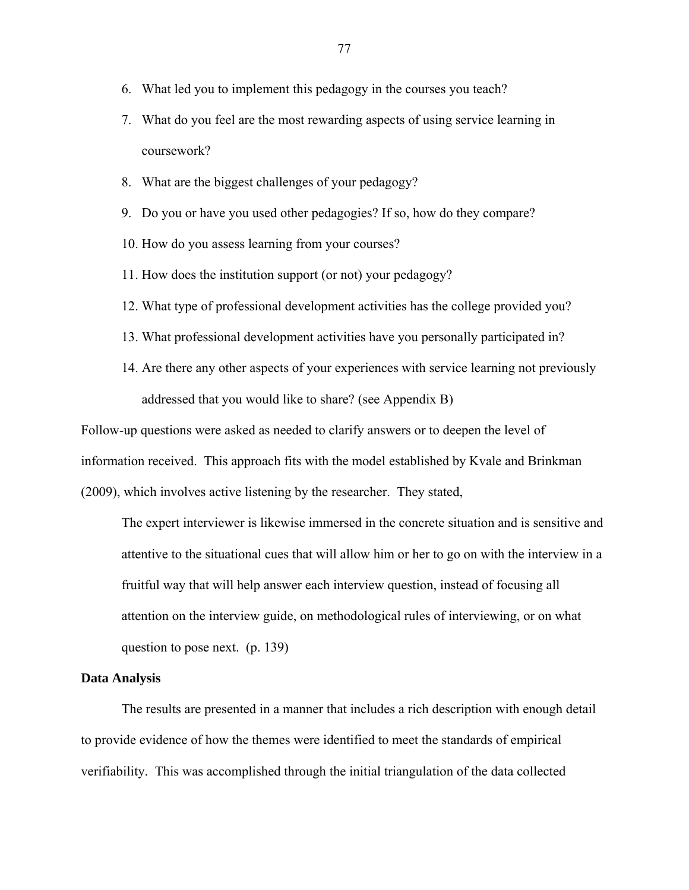6. What led you to implement this pedagogy in the courses you teach?
7. What do you feel are the most rewarding aspects of using service learning in coursework?
8. What are the biggest challenges of your pedagogy?
9. Do you or have you used other pedagogies? If so, how do they compare?
10. How do you assess learning from your courses?
11. How does the institution support (or not) your pedagogy?
12. What type of professional development activities has the college provided you?
13. What professional development activities have you personally participated in?
14. Are there any other aspects of your experiences with service learning not previously addressed that you would like to share? (see Appendix B)

Follow-up questions were asked as needed to clarify answers or to deepen the level of information received. This approach fits with the model established by Kvale and Brinkman (2009), which involves active listening by the researcher. They stated,

> The expert interviewer is likewise immersed in the concrete situation and is sensitive and attentive to the situational cues that will allow him or her to go on with the interview in a fruitful way that will help answer each interview question, instead of focusing all attention on the interview guide, on methodological rules of interviewing, or on what question to pose next. (p. 139)

**Data Analysis**

The results are presented in a manner that includes a rich description with enough detail to provide evidence of how the themes were identified to meet the standards of empirical verifiability. This was accomplished through the initial triangulation of the data collected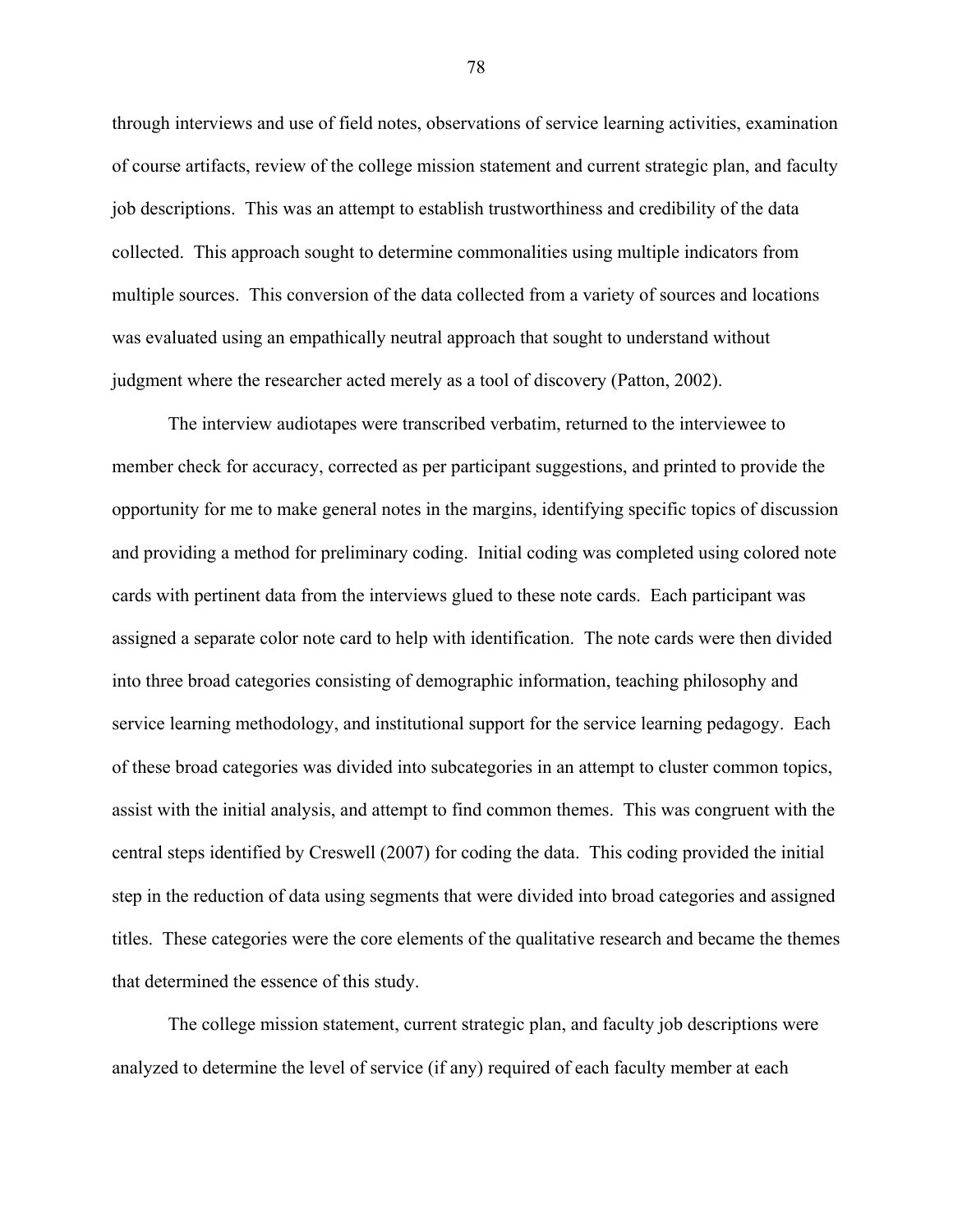through interviews and use of field notes, observations of service learning activities, examination of course artifacts, review of the college mission statement and current strategic plan, and faculty job descriptions. This was an attempt to establish trustworthiness and credibility of the data collected. This approach sought to determine commonalities using multiple indicators from multiple sources. This conversion of the data collected from a variety of sources and locations was evaluated using an empathically neutral approach that sought to understand without judgment where the researcher acted merely as a tool of discovery (Patton, 2002).

The interview audiotapes were transcribed verbatim, returned to the interviewee to member check for accuracy, corrected as per participant suggestions, and printed to provide the opportunity for me to make general notes in the margins, identifying specific topics of discussion and providing a method for preliminary coding. Initial coding was completed using colored note cards with pertinent data from the interviews glued to these note cards. Each participant was assigned a separate color note card to help with identification. The note cards were then divided into three broad categories consisting of demographic information, teaching philosophy and service learning methodology, and institutional support for the service learning pedagogy. Each of these broad categories was divided into subcategories in an attempt to cluster common topics, assist with the initial analysis, and attempt to find common themes. This was congruent with the central steps identified by Creswell (2007) for coding the data. This coding provided the initial step in the reduction of data using segments that were divided into broad categories and assigned titles. These categories were the core elements of the qualitative research and became the themes that determined the essence of this study.

The college mission statement, current strategic plan, and faculty job descriptions were analyzed to determine the level of service (if any) required of each faculty member at each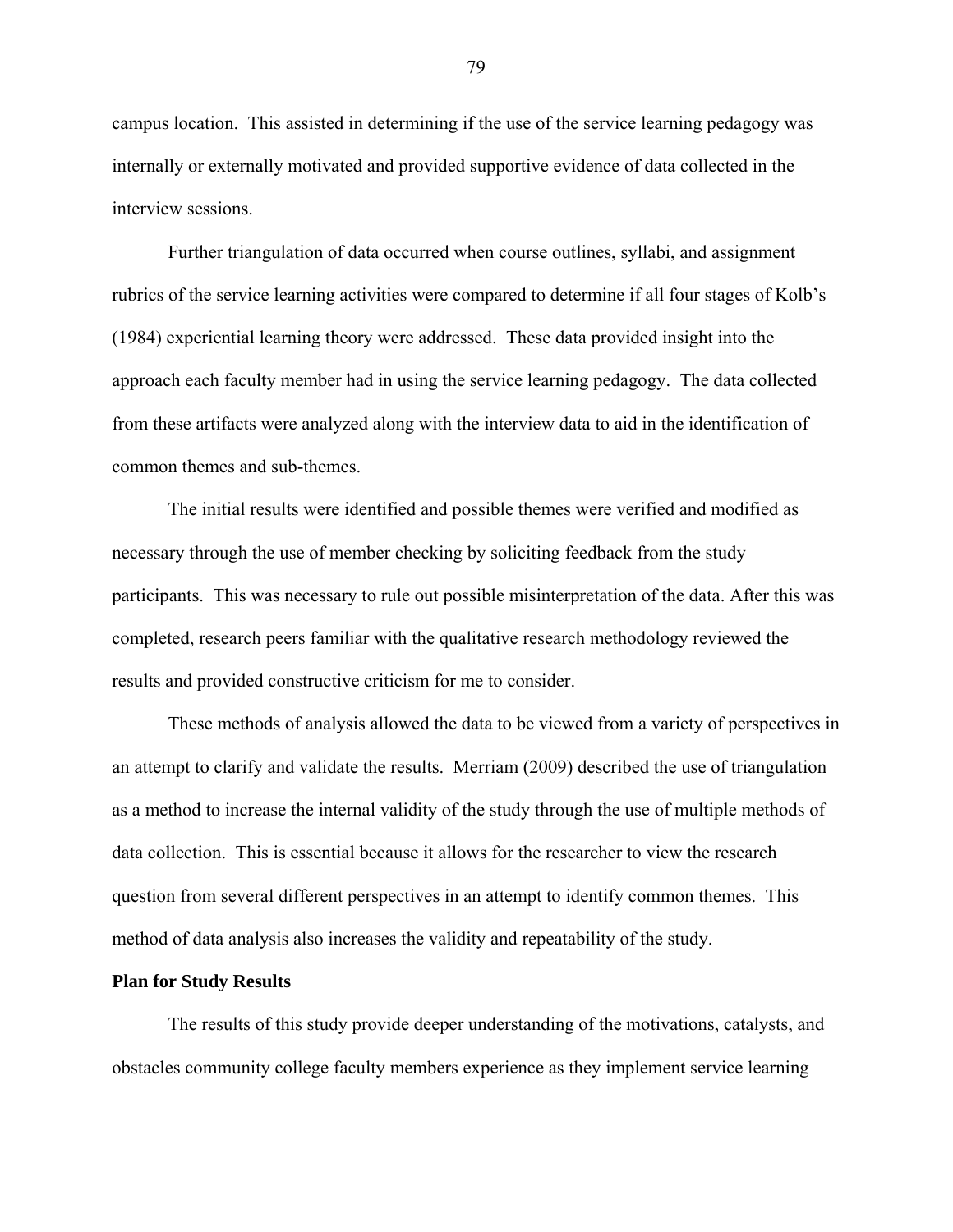campus location. This assisted in determining if the use of the service learning pedagogy was internally or externally motivated and provided supportive evidence of data collected in the interview sessions.

Further triangulation of data occurred when course outlines, syllabi, and assignment rubrics of the service learning activities were compared to determine if all four stages of Kolb's (1984) experiential learning theory were addressed. These data provided insight into the approach each faculty member had in using the service learning pedagogy. The data collected from these artifacts were analyzed along with the interview data to aid in the identification of common themes and sub-themes.

The initial results were identified and possible themes were verified and modified as necessary through the use of member checking by soliciting feedback from the study participants. This was necessary to rule out possible misinterpretation of the data. After this was completed, research peers familiar with the qualitative research methodology reviewed the results and provided constructive criticism for me to consider.

These methods of analysis allowed the data to be viewed from a variety of perspectives in an attempt to clarify and validate the results. Merriam (2009) described the use of triangulation as a method to increase the internal validity of the study through the use of multiple methods of data collection. This is essential because it allows for the researcher to view the research question from several different perspectives in an attempt to identify common themes. This method of data analysis also increases the validity and repeatability of the study.

**Plan for Study Results**

The results of this study provide deeper understanding of the motivations, catalysts, and obstacles community college faculty members experience as they implement service learning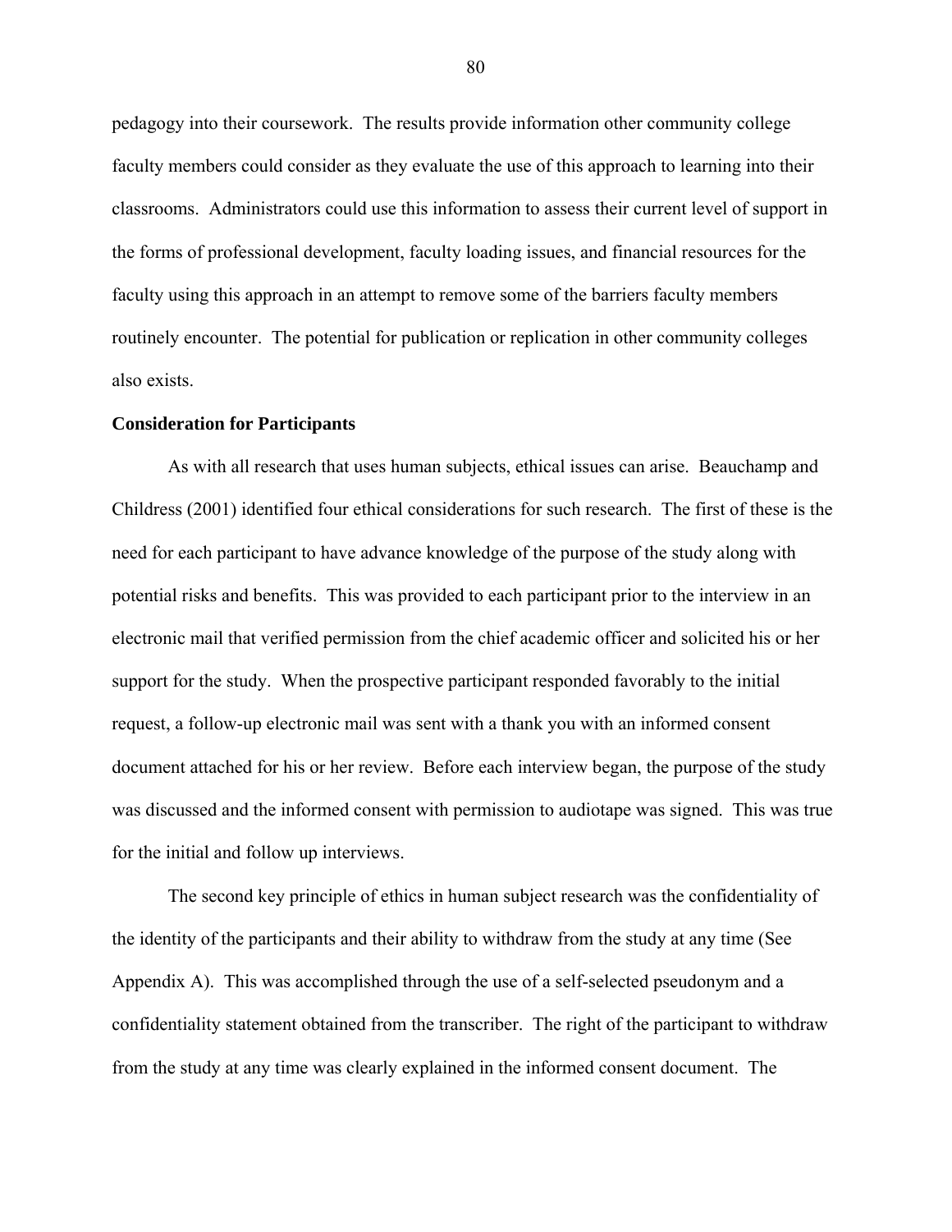pedagogy into their coursework. The results provide information other community college faculty members could consider as they evaluate the use of this approach to learning into their classrooms. Administrators could use this information to assess their current level of support in the forms of professional development, faculty loading issues, and financial resources for the faculty using this approach in an attempt to remove some of the barriers faculty members routinely encounter. The potential for publication or replication in other community colleges also exists.

**Consideration for Participants**

As with all research that uses human subjects, ethical issues can arise. Beauchamp and Childress (2001) identified four ethical considerations for such research. The first of these is the need for each participant to have advance knowledge of the purpose of the study along with potential risks and benefits. This was provided to each participant prior to the interview in an electronic mail that verified permission from the chief academic officer and solicited his or her support for the study. When the prospective participant responded favorably to the initial request, a follow-up electronic mail was sent with a thank you with an informed consent document attached for his or her review. Before each interview began, the purpose of the study was discussed and the informed consent with permission to audiotape was signed. This was true for the initial and follow up interviews.

The second key principle of ethics in human subject research was the confidentiality of the identity of the participants and their ability to withdraw from the study at any time (See Appendix A). This was accomplished through the use of a self-selected pseudonym and a confidentiality statement obtained from the transcriber. The right of the participant to withdraw from the study at any time was clearly explained in the informed consent document. The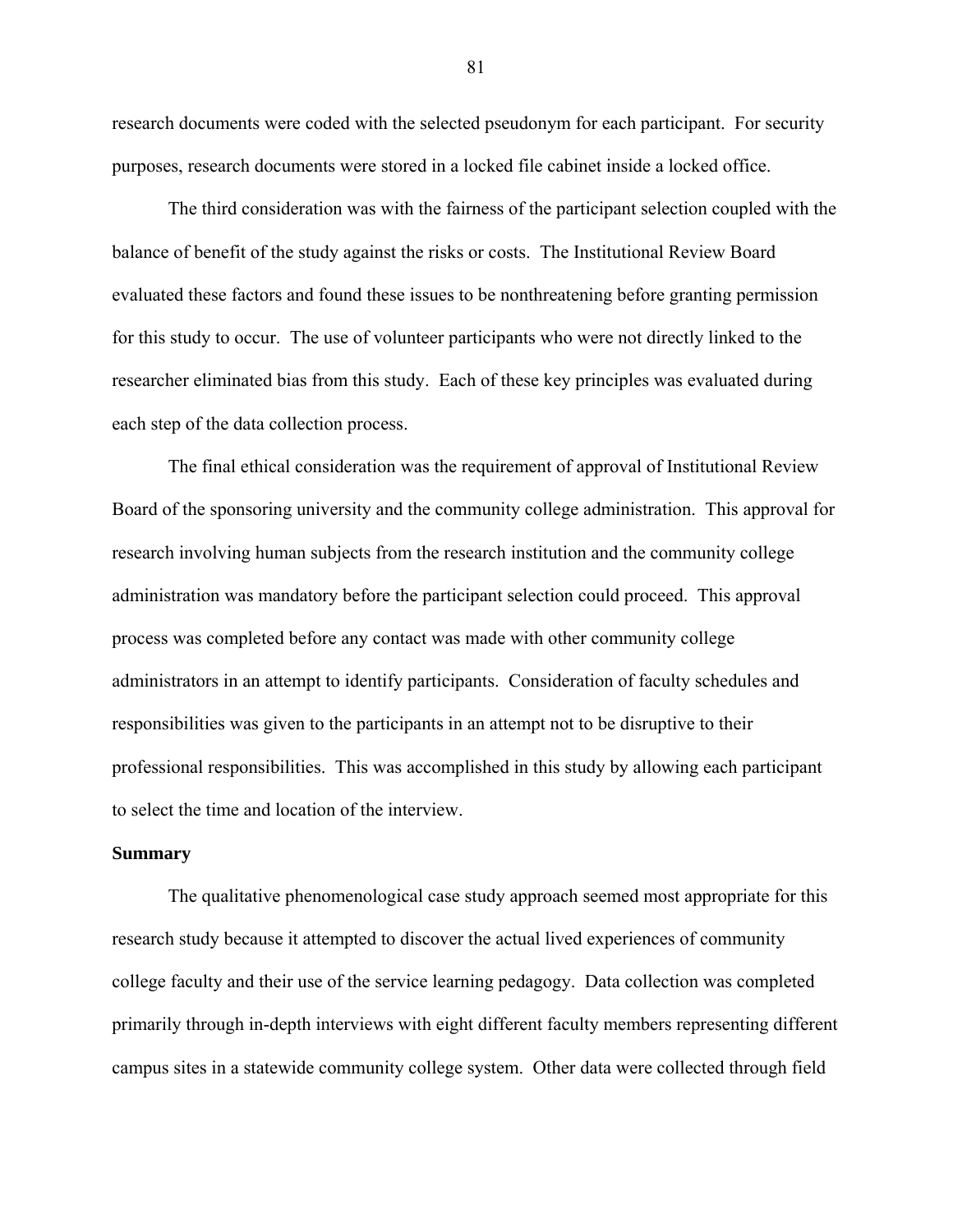research documents were coded with the selected pseudonym for each participant. For security purposes, research documents were stored in a locked file cabinet inside a locked office.

The third consideration was with the fairness of the participant selection coupled with the balance of benefit of the study against the risks or costs. The Institutional Review Board evaluated these factors and found these issues to be nonthreatening before granting permission for this study to occur. The use of volunteer participants who were not directly linked to the researcher eliminated bias from this study. Each of these key principles was evaluated during each step of the data collection process.

The final ethical consideration was the requirement of approval of Institutional Review Board of the sponsoring university and the community college administration. This approval for research involving human subjects from the research institution and the community college administration was mandatory before the participant selection could proceed. This approval process was completed before any contact was made with other community college administrators in an attempt to identify participants. Consideration of faculty schedules and responsibilities was given to the participants in an attempt not to be disruptive to their professional responsibilities. This was accomplished in this study by allowing each participant to select the time and location of the interview.

### Summary

The qualitative phenomenological case study approach seemed most appropriate for this research study because it attempted to discover the actual lived experiences of community college faculty and their use of the service learning pedagogy. Data collection was completed primarily through in-depth interviews with eight different faculty members representing different campus sites in a statewide community college system. Other data were collected through field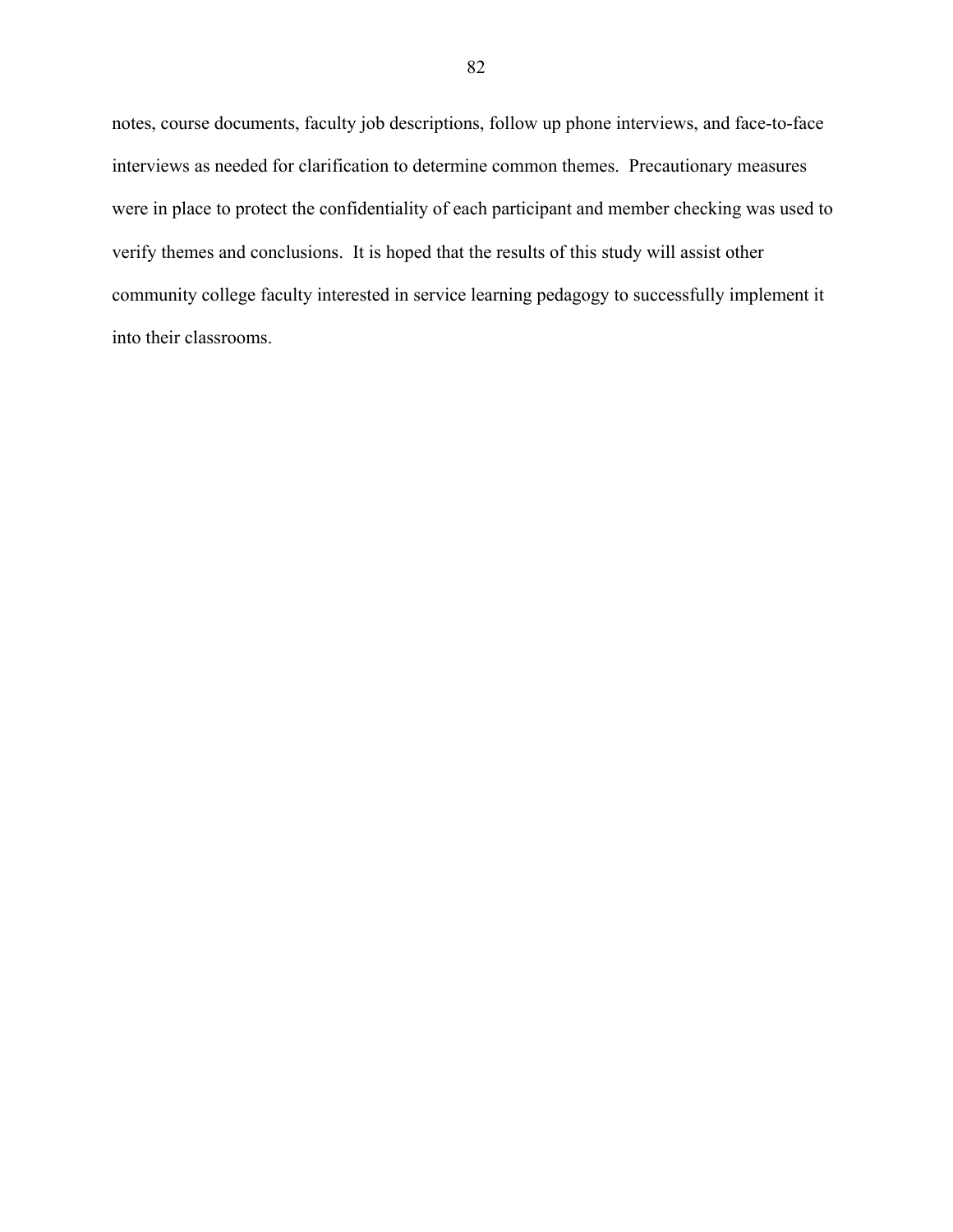notes, course documents, faculty job descriptions, follow up phone interviews, and face-to-face interviews as needed for clarification to determine common themes. Precautionary measures were in place to protect the confidentiality of each participant and member checking was used to verify themes and conclusions. It is hoped that the results of this study will assist other community college faculty interested in service learning pedagogy to successfully implement it into their classrooms.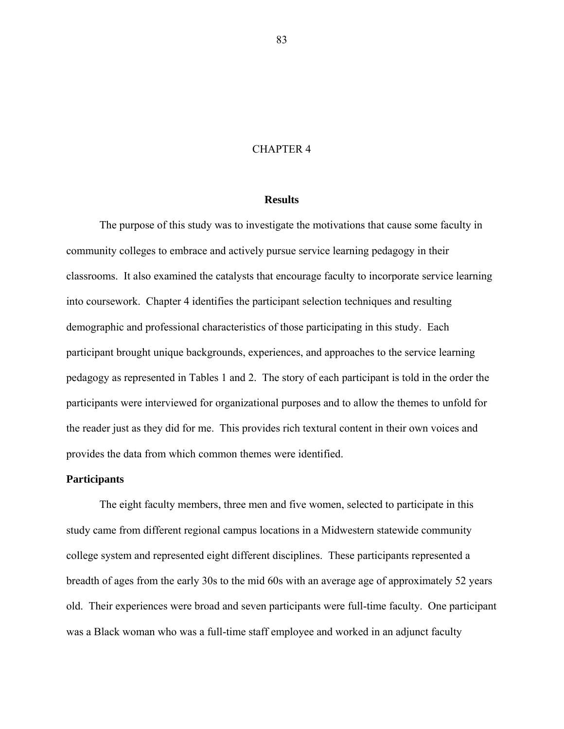# CHAPTER 4

## Results

The purpose of this study was to investigate the motivations that cause some faculty in community colleges to embrace and actively pursue service learning pedagogy in their classrooms. It also examined the catalysts that encourage faculty to incorporate service learning into coursework. Chapter 4 identifies the participant selection techniques and resulting demographic and professional characteristics of those participating in this study. Each participant brought unique backgrounds, experiences, and approaches to the service learning pedagogy as represented in Tables 1 and 2. The story of each participant is told in the order the participants were interviewed for organizational purposes and to allow the themes to unfold for the reader just as they did for me. This provides rich textural content in their own voices and provides the data from which common themes were identified.

### Participants

The eight faculty members, three men and five women, selected to participate in this study came from different regional campus locations in a Midwestern statewide community college system and represented eight different disciplines. These participants represented a breadth of ages from the early 30s to the mid 60s with an average age of approximately 52 years old. Their experiences were broad and seven participants were full-time faculty. One participant was a Black woman who was a full-time staff employee and worked in an adjunct faculty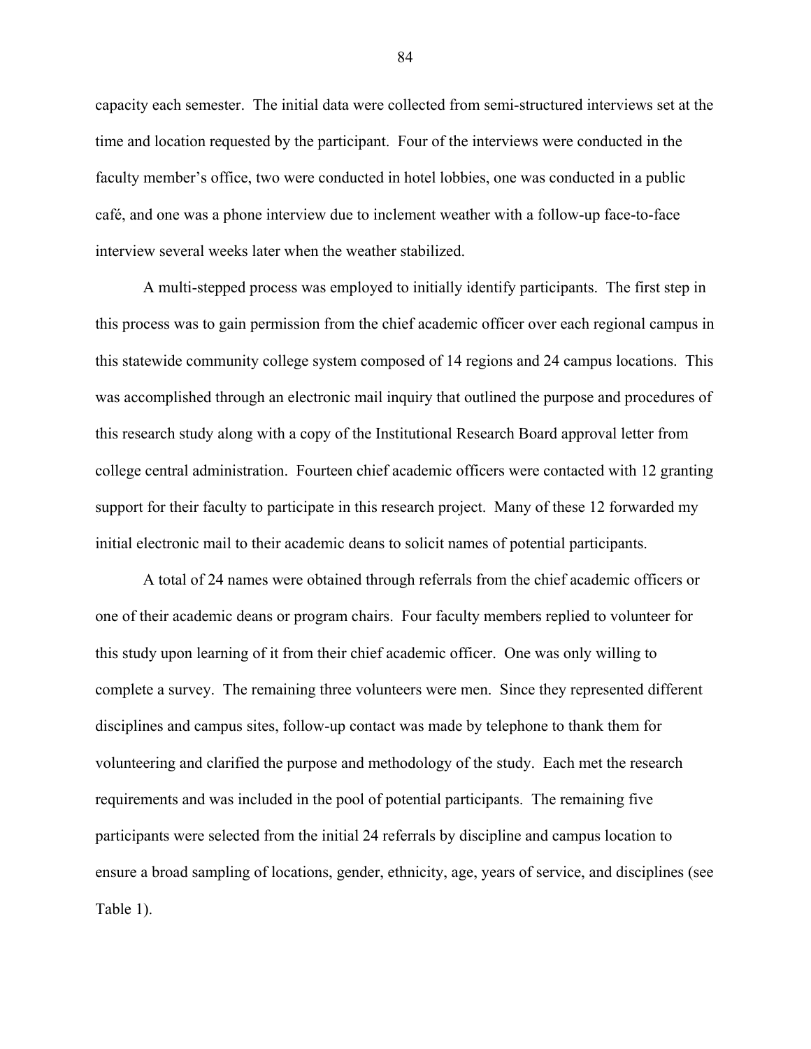capacity each semester. The initial data were collected from semi-structured interviews set at the time and location requested by the participant. Four of the interviews were conducted in the faculty member's office, two were conducted in hotel lobbies, one was conducted in a public café, and one was a phone interview due to inclement weather with a follow-up face-to-face interview several weeks later when the weather stabilized.

A multi-stepped process was employed to initially identify participants. The first step in this process was to gain permission from the chief academic officer over each regional campus in this statewide community college system composed of 14 regions and 24 campus locations. This was accomplished through an electronic mail inquiry that outlined the purpose and procedures of this research study along with a copy of the Institutional Research Board approval letter from college central administration. Fourteen chief academic officers were contacted with 12 granting support for their faculty to participate in this research project. Many of these 12 forwarded my initial electronic mail to their academic deans to solicit names of potential participants.

A total of 24 names were obtained through referrals from the chief academic officers or one of their academic deans or program chairs. Four faculty members replied to volunteer for this study upon learning of it from their chief academic officer. One was only willing to complete a survey. The remaining three volunteers were men. Since they represented different disciplines and campus sites, follow-up contact was made by telephone to thank them for volunteering and clarified the purpose and methodology of the study. Each met the research requirements and was included in the pool of potential participants. The remaining five participants were selected from the initial 24 referrals by discipline and campus location to ensure a broad sampling of locations, gender, ethnicity, age, years of service, and disciplines (see Table 1).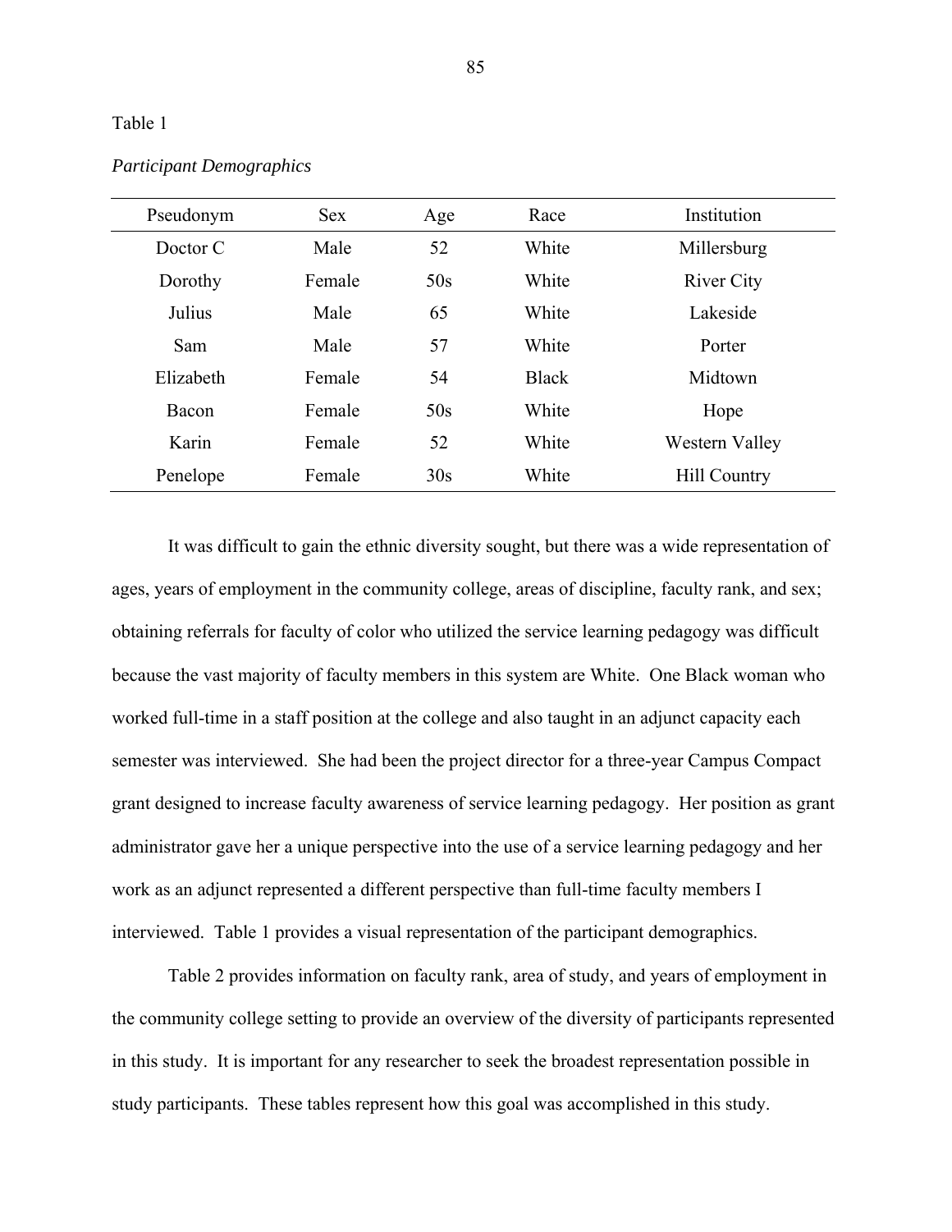Table 1

*Participant Demographics*

| Pseudonym | Sex | Age | Race | Institution |
|---|---|---|---|---|
| Doctor C | Male | 52 | White | Millersburg |
| Dorothy | Female | 50s | White | River City |
| Julius | Male | 65 | White | Lakeside |
| Sam | Male | 57 | White | Porter |
| Elizabeth | Female | 54 | Black | Midtown |
| Bacon | Female | 50s | White | Hope |
| Karin | Female | 52 | White | Western Valley |
| Penelope | Female | 30s | White | Hill Country |

It was difficult to gain the ethnic diversity sought, but there was a wide representation of ages, years of employment in the community college, areas of discipline, faculty rank, and sex; obtaining referrals for faculty of color who utilized the service learning pedagogy was difficult because the vast majority of faculty members in this system are White. One Black woman who worked full-time in a staff position at the college and also taught in an adjunct capacity each semester was interviewed. She had been the project director for a three-year Campus Compact grant designed to increase faculty awareness of service learning pedagogy. Her position as grant administrator gave her a unique perspective into the use of a service learning pedagogy and her work as an adjunct represented a different perspective than full-time faculty members I interviewed. Table 1 provides a visual representation of the participant demographics.

Table 2 provides information on faculty rank, area of study, and years of employment in the community college setting to provide an overview of the diversity of participants represented in this study. It is important for any researcher to seek the broadest representation possible in study participants. These tables represent how this goal was accomplished in this study.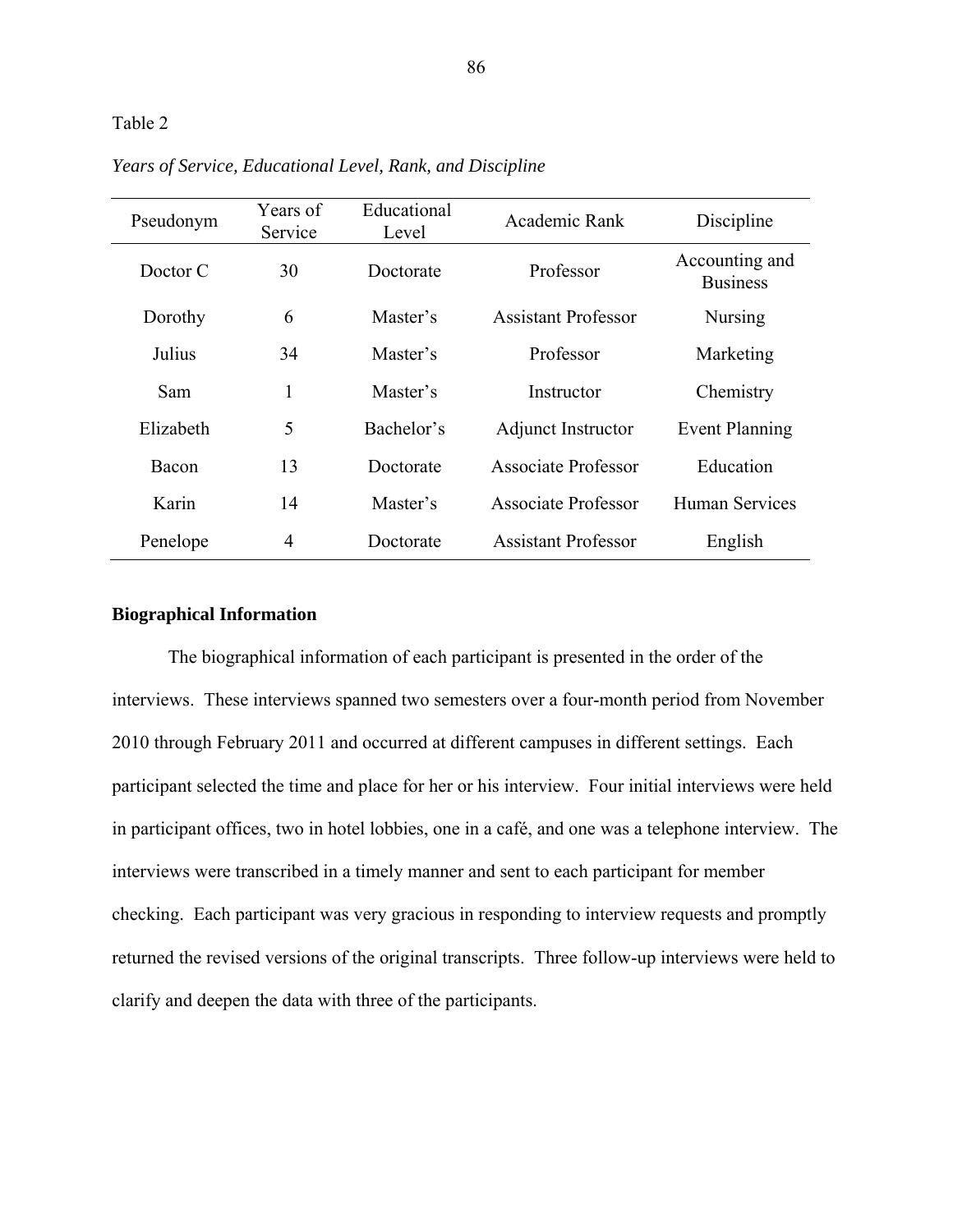Table 2

*Years of Service, Educational Level, Rank, and Discipline*

| Pseudonym | Years of Service | Educational Level | Academic Rank | Discipline |
|---|---|---|---|---|
| Doctor C | 30 | Doctorate | Professor | Accounting and Business |
| Dorothy | 6 | Master’s | Assistant Professor | Nursing |
| Julius | 34 | Master’s | Professor | Marketing |
| Sam | 1 | Master’s | Instructor | Chemistry |
| Elizabeth | 5 | Bachelor’s | Adjunct Instructor | Event Planning |
| Bacon | 13 | Doctorate | Associate Professor | Education |
| Karin | 14 | Master’s | Associate Professor | Human Services |
| Penelope | 4 | Doctorate | Assistant Professor | English |

## Biographical Information

The biographical information of each participant is presented in the order of the interviews. These interviews spanned two semesters over a four-month period from November 2010 through February 2011 and occurred at different campuses in different settings. Each participant selected the time and place for her or his interview. Four initial interviews were held in participant offices, two in hotel lobbies, one in a café, and one was a telephone interview. The interviews were transcribed in a timely manner and sent to each participant for member checking. Each participant was very gracious in responding to interview requests and promptly returned the revised versions of the original transcripts. Three follow-up interviews were held to clarify and deepen the data with three of the participants.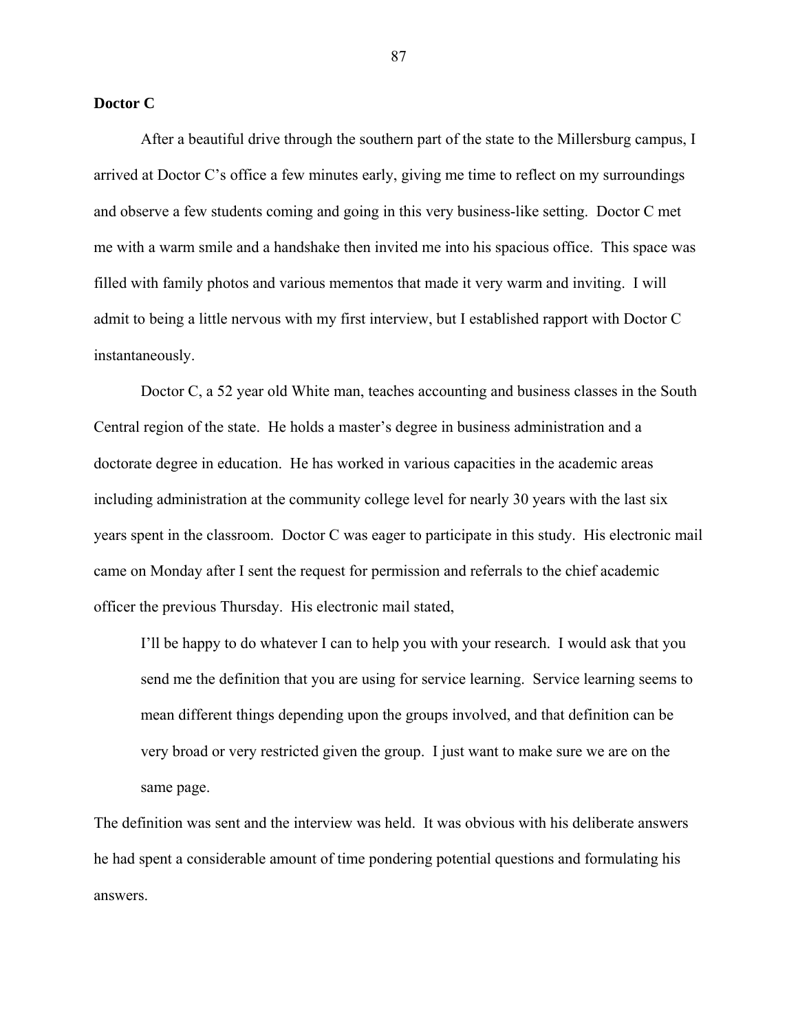**Doctor C**

After a beautiful drive through the southern part of the state to the Millersburg campus, I arrived at Doctor C's office a few minutes early, giving me time to reflect on my surroundings and observe a few students coming and going in this very business-like setting. Doctor C met me with a warm smile and a handshake then invited me into his spacious office. This space was filled with family photos and various mementos that made it very warm and inviting. I will admit to being a little nervous with my first interview, but I established rapport with Doctor C instantaneously.

Doctor C, a 52 year old White man, teaches accounting and business classes in the South Central region of the state. He holds a master's degree in business administration and a doctorate degree in education. He has worked in various capacities in the academic areas including administration at the community college level for nearly 30 years with the last six years spent in the classroom. Doctor C was eager to participate in this study. His electronic mail came on Monday after I sent the request for permission and referrals to the chief academic officer the previous Thursday. His electronic mail stated,

> I'll be happy to do whatever I can to help you with your research. I would ask that you send me the definition that you are using for service learning. Service learning seems to mean different things depending upon the groups involved, and that definition can be very broad or very restricted given the group. I just want to make sure we are on the same page.

The definition was sent and the interview was held. It was obvious with his deliberate answers he had spent a considerable amount of time pondering potential questions and formulating his answers.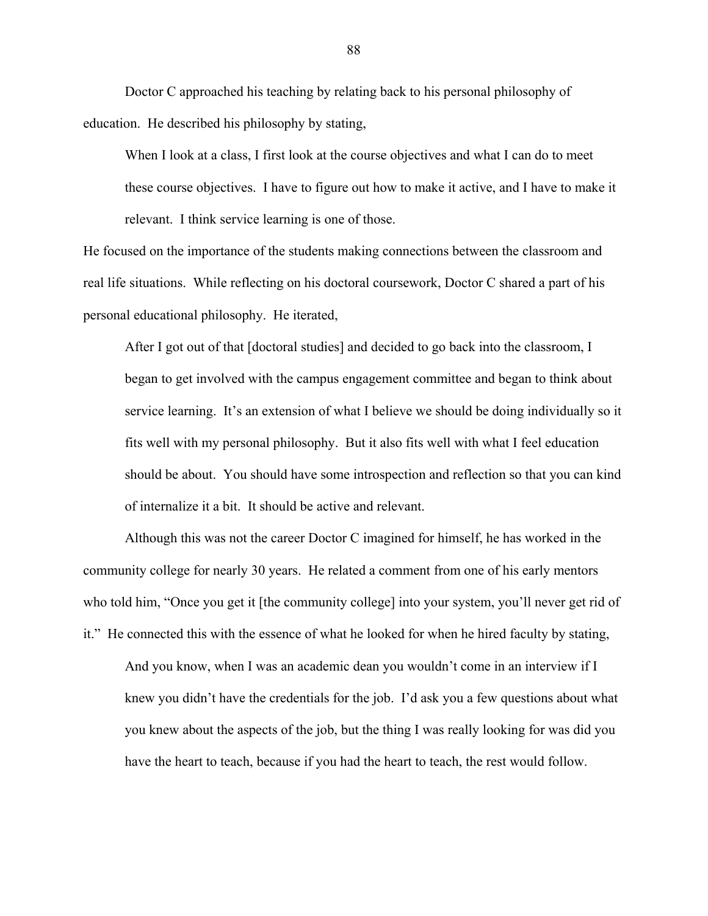Doctor C approached his teaching by relating back to his personal philosophy of education. He described his philosophy by stating,

> When I look at a class, I first look at the course objectives and what I can do to meet these course objectives. I have to figure out how to make it active, and I have to make it relevant. I think service learning is one of those.

He focused on the importance of the students making connections between the classroom and real life situations. While reflecting on his doctoral coursework, Doctor C shared a part of his personal educational philosophy. He iterated,

> After I got out of that [doctoral studies] and decided to go back into the classroom, I began to get involved with the campus engagement committee and began to think about service learning. It's an extension of what I believe we should be doing individually so it fits well with my personal philosophy. But it also fits well with what I feel education should be about. You should have some introspection and reflection so that you can kind of internalize it a bit. It should be active and relevant.

Although this was not the career Doctor C imagined for himself, he has worked in the community college for nearly 30 years. He related a comment from one of his early mentors who told him, "Once you get it [the community college] into your system, you'll never get rid of it." He connected this with the essence of what he looked for when he hired faculty by stating,

> And you know, when I was an academic dean you wouldn't come in an interview if I knew you didn't have the credentials for the job. I'd ask you a few questions about what you knew about the aspects of the job, but the thing I was really looking for was did you have the heart to teach, because if you had the heart to teach, the rest would follow.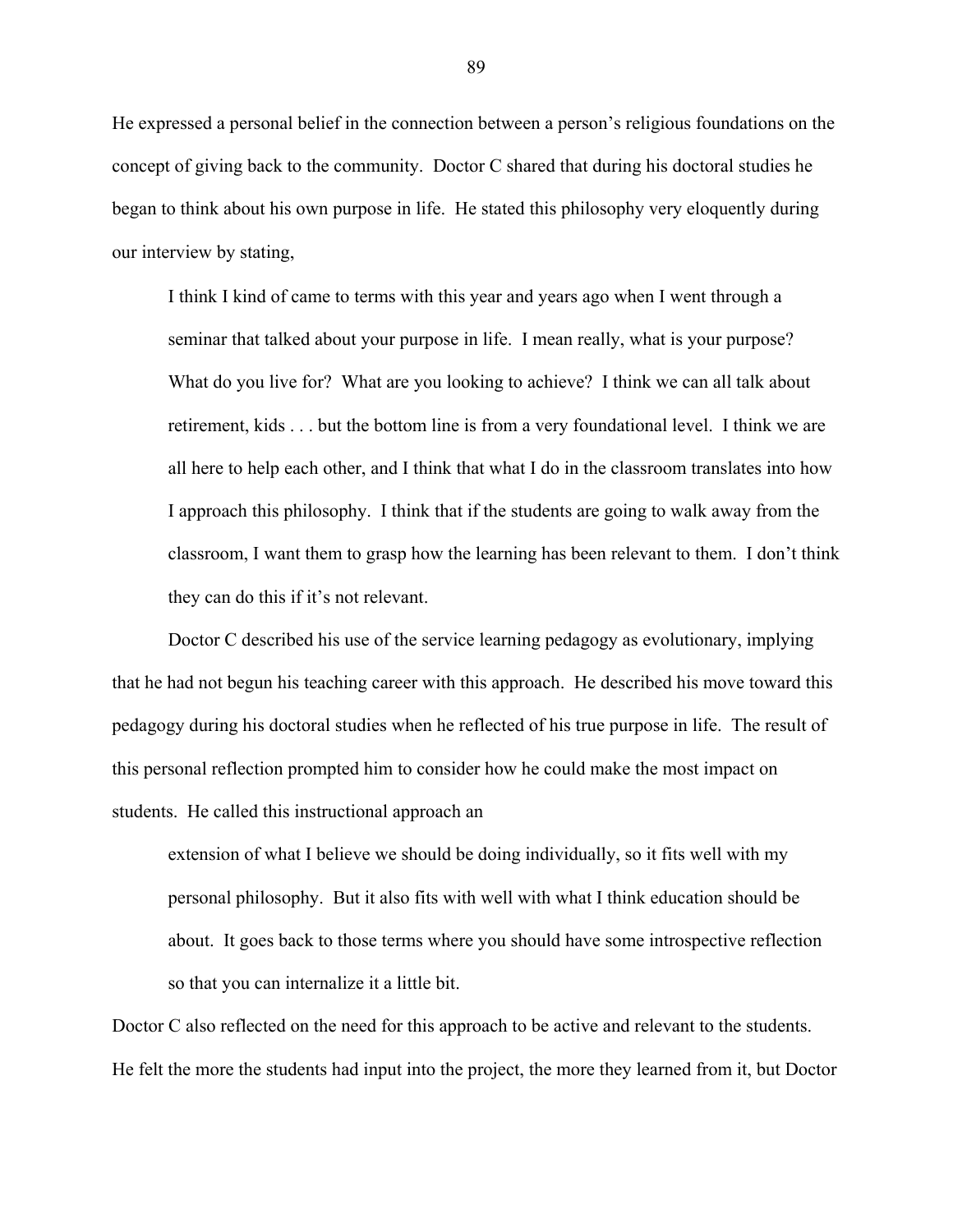He expressed a personal belief in the connection between a person's religious foundations on the concept of giving back to the community. Doctor C shared that during his doctoral studies he began to think about his own purpose in life. He stated this philosophy very eloquently during our interview by stating,

> I think I kind of came to terms with this year and years ago when I went through a seminar that talked about your purpose in life. I mean really, what is your purpose? What do you live for? What are you looking to achieve? I think we can all talk about retirement, kids . . . but the bottom line is from a very foundational level. I think we are all here to help each other, and I think that what I do in the classroom translates into how I approach this philosophy. I think that if the students are going to walk away from the classroom, I want them to grasp how the learning has been relevant to them. I don't think they can do this if it's not relevant.

Doctor C described his use of the service learning pedagogy as evolutionary, implying that he had not begun his teaching career with this approach. He described his move toward this pedagogy during his doctoral studies when he reflected of his true purpose in life. The result of this personal reflection prompted him to consider how he could make the most impact on students. He called this instructional approach an

> extension of what I believe we should be doing individually, so it fits well with my personal philosophy. But it also fits with well with what I think education should be about. It goes back to those terms where you should have some introspective reflection so that you can internalize it a little bit.

Doctor C also reflected on the need for this approach to be active and relevant to the students. He felt the more the students had input into the project, the more they learned from it, but Doctor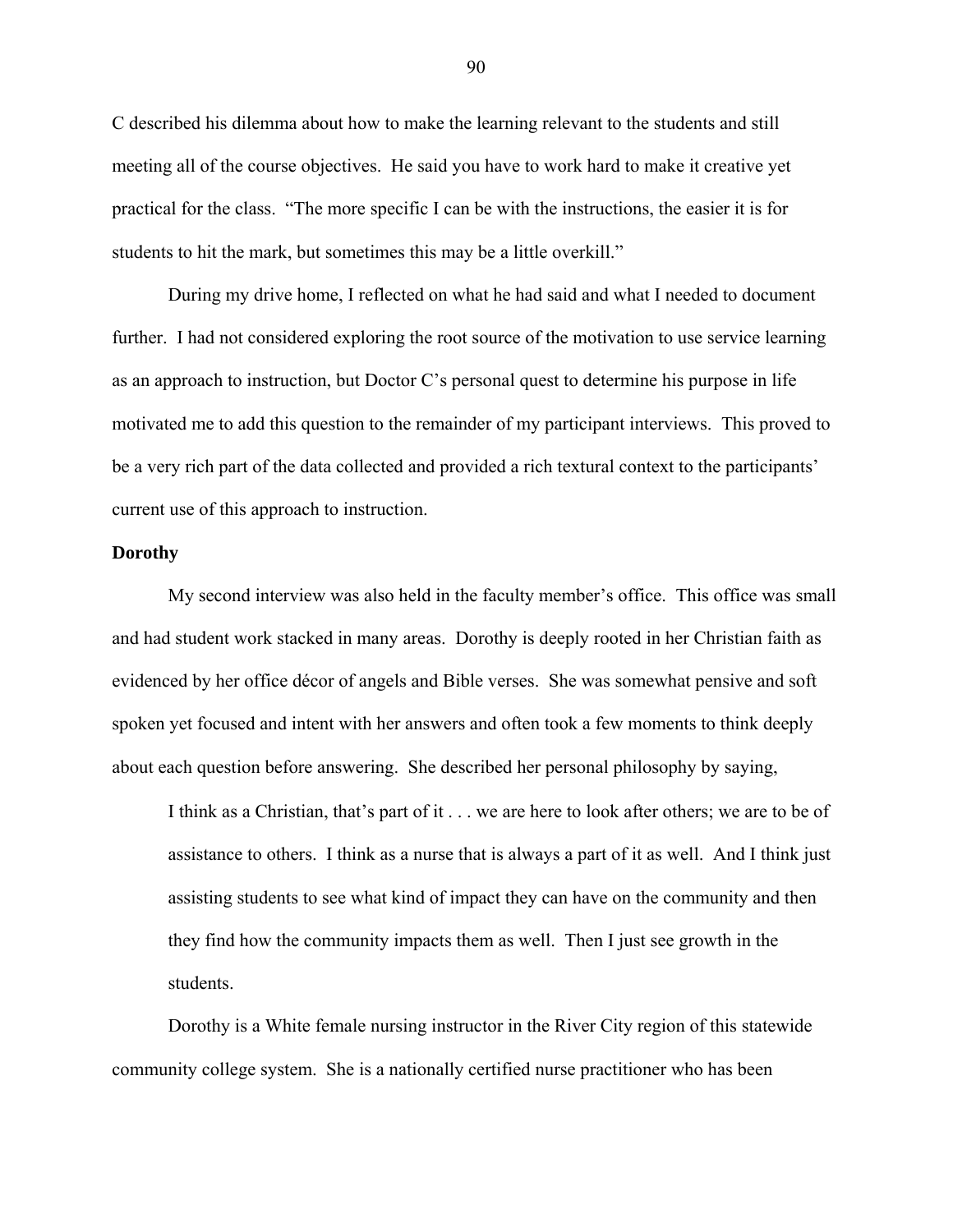C described his dilemma about how to make the learning relevant to the students and still meeting all of the course objectives. He said you have to work hard to make it creative yet practical for the class. "The more specific I can be with the instructions, the easier it is for students to hit the mark, but sometimes this may be a little overkill."

During my drive home, I reflected on what he had said and what I needed to document further. I had not considered exploring the root source of the motivation to use service learning as an approach to instruction, but Doctor C's personal quest to determine his purpose in life motivated me to add this question to the remainder of my participant interviews. This proved to be a very rich part of the data collected and provided a rich textural context to the participants' current use of this approach to instruction.

**Dorothy**

My second interview was also held in the faculty member's office. This office was small and had student work stacked in many areas. Dorothy is deeply rooted in her Christian faith as evidenced by her office décor of angels and Bible verses. She was somewhat pensive and soft spoken yet focused and intent with her answers and often took a few moments to think deeply about each question before answering. She described her personal philosophy by saying,

> I think as a Christian, that's part of it . . . we are here to look after others; we are to be of assistance to others. I think as a nurse that is always a part of it as well. And I think just assisting students to see what kind of impact they can have on the community and then they find how the community impacts them as well. Then I just see growth in the students.

Dorothy is a White female nursing instructor in the River City region of this statewide community college system. She is a nationally certified nurse practitioner who has been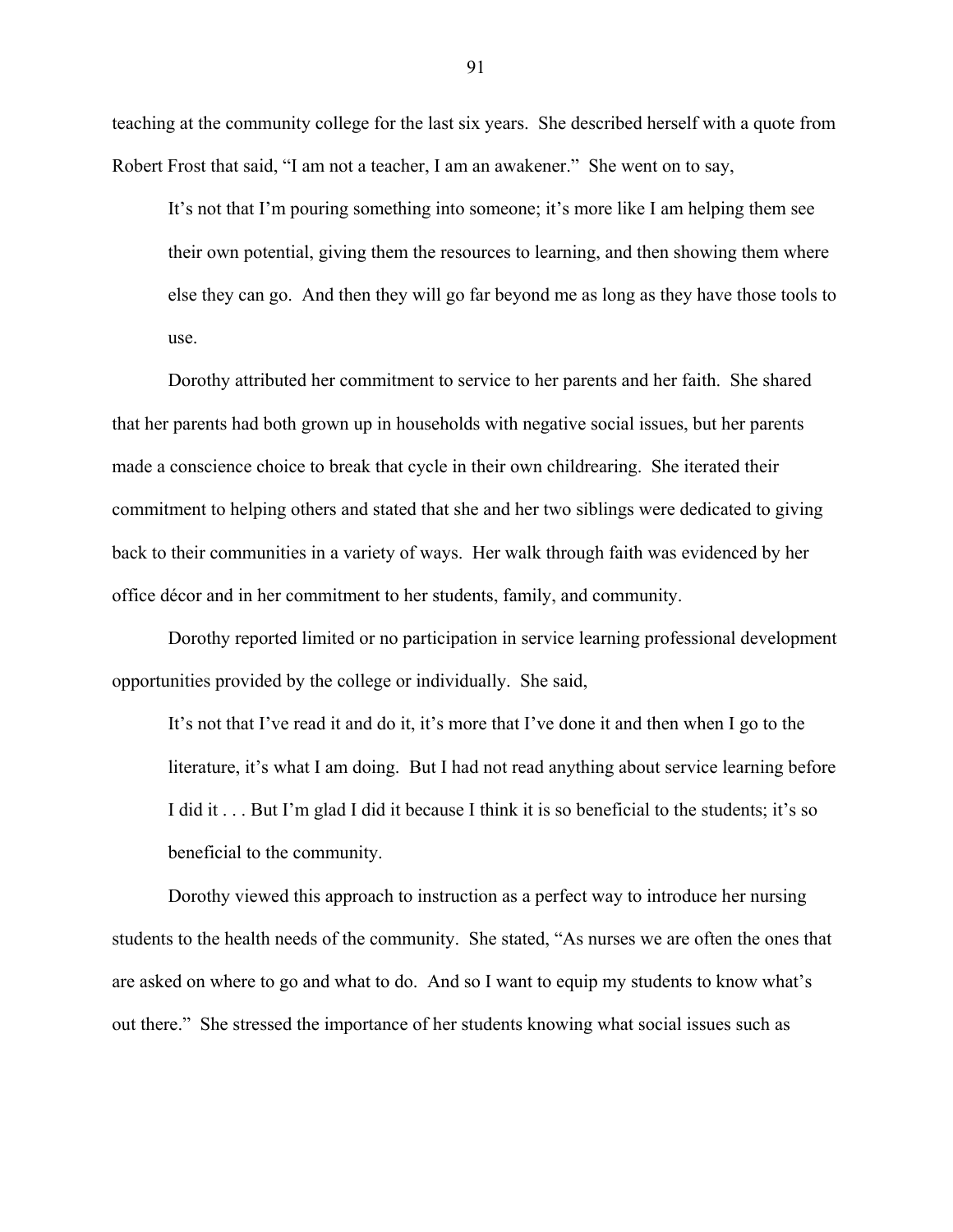teaching at the community college for the last six years. She described herself with a quote from Robert Frost that said, "I am not a teacher, I am an awakener." She went on to say,

> It's not that I'm pouring something into someone; it's more like I am helping them see their own potential, giving them the resources to learning, and then showing them where else they can go. And then they will go far beyond me as long as they have those tools to use.

Dorothy attributed her commitment to service to her parents and her faith. She shared that her parents had both grown up in households with negative social issues, but her parents made a conscience choice to break that cycle in their own childrearing. She iterated their commitment to helping others and stated that she and her two siblings were dedicated to giving back to their communities in a variety of ways. Her walk through faith was evidenced by her office décor and in her commitment to her students, family, and community.

Dorothy reported limited or no participation in service learning professional development opportunities provided by the college or individually. She said,

> It's not that I've read it and do it, it's more that I've done it and then when I go to the literature, it's what I am doing. But I had not read anything about service learning before I did it . . . But I'm glad I did it because I think it is so beneficial to the students; it's so beneficial to the community.

Dorothy viewed this approach to instruction as a perfect way to introduce her nursing students to the health needs of the community. She stated, "As nurses we are often the ones that are asked on where to go and what to do. And so I want to equip my students to know what's out there." She stressed the importance of her students knowing what social issues such as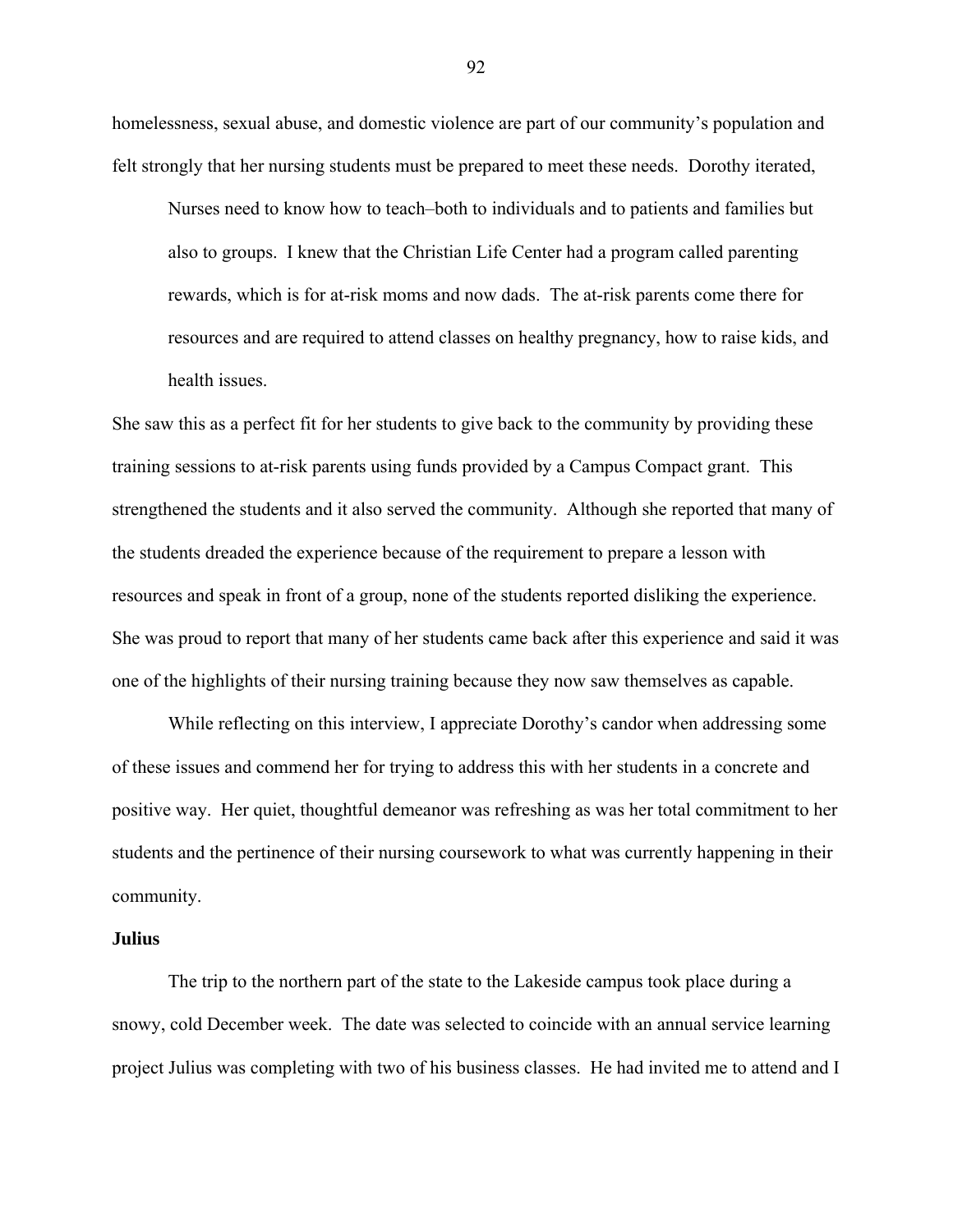homelessness, sexual abuse, and domestic violence are part of our community's population and felt strongly that her nursing students must be prepared to meet these needs. Dorothy iterated,

> Nurses need to know how to teach–both to individuals and to patients and families but also to groups. I knew that the Christian Life Center had a program called parenting rewards, which is for at-risk moms and now dads. The at-risk parents come there for resources and are required to attend classes on healthy pregnancy, how to raise kids, and health issues.

She saw this as a perfect fit for her students to give back to the community by providing these training sessions to at-risk parents using funds provided by a Campus Compact grant. This strengthened the students and it also served the community. Although she reported that many of the students dreaded the experience because of the requirement to prepare a lesson with resources and speak in front of a group, none of the students reported disliking the experience. She was proud to report that many of her students came back after this experience and said it was one of the highlights of their nursing training because they now saw themselves as capable.

While reflecting on this interview, I appreciate Dorothy's candor when addressing some of these issues and commend her for trying to address this with her students in a concrete and positive way. Her quiet, thoughtful demeanor was refreshing as was her total commitment to her students and the pertinence of their nursing coursework to what was currently happening in their community.

**Julius**

The trip to the northern part of the state to the Lakeside campus took place during a snowy, cold December week. The date was selected to coincide with an annual service learning project Julius was completing with two of his business classes. He had invited me to attend and I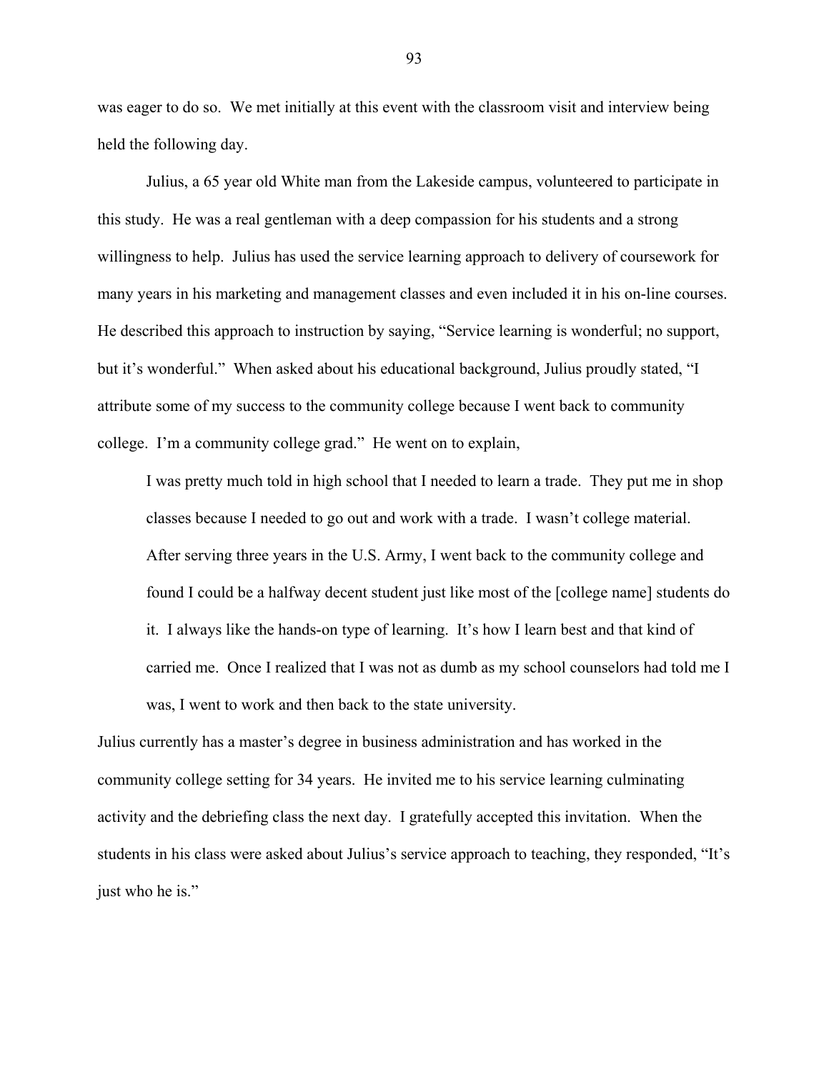was eager to do so. We met initially at this event with the classroom visit and interview being held the following day.

Julius, a 65 year old White man from the Lakeside campus, volunteered to participate in this study. He was a real gentleman with a deep compassion for his students and a strong willingness to help. Julius has used the service learning approach to delivery of coursework for many years in his marketing and management classes and even included it in his on-line courses. He described this approach to instruction by saying, "Service learning is wonderful; no support, but it's wonderful." When asked about his educational background, Julius proudly stated, "I attribute some of my success to the community college because I went back to community college. I'm a community college grad." He went on to explain,

> I was pretty much told in high school that I needed to learn a trade. They put me in shop classes because I needed to go out and work with a trade. I wasn't college material. After serving three years in the U.S. Army, I went back to the community college and found I could be a halfway decent student just like most of the [college name] students do it. I always like the hands-on type of learning. It's how I learn best and that kind of carried me. Once I realized that I was not as dumb as my school counselors had told me I was, I went to work and then back to the state university.

Julius currently has a master's degree in business administration and has worked in the community college setting for 34 years. He invited me to his service learning culminating activity and the debriefing class the next day. I gratefully accepted this invitation. When the students in his class were asked about Julius's service approach to teaching, they responded, "It's just who he is."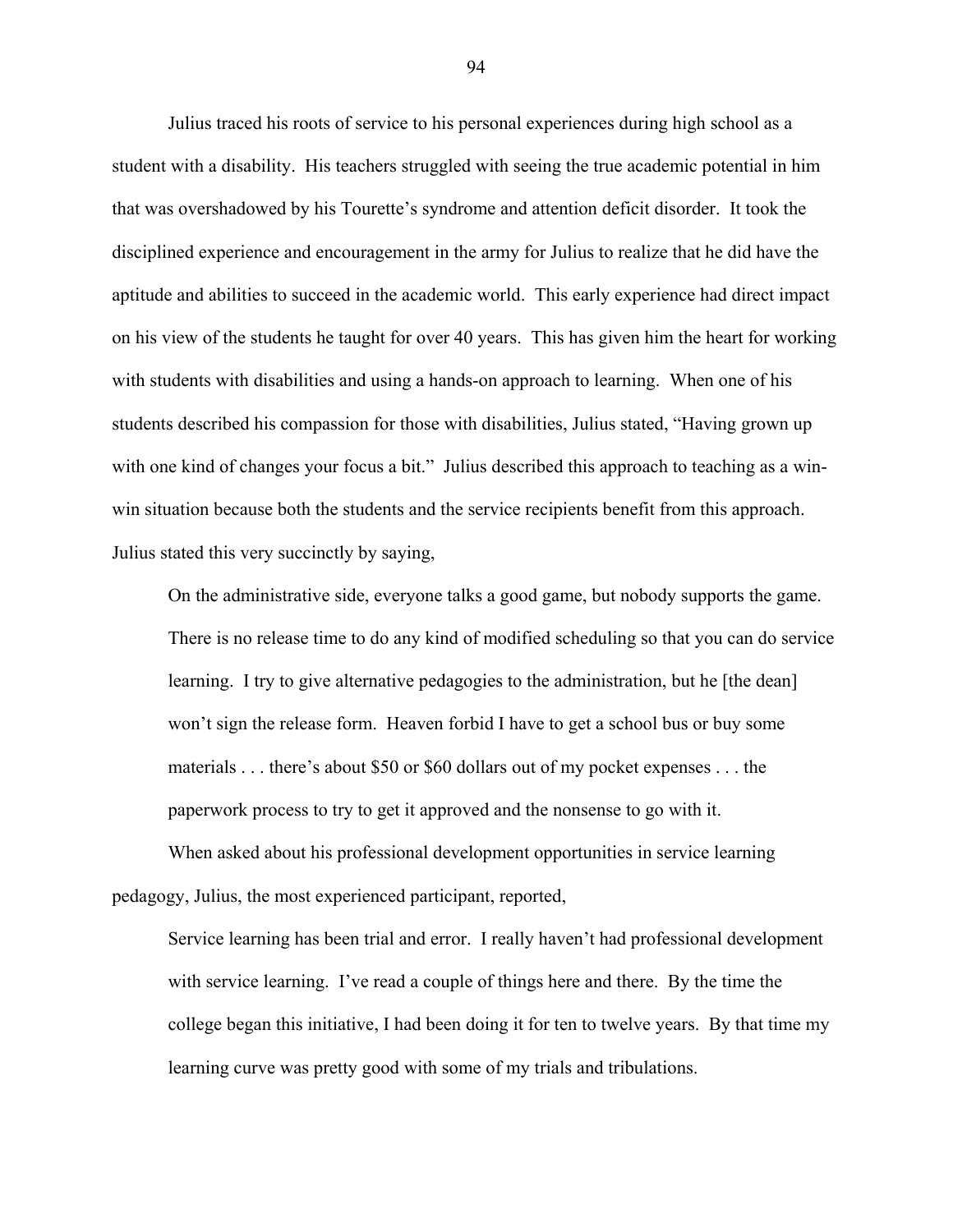Julius traced his roots of service to his personal experiences during high school as a student with a disability. His teachers struggled with seeing the true academic potential in him that was overshadowed by his Tourette's syndrome and attention deficit disorder. It took the disciplined experience and encouragement in the army for Julius to realize that he did have the aptitude and abilities to succeed in the academic world. This early experience had direct impact on his view of the students he taught for over 40 years. This has given him the heart for working with students with disabilities and using a hands-on approach to learning. When one of his students described his compassion for those with disabilities, Julius stated, "Having grown up with one kind of changes your focus a bit." Julius described this approach to teaching as a win-win situation because both the students and the service recipients benefit from this approach. Julius stated this very succinctly by saying,

> On the administrative side, everyone talks a good game, but nobody supports the game. There is no release time to do any kind of modified scheduling so that you can do service learning. I try to give alternative pedagogies to the administration, but he [the dean] won't sign the release form. Heaven forbid I have to get a school bus or buy some materials . . . there's about $50 or $60 dollars out of my pocket expenses . . . the paperwork process to try to get it approved and the nonsense to go with it.

When asked about his professional development opportunities in service learning pedagogy, Julius, the most experienced participant, reported,

> Service learning has been trial and error. I really haven't had professional development with service learning. I've read a couple of things here and there. By the time the college began this initiative, I had been doing it for ten to twelve years. By that time my learning curve was pretty good with some of my trials and tribulations.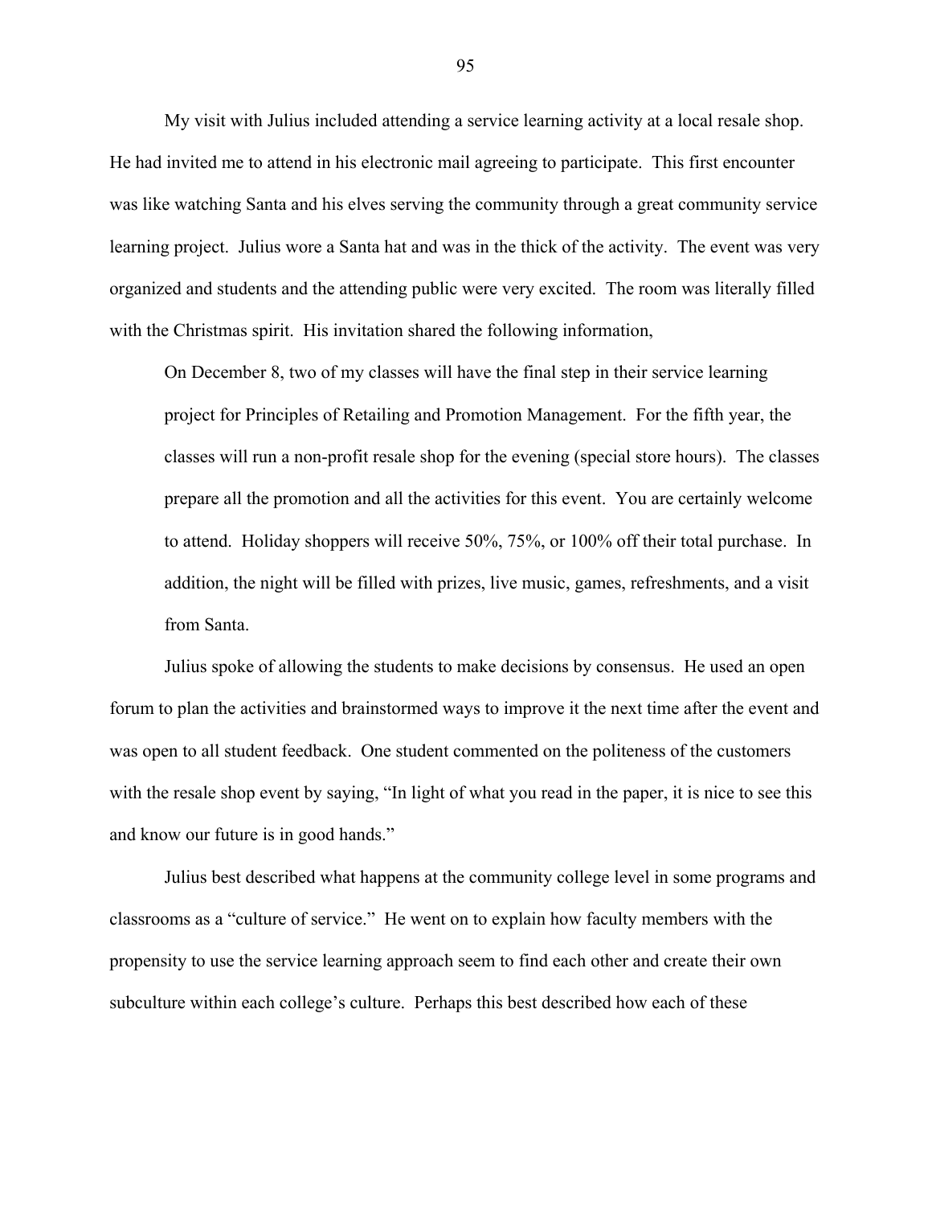My visit with Julius included attending a service learning activity at a local resale shop. He had invited me to attend in his electronic mail agreeing to participate. This first encounter was like watching Santa and his elves serving the community through a great community service learning project. Julius wore a Santa hat and was in the thick of the activity. The event was very organized and students and the attending public were very excited. The room was literally filled with the Christmas spirit. His invitation shared the following information,

> On December 8, two of my classes will have the final step in their service learning project for Principles of Retailing and Promotion Management. For the fifth year, the classes will run a non-profit resale shop for the evening (special store hours). The classes prepare all the promotion and all the activities for this event. You are certainly welcome to attend. Holiday shoppers will receive 50%, 75%, or 100% off their total purchase. In addition, the night will be filled with prizes, live music, games, refreshments, and a visit from Santa.

Julius spoke of allowing the students to make decisions by consensus. He used an open forum to plan the activities and brainstormed ways to improve it the next time after the event and was open to all student feedback. One student commented on the politeness of the customers with the resale shop event by saying, "In light of what you read in the paper, it is nice to see this and know our future is in good hands."

Julius best described what happens at the community college level in some programs and classrooms as a "culture of service." He went on to explain how faculty members with the propensity to use the service learning approach seem to find each other and create their own subculture within each college's culture. Perhaps this best described how each of these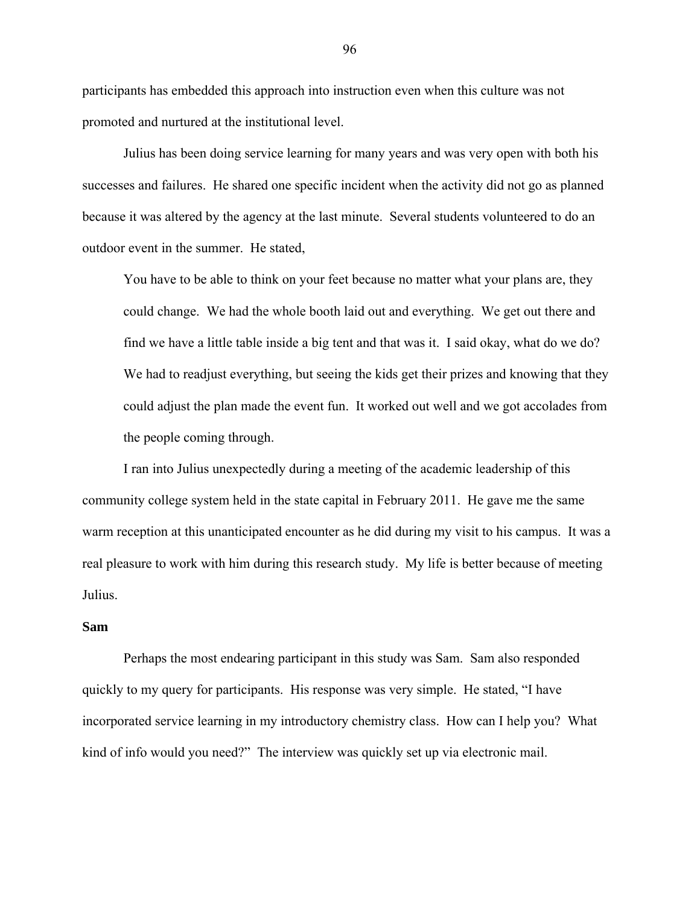participants has embedded this approach into instruction even when this culture was not promoted and nurtured at the institutional level.

Julius has been doing service learning for many years and was very open with both his successes and failures. He shared one specific incident when the activity did not go as planned because it was altered by the agency at the last minute. Several students volunteered to do an outdoor event in the summer. He stated,

> You have to be able to think on your feet because no matter what your plans are, they could change. We had the whole booth laid out and everything. We get out there and find we have a little table inside a big tent and that was it. I said okay, what do we do? We had to readjust everything, but seeing the kids get their prizes and knowing that they could adjust the plan made the event fun. It worked out well and we got accolades from the people coming through.

I ran into Julius unexpectedly during a meeting of the academic leadership of this community college system held in the state capital in February 2011. He gave me the same warm reception at this unanticipated encounter as he did during my visit to his campus. It was a real pleasure to work with him during this research study. My life is better because of meeting Julius.

**Sam**

Perhaps the most endearing participant in this study was Sam. Sam also responded quickly to my query for participants. His response was very simple. He stated, "I have incorporated service learning in my introductory chemistry class. How can I help you? What kind of info would you need?" The interview was quickly set up via electronic mail.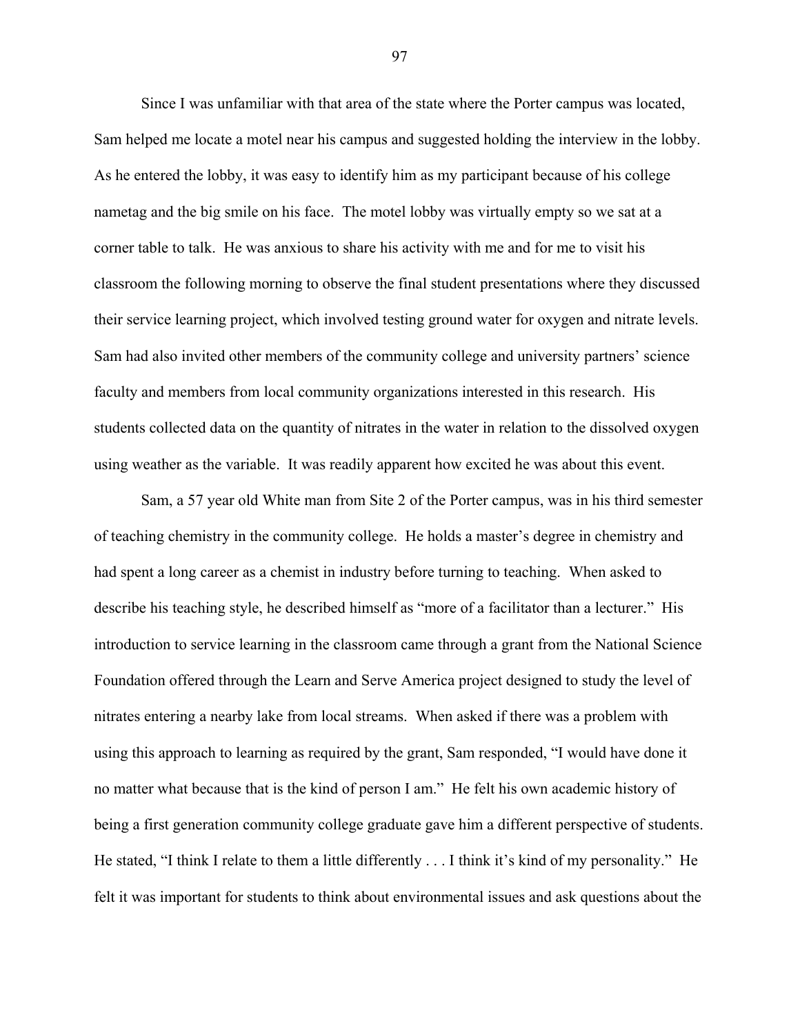Since I was unfamiliar with that area of the state where the Porter campus was located, Sam helped me locate a motel near his campus and suggested holding the interview in the lobby. As he entered the lobby, it was easy to identify him as my participant because of his college nametag and the big smile on his face. The motel lobby was virtually empty so we sat at a corner table to talk. He was anxious to share his activity with me and for me to visit his classroom the following morning to observe the final student presentations where they discussed their service learning project, which involved testing ground water for oxygen and nitrate levels. Sam had also invited other members of the community college and university partners' science faculty and members from local community organizations interested in this research. His students collected data on the quantity of nitrates in the water in relation to the dissolved oxygen using weather as the variable. It was readily apparent how excited he was about this event.

Sam, a 57 year old White man from Site 2 of the Porter campus, was in his third semester of teaching chemistry in the community college. He holds a master's degree in chemistry and had spent a long career as a chemist in industry before turning to teaching. When asked to describe his teaching style, he described himself as "more of a facilitator than a lecturer." His introduction to service learning in the classroom came through a grant from the National Science Foundation offered through the Learn and Serve America project designed to study the level of nitrates entering a nearby lake from local streams. When asked if there was a problem with using this approach to learning as required by the grant, Sam responded, "I would have done it no matter what because that is the kind of person I am." He felt his own academic history of being a first generation community college graduate gave him a different perspective of students. He stated, "I think I relate to them a little differently . . . I think it's kind of my personality." He felt it was important for students to think about environmental issues and ask questions about the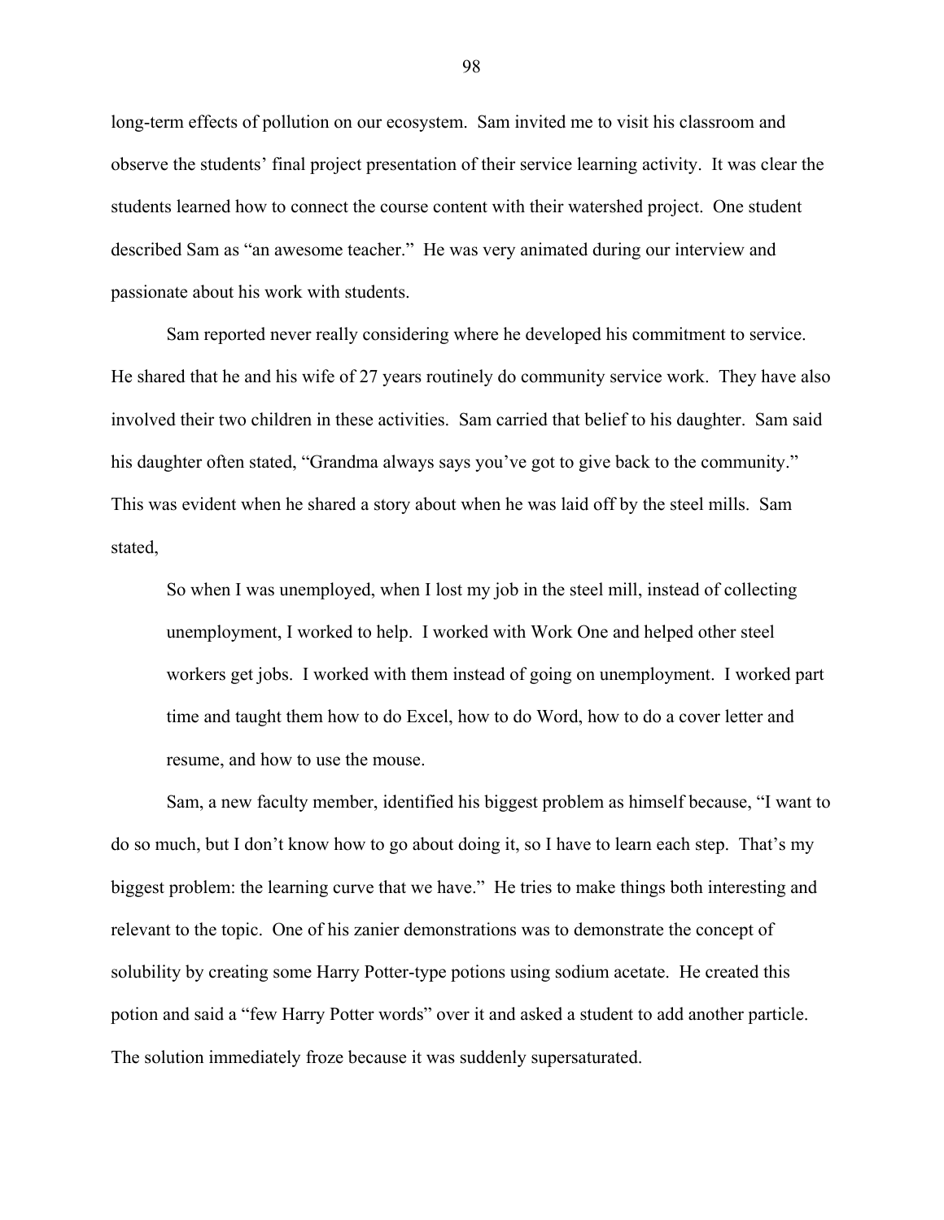long-term effects of pollution on our ecosystem. Sam invited me to visit his classroom and observe the students' final project presentation of their service learning activity. It was clear the students learned how to connect the course content with their watershed project. One student described Sam as "an awesome teacher." He was very animated during our interview and passionate about his work with students.

Sam reported never really considering where he developed his commitment to service. He shared that he and his wife of 27 years routinely do community service work. They have also involved their two children in these activities. Sam carried that belief to his daughter. Sam said his daughter often stated, "Grandma always says you've got to give back to the community." This was evident when he shared a story about when he was laid off by the steel mills. Sam stated,

> So when I was unemployed, when I lost my job in the steel mill, instead of collecting unemployment, I worked to help. I worked with Work One and helped other steel workers get jobs. I worked with them instead of going on unemployment. I worked part time and taught them how to do Excel, how to do Word, how to do a cover letter and resume, and how to use the mouse.

Sam, a new faculty member, identified his biggest problem as himself because, "I want to do so much, but I don't know how to go about doing it, so I have to learn each step. That's my biggest problem: the learning curve that we have." He tries to make things both interesting and relevant to the topic. One of his zanier demonstrations was to demonstrate the concept of solubility by creating some Harry Potter-type potions using sodium acetate. He created this potion and said a "few Harry Potter words" over it and asked a student to add another particle. The solution immediately froze because it was suddenly supersaturated.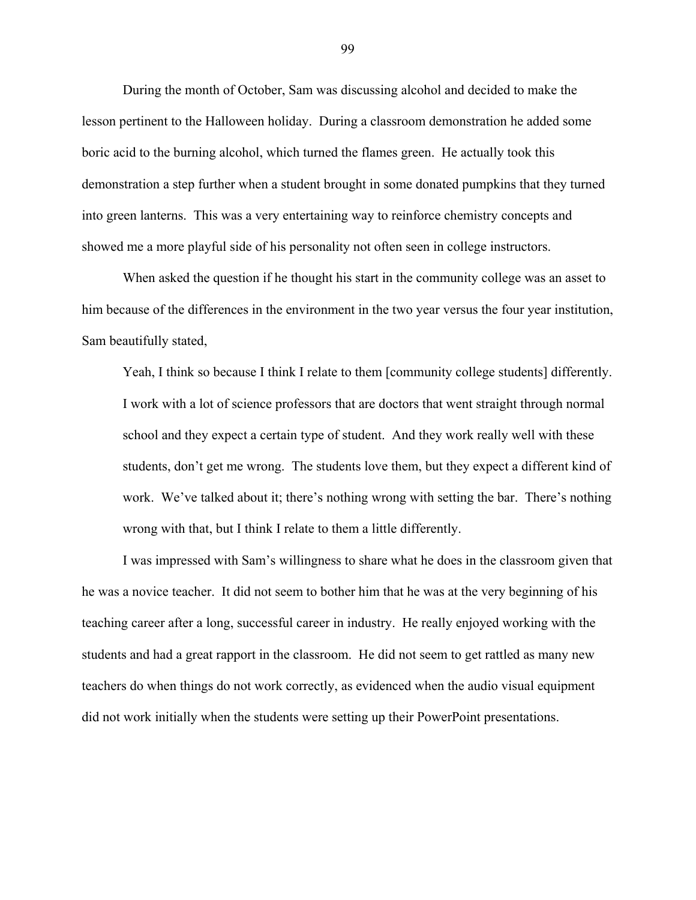During the month of October, Sam was discussing alcohol and decided to make the lesson pertinent to the Halloween holiday. During a classroom demonstration he added some boric acid to the burning alcohol, which turned the flames green. He actually took this demonstration a step further when a student brought in some donated pumpkins that they turned into green lanterns. This was a very entertaining way to reinforce chemistry concepts and showed me a more playful side of his personality not often seen in college instructors.

When asked the question if he thought his start in the community college was an asset to him because of the differences in the environment in the two year versus the four year institution, Sam beautifully stated,

> Yeah, I think so because I think I relate to them [community college students] differently. I work with a lot of science professors that are doctors that went straight through normal school and they expect a certain type of student. And they work really well with these students, don't get me wrong. The students love them, but they expect a different kind of work. We've talked about it; there's nothing wrong with setting the bar. There's nothing wrong with that, but I think I relate to them a little differently.

I was impressed with Sam's willingness to share what he does in the classroom given that he was a novice teacher. It did not seem to bother him that he was at the very beginning of his teaching career after a long, successful career in industry. He really enjoyed working with the students and had a great rapport in the classroom. He did not seem to get rattled as many new teachers do when things do not work correctly, as evidenced when the audio visual equipment did not work initially when the students were setting up their PowerPoint presentations.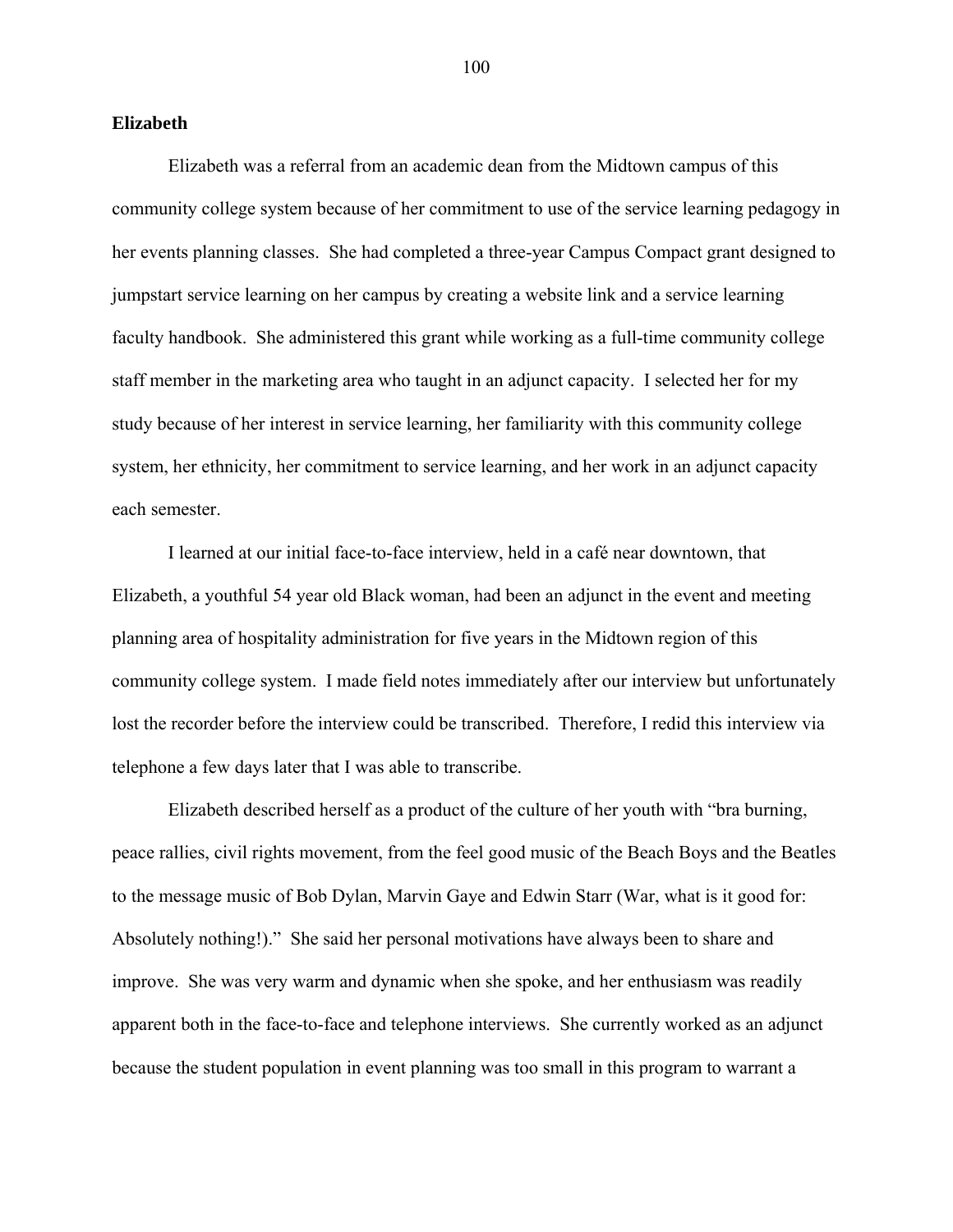**Elizabeth**

Elizabeth was a referral from an academic dean from the Midtown campus of this community college system because of her commitment to use of the service learning pedagogy in her events planning classes. She had completed a three-year Campus Compact grant designed to jumpstart service learning on her campus by creating a website link and a service learning faculty handbook. She administered this grant while working as a full-time community college staff member in the marketing area who taught in an adjunct capacity. I selected her for my study because of her interest in service learning, her familiarity with this community college system, her ethnicity, her commitment to service learning, and her work in an adjunct capacity each semester.

I learned at our initial face-to-face interview, held in a café near downtown, that Elizabeth, a youthful 54 year old Black woman, had been an adjunct in the event and meeting planning area of hospitality administration for five years in the Midtown region of this community college system. I made field notes immediately after our interview but unfortunately lost the recorder before the interview could be transcribed. Therefore, I redid this interview via telephone a few days later that I was able to transcribe.

Elizabeth described herself as a product of the culture of her youth with "bra burning, peace rallies, civil rights movement, from the feel good music of the Beach Boys and the Beatles to the message music of Bob Dylan, Marvin Gaye and Edwin Starr (War, what is it good for: Absolutely nothing!)." She said her personal motivations have always been to share and improve. She was very warm and dynamic when she spoke, and her enthusiasm was readily apparent both in the face-to-face and telephone interviews. She currently worked as an adjunct because the student population in event planning was too small in this program to warrant a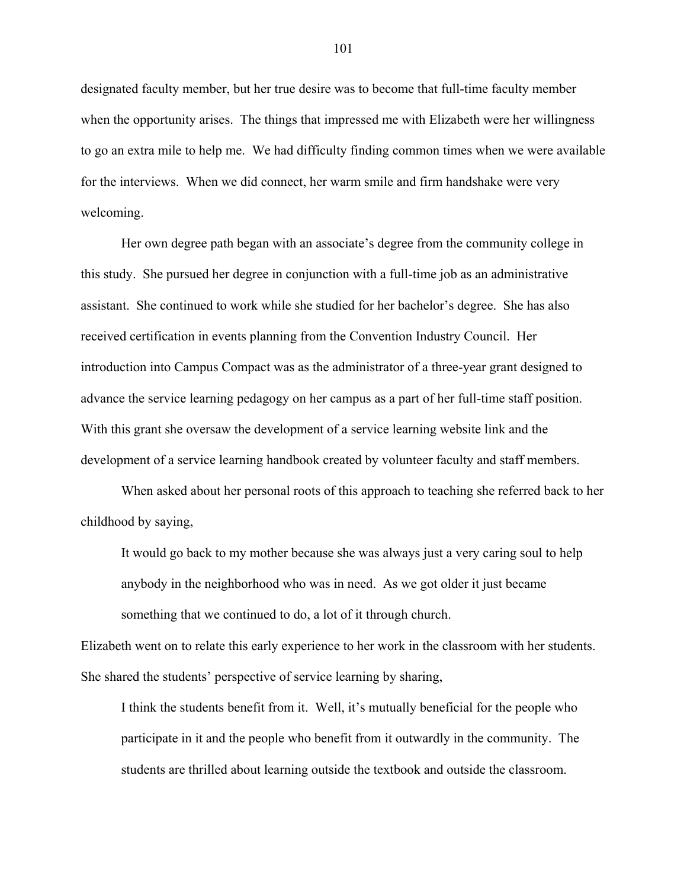designated faculty member, but her true desire was to become that full-time faculty member when the opportunity arises. The things that impressed me with Elizabeth were her willingness to go an extra mile to help me. We had difficulty finding common times when we were available for the interviews. When we did connect, her warm smile and firm handshake were very welcoming.

Her own degree path began with an associate's degree from the community college in this study. She pursued her degree in conjunction with a full-time job as an administrative assistant. She continued to work while she studied for her bachelor's degree. She has also received certification in events planning from the Convention Industry Council. Her introduction into Campus Compact was as the administrator of a three-year grant designed to advance the service learning pedagogy on her campus as a part of her full-time staff position. With this grant she oversaw the development of a service learning website link and the development of a service learning handbook created by volunteer faculty and staff members.

When asked about her personal roots of this approach to teaching she referred back to her childhood by saying,

> It would go back to my mother because she was always just a very caring soul to help anybody in the neighborhood who was in need. As we got older it just became something that we continued to do, a lot of it through church.

Elizabeth went on to relate this early experience to her work in the classroom with her students. She shared the students' perspective of service learning by sharing,

> I think the students benefit from it. Well, it's mutually beneficial for the people who participate in it and the people who benefit from it outwardly in the community. The students are thrilled about learning outside the textbook and outside the classroom.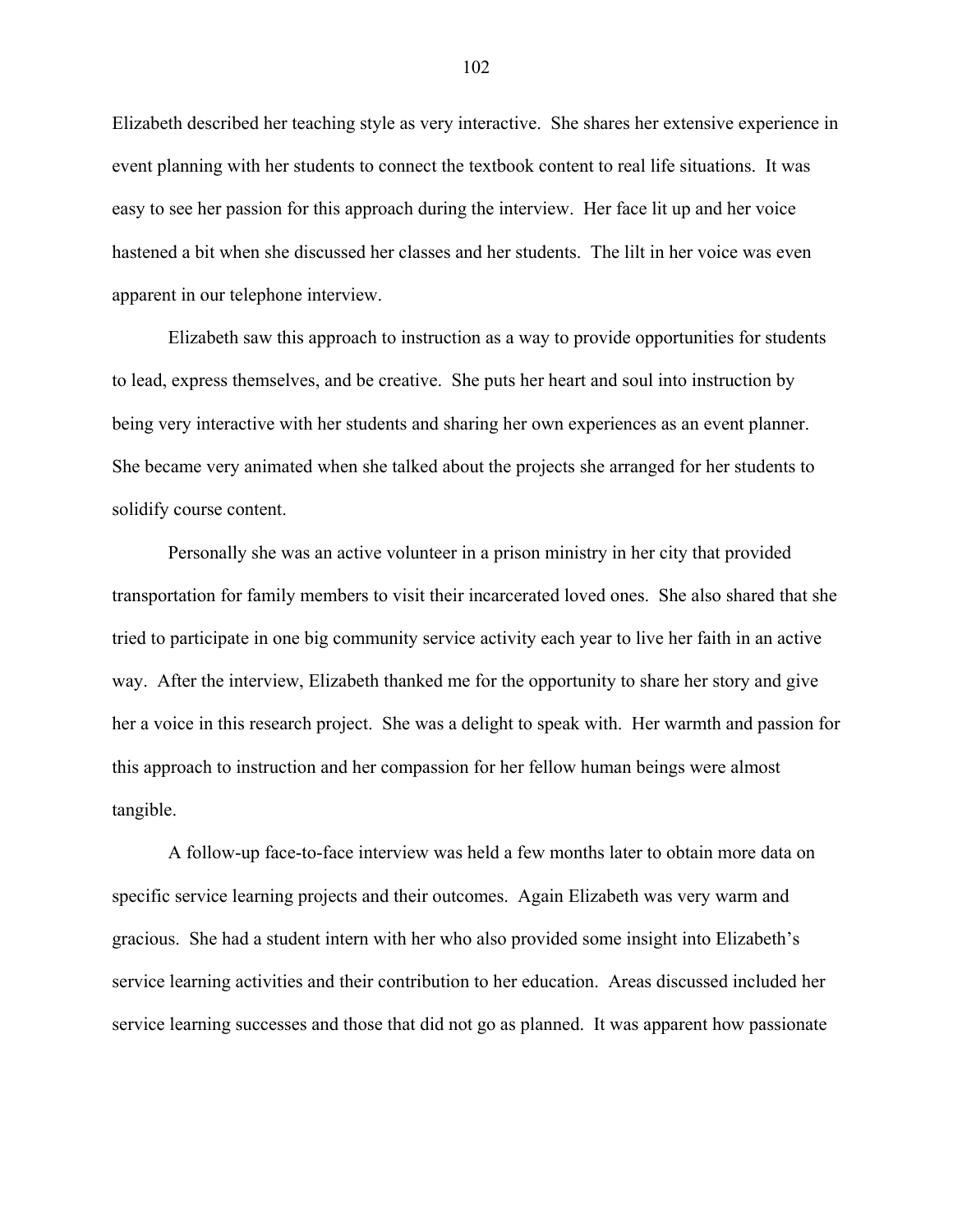Elizabeth described her teaching style as very interactive. She shares her extensive experience in event planning with her students to connect the textbook content to real life situations. It was easy to see her passion for this approach during the interview. Her face lit up and her voice hastened a bit when she discussed her classes and her students. The lilt in her voice was even apparent in our telephone interview.

Elizabeth saw this approach to instruction as a way to provide opportunities for students to lead, express themselves, and be creative. She puts her heart and soul into instruction by being very interactive with her students and sharing her own experiences as an event planner. She became very animated when she talked about the projects she arranged for her students to solidify course content.

Personally she was an active volunteer in a prison ministry in her city that provided transportation for family members to visit their incarcerated loved ones. She also shared that she tried to participate in one big community service activity each year to live her faith in an active way. After the interview, Elizabeth thanked me for the opportunity to share her story and give her a voice in this research project. She was a delight to speak with. Her warmth and passion for this approach to instruction and her compassion for her fellow human beings were almost tangible.

A follow-up face-to-face interview was held a few months later to obtain more data on specific service learning projects and their outcomes. Again Elizabeth was very warm and gracious. She had a student intern with her who also provided some insight into Elizabeth's service learning activities and their contribution to her education. Areas discussed included her service learning successes and those that did not go as planned. It was apparent how passionate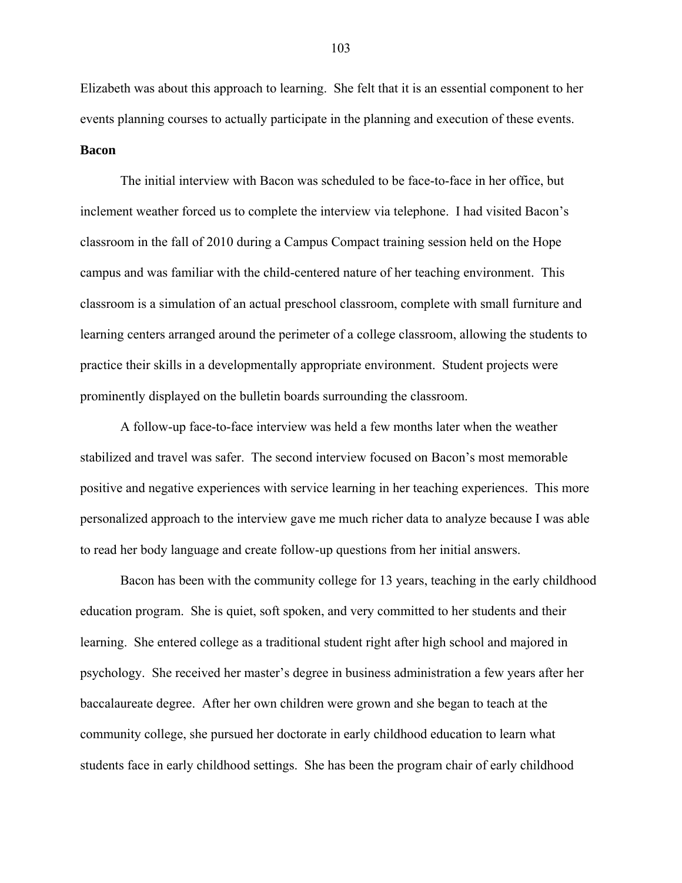Elizabeth was about this approach to learning. She felt that it is an essential component to her events planning courses to actually participate in the planning and execution of these events.

**Bacon**

The initial interview with Bacon was scheduled to be face-to-face in her office, but inclement weather forced us to complete the interview via telephone. I had visited Bacon's classroom in the fall of 2010 during a Campus Compact training session held on the Hope campus and was familiar with the child-centered nature of her teaching environment. This classroom is a simulation of an actual preschool classroom, complete with small furniture and learning centers arranged around the perimeter of a college classroom, allowing the students to practice their skills in a developmentally appropriate environment. Student projects were prominently displayed on the bulletin boards surrounding the classroom.

A follow-up face-to-face interview was held a few months later when the weather stabilized and travel was safer. The second interview focused on Bacon's most memorable positive and negative experiences with service learning in her teaching experiences. This more personalized approach to the interview gave me much richer data to analyze because I was able to read her body language and create follow-up questions from her initial answers.

Bacon has been with the community college for 13 years, teaching in the early childhood education program. She is quiet, soft spoken, and very committed to her students and their learning. She entered college as a traditional student right after high school and majored in psychology. She received her master's degree in business administration a few years after her baccalaureate degree. After her own children were grown and she began to teach at the community college, she pursued her doctorate in early childhood education to learn what students face in early childhood settings. She has been the program chair of early childhood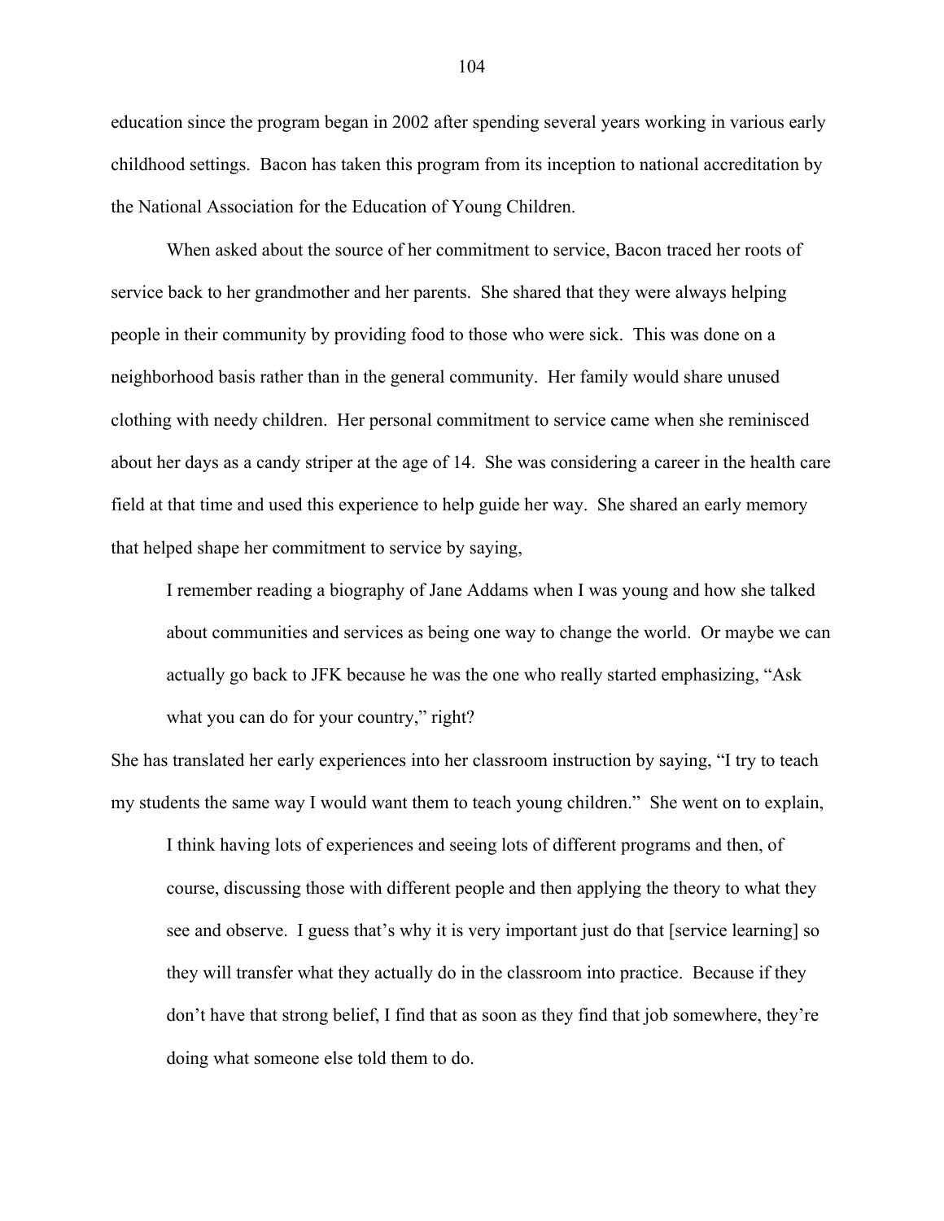education since the program began in 2002 after spending several years working in various early childhood settings. Bacon has taken this program from its inception to national accreditation by the National Association for the Education of Young Children.

When asked about the source of her commitment to service, Bacon traced her roots of service back to her grandmother and her parents. She shared that they were always helping people in their community by providing food to those who were sick. This was done on a neighborhood basis rather than in the general community. Her family would share unused clothing with needy children. Her personal commitment to service came when she reminisced about her days as a candy striper at the age of 14. She was considering a career in the health care field at that time and used this experience to help guide her way. She shared an early memory that helped shape her commitment to service by saying,

> I remember reading a biography of Jane Addams when I was young and how she talked about communities and services as being one way to change the world. Or maybe we can actually go back to JFK because he was the one who really started emphasizing, "Ask what you can do for your country," right?

She has translated her early experiences into her classroom instruction by saying, "I try to teach my students the same way I would want them to teach young children." She went on to explain,

> I think having lots of experiences and seeing lots of different programs and then, of course, discussing those with different people and then applying the theory to what they see and observe. I guess that's why it is very important just do that [service learning] so they will transfer what they actually do in the classroom into practice. Because if they don't have that strong belief, I find that as soon as they find that job somewhere, they're doing what someone else told them to do.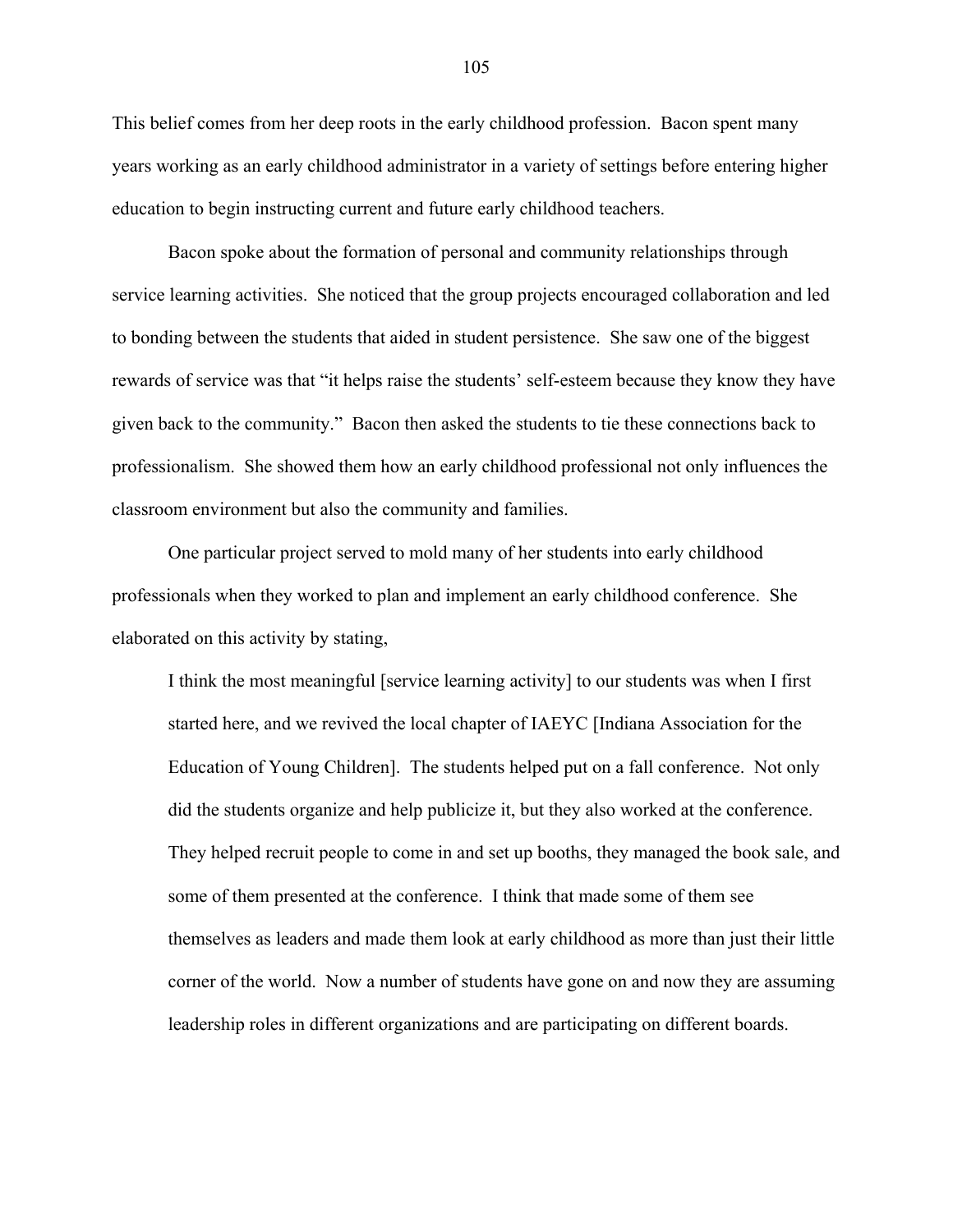This belief comes from her deep roots in the early childhood profession. Bacon spent many years working as an early childhood administrator in a variety of settings before entering higher education to begin instructing current and future early childhood teachers.

Bacon spoke about the formation of personal and community relationships through service learning activities. She noticed that the group projects encouraged collaboration and led to bonding between the students that aided in student persistence. She saw one of the biggest rewards of service was that "it helps raise the students' self-esteem because they know they have given back to the community." Bacon then asked the students to tie these connections back to professionalism. She showed them how an early childhood professional not only influences the classroom environment but also the community and families.

One particular project served to mold many of her students into early childhood professionals when they worked to plan and implement an early childhood conference. She elaborated on this activity by stating,

> I think the most meaningful [service learning activity] to our students was when I first started here, and we revived the local chapter of IAEYC [Indiana Association for the Education of Young Children]. The students helped put on a fall conference. Not only did the students organize and help publicize it, but they also worked at the conference. They helped recruit people to come in and set up booths, they managed the book sale, and some of them presented at the conference. I think that made some of them see themselves as leaders and made them look at early childhood as more than just their little corner of the world. Now a number of students have gone on and now they are assuming leadership roles in different organizations and are participating on different boards.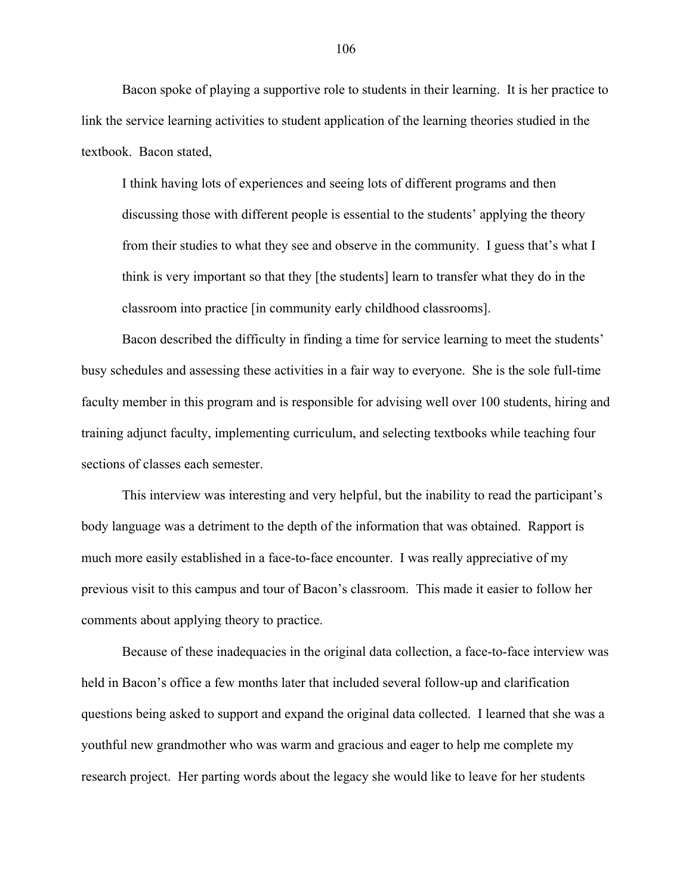Bacon spoke of playing a supportive role to students in their learning. It is her practice to link the service learning activities to student application of the learning theories studied in the textbook. Bacon stated,

> I think having lots of experiences and seeing lots of different programs and then discussing those with different people is essential to the students' applying the theory from their studies to what they see and observe in the community. I guess that's what I think is very important so that they [the students] learn to transfer what they do in the classroom into practice [in community early childhood classrooms].

Bacon described the difficulty in finding a time for service learning to meet the students' busy schedules and assessing these activities in a fair way to everyone. She is the sole full-time faculty member in this program and is responsible for advising well over 100 students, hiring and training adjunct faculty, implementing curriculum, and selecting textbooks while teaching four sections of classes each semester.

This interview was interesting and very helpful, but the inability to read the participant's body language was a detriment to the depth of the information that was obtained. Rapport is much more easily established in a face-to-face encounter. I was really appreciative of my previous visit to this campus and tour of Bacon's classroom. This made it easier to follow her comments about applying theory to practice.

Because of these inadequacies in the original data collection, a face-to-face interview was held in Bacon's office a few months later that included several follow-up and clarification questions being asked to support and expand the original data collected. I learned that she was a youthful new grandmother who was warm and gracious and eager to help me complete my research project. Her parting words about the legacy she would like to leave for her students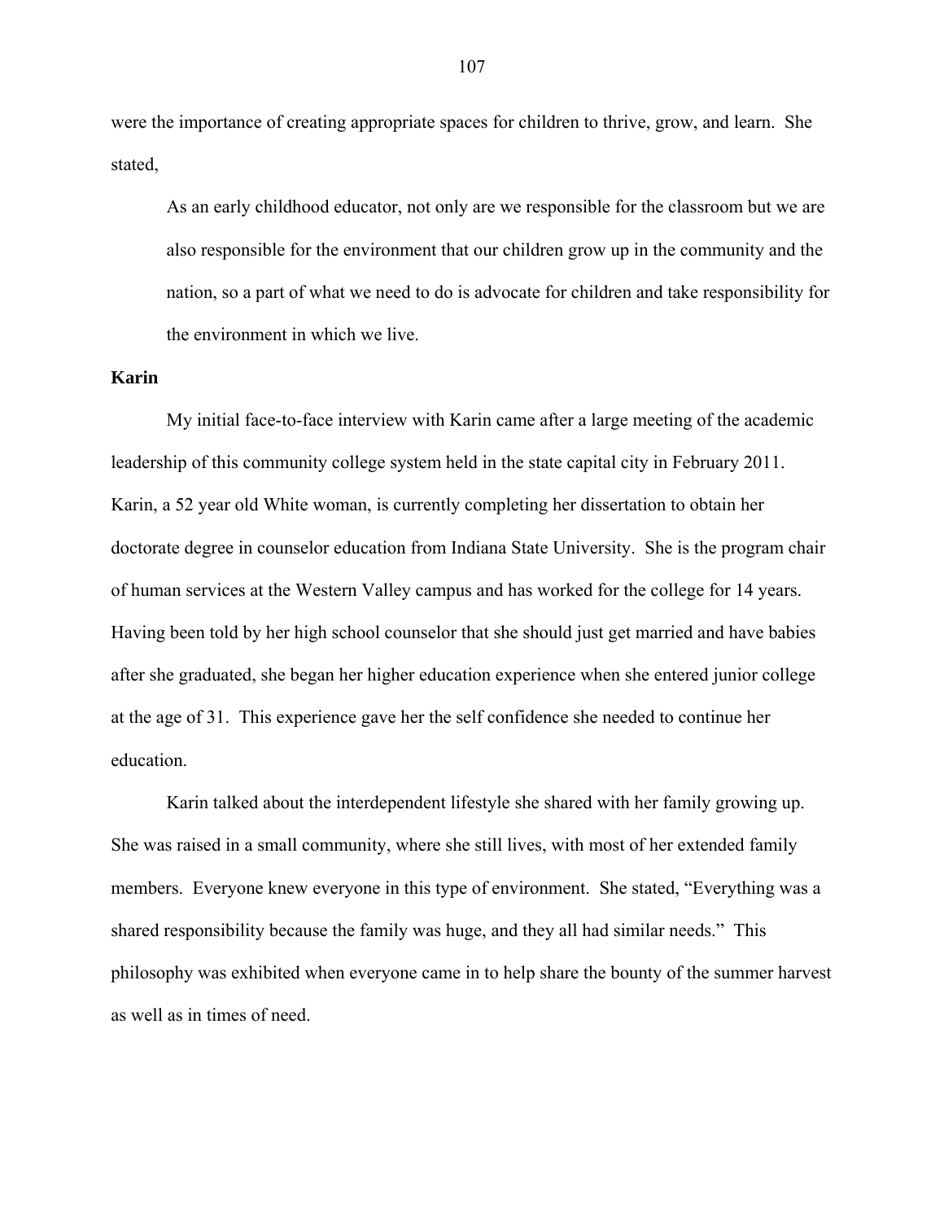were the importance of creating appropriate spaces for children to thrive, grow, and learn. She stated,

> As an early childhood educator, not only are we responsible for the classroom but we are also responsible for the environment that our children grow up in the community and the nation, so a part of what we need to do is advocate for children and take responsibility for the environment in which we live.

**Karin**

My initial face-to-face interview with Karin came after a large meeting of the academic leadership of this community college system held in the state capital city in February 2011. Karin, a 52 year old White woman, is currently completing her dissertation to obtain her doctorate degree in counselor education from Indiana State University. She is the program chair of human services at the Western Valley campus and has worked for the college for 14 years. Having been told by her high school counselor that she should just get married and have babies after she graduated, she began her higher education experience when she entered junior college at the age of 31. This experience gave her the self confidence she needed to continue her education.

Karin talked about the interdependent lifestyle she shared with her family growing up. She was raised in a small community, where she still lives, with most of her extended family members. Everyone knew everyone in this type of environment. She stated, "Everything was a shared responsibility because the family was huge, and they all had similar needs." This philosophy was exhibited when everyone came in to help share the bounty of the summer harvest as well as in times of need.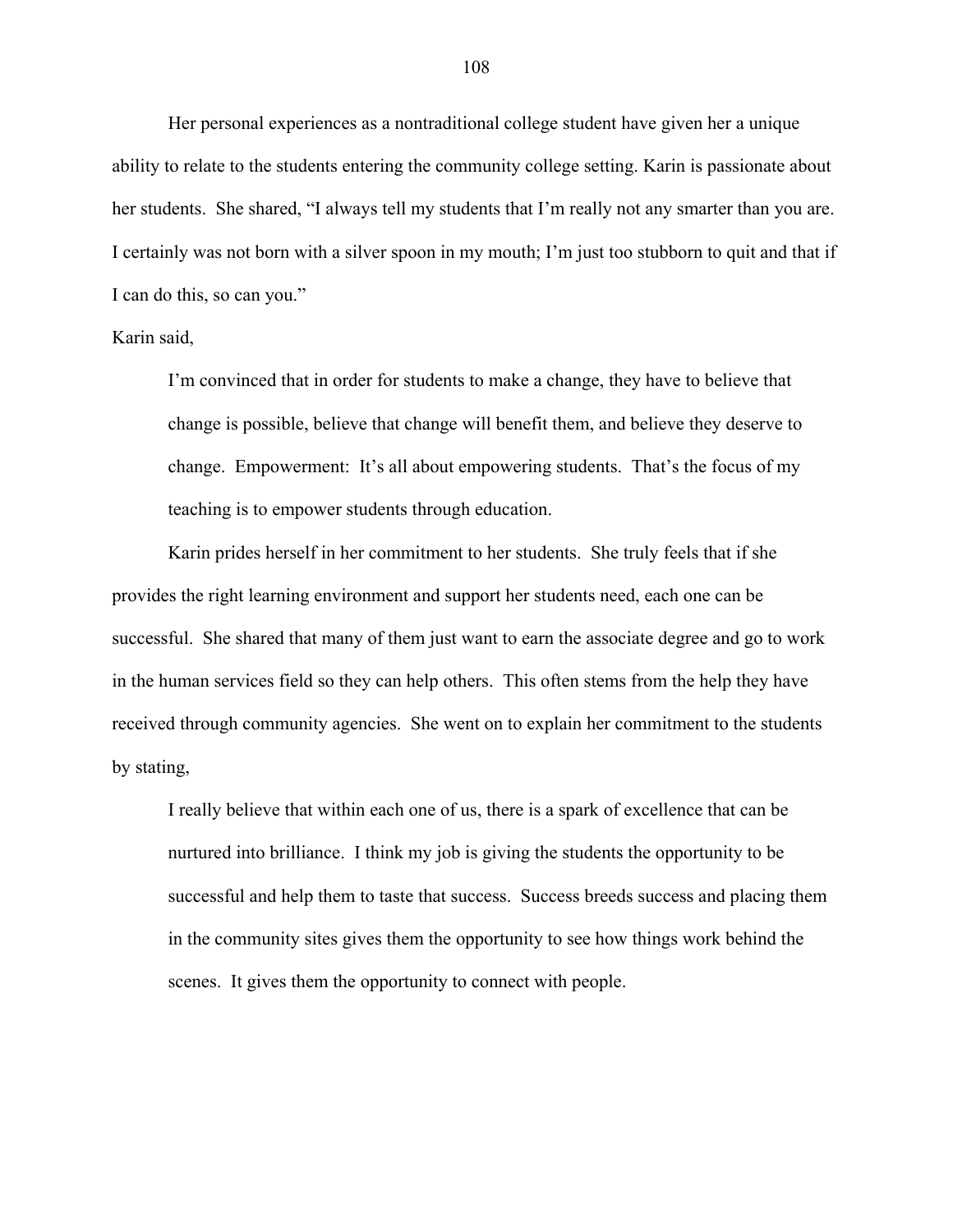Her personal experiences as a nontraditional college student have given her a unique ability to relate to the students entering the community college setting. Karin is passionate about her students. She shared, "I always tell my students that I'm really not any smarter than you are. I certainly was not born with a silver spoon in my mouth; I'm just too stubborn to quit and that if I can do this, so can you."

Karin said,

> I'm convinced that in order for students to make a change, they have to believe that change is possible, believe that change will benefit them, and believe they deserve to change. Empowerment: It's all about empowering students. That's the focus of my teaching is to empower students through education.

Karin prides herself in her commitment to her students. She truly feels that if she provides the right learning environment and support her students need, each one can be successful. She shared that many of them just want to earn the associate degree and go to work in the human services field so they can help others. This often stems from the help they have received through community agencies. She went on to explain her commitment to the students by stating,

> I really believe that within each one of us, there is a spark of excellence that can be nurtured into brilliance. I think my job is giving the students the opportunity to be successful and help them to taste that success. Success breeds success and placing them in the community sites gives them the opportunity to see how things work behind the scenes. It gives them the opportunity to connect with people.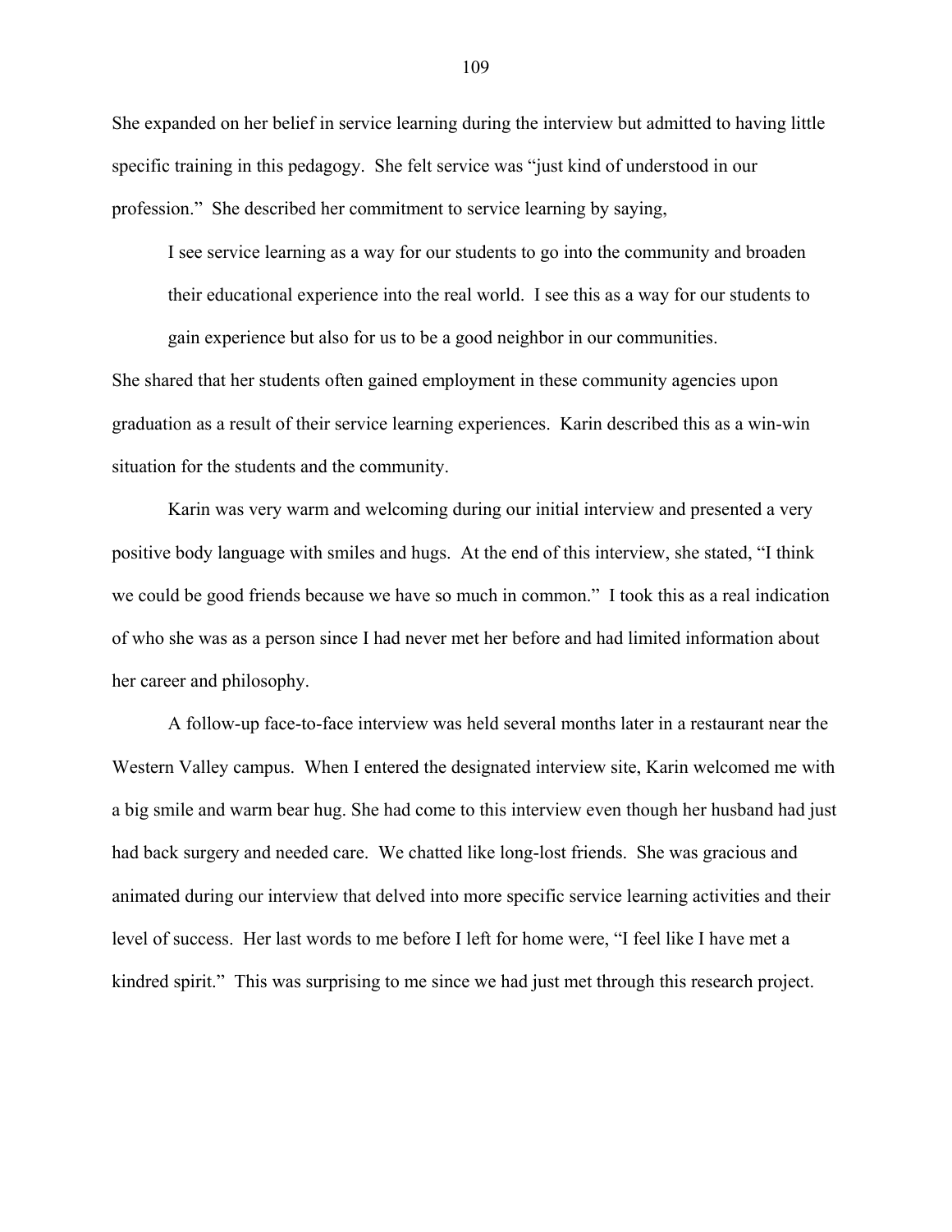She expanded on her belief in service learning during the interview but admitted to having little specific training in this pedagogy. She felt service was "just kind of understood in our profession." She described her commitment to service learning by saying,

> I see service learning as a way for our students to go into the community and broaden their educational experience into the real world. I see this as a way for our students to gain experience but also for us to be a good neighbor in our communities.

She shared that her students often gained employment in these community agencies upon graduation as a result of their service learning experiences. Karin described this as a win-win situation for the students and the community.

Karin was very warm and welcoming during our initial interview and presented a very positive body language with smiles and hugs. At the end of this interview, she stated, "I think we could be good friends because we have so much in common." I took this as a real indication of who she was as a person since I had never met her before and had limited information about her career and philosophy.

A follow-up face-to-face interview was held several months later in a restaurant near the Western Valley campus. When I entered the designated interview site, Karin welcomed me with a big smile and warm bear hug. She had come to this interview even though her husband had just had back surgery and needed care. We chatted like long-lost friends. She was gracious and animated during our interview that delved into more specific service learning activities and their level of success. Her last words to me before I left for home were, "I feel like I have met a kindred spirit." This was surprising to me since we had just met through this research project.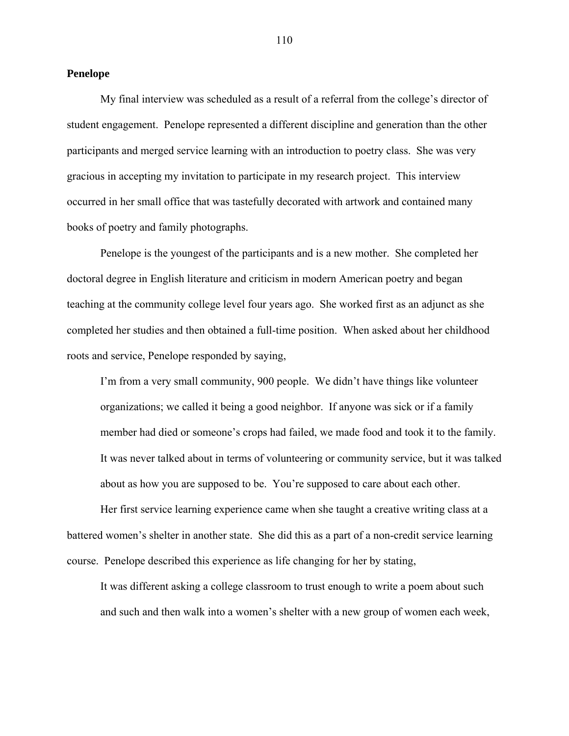**Penelope**

My final interview was scheduled as a result of a referral from the college's director of student engagement. Penelope represented a different discipline and generation than the other participants and merged service learning with an introduction to poetry class. She was very gracious in accepting my invitation to participate in my research project. This interview occurred in her small office that was tastefully decorated with artwork and contained many books of poetry and family photographs.

Penelope is the youngest of the participants and is a new mother. She completed her doctoral degree in English literature and criticism in modern American poetry and began teaching at the community college level four years ago. She worked first as an adjunct as she completed her studies and then obtained a full-time position. When asked about her childhood roots and service, Penelope responded by saying,

> I'm from a very small community, 900 people. We didn't have things like volunteer organizations; we called it being a good neighbor. If anyone was sick or if a family member had died or someone's crops had failed, we made food and took it to the family. It was never talked about in terms of volunteering or community service, but it was talked about as how you are supposed to be. You're supposed to care about each other.

Her first service learning experience came when she taught a creative writing class at a battered women's shelter in another state. She did this as a part of a non-credit service learning course. Penelope described this experience as life changing for her by stating,

> It was different asking a college classroom to trust enough to write a poem about such and such and then walk into a women's shelter with a new group of women each week,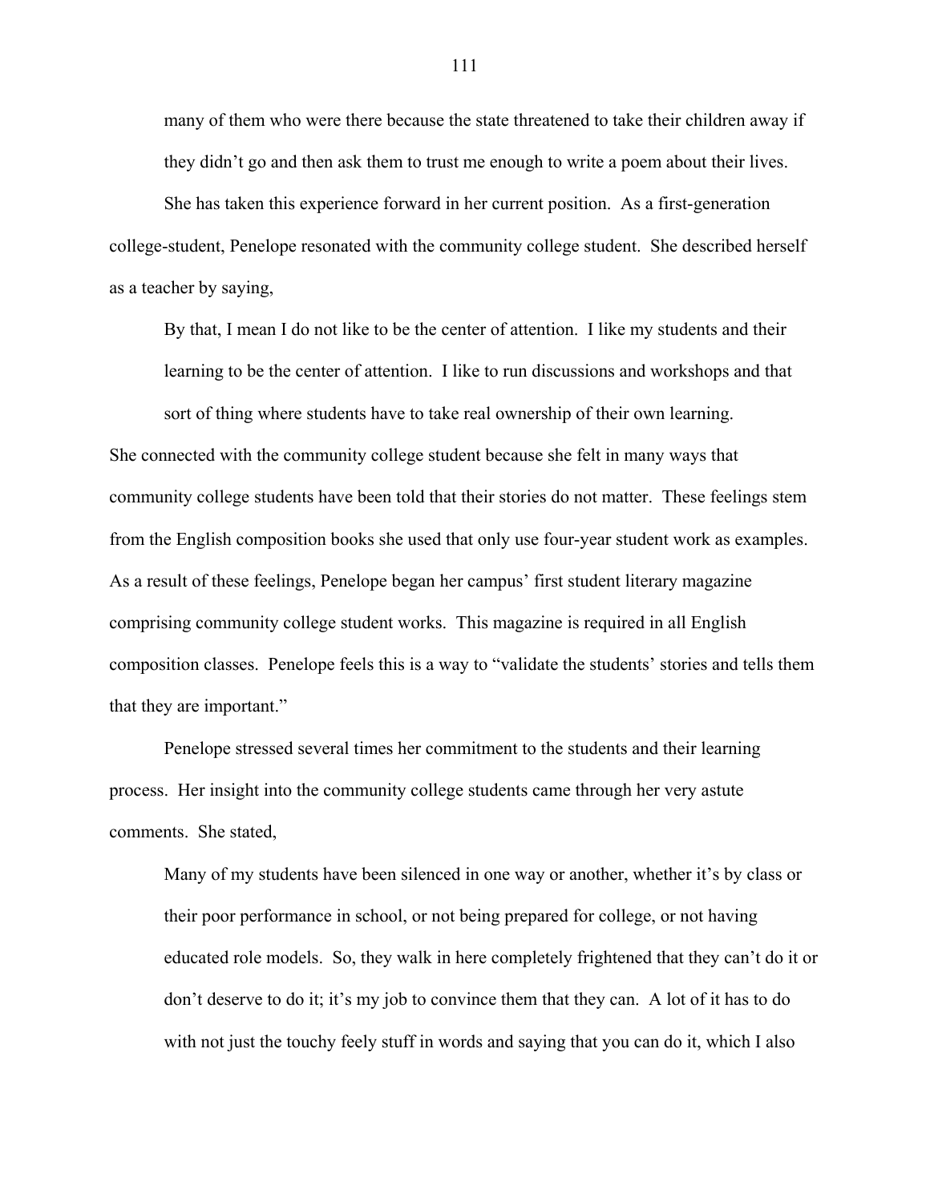> many of them who were there because the state threatened to take their children away if they didn't go and then ask them to trust me enough to write a poem about their lives.

She has taken this experience forward in her current position. As a first-generation college-student, Penelope resonated with the community college student. She described herself as a teacher by saying,

> By that, I mean I do not like to be the center of attention. I like my students and their learning to be the center of attention. I like to run discussions and workshops and that sort of thing where students have to take real ownership of their own learning.

She connected with the community college student because she felt in many ways that community college students have been told that their stories do not matter. These feelings stem from the English composition books she used that only use four-year student work as examples. As a result of these feelings, Penelope began her campus' first student literary magazine comprising community college student works. This magazine is required in all English composition classes. Penelope feels this is a way to "validate the students' stories and tells them that they are important."

Penelope stressed several times her commitment to the students and their learning process. Her insight into the community college students came through her very astute comments. She stated,

> Many of my students have been silenced in one way or another, whether it's by class or their poor performance in school, or not being prepared for college, or not having educated role models. So, they walk in here completely frightened that they can't do it or don't deserve to do it; it's my job to convince them that they can. A lot of it has to do with not just the touchy feely stuff in words and saying that you can do it, which I also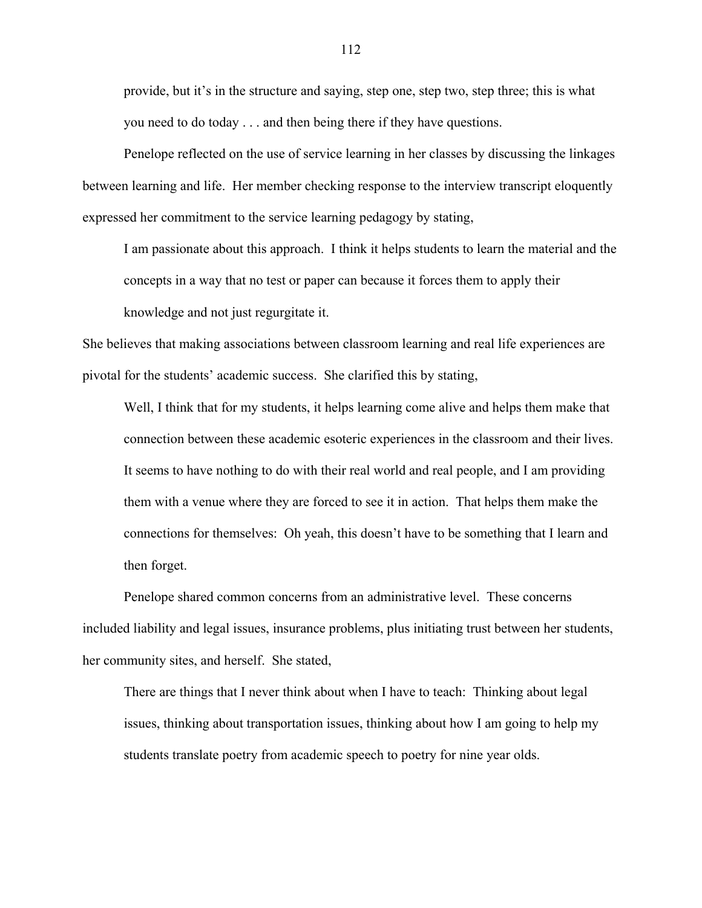provide, but it's in the structure and saying, step one, step two, step three; this is what you need to do today . . . and then being there if they have questions.

Penelope reflected on the use of service learning in her classes by discussing the linkages between learning and life. Her member checking response to the interview transcript eloquently expressed her commitment to the service learning pedagogy by stating,

> I am passionate about this approach. I think it helps students to learn the material and the concepts in a way that no test or paper can because it forces them to apply their knowledge and not just regurgitate it.

She believes that making associations between classroom learning and real life experiences are pivotal for the students' academic success. She clarified this by stating,

> Well, I think that for my students, it helps learning come alive and helps them make that connection between these academic esoteric experiences in the classroom and their lives. It seems to have nothing to do with their real world and real people, and I am providing them with a venue where they are forced to see it in action. That helps them make the connections for themselves: Oh yeah, this doesn't have to be something that I learn and then forget.

Penelope shared common concerns from an administrative level. These concerns included liability and legal issues, insurance problems, plus initiating trust between her students, her community sites, and herself. She stated,

> There are things that I never think about when I have to teach: Thinking about legal issues, thinking about transportation issues, thinking about how I am going to help my students translate poetry from academic speech to poetry for nine year olds.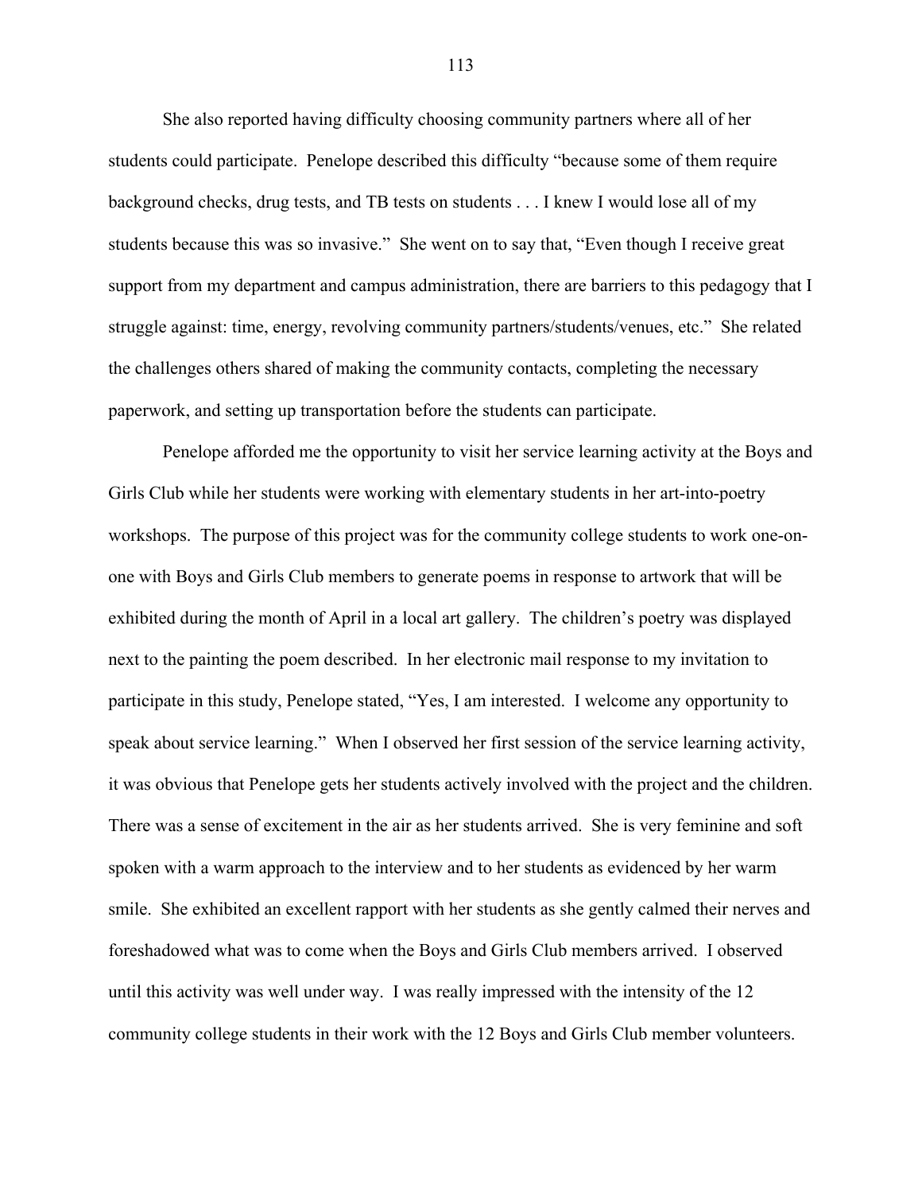She also reported having difficulty choosing community partners where all of her students could participate. Penelope described this difficulty "because some of them require background checks, drug tests, and TB tests on students . . . I knew I would lose all of my students because this was so invasive." She went on to say that, "Even though I receive great support from my department and campus administration, there are barriers to this pedagogy that I struggle against: time, energy, revolving community partners/students/venues, etc." She related the challenges others shared of making the community contacts, completing the necessary paperwork, and setting up transportation before the students can participate.

Penelope afforded me the opportunity to visit her service learning activity at the Boys and Girls Club while her students were working with elementary students in her art-into-poetry workshops. The purpose of this project was for the community college students to work one-on-one with Boys and Girls Club members to generate poems in response to artwork that will be exhibited during the month of April in a local art gallery. The children's poetry was displayed next to the painting the poem described. In her electronic mail response to my invitation to participate in this study, Penelope stated, "Yes, I am interested. I welcome any opportunity to speak about service learning." When I observed her first session of the service learning activity, it was obvious that Penelope gets her students actively involved with the project and the children. There was a sense of excitement in the air as her students arrived. She is very feminine and soft spoken with a warm approach to the interview and to her students as evidenced by her warm smile. She exhibited an excellent rapport with her students as she gently calmed their nerves and foreshadowed what was to come when the Boys and Girls Club members arrived. I observed until this activity was well under way. I was really impressed with the intensity of the 12 community college students in their work with the 12 Boys and Girls Club member volunteers.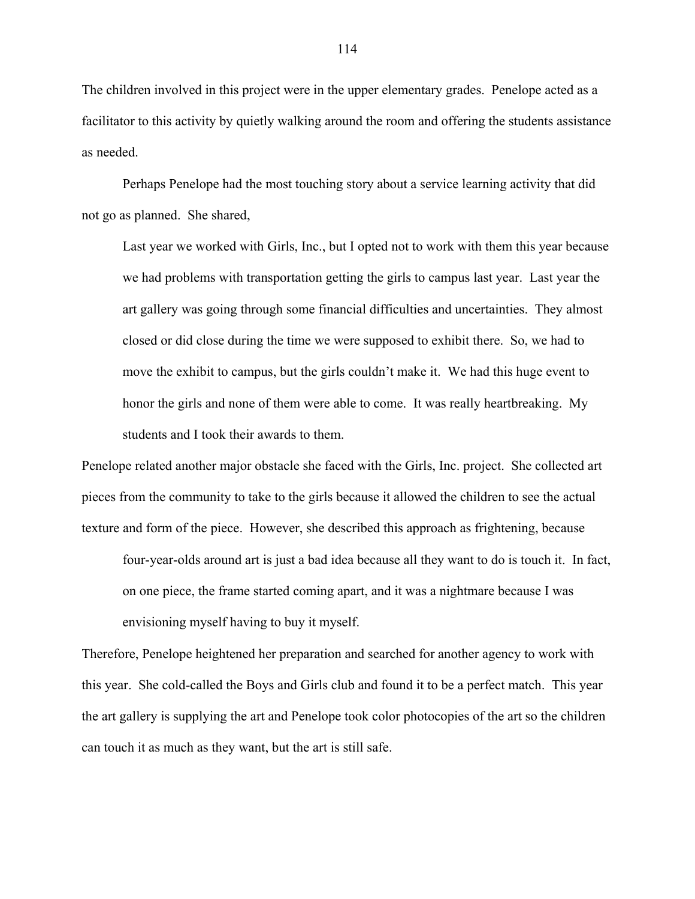The children involved in this project were in the upper elementary grades. Penelope acted as a facilitator to this activity by quietly walking around the room and offering the students assistance as needed.

Perhaps Penelope had the most touching story about a service learning activity that did not go as planned. She shared,

> Last year we worked with Girls, Inc., but I opted not to work with them this year because we had problems with transportation getting the girls to campus last year. Last year the art gallery was going through some financial difficulties and uncertainties. They almost closed or did close during the time we were supposed to exhibit there. So, we had to move the exhibit to campus, but the girls couldn't make it. We had this huge event to honor the girls and none of them were able to come. It was really heartbreaking. My students and I took their awards to them.

Penelope related another major obstacle she faced with the Girls, Inc. project. She collected art pieces from the community to take to the girls because it allowed the children to see the actual texture and form of the piece. However, she described this approach as frightening, because

> four-year-olds around art is just a bad idea because all they want to do is touch it. In fact, on one piece, the frame started coming apart, and it was a nightmare because I was envisioning myself having to buy it myself.

Therefore, Penelope heightened her preparation and searched for another agency to work with this year. She cold-called the Boys and Girls club and found it to be a perfect match. This year the art gallery is supplying the art and Penelope took color photocopies of the art so the children can touch it as much as they want, but the art is still safe.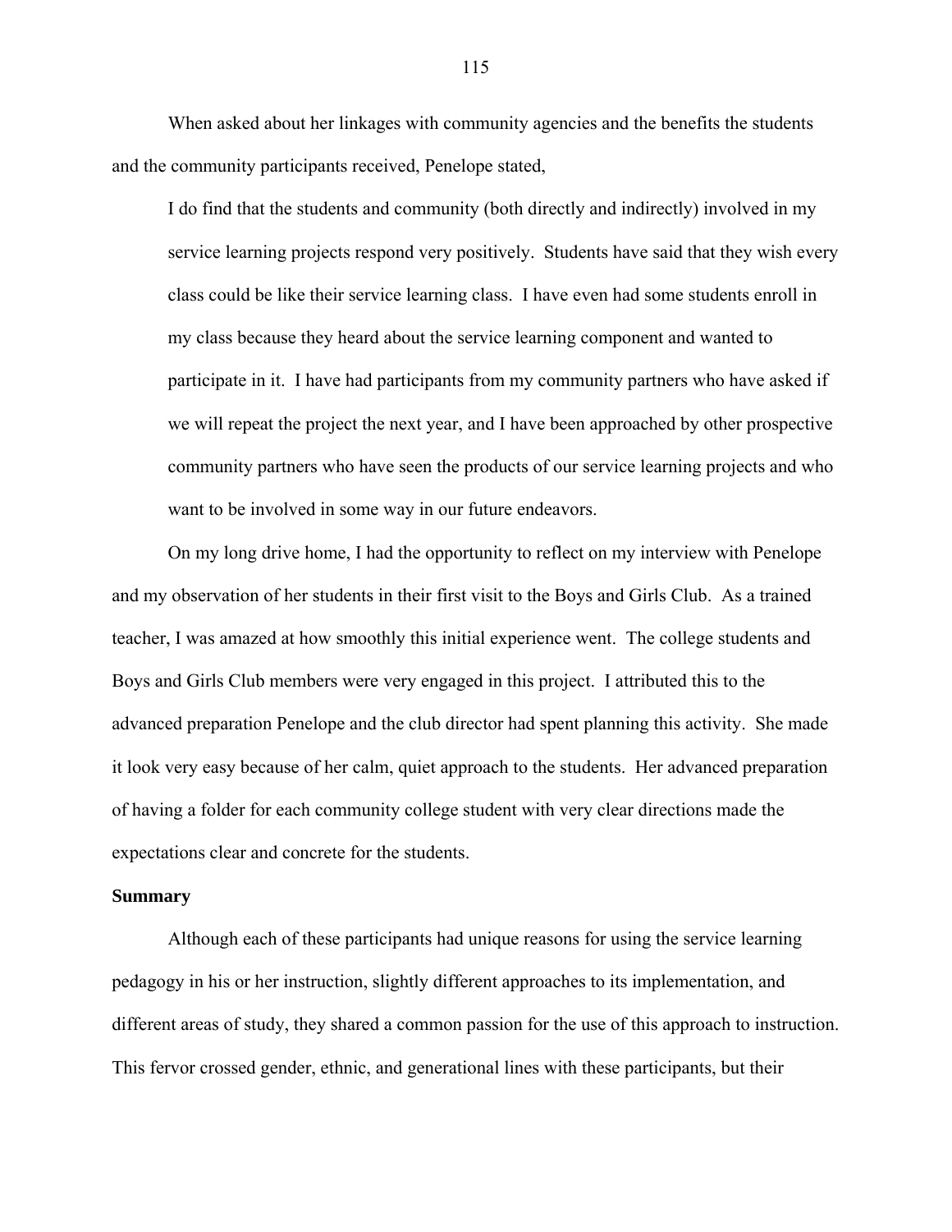When asked about her linkages with community agencies and the benefits the students and the community participants received, Penelope stated,

> I do find that the students and community (both directly and indirectly) involved in my service learning projects respond very positively. Students have said that they wish every class could be like their service learning class. I have even had some students enroll in my class because they heard about the service learning component and wanted to participate in it. I have had participants from my community partners who have asked if we will repeat the project the next year, and I have been approached by other prospective community partners who have seen the products of our service learning projects and who want to be involved in some way in our future endeavors.

On my long drive home, I had the opportunity to reflect on my interview with Penelope and my observation of her students in their first visit to the Boys and Girls Club. As a trained teacher, I was amazed at how smoothly this initial experience went. The college students and Boys and Girls Club members were very engaged in this project. I attributed this to the advanced preparation Penelope and the club director had spent planning this activity. She made it look very easy because of her calm, quiet approach to the students. Her advanced preparation of having a folder for each community college student with very clear directions made the expectations clear and concrete for the students.

**Summary**

Although each of these participants had unique reasons for using the service learning pedagogy in his or her instruction, slightly different approaches to its implementation, and different areas of study, they shared a common passion for the use of this approach to instruction. This fervor crossed gender, ethnic, and generational lines with these participants, but their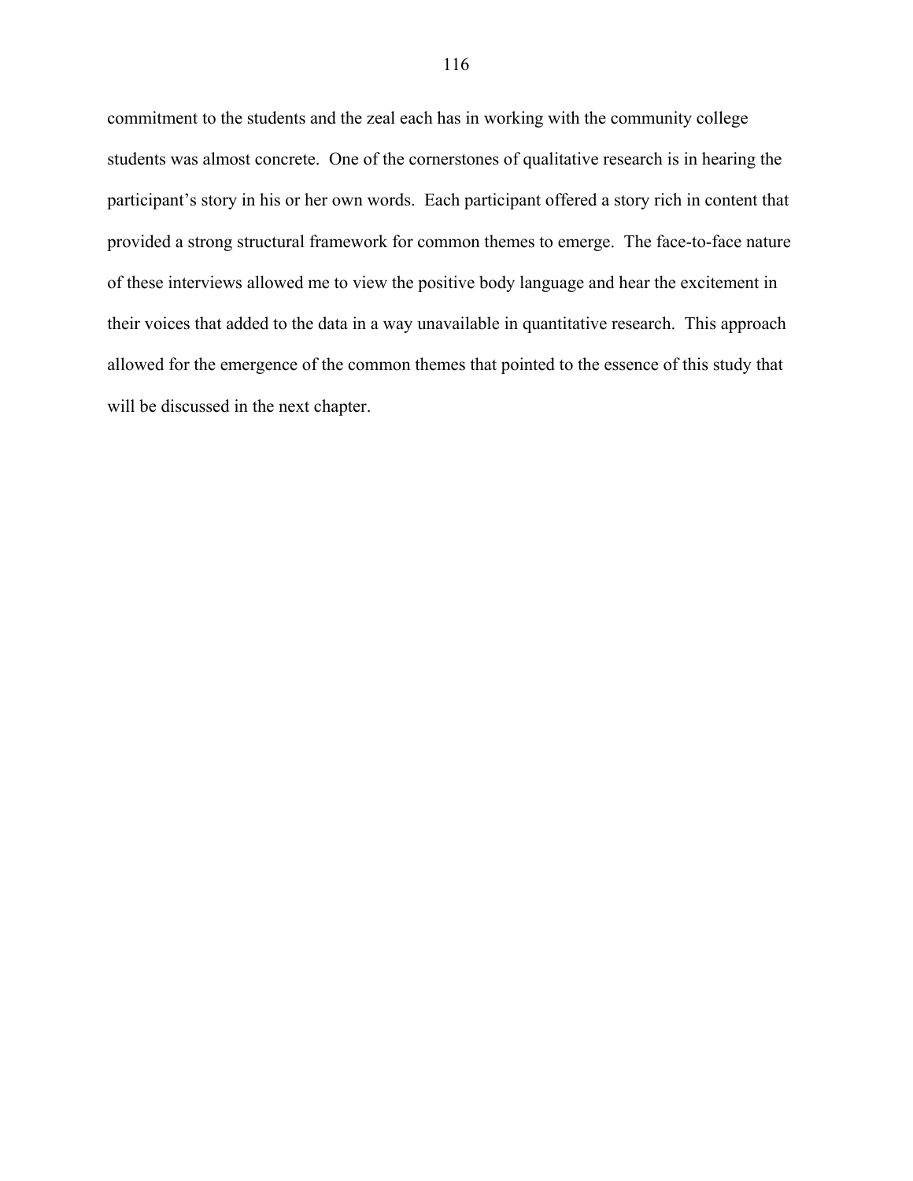commitment to the students and the zeal each has in working with the community college students was almost concrete. One of the cornerstones of qualitative research is in hearing the participant's story in his or her own words. Each participant offered a story rich in content that provided a strong structural framework for common themes to emerge. The face-to-face nature of these interviews allowed me to view the positive body language and hear the excitement in their voices that added to the data in a way unavailable in quantitative research. This approach allowed for the emergence of the common themes that pointed to the essence of this study that will be discussed in the next chapter.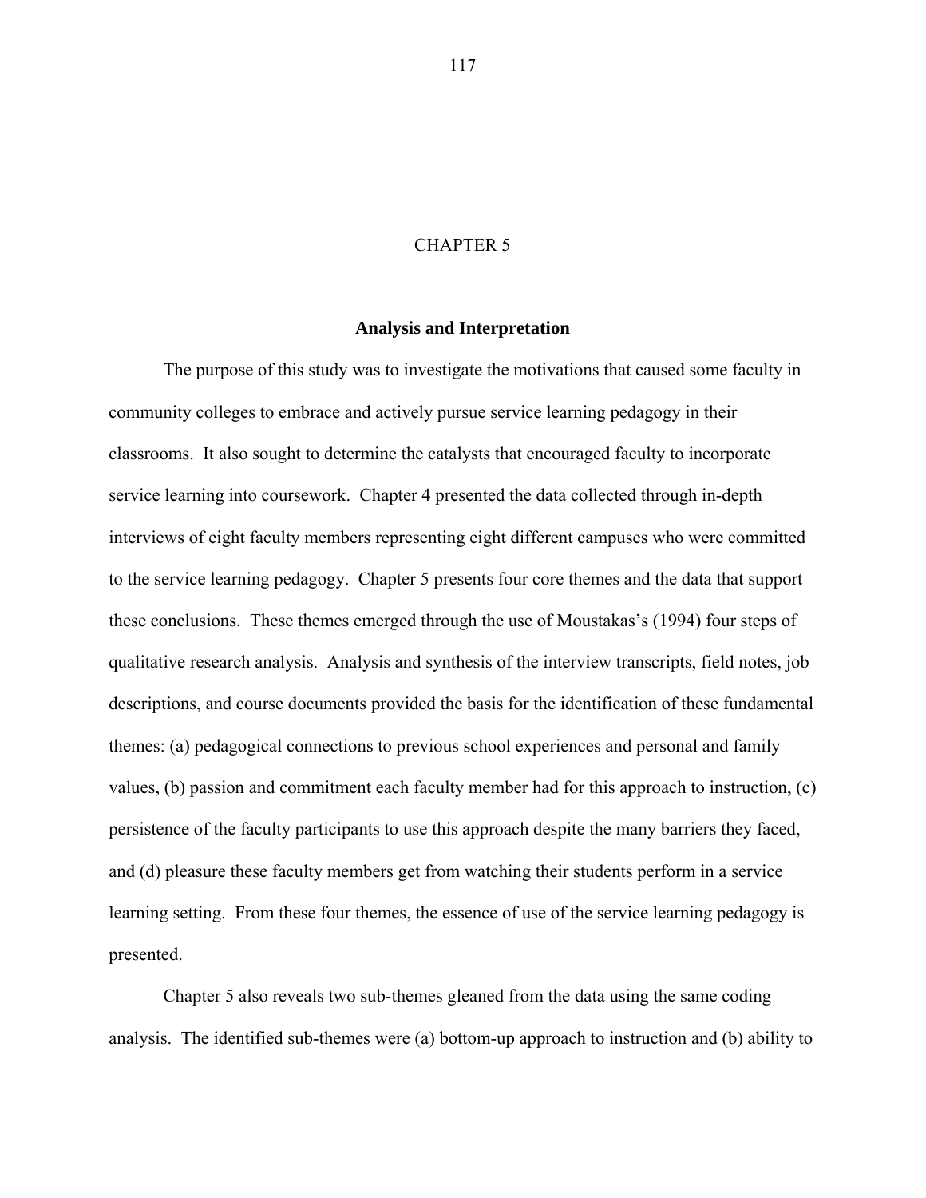# CHAPTER 5

## Analysis and Interpretation

The purpose of this study was to investigate the motivations that caused some faculty in community colleges to embrace and actively pursue service learning pedagogy in their classrooms. It also sought to determine the catalysts that encouraged faculty to incorporate service learning into coursework. Chapter 4 presented the data collected through in-depth interviews of eight faculty members representing eight different campuses who were committed to the service learning pedagogy. Chapter 5 presents four core themes and the data that support these conclusions. These themes emerged through the use of Moustakas's (1994) four steps of qualitative research analysis. Analysis and synthesis of the interview transcripts, field notes, job descriptions, and course documents provided the basis for the identification of these fundamental themes: (a) pedagogical connections to previous school experiences and personal and family values, (b) passion and commitment each faculty member had for this approach to instruction, (c) persistence of the faculty participants to use this approach despite the many barriers they faced, and (d) pleasure these faculty members get from watching their students perform in a service learning setting. From these four themes, the essence of use of the service learning pedagogy is presented.

Chapter 5 also reveals two sub-themes gleaned from the data using the same coding analysis. The identified sub-themes were (a) bottom-up approach to instruction and (b) ability to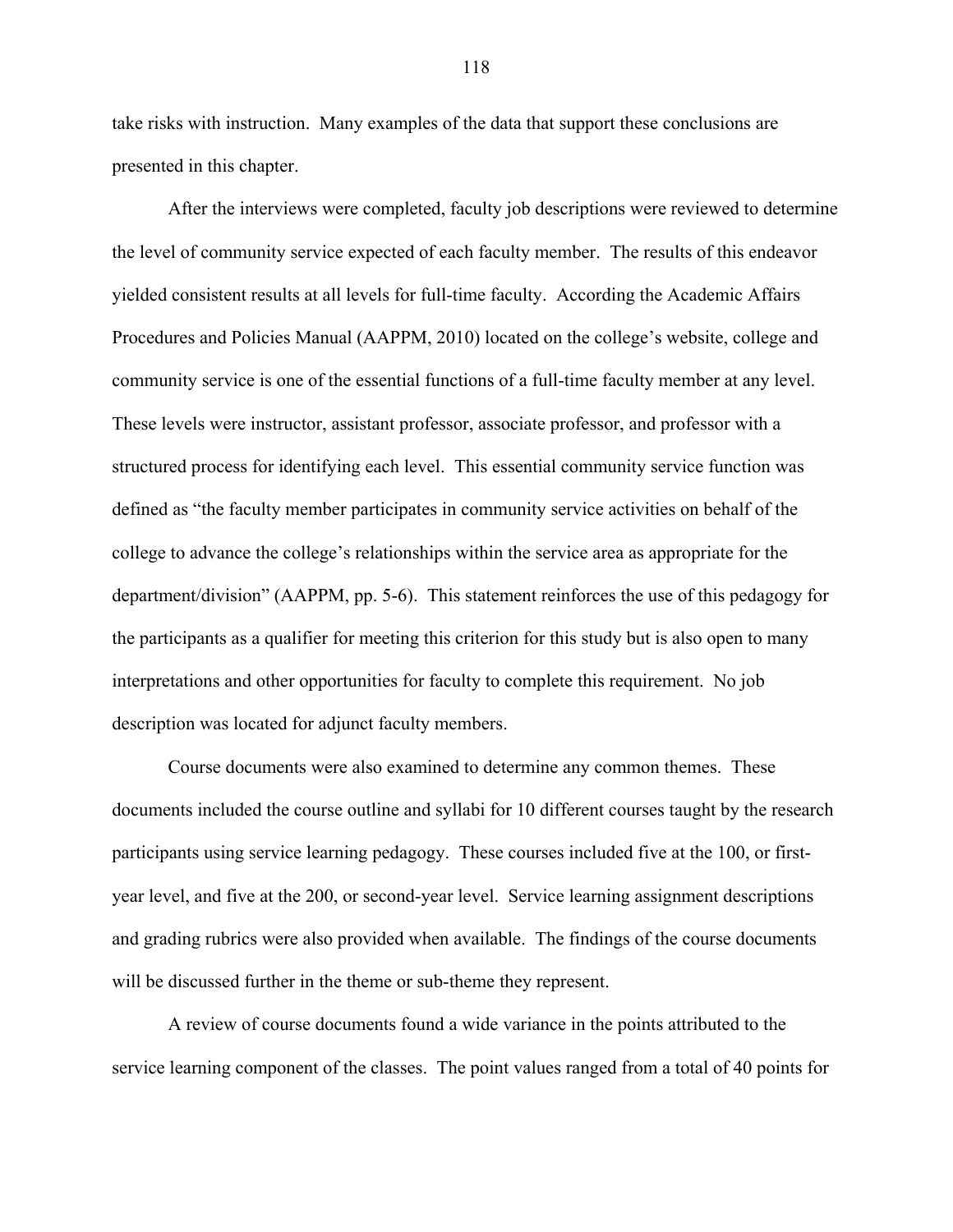take risks with instruction. Many examples of the data that support these conclusions are presented in this chapter.

After the interviews were completed, faculty job descriptions were reviewed to determine the level of community service expected of each faculty member. The results of this endeavor yielded consistent results at all levels for full-time faculty. According the Academic Affairs Procedures and Policies Manual (AAPPM, 2010) located on the college's website, college and community service is one of the essential functions of a full-time faculty member at any level. These levels were instructor, assistant professor, associate professor, and professor with a structured process for identifying each level. This essential community service function was defined as "the faculty member participates in community service activities on behalf of the college to advance the college's relationships within the service area as appropriate for the department/division" (AAPPM, pp. 5-6). This statement reinforces the use of this pedagogy for the participants as a qualifier for meeting this criterion for this study but is also open to many interpretations and other opportunities for faculty to complete this requirement. No job description was located for adjunct faculty members.

Course documents were also examined to determine any common themes. These documents included the course outline and syllabi for 10 different courses taught by the research participants using service learning pedagogy. These courses included five at the 100, or first-year level, and five at the 200, or second-year level. Service learning assignment descriptions and grading rubrics were also provided when available. The findings of the course documents will be discussed further in the theme or sub-theme they represent.

A review of course documents found a wide variance in the points attributed to the service learning component of the classes. The point values ranged from a total of 40 points for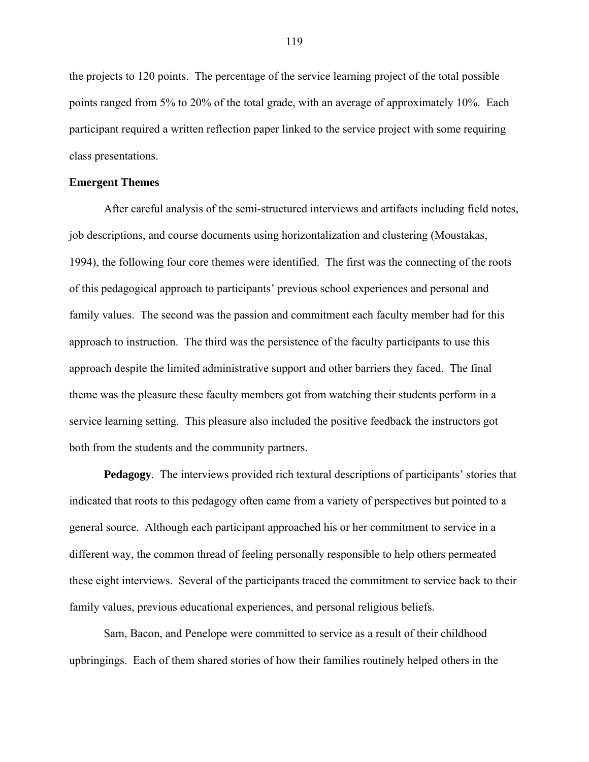the projects to 120 points. The percentage of the service learning project of the total possible points ranged from 5% to 20% of the total grade, with an average of approximately 10%. Each participant required a written reflection paper linked to the service project with some requiring class presentations.

**Emergent Themes**

After careful analysis of the semi-structured interviews and artifacts including field notes, job descriptions, and course documents using horizontalization and clustering (Moustakas, 1994), the following four core themes were identified. The first was the connecting of the roots of this pedagogical approach to participants' previous school experiences and personal and family values. The second was the passion and commitment each faculty member had for this approach to instruction. The third was the persistence of the faculty participants to use this approach despite the limited administrative support and other barriers they faced. The final theme was the pleasure these faculty members got from watching their students perform in a service learning setting. This pleasure also included the positive feedback the instructors got both from the students and the community partners.

**Pedagogy**. The interviews provided rich textural descriptions of participants' stories that indicated that roots to this pedagogy often came from a variety of perspectives but pointed to a general source. Although each participant approached his or her commitment to service in a different way, the common thread of feeling personally responsible to help others permeated these eight interviews. Several of the participants traced the commitment to service back to their family values, previous educational experiences, and personal religious beliefs.

Sam, Bacon, and Penelope were committed to service as a result of their childhood upbringings. Each of them shared stories of how their families routinely helped others in the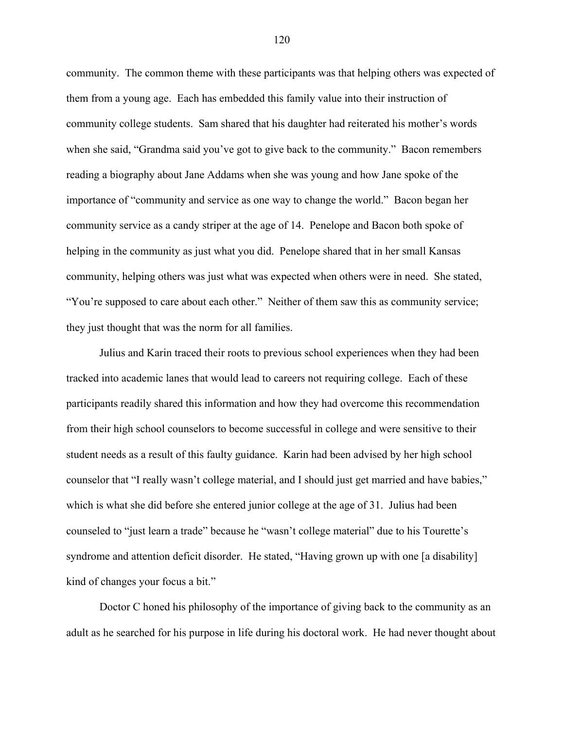community. The common theme with these participants was that helping others was expected of them from a young age. Each has embedded this family value into their instruction of community college students. Sam shared that his daughter had reiterated his mother's words when she said, "Grandma said you've got to give back to the community." Bacon remembers reading a biography about Jane Addams when she was young and how Jane spoke of the importance of "community and service as one way to change the world." Bacon began her community service as a candy striper at the age of 14. Penelope and Bacon both spoke of helping in the community as just what you did. Penelope shared that in her small Kansas community, helping others was just what was expected when others were in need. She stated, "You're supposed to care about each other." Neither of them saw this as community service; they just thought that was the norm for all families.

Julius and Karin traced their roots to previous school experiences when they had been tracked into academic lanes that would lead to careers not requiring college. Each of these participants readily shared this information and how they had overcome this recommendation from their high school counselors to become successful in college and were sensitive to their student needs as a result of this faulty guidance. Karin had been advised by her high school counselor that "I really wasn't college material, and I should just get married and have babies," which is what she did before she entered junior college at the age of 31. Julius had been counseled to "just learn a trade" because he "wasn't college material" due to his Tourette's syndrome and attention deficit disorder. He stated, "Having grown up with one [a disability] kind of changes your focus a bit."

Doctor C honed his philosophy of the importance of giving back to the community as an adult as he searched for his purpose in life during his doctoral work. He had never thought about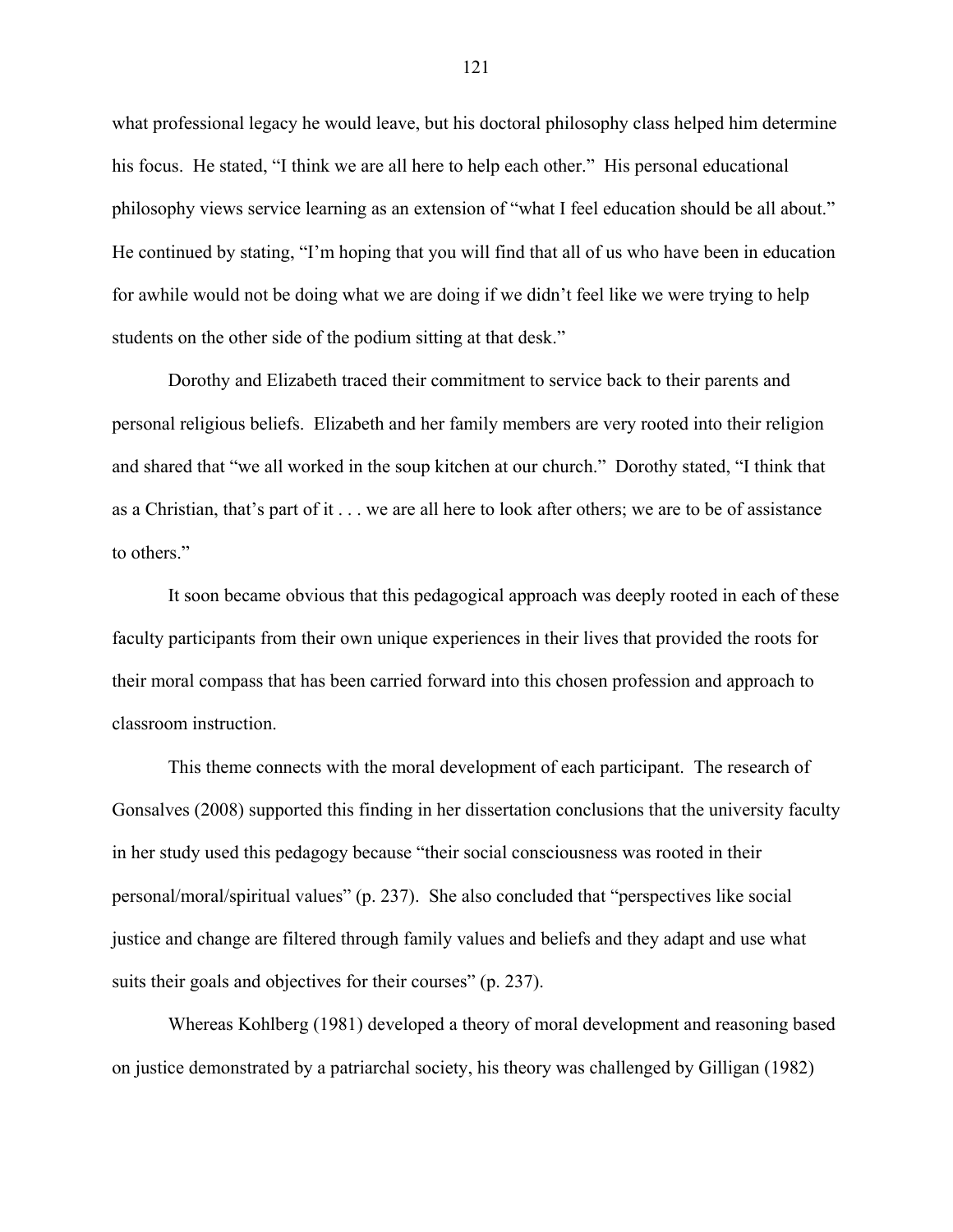what professional legacy he would leave, but his doctoral philosophy class helped him determine his focus. He stated, "I think we are all here to help each other." His personal educational philosophy views service learning as an extension of "what I feel education should be all about." He continued by stating, "I'm hoping that you will find that all of us who have been in education for awhile would not be doing what we are doing if we didn't feel like we were trying to help students on the other side of the podium sitting at that desk."

Dorothy and Elizabeth traced their commitment to service back to their parents and personal religious beliefs. Elizabeth and her family members are very rooted into their religion and shared that "we all worked in the soup kitchen at our church." Dorothy stated, "I think that as a Christian, that's part of it . . . we are all here to look after others; we are to be of assistance to others."

It soon became obvious that this pedagogical approach was deeply rooted in each of these faculty participants from their own unique experiences in their lives that provided the roots for their moral compass that has been carried forward into this chosen profession and approach to classroom instruction.

This theme connects with the moral development of each participant. The research of Gonsalves (2008) supported this finding in her dissertation conclusions that the university faculty in her study used this pedagogy because "their social consciousness was rooted in their personal/moral/spiritual values" (p. 237). She also concluded that "perspectives like social justice and change are filtered through family values and beliefs and they adapt and use what suits their goals and objectives for their courses" (p. 237).

Whereas Kohlberg (1981) developed a theory of moral development and reasoning based on justice demonstrated by a patriarchal society, his theory was challenged by Gilligan (1982)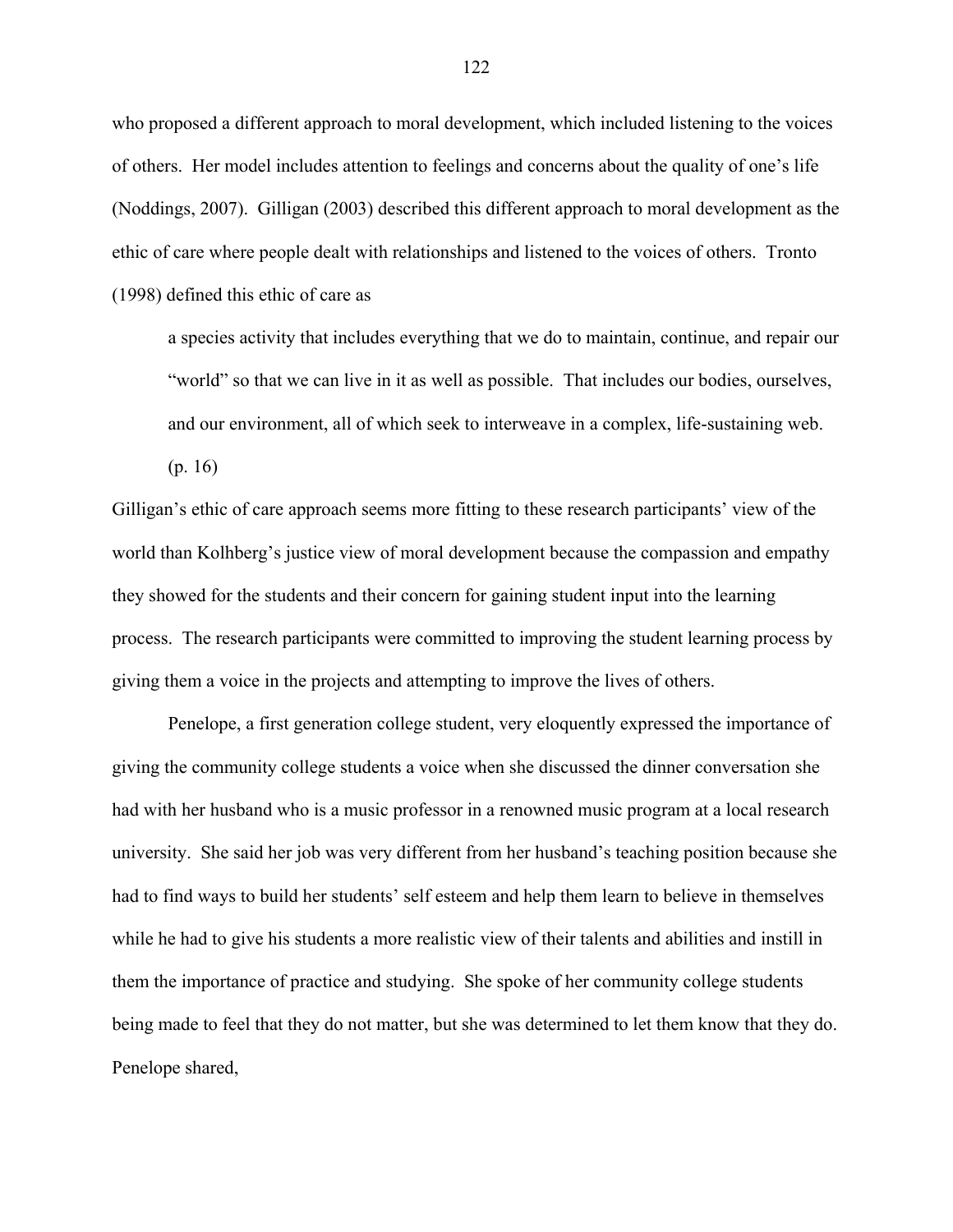who proposed a different approach to moral development, which included listening to the voices of others. Her model includes attention to feelings and concerns about the quality of one's life (Noddings, 2007). Gilligan (2003) described this different approach to moral development as the ethic of care where people dealt with relationships and listened to the voices of others. Tronto (1998) defined this ethic of care as

> a species activity that includes everything that we do to maintain, continue, and repair our "world" so that we can live in it as well as possible. That includes our bodies, ourselves, and our environment, all of which seek to interweave in a complex, life-sustaining web. (p. 16)

Gilligan's ethic of care approach seems more fitting to these research participants' view of the world than Kolhberg's justice view of moral development because the compassion and empathy they showed for the students and their concern for gaining student input into the learning process. The research participants were committed to improving the student learning process by giving them a voice in the projects and attempting to improve the lives of others.

Penelope, a first generation college student, very eloquently expressed the importance of giving the community college students a voice when she discussed the dinner conversation she had with her husband who is a music professor in a renowned music program at a local research university. She said her job was very different from her husband's teaching position because she had to find ways to build her students' self esteem and help them learn to believe in themselves while he had to give his students a more realistic view of their talents and abilities and instill in them the importance of practice and studying. She spoke of her community college students being made to feel that they do not matter, but she was determined to let them know that they do. Penelope shared,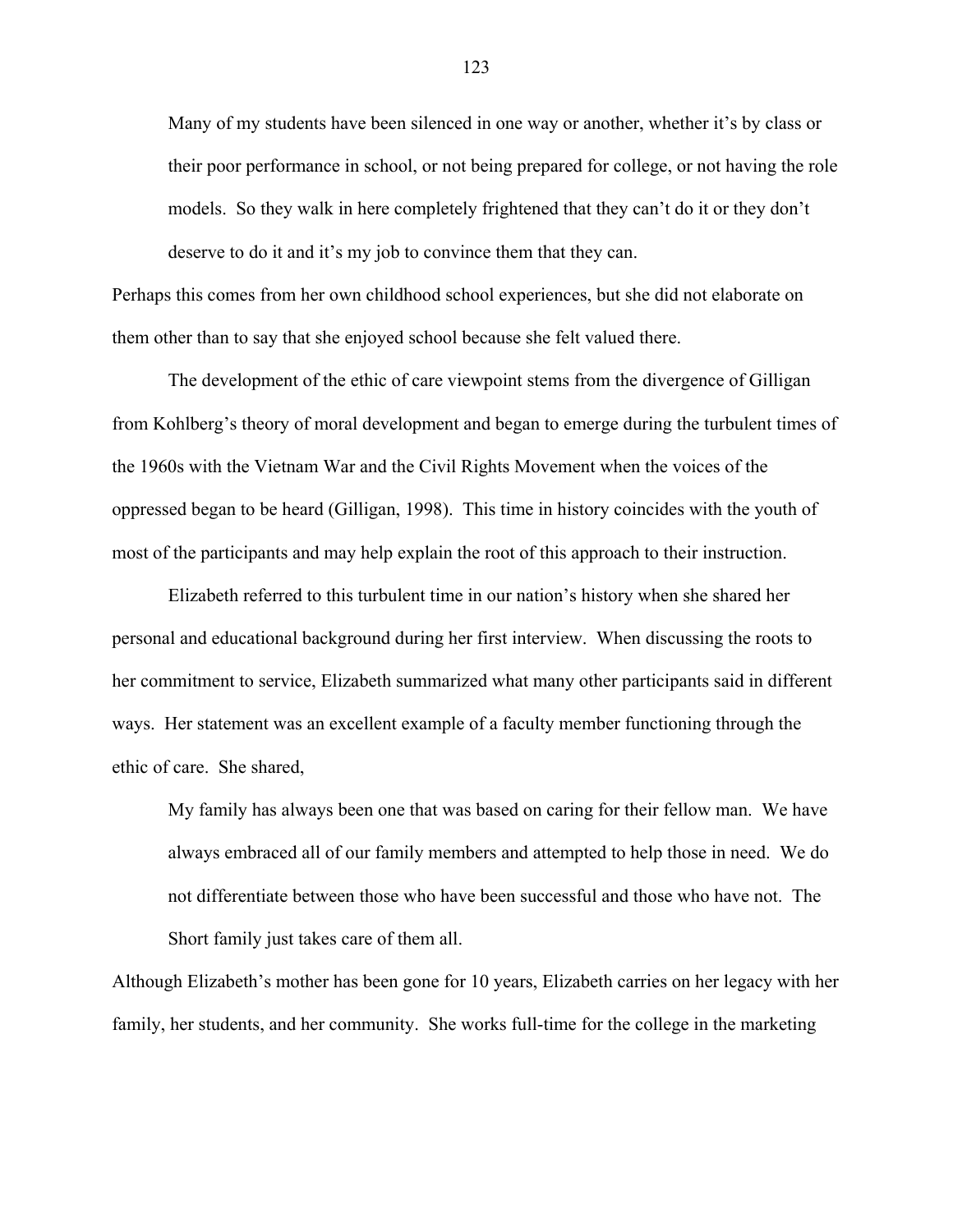> Many of my students have been silenced in one way or another, whether it's by class or their poor performance in school, or not being prepared for college, or not having the role models. So they walk in here completely frightened that they can't do it or they don't deserve to do it and it's my job to convince them that they can.

Perhaps this comes from her own childhood school experiences, but she did not elaborate on them other than to say that she enjoyed school because she felt valued there.

The development of the ethic of care viewpoint stems from the divergence of Gilligan from Kohlberg's theory of moral development and began to emerge during the turbulent times of the 1960s with the Vietnam War and the Civil Rights Movement when the voices of the oppressed began to be heard (Gilligan, 1998). This time in history coincides with the youth of most of the participants and may help explain the root of this approach to their instruction.

Elizabeth referred to this turbulent time in our nation's history when she shared her personal and educational background during her first interview. When discussing the roots to her commitment to service, Elizabeth summarized what many other participants said in different ways. Her statement was an excellent example of a faculty member functioning through the ethic of care. She shared,

> My family has always been one that was based on caring for their fellow man. We have always embraced all of our family members and attempted to help those in need. We do not differentiate between those who have been successful and those who have not. The Short family just takes care of them all.

Although Elizabeth's mother has been gone for 10 years, Elizabeth carries on her legacy with her family, her students, and her community. She works full-time for the college in the marketing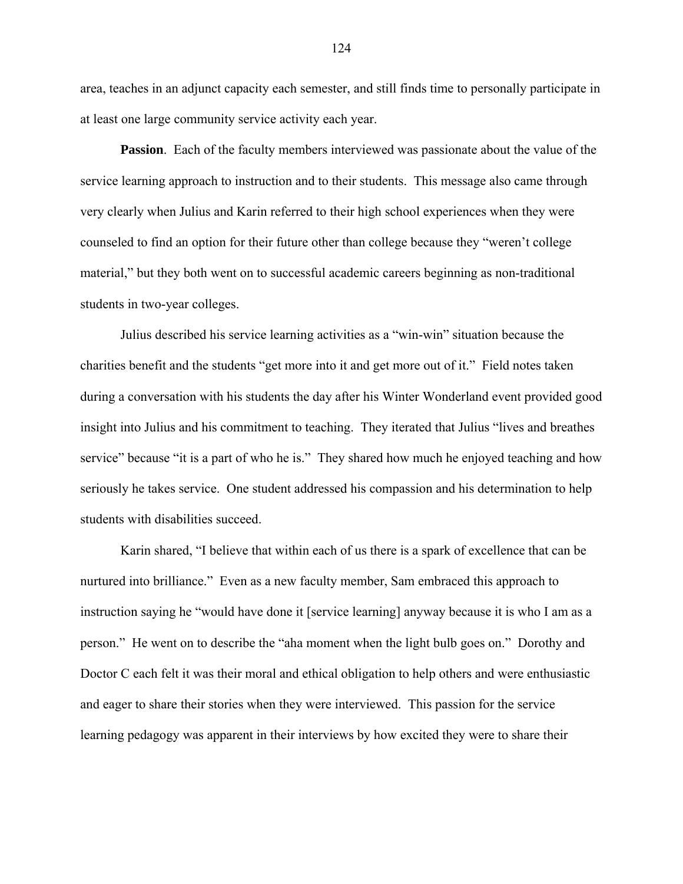area, teaches in an adjunct capacity each semester, and still finds time to personally participate in at least one large community service activity each year.

**Passion**. Each of the faculty members interviewed was passionate about the value of the service learning approach to instruction and to their students. This message also came through very clearly when Julius and Karin referred to their high school experiences when they were counseled to find an option for their future other than college because they "weren't college material," but they both went on to successful academic careers beginning as non-traditional students in two-year colleges.

Julius described his service learning activities as a "win-win" situation because the charities benefit and the students "get more into it and get more out of it." Field notes taken during a conversation with his students the day after his Winter Wonderland event provided good insight into Julius and his commitment to teaching. They iterated that Julius "lives and breathes service" because "it is a part of who he is." They shared how much he enjoyed teaching and how seriously he takes service. One student addressed his compassion and his determination to help students with disabilities succeed.

Karin shared, "I believe that within each of us there is a spark of excellence that can be nurtured into brilliance." Even as a new faculty member, Sam embraced this approach to instruction saying he "would have done it [service learning] anyway because it is who I am as a person." He went on to describe the "aha moment when the light bulb goes on." Dorothy and Doctor C each felt it was their moral and ethical obligation to help others and were enthusiastic and eager to share their stories when they were interviewed. This passion for the service learning pedagogy was apparent in their interviews by how excited they were to share their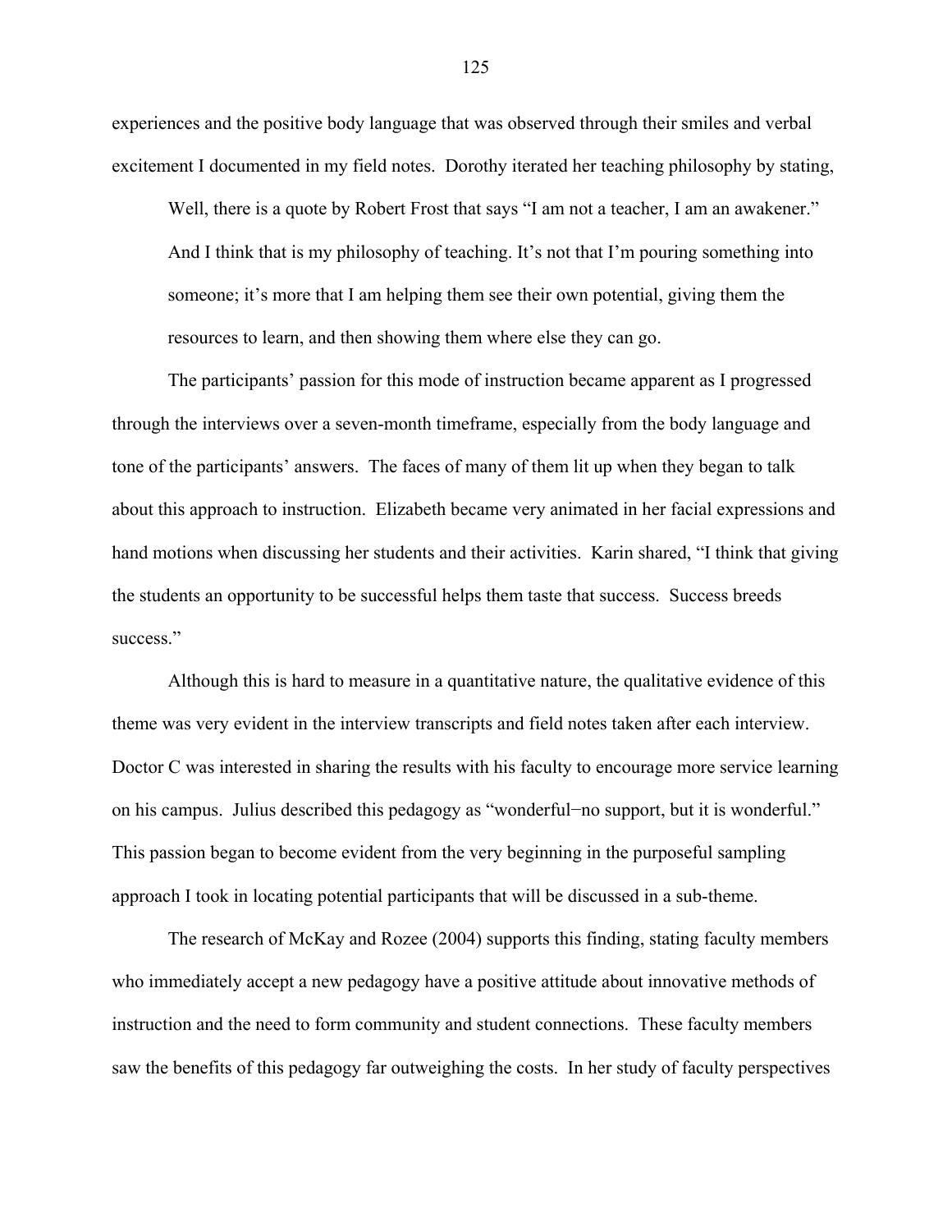experiences and the positive body language that was observed through their smiles and verbal excitement I documented in my field notes. Dorothy iterated her teaching philosophy by stating,

> Well, there is a quote by Robert Frost that says "I am not a teacher, I am an awakener." And I think that is my philosophy of teaching. It's not that I'm pouring something into someone; it's more that I am helping them see their own potential, giving them the resources to learn, and then showing them where else they can go.

The participants' passion for this mode of instruction became apparent as I progressed through the interviews over a seven-month timeframe, especially from the body language and tone of the participants' answers. The faces of many of them lit up when they began to talk about this approach to instruction. Elizabeth became very animated in her facial expressions and hand motions when discussing her students and their activities. Karin shared, "I think that giving the students an opportunity to be successful helps them taste that success. Success breeds success."

Although this is hard to measure in a quantitative nature, the qualitative evidence of this theme was very evident in the interview transcripts and field notes taken after each interview. Doctor C was interested in sharing the results with his faculty to encourage more service learning on his campus. Julius described this pedagogy as "wonderful−no support, but it is wonderful." This passion began to become evident from the very beginning in the purposeful sampling approach I took in locating potential participants that will be discussed in a sub-theme.

The research of McKay and Rozee (2004) supports this finding, stating faculty members who immediately accept a new pedagogy have a positive attitude about innovative methods of instruction and the need to form community and student connections. These faculty members saw the benefits of this pedagogy far outweighing the costs. In her study of faculty perspectives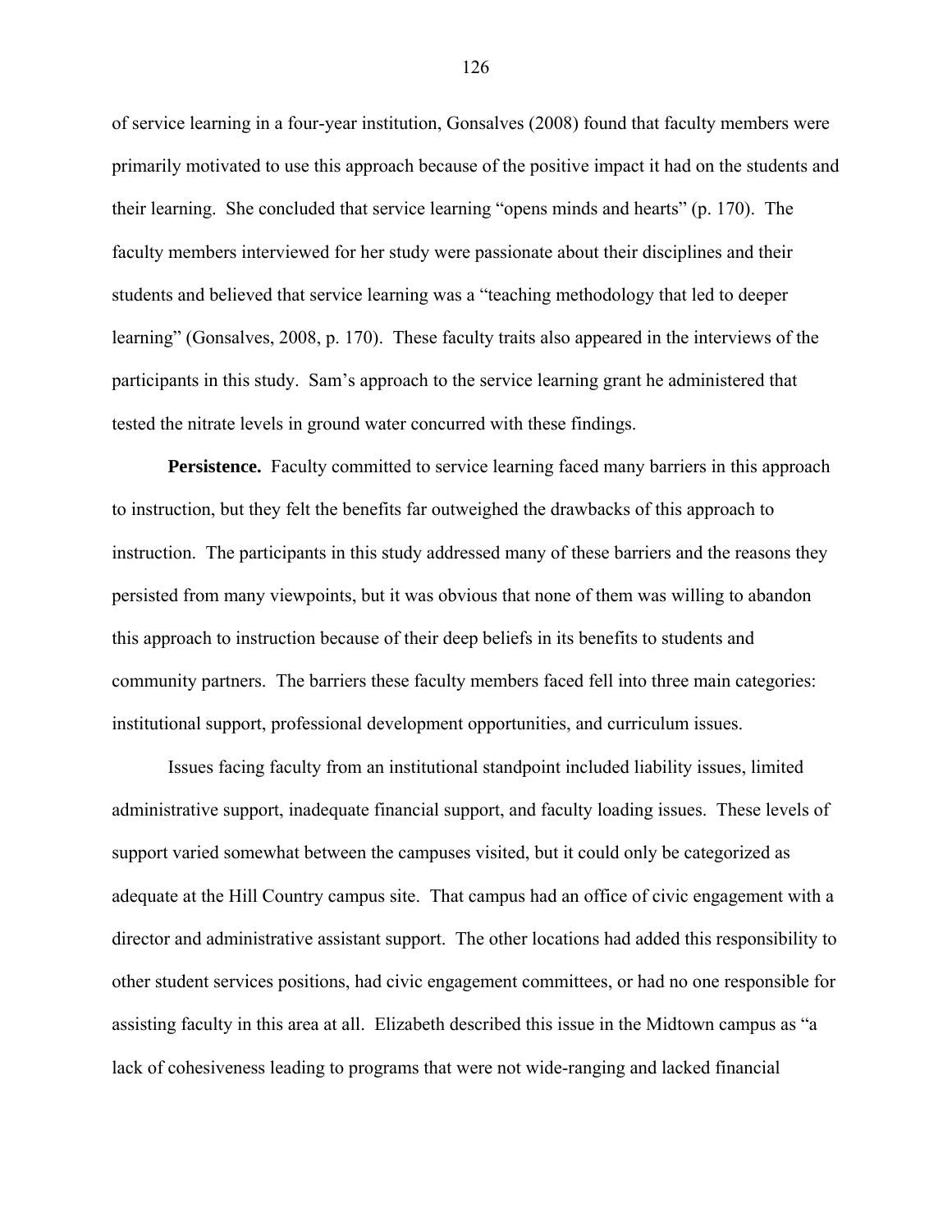of service learning in a four-year institution, Gonsalves (2008) found that faculty members were primarily motivated to use this approach because of the positive impact it had on the students and their learning. She concluded that service learning "opens minds and hearts" (p. 170). The faculty members interviewed for her study were passionate about their disciplines and their students and believed that service learning was a "teaching methodology that led to deeper learning" (Gonsalves, 2008, p. 170). These faculty traits also appeared in the interviews of the participants in this study. Sam's approach to the service learning grant he administered that tested the nitrate levels in ground water concurred with these findings.

**Persistence.** Faculty committed to service learning faced many barriers in this approach to instruction, but they felt the benefits far outweighed the drawbacks of this approach to instruction. The participants in this study addressed many of these barriers and the reasons they persisted from many viewpoints, but it was obvious that none of them was willing to abandon this approach to instruction because of their deep beliefs in its benefits to students and community partners. The barriers these faculty members faced fell into three main categories: institutional support, professional development opportunities, and curriculum issues.

Issues facing faculty from an institutional standpoint included liability issues, limited administrative support, inadequate financial support, and faculty loading issues. These levels of support varied somewhat between the campuses visited, but it could only be categorized as adequate at the Hill Country campus site. That campus had an office of civic engagement with a director and administrative assistant support. The other locations had added this responsibility to other student services positions, had civic engagement committees, or had no one responsible for assisting faculty in this area at all. Elizabeth described this issue in the Midtown campus as "a lack of cohesiveness leading to programs that were not wide-ranging and lacked financial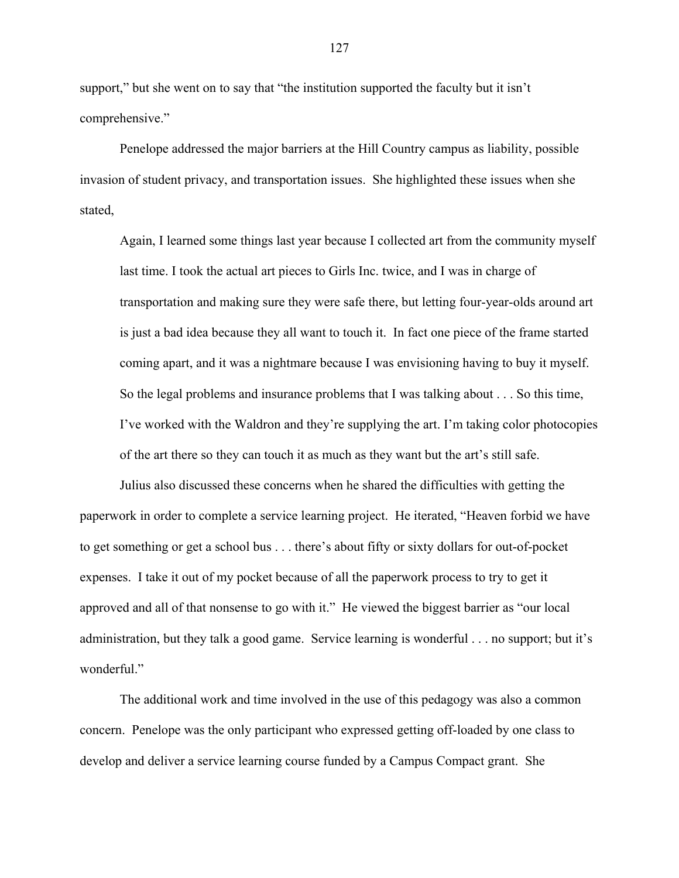support," but she went on to say that "the institution supported the faculty but it isn't comprehensive."

Penelope addressed the major barriers at the Hill Country campus as liability, possible invasion of student privacy, and transportation issues. She highlighted these issues when she stated,

> Again, I learned some things last year because I collected art from the community myself last time. I took the actual art pieces to Girls Inc. twice, and I was in charge of transportation and making sure they were safe there, but letting four-year-olds around art is just a bad idea because they all want to touch it. In fact one piece of the frame started coming apart, and it was a nightmare because I was envisioning having to buy it myself. So the legal problems and insurance problems that I was talking about . . . So this time, I've worked with the Waldron and they're supplying the art. I'm taking color photocopies of the art there so they can touch it as much as they want but the art's still safe.

Julius also discussed these concerns when he shared the difficulties with getting the paperwork in order to complete a service learning project. He iterated, "Heaven forbid we have to get something or get a school bus . . . there's about fifty or sixty dollars for out-of-pocket expenses. I take it out of my pocket because of all the paperwork process to try to get it approved and all of that nonsense to go with it." He viewed the biggest barrier as "our local administration, but they talk a good game. Service learning is wonderful . . . no support; but it's wonderful."

The additional work and time involved in the use of this pedagogy was also a common concern. Penelope was the only participant who expressed getting off-loaded by one class to develop and deliver a service learning course funded by a Campus Compact grant. She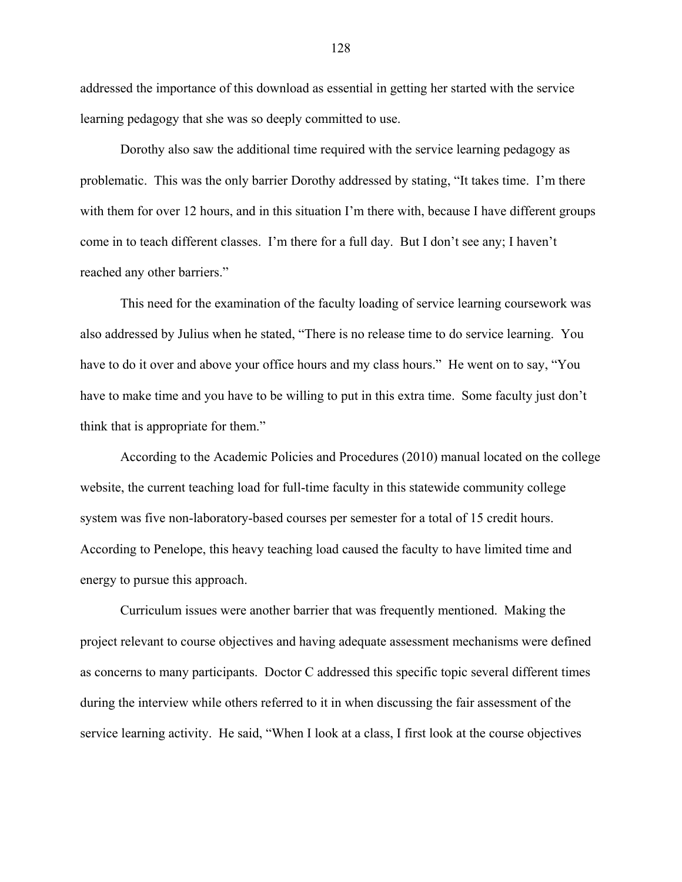addressed the importance of this download as essential in getting her started with the service learning pedagogy that she was so deeply committed to use.

Dorothy also saw the additional time required with the service learning pedagogy as problematic. This was the only barrier Dorothy addressed by stating, "It takes time. I'm there with them for over 12 hours, and in this situation I'm there with, because I have different groups come in to teach different classes. I'm there for a full day. But I don't see any; I haven't reached any other barriers."

This need for the examination of the faculty loading of service learning coursework was also addressed by Julius when he stated, "There is no release time to do service learning. You have to do it over and above your office hours and my class hours." He went on to say, "You have to make time and you have to be willing to put in this extra time. Some faculty just don't think that is appropriate for them."

According to the Academic Policies and Procedures (2010) manual located on the college website, the current teaching load for full-time faculty in this statewide community college system was five non-laboratory-based courses per semester for a total of 15 credit hours. According to Penelope, this heavy teaching load caused the faculty to have limited time and energy to pursue this approach.

Curriculum issues were another barrier that was frequently mentioned. Making the project relevant to course objectives and having adequate assessment mechanisms were defined as concerns to many participants. Doctor C addressed this specific topic several different times during the interview while others referred to it in when discussing the fair assessment of the service learning activity. He said, "When I look at a class, I first look at the course objectives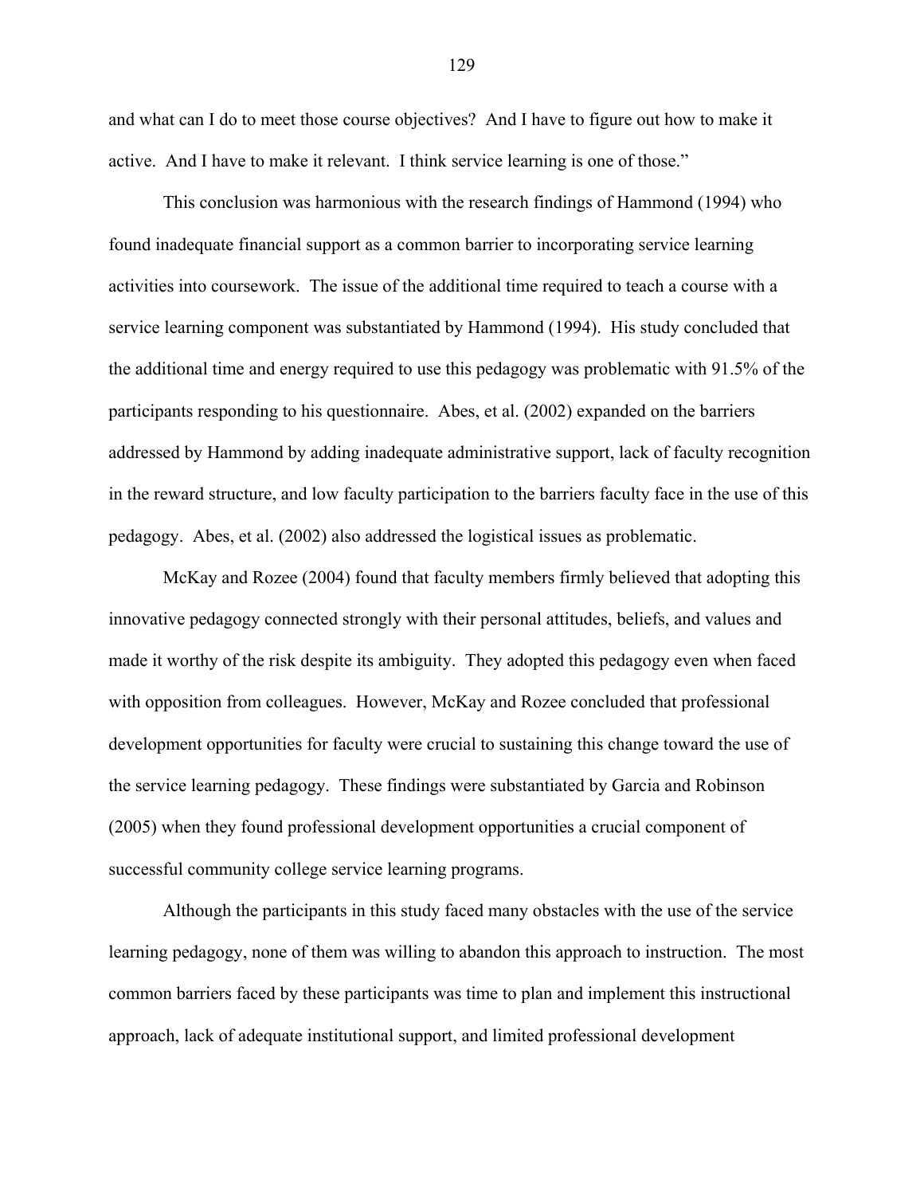and what can I do to meet those course objectives? And I have to figure out how to make it active. And I have to make it relevant. I think service learning is one of those."

This conclusion was harmonious with the research findings of Hammond (1994) who found inadequate financial support as a common barrier to incorporating service learning activities into coursework. The issue of the additional time required to teach a course with a service learning component was substantiated by Hammond (1994). His study concluded that the additional time and energy required to use this pedagogy was problematic with 91.5% of the participants responding to his questionnaire. Abes, et al. (2002) expanded on the barriers addressed by Hammond by adding inadequate administrative support, lack of faculty recognition in the reward structure, and low faculty participation to the barriers faculty face in the use of this pedagogy. Abes, et al. (2002) also addressed the logistical issues as problematic.

McKay and Rozee (2004) found that faculty members firmly believed that adopting this innovative pedagogy connected strongly with their personal attitudes, beliefs, and values and made it worthy of the risk despite its ambiguity. They adopted this pedagogy even when faced with opposition from colleagues. However, McKay and Rozee concluded that professional development opportunities for faculty were crucial to sustaining this change toward the use of the service learning pedagogy. These findings were substantiated by Garcia and Robinson (2005) when they found professional development opportunities a crucial component of successful community college service learning programs.

Although the participants in this study faced many obstacles with the use of the service learning pedagogy, none of them was willing to abandon this approach to instruction. The most common barriers faced by these participants was time to plan and implement this instructional approach, lack of adequate institutional support, and limited professional development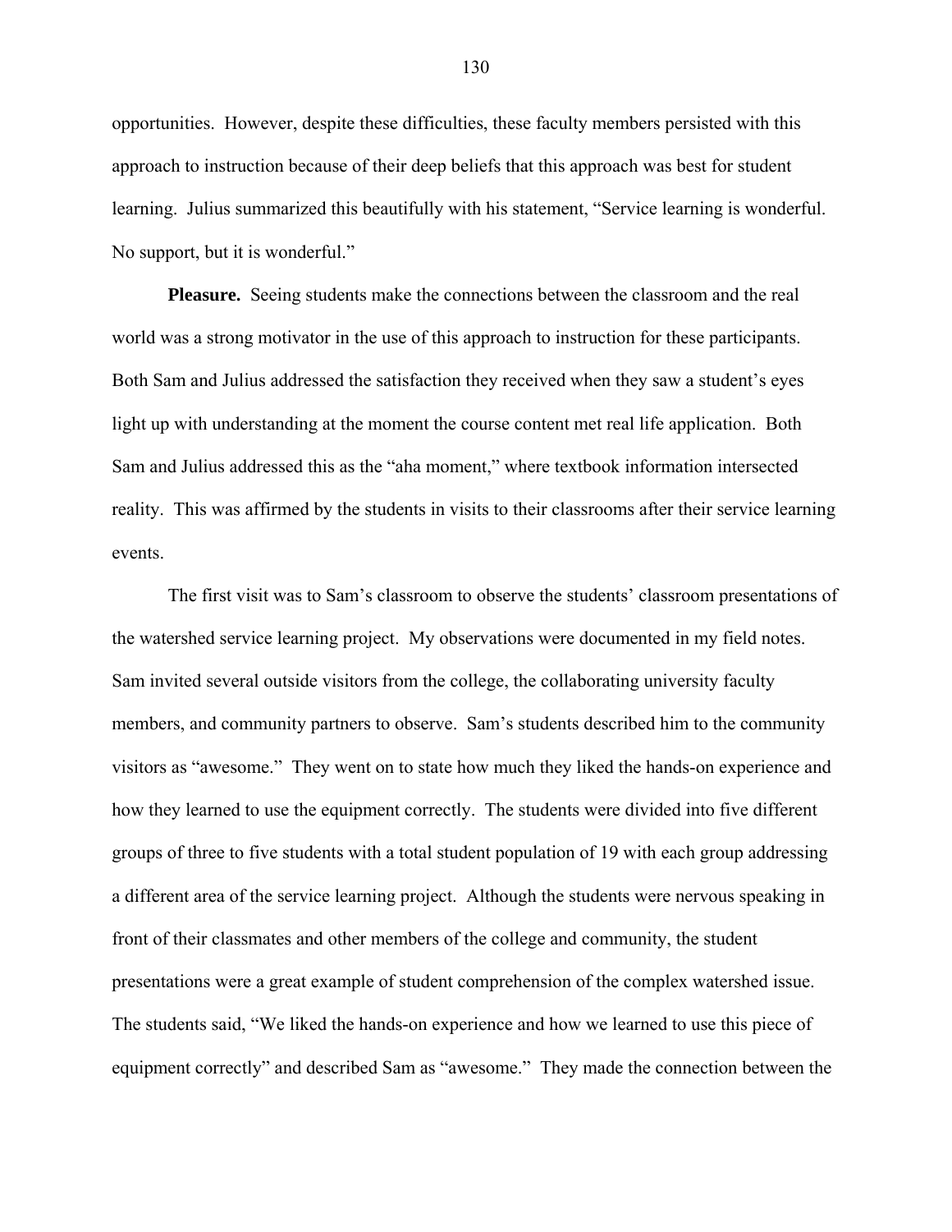opportunities. However, despite these difficulties, these faculty members persisted with this approach to instruction because of their deep beliefs that this approach was best for student learning. Julius summarized this beautifully with his statement, "Service learning is wonderful. No support, but it is wonderful."

**Pleasure.** Seeing students make the connections between the classroom and the real world was a strong motivator in the use of this approach to instruction for these participants. Both Sam and Julius addressed the satisfaction they received when they saw a student's eyes light up with understanding at the moment the course content met real life application. Both Sam and Julius addressed this as the "aha moment," where textbook information intersected reality. This was affirmed by the students in visits to their classrooms after their service learning events.

The first visit was to Sam's classroom to observe the students' classroom presentations of the watershed service learning project. My observations were documented in my field notes. Sam invited several outside visitors from the college, the collaborating university faculty members, and community partners to observe. Sam's students described him to the community visitors as "awesome." They went on to state how much they liked the hands-on experience and how they learned to use the equipment correctly. The students were divided into five different groups of three to five students with a total student population of 19 with each group addressing a different area of the service learning project. Although the students were nervous speaking in front of their classmates and other members of the college and community, the student presentations were a great example of student comprehension of the complex watershed issue. The students said, "We liked the hands-on experience and how we learned to use this piece of equipment correctly" and described Sam as "awesome." They made the connection between the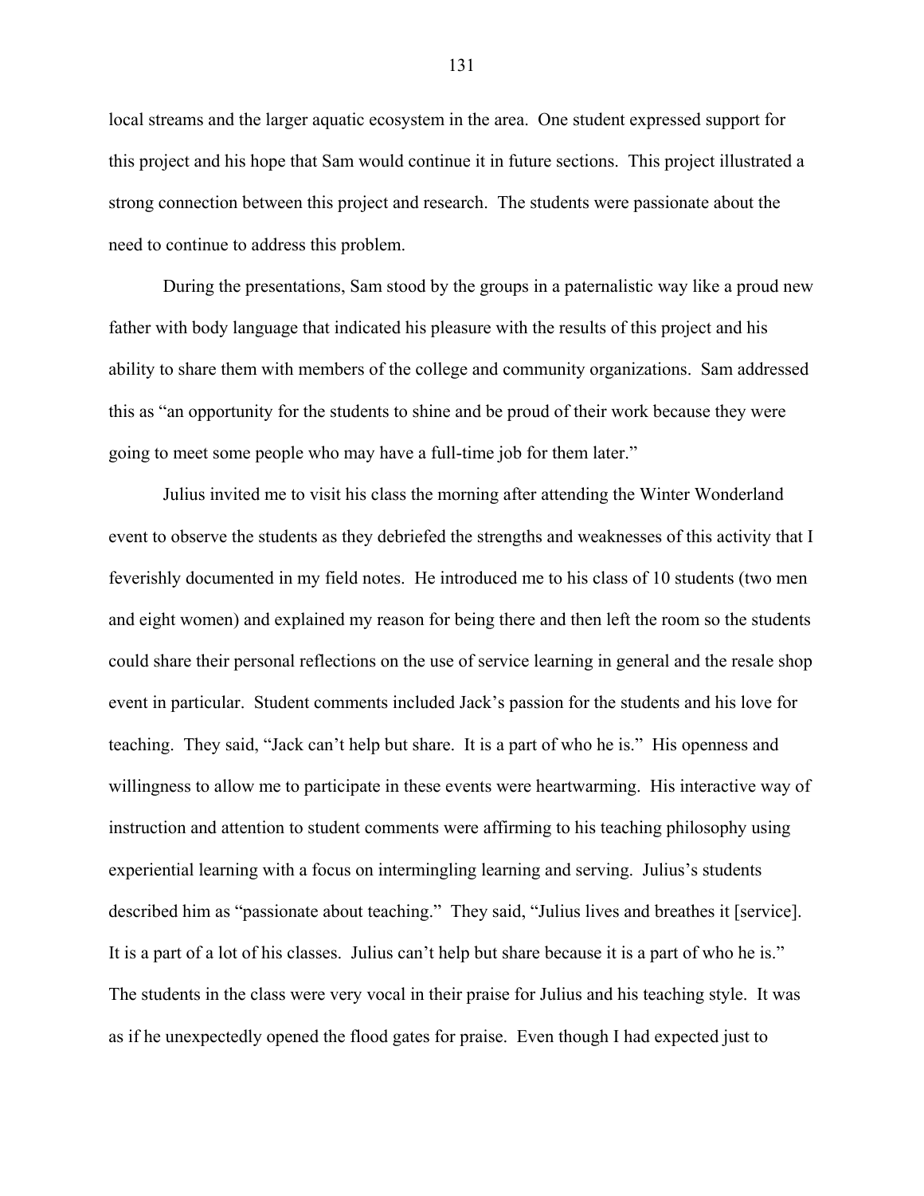local streams and the larger aquatic ecosystem in the area. One student expressed support for this project and his hope that Sam would continue it in future sections. This project illustrated a strong connection between this project and research. The students were passionate about the need to continue to address this problem.

During the presentations, Sam stood by the groups in a paternalistic way like a proud new father with body language that indicated his pleasure with the results of this project and his ability to share them with members of the college and community organizations. Sam addressed this as "an opportunity for the students to shine and be proud of their work because they were going to meet some people who may have a full-time job for them later."

Julius invited me to visit his class the morning after attending the Winter Wonderland event to observe the students as they debriefed the strengths and weaknesses of this activity that I feverishly documented in my field notes. He introduced me to his class of 10 students (two men and eight women) and explained my reason for being there and then left the room so the students could share their personal reflections on the use of service learning in general and the resale shop event in particular. Student comments included Jack's passion for the students and his love for teaching. They said, "Jack can't help but share. It is a part of who he is." His openness and willingness to allow me to participate in these events were heartwarming. His interactive way of instruction and attention to student comments were affirming to his teaching philosophy using experiential learning with a focus on intermingling learning and serving. Julius's students described him as "passionate about teaching." They said, "Julius lives and breathes it [service]. It is a part of a lot of his classes. Julius can't help but share because it is a part of who he is." The students in the class were very vocal in their praise for Julius and his teaching style. It was as if he unexpectedly opened the flood gates for praise. Even though I had expected just to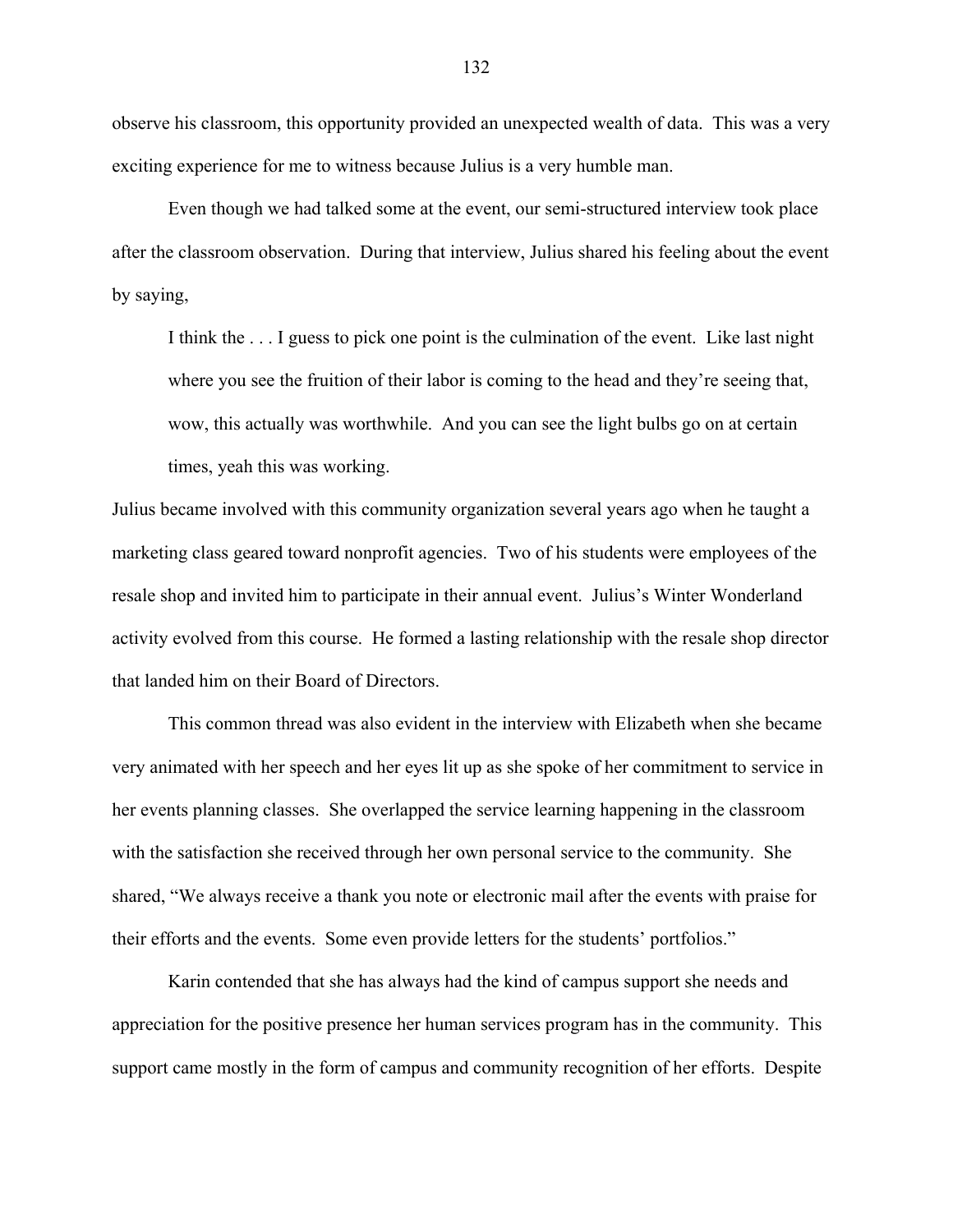observe his classroom, this opportunity provided an unexpected wealth of data. This was a very exciting experience for me to witness because Julius is a very humble man.

Even though we had talked some at the event, our semi-structured interview took place after the classroom observation. During that interview, Julius shared his feeling about the event by saying,

> I think the . . . I guess to pick one point is the culmination of the event. Like last night where you see the fruition of their labor is coming to the head and they're seeing that, wow, this actually was worthwhile. And you can see the light bulbs go on at certain times, yeah this was working.

Julius became involved with this community organization several years ago when he taught a marketing class geared toward nonprofit agencies. Two of his students were employees of the resale shop and invited him to participate in their annual event. Julius's Winter Wonderland activity evolved from this course. He formed a lasting relationship with the resale shop director that landed him on their Board of Directors.

This common thread was also evident in the interview with Elizabeth when she became very animated with her speech and her eyes lit up as she spoke of her commitment to service in her events planning classes. She overlapped the service learning happening in the classroom with the satisfaction she received through her own personal service to the community. She shared, "We always receive a thank you note or electronic mail after the events with praise for their efforts and the events. Some even provide letters for the students' portfolios."

Karin contended that she has always had the kind of campus support she needs and appreciation for the positive presence her human services program has in the community. This support came mostly in the form of campus and community recognition of her efforts. Despite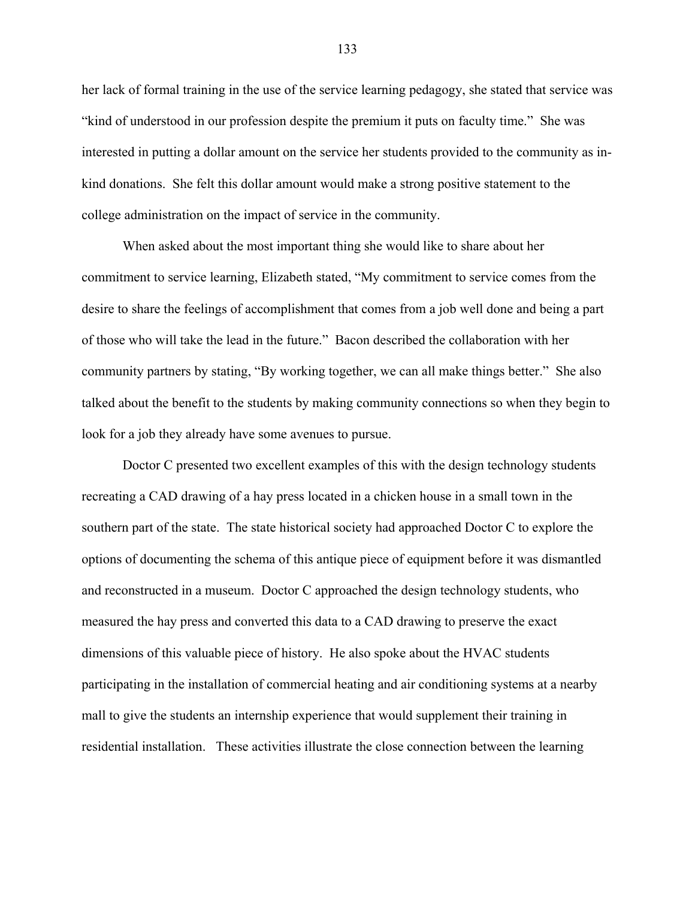her lack of formal training in the use of the service learning pedagogy, she stated that service was "kind of understood in our profession despite the premium it puts on faculty time." She was interested in putting a dollar amount on the service her students provided to the community as in-kind donations. She felt this dollar amount would make a strong positive statement to the college administration on the impact of service in the community.

When asked about the most important thing she would like to share about her commitment to service learning, Elizabeth stated, "My commitment to service comes from the desire to share the feelings of accomplishment that comes from a job well done and being a part of those who will take the lead in the future." Bacon described the collaboration with her community partners by stating, "By working together, we can all make things better." She also talked about the benefit to the students by making community connections so when they begin to look for a job they already have some avenues to pursue.

Doctor C presented two excellent examples of this with the design technology students recreating a CAD drawing of a hay press located in a chicken house in a small town in the southern part of the state. The state historical society had approached Doctor C to explore the options of documenting the schema of this antique piece of equipment before it was dismantled and reconstructed in a museum. Doctor C approached the design technology students, who measured the hay press and converted this data to a CAD drawing to preserve the exact dimensions of this valuable piece of history. He also spoke about the HVAC students participating in the installation of commercial heating and air conditioning systems at a nearby mall to give the students an internship experience that would supplement their training in residential installation. These activities illustrate the close connection between the learning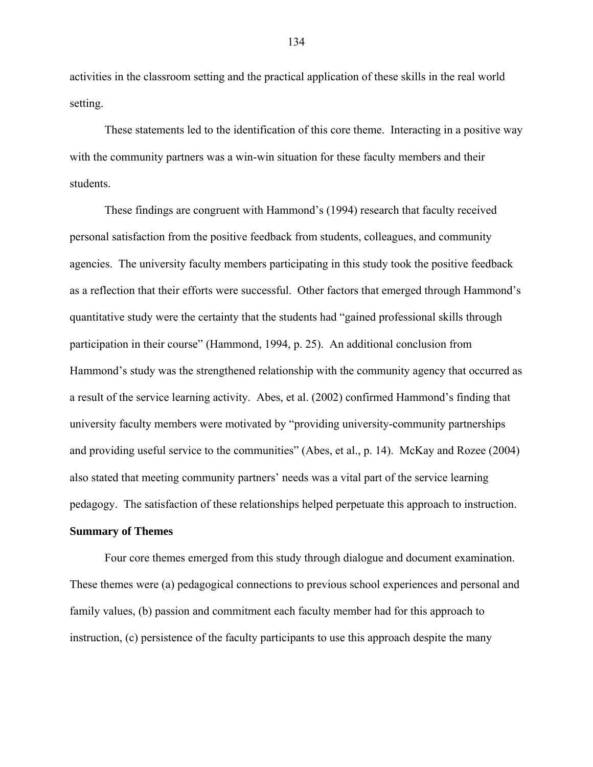activities in the classroom setting and the practical application of these skills in the real world setting.

These statements led to the identification of this core theme. Interacting in a positive way with the community partners was a win-win situation for these faculty members and their students.

These findings are congruent with Hammond's (1994) research that faculty received personal satisfaction from the positive feedback from students, colleagues, and community agencies. The university faculty members participating in this study took the positive feedback as a reflection that their efforts were successful. Other factors that emerged through Hammond's quantitative study were the certainty that the students had "gained professional skills through participation in their course" (Hammond, 1994, p. 25). An additional conclusion from Hammond's study was the strengthened relationship with the community agency that occurred as a result of the service learning activity. Abes, et al. (2002) confirmed Hammond's finding that university faculty members were motivated by "providing university-community partnerships and providing useful service to the communities" (Abes, et al., p. 14). McKay and Rozee (2004) also stated that meeting community partners' needs was a vital part of the service learning pedagogy. The satisfaction of these relationships helped perpetuate this approach to instruction.

**Summary of Themes**

Four core themes emerged from this study through dialogue and document examination. These themes were (a) pedagogical connections to previous school experiences and personal and family values, (b) passion and commitment each faculty member had for this approach to instruction, (c) persistence of the faculty participants to use this approach despite the many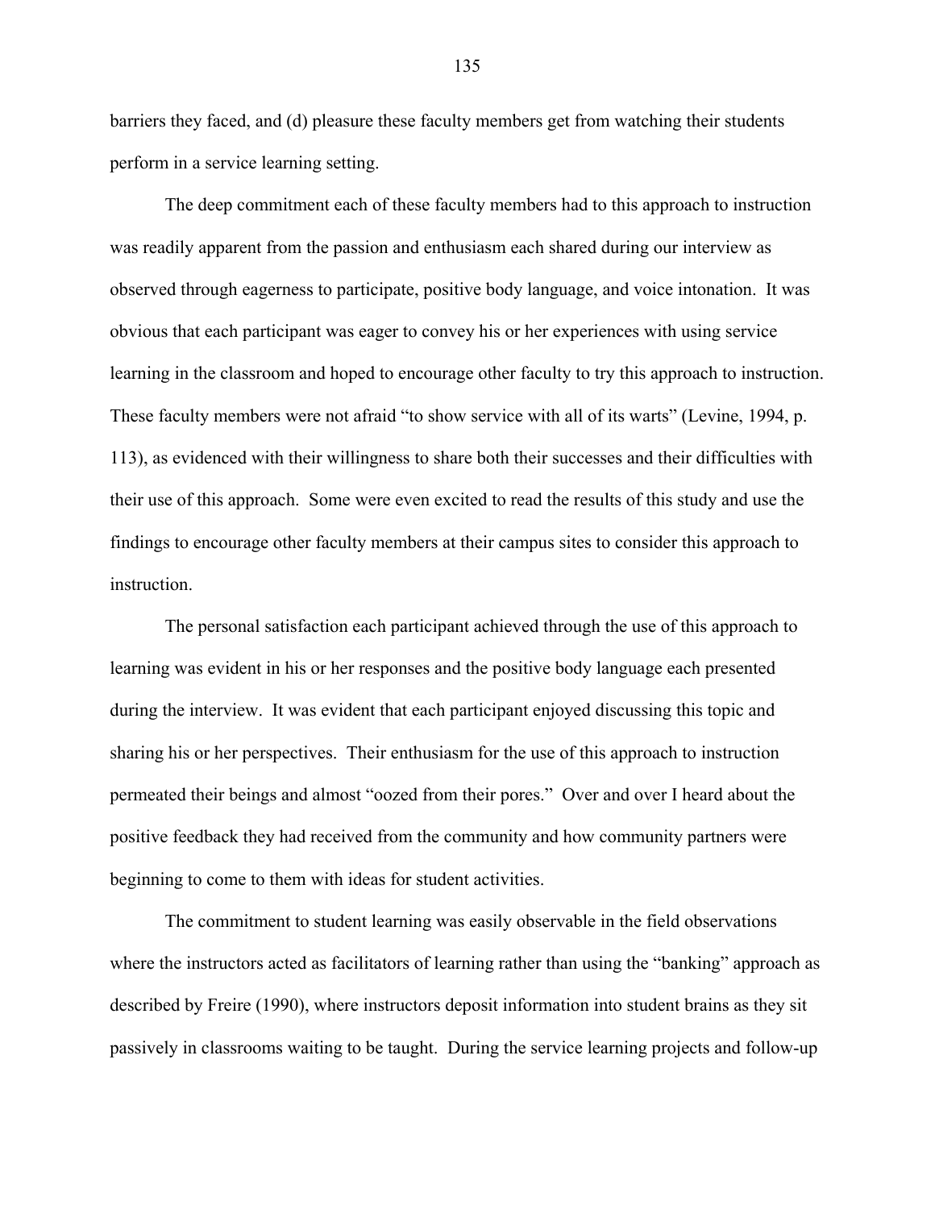barriers they faced, and (d) pleasure these faculty members get from watching their students perform in a service learning setting.

The deep commitment each of these faculty members had to this approach to instruction was readily apparent from the passion and enthusiasm each shared during our interview as observed through eagerness to participate, positive body language, and voice intonation. It was obvious that each participant was eager to convey his or her experiences with using service learning in the classroom and hoped to encourage other faculty to try this approach to instruction. These faculty members were not afraid "to show service with all of its warts" (Levine, 1994, p. 113), as evidenced with their willingness to share both their successes and their difficulties with their use of this approach. Some were even excited to read the results of this study and use the findings to encourage other faculty members at their campus sites to consider this approach to instruction.

The personal satisfaction each participant achieved through the use of this approach to learning was evident in his or her responses and the positive body language each presented during the interview. It was evident that each participant enjoyed discussing this topic and sharing his or her perspectives. Their enthusiasm for the use of this approach to instruction permeated their beings and almost "oozed from their pores." Over and over I heard about the positive feedback they had received from the community and how community partners were beginning to come to them with ideas for student activities.

The commitment to student learning was easily observable in the field observations where the instructors acted as facilitators of learning rather than using the "banking" approach as described by Freire (1990), where instructors deposit information into student brains as they sit passively in classrooms waiting to be taught. During the service learning projects and follow-up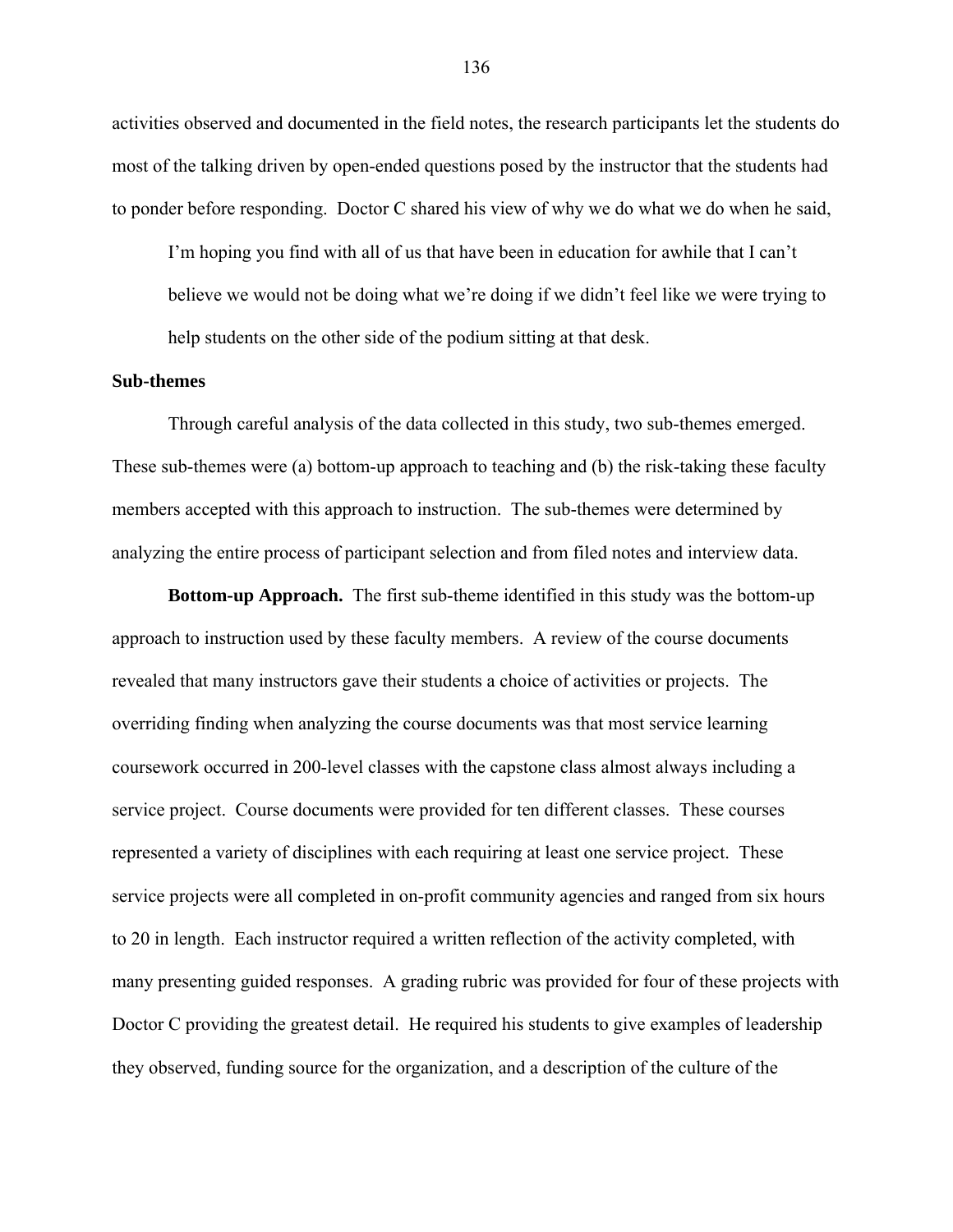activities observed and documented in the field notes, the research participants let the students do most of the talking driven by open-ended questions posed by the instructor that the students had to ponder before responding. Doctor C shared his view of why we do what we do when he said,

> I'm hoping you find with all of us that have been in education for awhile that I can't believe we would not be doing what we're doing if we didn't feel like we were trying to help students on the other side of the podium sitting at that desk.

**Sub-themes**

Through careful analysis of the data collected in this study, two sub-themes emerged. These sub-themes were (a) bottom-up approach to teaching and (b) the risk-taking these faculty members accepted with this approach to instruction. The sub-themes were determined by analyzing the entire process of participant selection and from filed notes and interview data.

**Bottom-up Approach.** The first sub-theme identified in this study was the bottom-up approach to instruction used by these faculty members. A review of the course documents revealed that many instructors gave their students a choice of activities or projects. The overriding finding when analyzing the course documents was that most service learning coursework occurred in 200-level classes with the capstone class almost always including a service project. Course documents were provided for ten different classes. These courses represented a variety of disciplines with each requiring at least one service project. These service projects were all completed in on-profit community agencies and ranged from six hours to 20 in length. Each instructor required a written reflection of the activity completed, with many presenting guided responses. A grading rubric was provided for four of these projects with Doctor C providing the greatest detail. He required his students to give examples of leadership they observed, funding source for the organization, and a description of the culture of the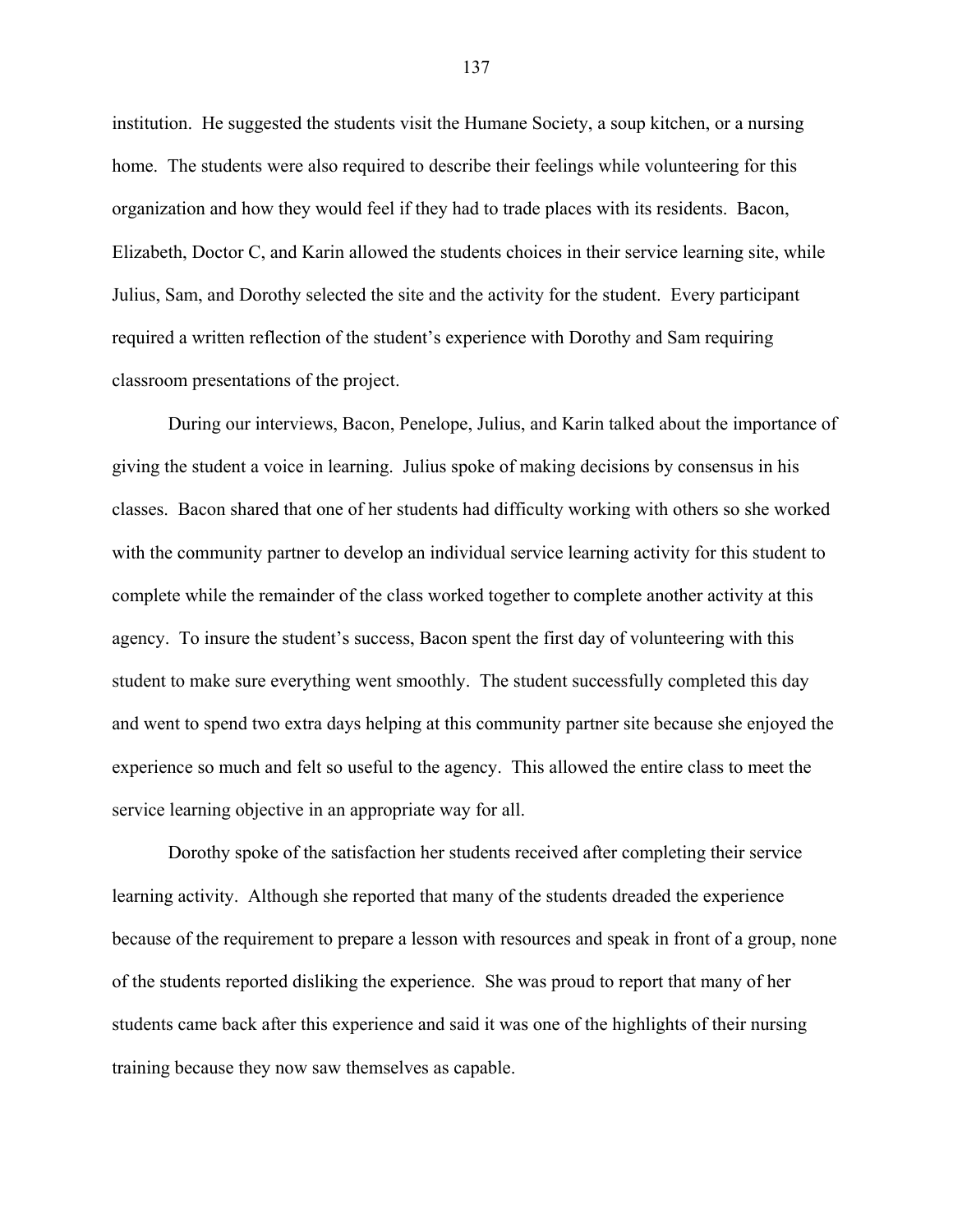institution. He suggested the students visit the Humane Society, a soup kitchen, or a nursing home. The students were also required to describe their feelings while volunteering for this organization and how they would feel if they had to trade places with its residents. Bacon, Elizabeth, Doctor C, and Karin allowed the students choices in their service learning site, while Julius, Sam, and Dorothy selected the site and the activity for the student. Every participant required a written reflection of the student's experience with Dorothy and Sam requiring classroom presentations of the project.

During our interviews, Bacon, Penelope, Julius, and Karin talked about the importance of giving the student a voice in learning. Julius spoke of making decisions by consensus in his classes. Bacon shared that one of her students had difficulty working with others so she worked with the community partner to develop an individual service learning activity for this student to complete while the remainder of the class worked together to complete another activity at this agency. To insure the student's success, Bacon spent the first day of volunteering with this student to make sure everything went smoothly. The student successfully completed this day and went to spend two extra days helping at this community partner site because she enjoyed the experience so much and felt so useful to the agency. This allowed the entire class to meet the service learning objective in an appropriate way for all.

Dorothy spoke of the satisfaction her students received after completing their service learning activity. Although she reported that many of the students dreaded the experience because of the requirement to prepare a lesson with resources and speak in front of a group, none of the students reported disliking the experience. She was proud to report that many of her students came back after this experience and said it was one of the highlights of their nursing training because they now saw themselves as capable.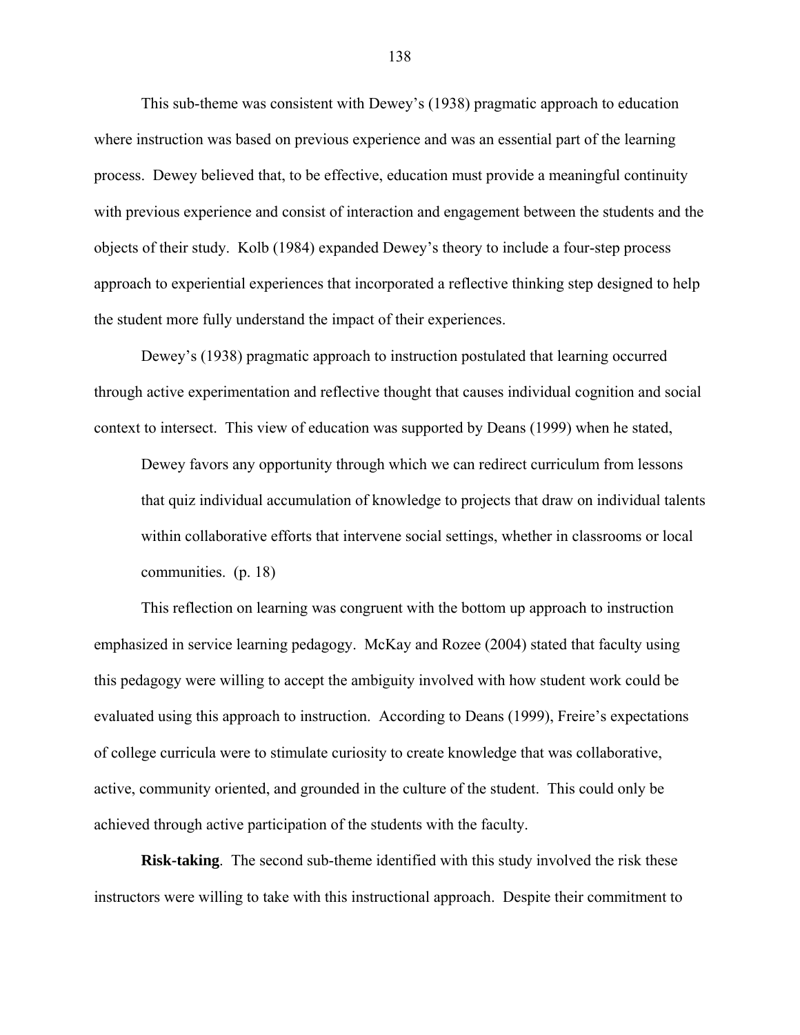This sub-theme was consistent with Dewey's (1938) pragmatic approach to education where instruction was based on previous experience and was an essential part of the learning process. Dewey believed that, to be effective, education must provide a meaningful continuity with previous experience and consist of interaction and engagement between the students and the objects of their study. Kolb (1984) expanded Dewey's theory to include a four-step process approach to experiential experiences that incorporated a reflective thinking step designed to help the student more fully understand the impact of their experiences.

Dewey's (1938) pragmatic approach to instruction postulated that learning occurred through active experimentation and reflective thought that causes individual cognition and social context to intersect. This view of education was supported by Deans (1999) when he stated,

> Dewey favors any opportunity through which we can redirect curriculum from lessons that quiz individual accumulation of knowledge to projects that draw on individual talents within collaborative efforts that intervene social settings, whether in classrooms or local communities. (p. 18)

This reflection on learning was congruent with the bottom up approach to instruction emphasized in service learning pedagogy. McKay and Rozee (2004) stated that faculty using this pedagogy were willing to accept the ambiguity involved with how student work could be evaluated using this approach to instruction. According to Deans (1999), Freire's expectations of college curricula were to stimulate curiosity to create knowledge that was collaborative, active, community oriented, and grounded in the culture of the student. This could only be achieved through active participation of the students with the faculty.

**Risk-taking**. The second sub-theme identified with this study involved the risk these instructors were willing to take with this instructional approach. Despite their commitment to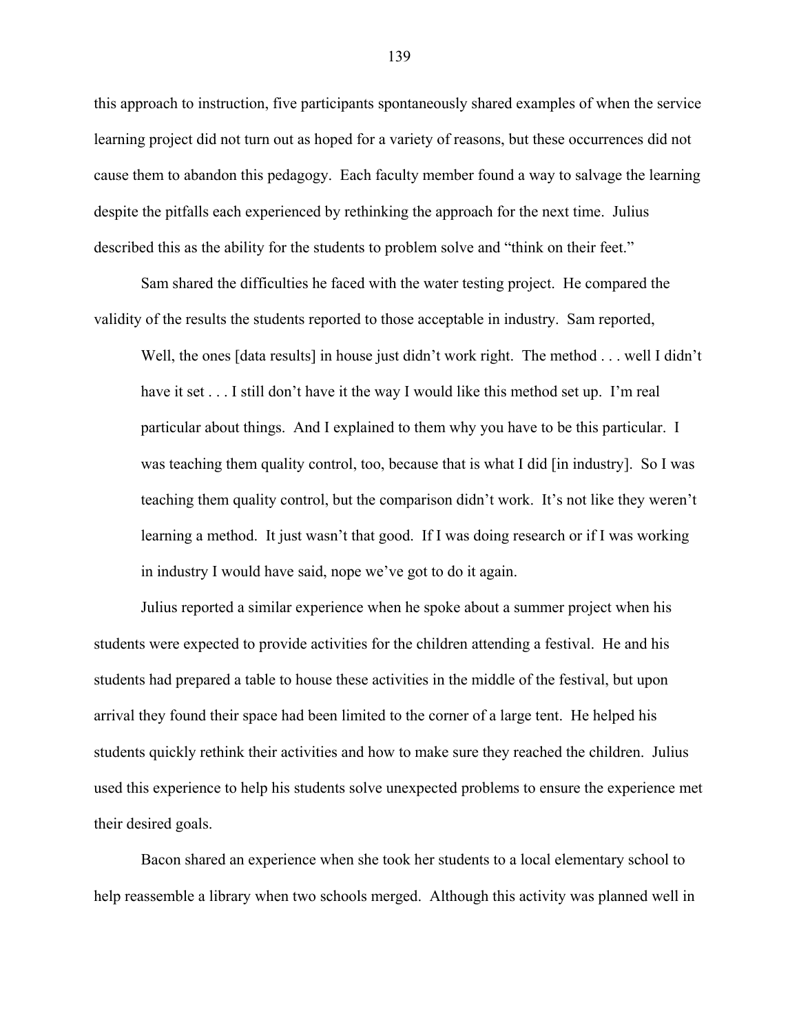this approach to instruction, five participants spontaneously shared examples of when the service learning project did not turn out as hoped for a variety of reasons, but these occurrences did not cause them to abandon this pedagogy. Each faculty member found a way to salvage the learning despite the pitfalls each experienced by rethinking the approach for the next time. Julius described this as the ability for the students to problem solve and "think on their feet."

Sam shared the difficulties he faced with the water testing project. He compared the validity of the results the students reported to those acceptable in industry. Sam reported,

> Well, the ones [data results] in house just didn't work right. The method . . . well I didn't have it set . . . I still don't have it the way I would like this method set up. I'm real particular about things. And I explained to them why you have to be this particular. I was teaching them quality control, too, because that is what I did [in industry]. So I was teaching them quality control, but the comparison didn't work. It's not like they weren't learning a method. It just wasn't that good. If I was doing research or if I was working in industry I would have said, nope we've got to do it again.

Julius reported a similar experience when he spoke about a summer project when his students were expected to provide activities for the children attending a festival. He and his students had prepared a table to house these activities in the middle of the festival, but upon arrival they found their space had been limited to the corner of a large tent. He helped his students quickly rethink their activities and how to make sure they reached the children. Julius used this experience to help his students solve unexpected problems to ensure the experience met their desired goals.

Bacon shared an experience when she took her students to a local elementary school to help reassemble a library when two schools merged. Although this activity was planned well in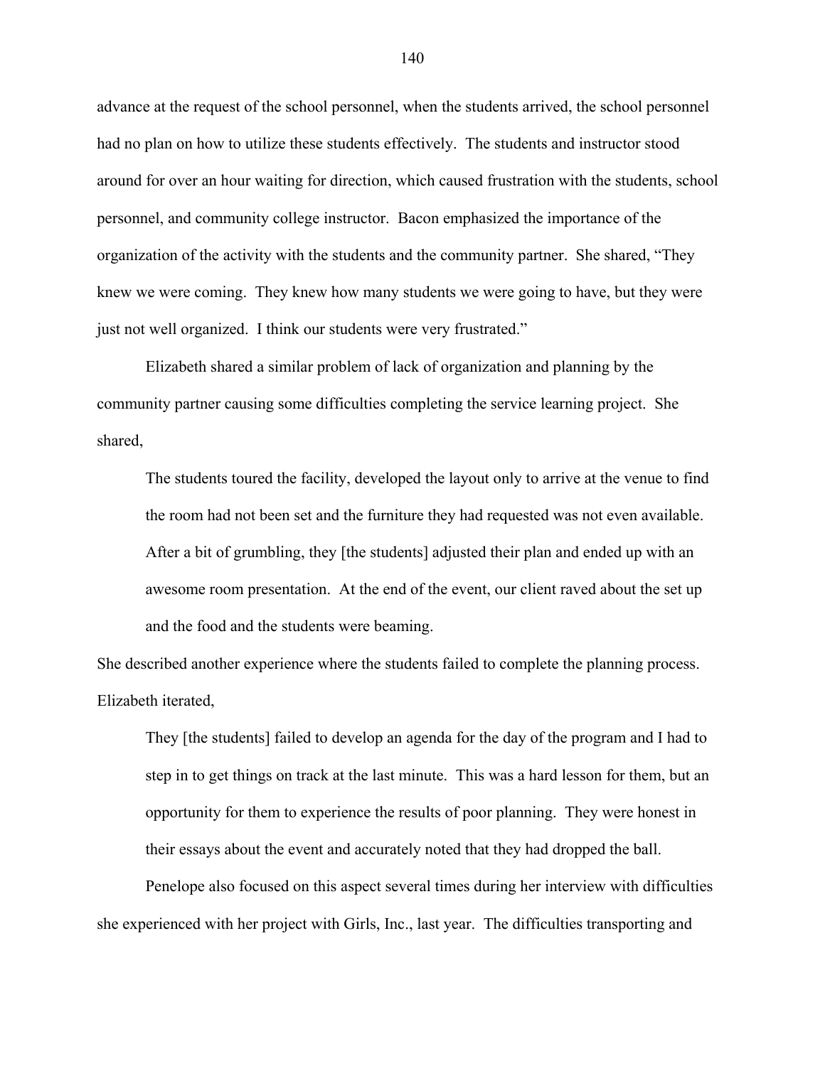advance at the request of the school personnel, when the students arrived, the school personnel had no plan on how to utilize these students effectively. The students and instructor stood around for over an hour waiting for direction, which caused frustration with the students, school personnel, and community college instructor. Bacon emphasized the importance of the organization of the activity with the students and the community partner. She shared, "They knew we were coming. They knew how many students we were going to have, but they were just not well organized. I think our students were very frustrated."

Elizabeth shared a similar problem of lack of organization and planning by the community partner causing some difficulties completing the service learning project. She shared,

> The students toured the facility, developed the layout only to arrive at the venue to find the room had not been set and the furniture they had requested was not even available. After a bit of grumbling, they [the students] adjusted their plan and ended up with an awesome room presentation. At the end of the event, our client raved about the set up and the food and the students were beaming.

She described another experience where the students failed to complete the planning process. Elizabeth iterated,

> They [the students] failed to develop an agenda for the day of the program and I had to step in to get things on track at the last minute. This was a hard lesson for them, but an opportunity for them to experience the results of poor planning. They were honest in their essays about the event and accurately noted that they had dropped the ball.

Penelope also focused on this aspect several times during her interview with difficulties she experienced with her project with Girls, Inc., last year. The difficulties transporting and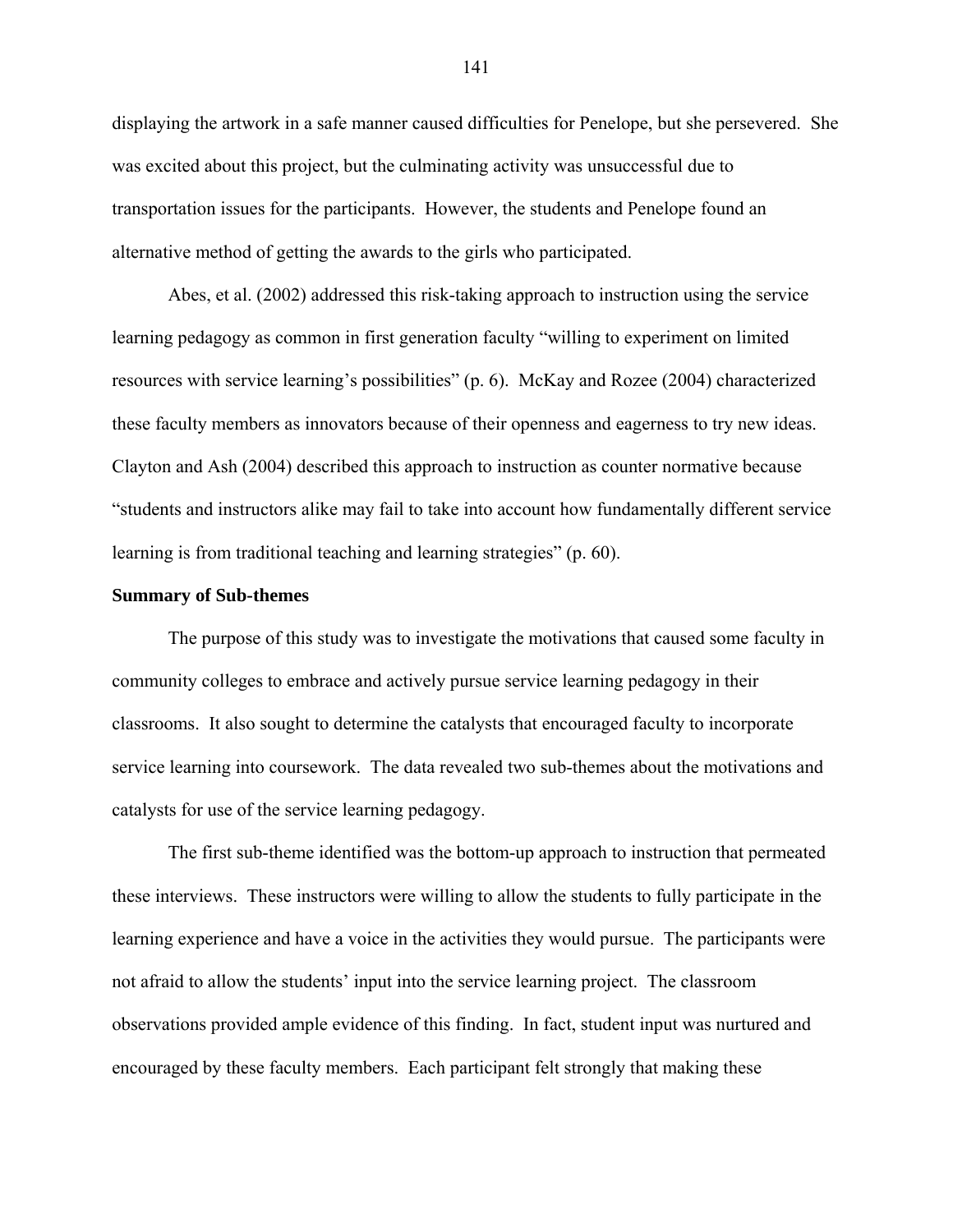displaying the artwork in a safe manner caused difficulties for Penelope, but she persevered. She was excited about this project, but the culminating activity was unsuccessful due to transportation issues for the participants. However, the students and Penelope found an alternative method of getting the awards to the girls who participated.

Abes, et al. (2002) addressed this risk-taking approach to instruction using the service learning pedagogy as common in first generation faculty "willing to experiment on limited resources with service learning's possibilities" (p. 6). McKay and Rozee (2004) characterized these faculty members as innovators because of their openness and eagerness to try new ideas. Clayton and Ash (2004) described this approach to instruction as counter normative because "students and instructors alike may fail to take into account how fundamentally different service learning is from traditional teaching and learning strategies" (p. 60).

**Summary of Sub-themes**

The purpose of this study was to investigate the motivations that caused some faculty in community colleges to embrace and actively pursue service learning pedagogy in their classrooms. It also sought to determine the catalysts that encouraged faculty to incorporate service learning into coursework. The data revealed two sub-themes about the motivations and catalysts for use of the service learning pedagogy.

The first sub-theme identified was the bottom-up approach to instruction that permeated these interviews. These instructors were willing to allow the students to fully participate in the learning experience and have a voice in the activities they would pursue. The participants were not afraid to allow the students' input into the service learning project. The classroom observations provided ample evidence of this finding. In fact, student input was nurtured and encouraged by these faculty members. Each participant felt strongly that making these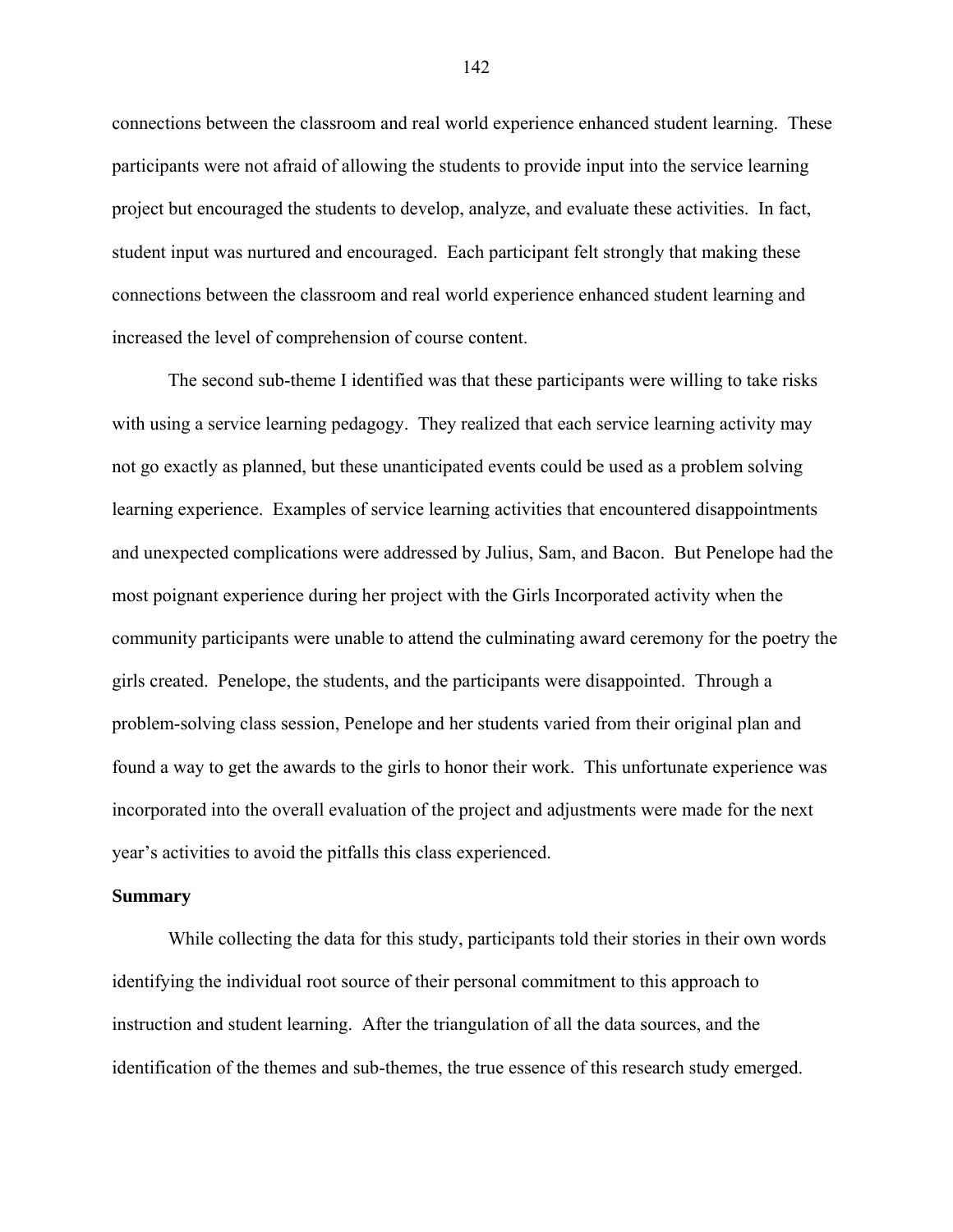connections between the classroom and real world experience enhanced student learning. These participants were not afraid of allowing the students to provide input into the service learning project but encouraged the students to develop, analyze, and evaluate these activities. In fact, student input was nurtured and encouraged. Each participant felt strongly that making these connections between the classroom and real world experience enhanced student learning and increased the level of comprehension of course content.

The second sub-theme I identified was that these participants were willing to take risks with using a service learning pedagogy. They realized that each service learning activity may not go exactly as planned, but these unanticipated events could be used as a problem solving learning experience. Examples of service learning activities that encountered disappointments and unexpected complications were addressed by Julius, Sam, and Bacon. But Penelope had the most poignant experience during her project with the Girls Incorporated activity when the community participants were unable to attend the culminating award ceremony for the poetry the girls created. Penelope, the students, and the participants were disappointed. Through a problem-solving class session, Penelope and her students varied from their original plan and found a way to get the awards to the girls to honor their work. This unfortunate experience was incorporated into the overall evaluation of the project and adjustments were made for the next year's activities to avoid the pitfalls this class experienced.

**Summary**

While collecting the data for this study, participants told their stories in their own words identifying the individual root source of their personal commitment to this approach to instruction and student learning. After the triangulation of all the data sources, and the identification of the themes and sub-themes, the true essence of this research study emerged.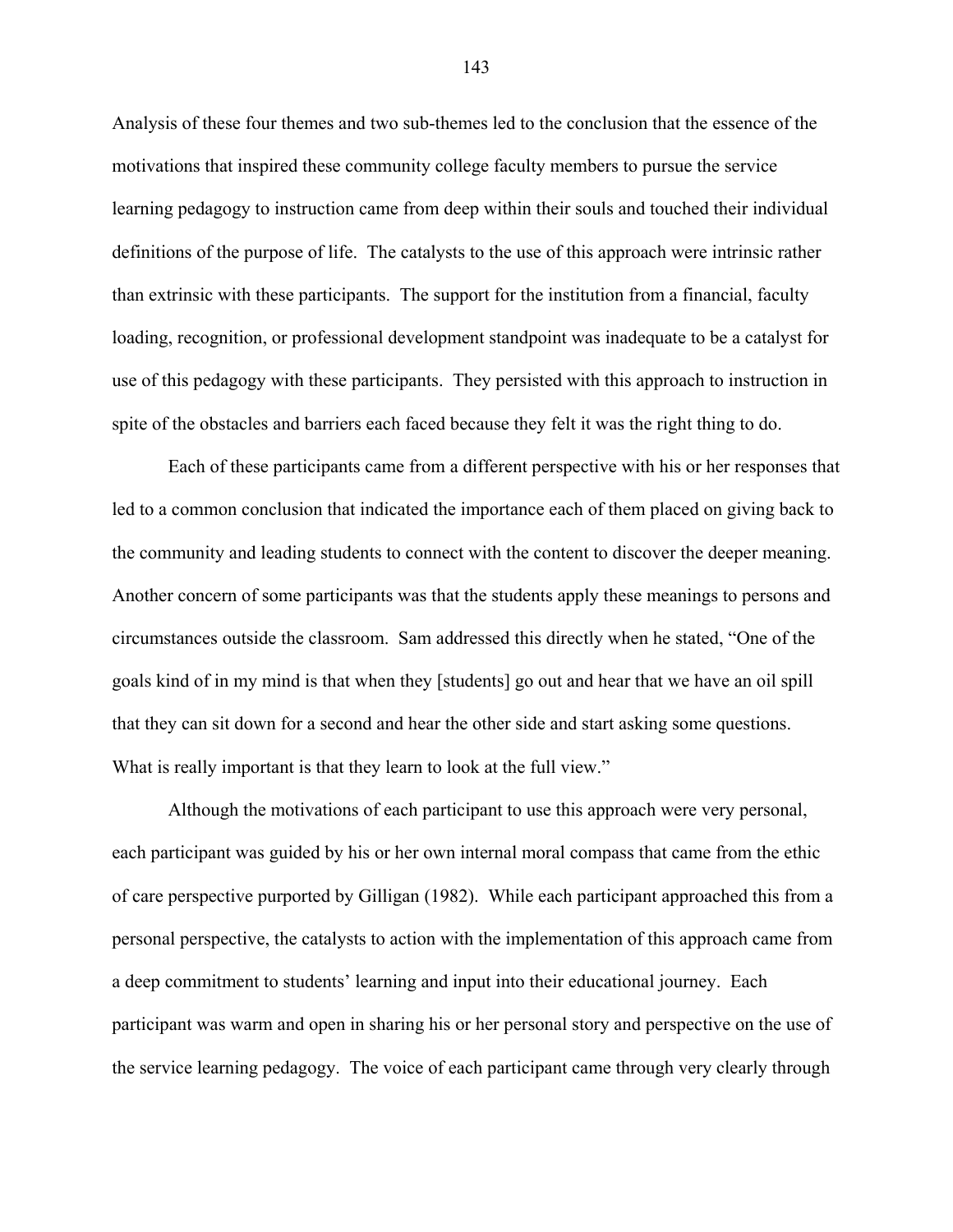Analysis of these four themes and two sub-themes led to the conclusion that the essence of the motivations that inspired these community college faculty members to pursue the service learning pedagogy to instruction came from deep within their souls and touched their individual definitions of the purpose of life. The catalysts to the use of this approach were intrinsic rather than extrinsic with these participants. The support for the institution from a financial, faculty loading, recognition, or professional development standpoint was inadequate to be a catalyst for use of this pedagogy with these participants. They persisted with this approach to instruction in spite of the obstacles and barriers each faced because they felt it was the right thing to do.

Each of these participants came from a different perspective with his or her responses that led to a common conclusion that indicated the importance each of them placed on giving back to the community and leading students to connect with the content to discover the deeper meaning. Another concern of some participants was that the students apply these meanings to persons and circumstances outside the classroom. Sam addressed this directly when he stated, "One of the goals kind of in my mind is that when they [students] go out and hear that we have an oil spill that they can sit down for a second and hear the other side and start asking some questions. What is really important is that they learn to look at the full view."

Although the motivations of each participant to use this approach were very personal, each participant was guided by his or her own internal moral compass that came from the ethic of care perspective purported by Gilligan (1982). While each participant approached this from a personal perspective, the catalysts to action with the implementation of this approach came from a deep commitment to students' learning and input into their educational journey. Each participant was warm and open in sharing his or her personal story and perspective on the use of the service learning pedagogy. The voice of each participant came through very clearly through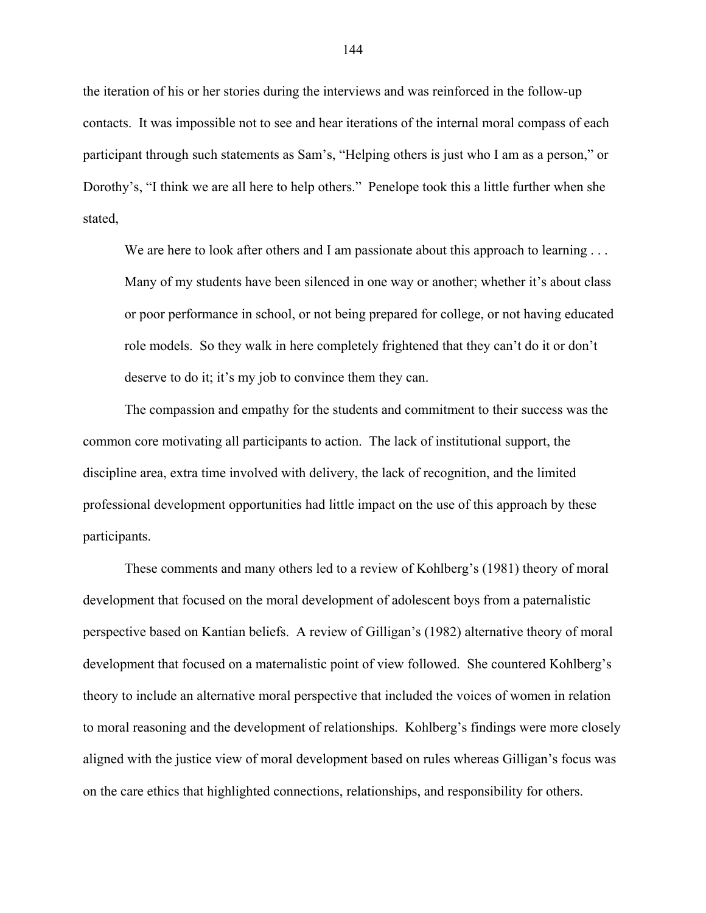the iteration of his or her stories during the interviews and was reinforced in the follow-up contacts. It was impossible not to see and hear iterations of the internal moral compass of each participant through such statements as Sam's, "Helping others is just who I am as a person," or Dorothy's, "I think we are all here to help others." Penelope took this a little further when she stated,

> We are here to look after others and I am passionate about this approach to learning . . . Many of my students have been silenced in one way or another; whether it's about class or poor performance in school, or not being prepared for college, or not having educated role models. So they walk in here completely frightened that they can't do it or don't deserve to do it; it's my job to convince them they can.

The compassion and empathy for the students and commitment to their success was the common core motivating all participants to action. The lack of institutional support, the discipline area, extra time involved with delivery, the lack of recognition, and the limited professional development opportunities had little impact on the use of this approach by these participants.

These comments and many others led to a review of Kohlberg's (1981) theory of moral development that focused on the moral development of adolescent boys from a paternalistic perspective based on Kantian beliefs. A review of Gilligan's (1982) alternative theory of moral development that focused on a maternalistic point of view followed. She countered Kohlberg's theory to include an alternative moral perspective that included the voices of women in relation to moral reasoning and the development of relationships. Kohlberg's findings were more closely aligned with the justice view of moral development based on rules whereas Gilligan's focus was on the care ethics that highlighted connections, relationships, and responsibility for others.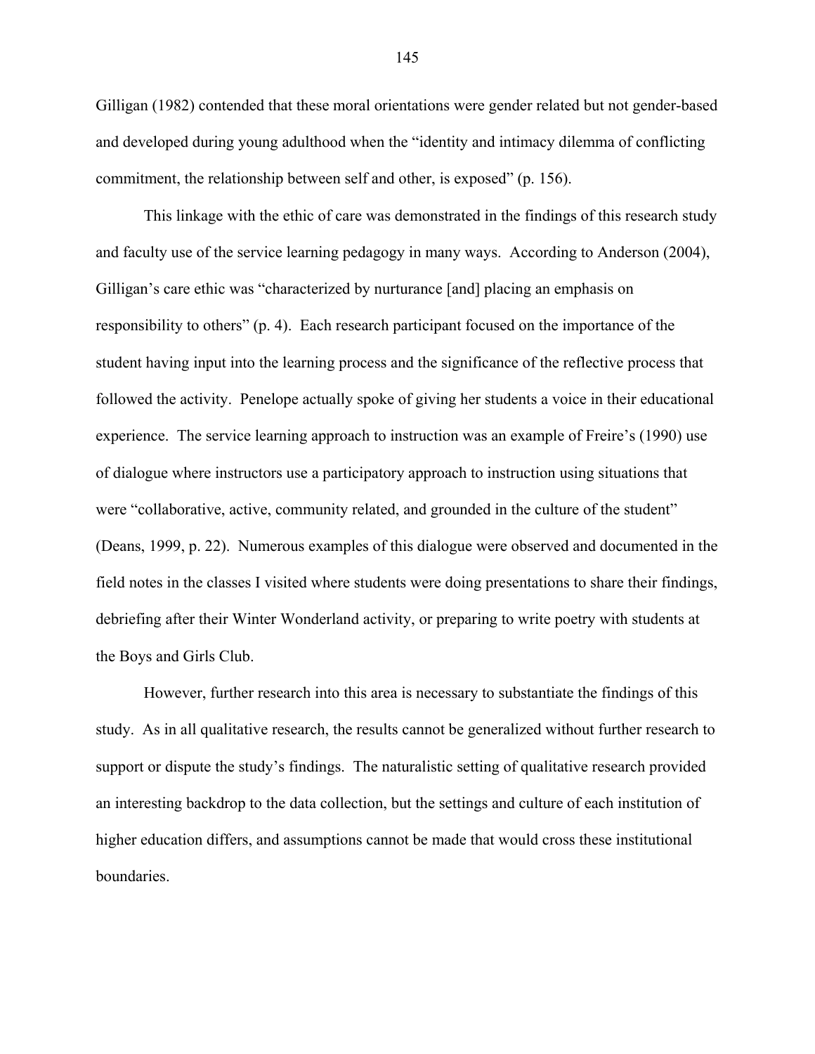Gilligan (1982) contended that these moral orientations were gender related but not gender-based and developed during young adulthood when the "identity and intimacy dilemma of conflicting commitment, the relationship between self and other, is exposed" (p. 156).

This linkage with the ethic of care was demonstrated in the findings of this research study and faculty use of the service learning pedagogy in many ways. According to Anderson (2004), Gilligan's care ethic was "characterized by nurturance [and] placing an emphasis on responsibility to others" (p. 4). Each research participant focused on the importance of the student having input into the learning process and the significance of the reflective process that followed the activity. Penelope actually spoke of giving her students a voice in their educational experience. The service learning approach to instruction was an example of Freire's (1990) use of dialogue where instructors use a participatory approach to instruction using situations that were "collaborative, active, community related, and grounded in the culture of the student" (Deans, 1999, p. 22). Numerous examples of this dialogue were observed and documented in the field notes in the classes I visited where students were doing presentations to share their findings, debriefing after their Winter Wonderland activity, or preparing to write poetry with students at the Boys and Girls Club.

However, further research into this area is necessary to substantiate the findings of this study. As in all qualitative research, the results cannot be generalized without further research to support or dispute the study's findings. The naturalistic setting of qualitative research provided an interesting backdrop to the data collection, but the settings and culture of each institution of higher education differs, and assumptions cannot be made that would cross these institutional boundaries.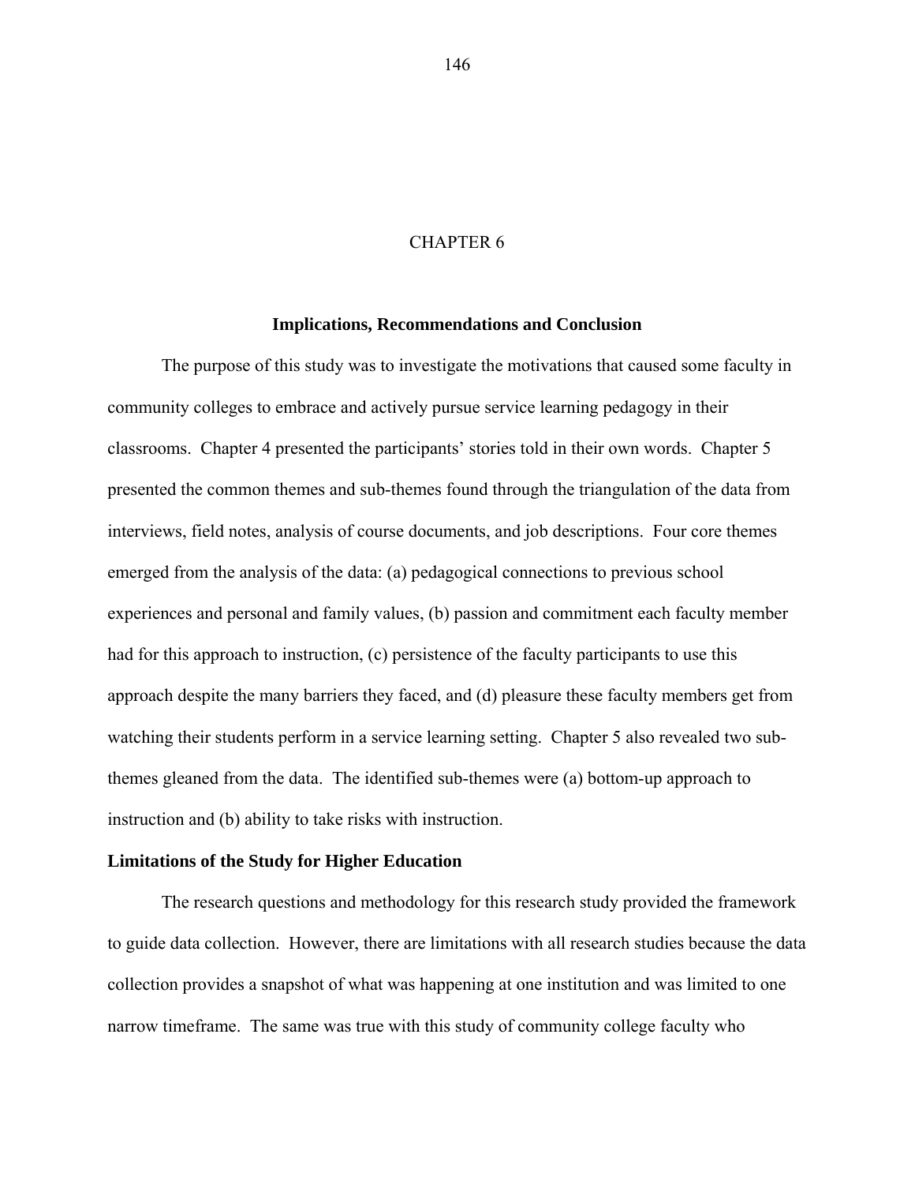# CHAPTER 6

## Implications, Recommendations and Conclusion

The purpose of this study was to investigate the motivations that caused some faculty in community colleges to embrace and actively pursue service learning pedagogy in their classrooms. Chapter 4 presented the participants' stories told in their own words. Chapter 5 presented the common themes and sub-themes found through the triangulation of the data from interviews, field notes, analysis of course documents, and job descriptions. Four core themes emerged from the analysis of the data: (a) pedagogical connections to previous school experiences and personal and family values, (b) passion and commitment each faculty member had for this approach to instruction, (c) persistence of the faculty participants to use this approach despite the many barriers they faced, and (d) pleasure these faculty members get from watching their students perform in a service learning setting. Chapter 5 also revealed two sub-themes gleaned from the data. The identified sub-themes were (a) bottom-up approach to instruction and (b) ability to take risks with instruction.

### Limitations of the Study for Higher Education

The research questions and methodology for this research study provided the framework to guide data collection. However, there are limitations with all research studies because the data collection provides a snapshot of what was happening at one institution and was limited to one narrow timeframe. The same was true with this study of community college faculty who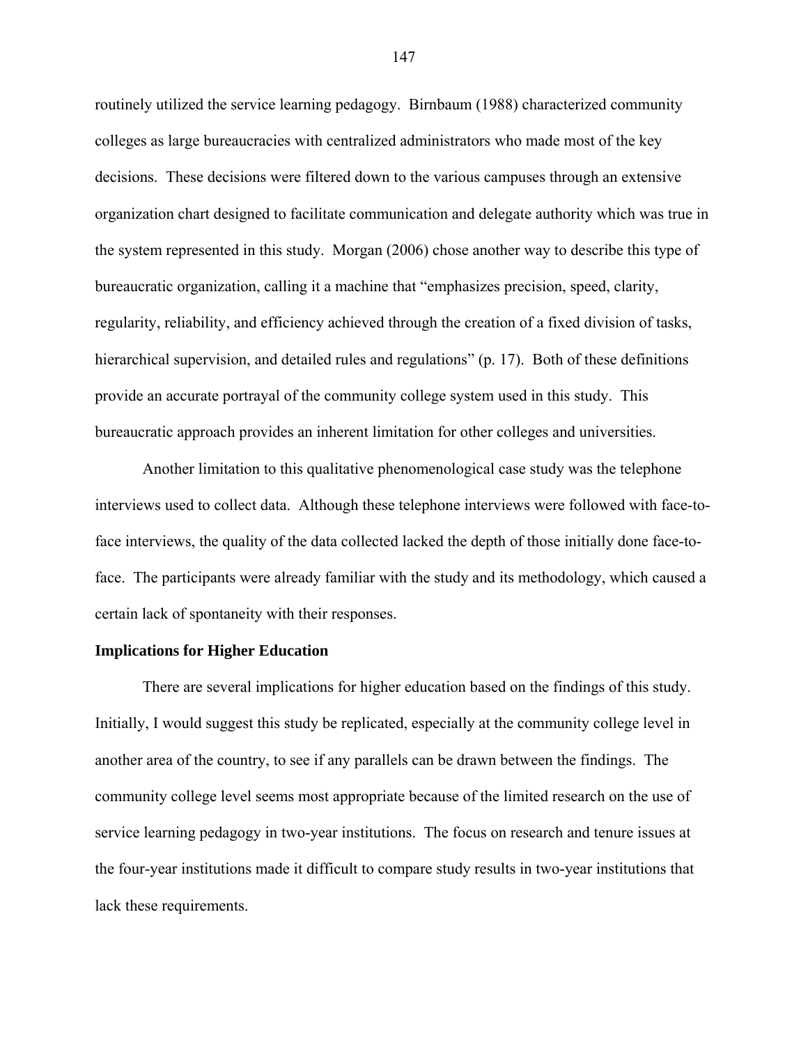routinely utilized the service learning pedagogy. Birnbaum (1988) characterized community colleges as large bureaucracies with centralized administrators who made most of the key decisions. These decisions were filtered down to the various campuses through an extensive organization chart designed to facilitate communication and delegate authority which was true in the system represented in this study. Morgan (2006) chose another way to describe this type of bureaucratic organization, calling it a machine that "emphasizes precision, speed, clarity, regularity, reliability, and efficiency achieved through the creation of a fixed division of tasks, hierarchical supervision, and detailed rules and regulations" (p. 17). Both of these definitions provide an accurate portrayal of the community college system used in this study. This bureaucratic approach provides an inherent limitation for other colleges and universities.

Another limitation to this qualitative phenomenological case study was the telephone interviews used to collect data. Although these telephone interviews were followed with face-to-face interviews, the quality of the data collected lacked the depth of those initially done face-to-face. The participants were already familiar with the study and its methodology, which caused a certain lack of spontaneity with their responses.

**Implications for Higher Education**

There are several implications for higher education based on the findings of this study. Initially, I would suggest this study be replicated, especially at the community college level in another area of the country, to see if any parallels can be drawn between the findings. The community college level seems most appropriate because of the limited research on the use of service learning pedagogy in two-year institutions. The focus on research and tenure issues at the four-year institutions made it difficult to compare study results in two-year institutions that lack these requirements.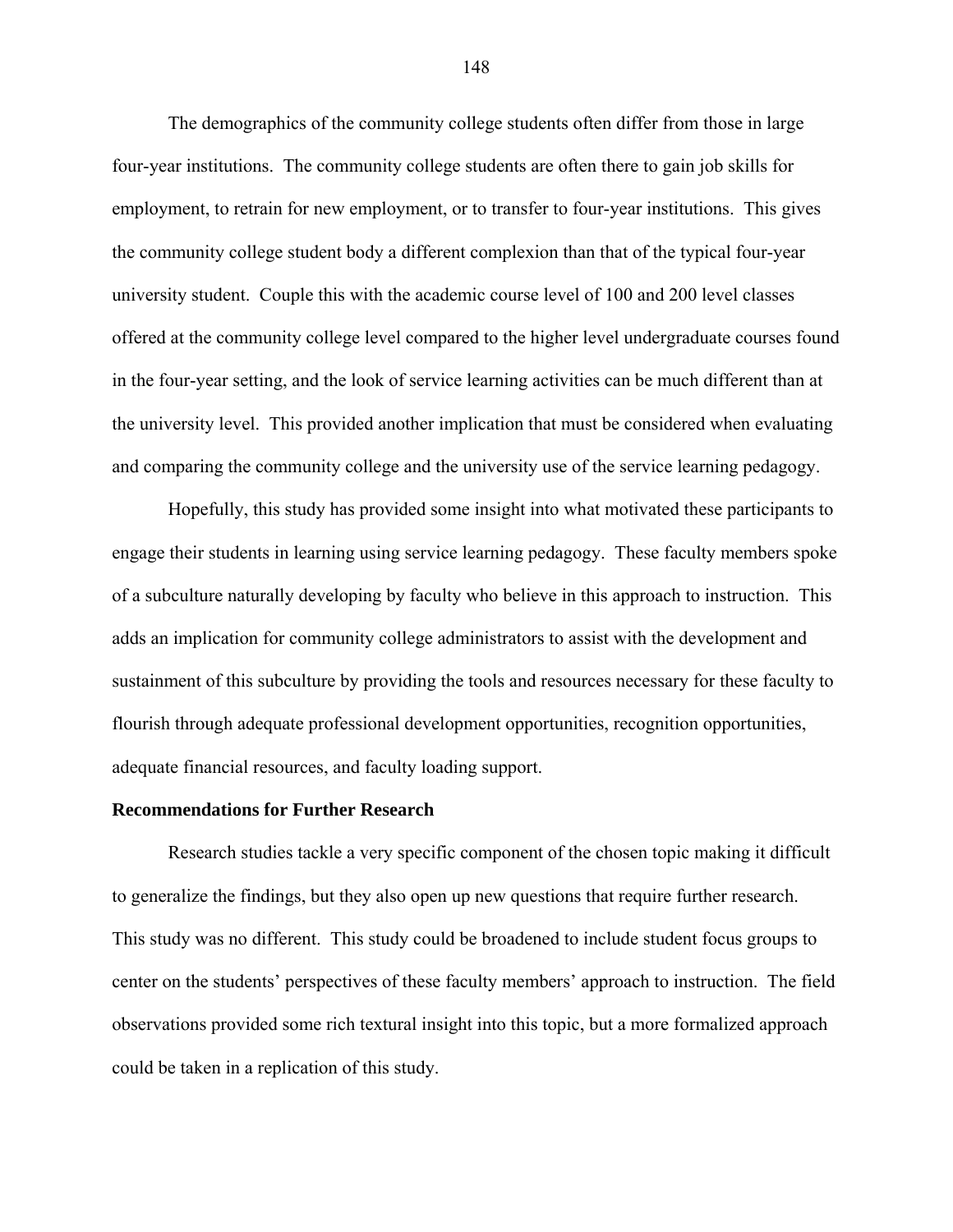The demographics of the community college students often differ from those in large four-year institutions. The community college students are often there to gain job skills for employment, to retrain for new employment, or to transfer to four-year institutions. This gives the community college student body a different complexion than that of the typical four-year university student. Couple this with the academic course level of 100 and 200 level classes offered at the community college level compared to the higher level undergraduate courses found in the four-year setting, and the look of service learning activities can be much different than at the university level. This provided another implication that must be considered when evaluating and comparing the community college and the university use of the service learning pedagogy.

Hopefully, this study has provided some insight into what motivated these participants to engage their students in learning using service learning pedagogy. These faculty members spoke of a subculture naturally developing by faculty who believe in this approach to instruction. This adds an implication for community college administrators to assist with the development and sustainment of this subculture by providing the tools and resources necessary for these faculty to flourish through adequate professional development opportunities, recognition opportunities, adequate financial resources, and faculty loading support.

**Recommendations for Further Research**

Research studies tackle a very specific component of the chosen topic making it difficult to generalize the findings, but they also open up new questions that require further research. This study was no different. This study could be broadened to include student focus groups to center on the students' perspectives of these faculty members' approach to instruction. The field observations provided some rich textural insight into this topic, but a more formalized approach could be taken in a replication of this study.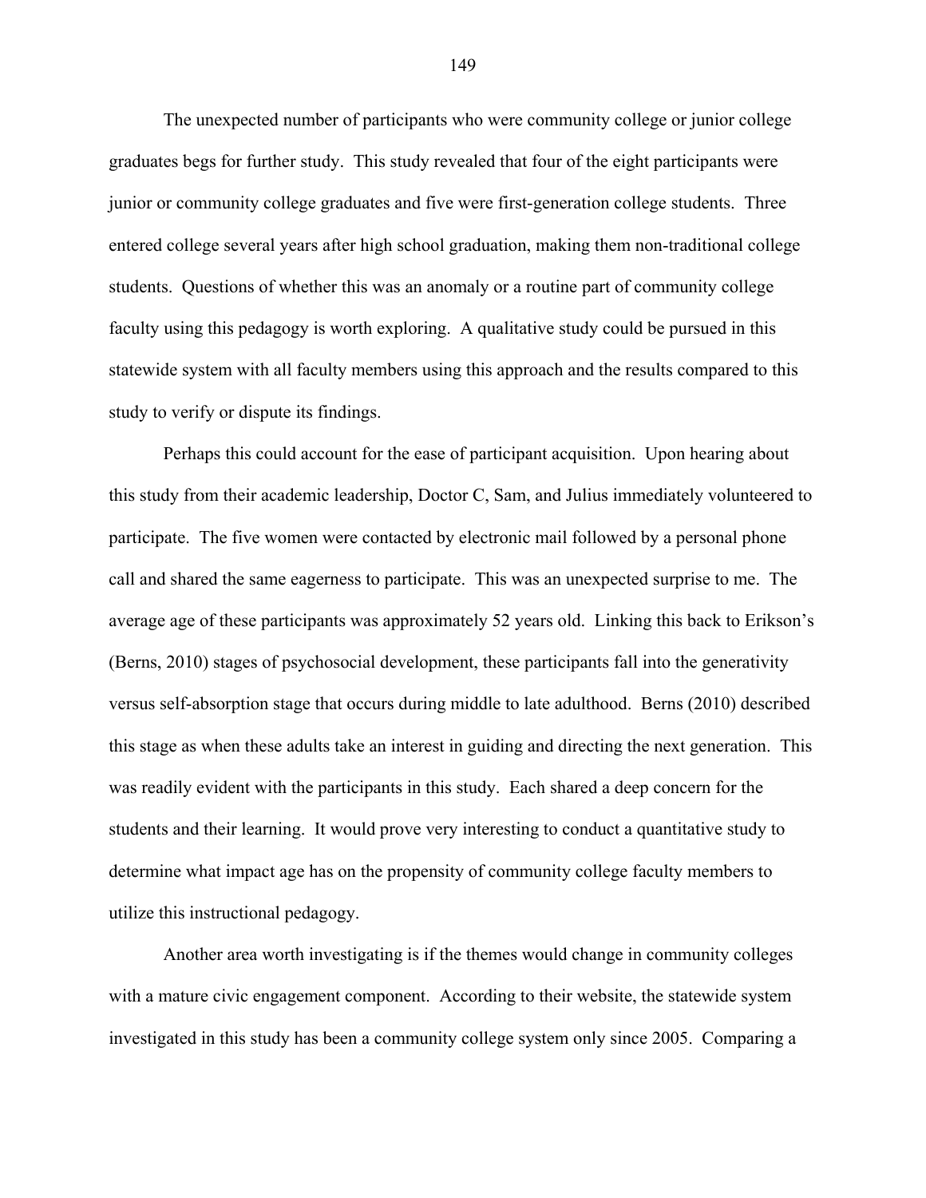The unexpected number of participants who were community college or junior college graduates begs for further study. This study revealed that four of the eight participants were junior or community college graduates and five were first-generation college students. Three entered college several years after high school graduation, making them non-traditional college students. Questions of whether this was an anomaly or a routine part of community college faculty using this pedagogy is worth exploring. A qualitative study could be pursued in this statewide system with all faculty members using this approach and the results compared to this study to verify or dispute its findings.

Perhaps this could account for the ease of participant acquisition. Upon hearing about this study from their academic leadership, Doctor C, Sam, and Julius immediately volunteered to participate. The five women were contacted by electronic mail followed by a personal phone call and shared the same eagerness to participate. This was an unexpected surprise to me. The average age of these participants was approximately 52 years old. Linking this back to Erikson's (Berns, 2010) stages of psychosocial development, these participants fall into the generativity versus self-absorption stage that occurs during middle to late adulthood. Berns (2010) described this stage as when these adults take an interest in guiding and directing the next generation. This was readily evident with the participants in this study. Each shared a deep concern for the students and their learning. It would prove very interesting to conduct a quantitative study to determine what impact age has on the propensity of community college faculty members to utilize this instructional pedagogy.

Another area worth investigating is if the themes would change in community colleges with a mature civic engagement component. According to their website, the statewide system investigated in this study has been a community college system only since 2005. Comparing a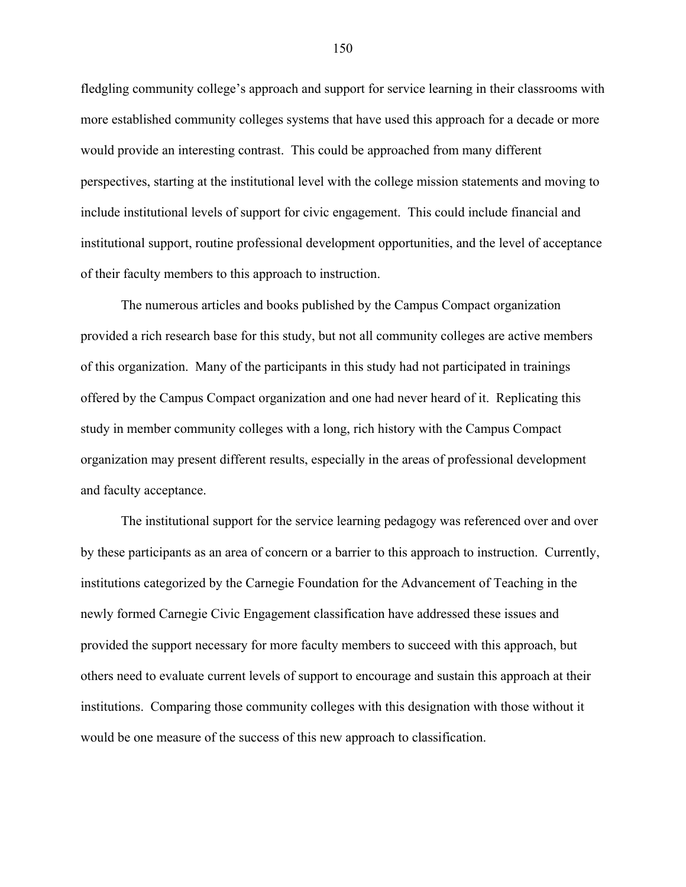fledgling community college's approach and support for service learning in their classrooms with more established community colleges systems that have used this approach for a decade or more would provide an interesting contrast. This could be approached from many different perspectives, starting at the institutional level with the college mission statements and moving to include institutional levels of support for civic engagement. This could include financial and institutional support, routine professional development opportunities, and the level of acceptance of their faculty members to this approach to instruction.

The numerous articles and books published by the Campus Compact organization provided a rich research base for this study, but not all community colleges are active members of this organization. Many of the participants in this study had not participated in trainings offered by the Campus Compact organization and one had never heard of it. Replicating this study in member community colleges with a long, rich history with the Campus Compact organization may present different results, especially in the areas of professional development and faculty acceptance.

The institutional support for the service learning pedagogy was referenced over and over by these participants as an area of concern or a barrier to this approach to instruction. Currently, institutions categorized by the Carnegie Foundation for the Advancement of Teaching in the newly formed Carnegie Civic Engagement classification have addressed these issues and provided the support necessary for more faculty members to succeed with this approach, but others need to evaluate current levels of support to encourage and sustain this approach at their institutions. Comparing those community colleges with this designation with those without it would be one measure of the success of this new approach to classification.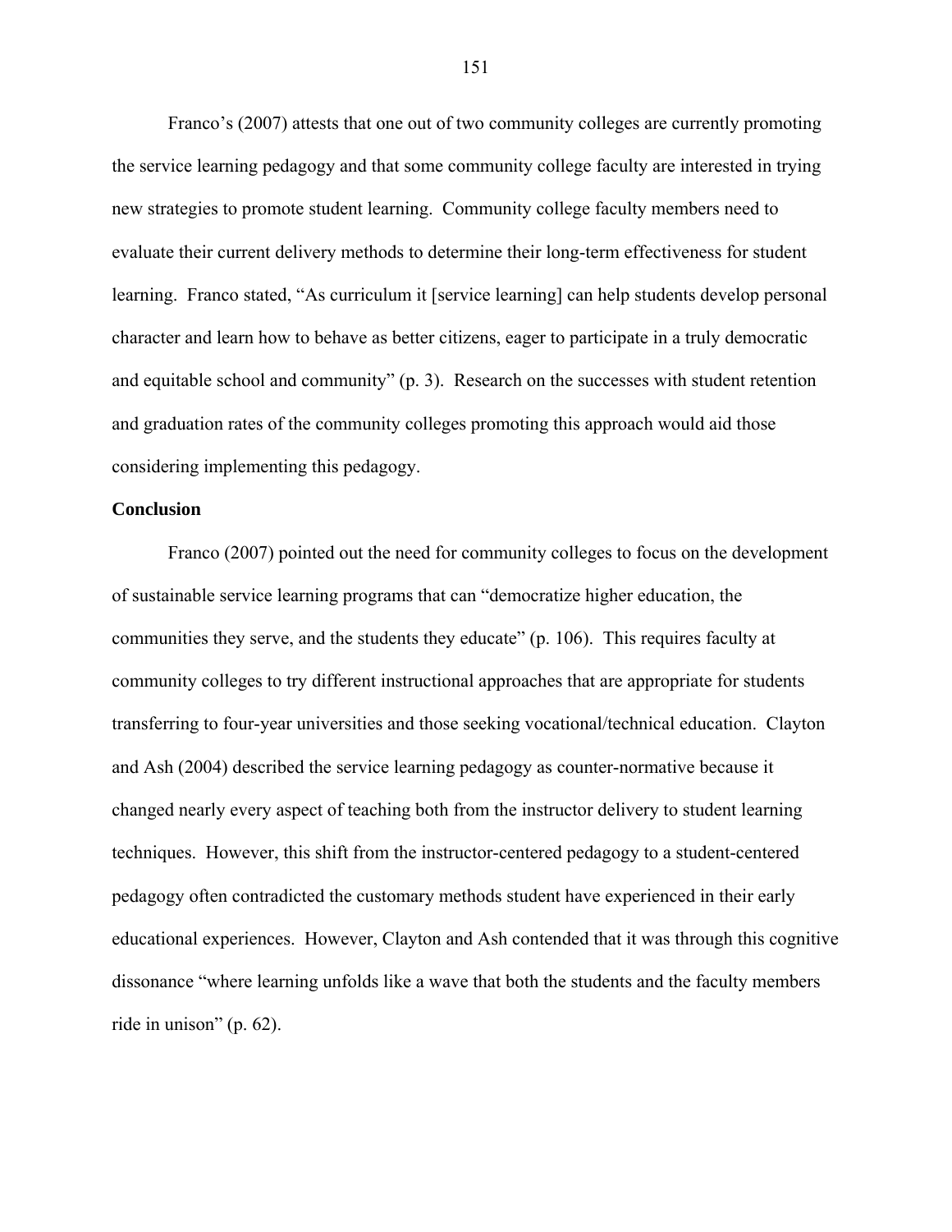Franco's (2007) attests that one out of two community colleges are currently promoting the service learning pedagogy and that some community college faculty are interested in trying new strategies to promote student learning. Community college faculty members need to evaluate their current delivery methods to determine their long-term effectiveness for student learning. Franco stated, "As curriculum it [service learning] can help students develop personal character and learn how to behave as better citizens, eager to participate in a truly democratic and equitable school and community" (p. 3). Research on the successes with student retention and graduation rates of the community colleges promoting this approach would aid those considering implementing this pedagogy.

**Conclusion**

Franco (2007) pointed out the need for community colleges to focus on the development of sustainable service learning programs that can "democratize higher education, the communities they serve, and the students they educate" (p. 106). This requires faculty at community colleges to try different instructional approaches that are appropriate for students transferring to four-year universities and those seeking vocational/technical education. Clayton and Ash (2004) described the service learning pedagogy as counter-normative because it changed nearly every aspect of teaching both from the instructor delivery to student learning techniques. However, this shift from the instructor-centered pedagogy to a student-centered pedagogy often contradicted the customary methods student have experienced in their early educational experiences. However, Clayton and Ash contended that it was through this cognitive dissonance "where learning unfolds like a wave that both the students and the faculty members ride in unison" (p. 62).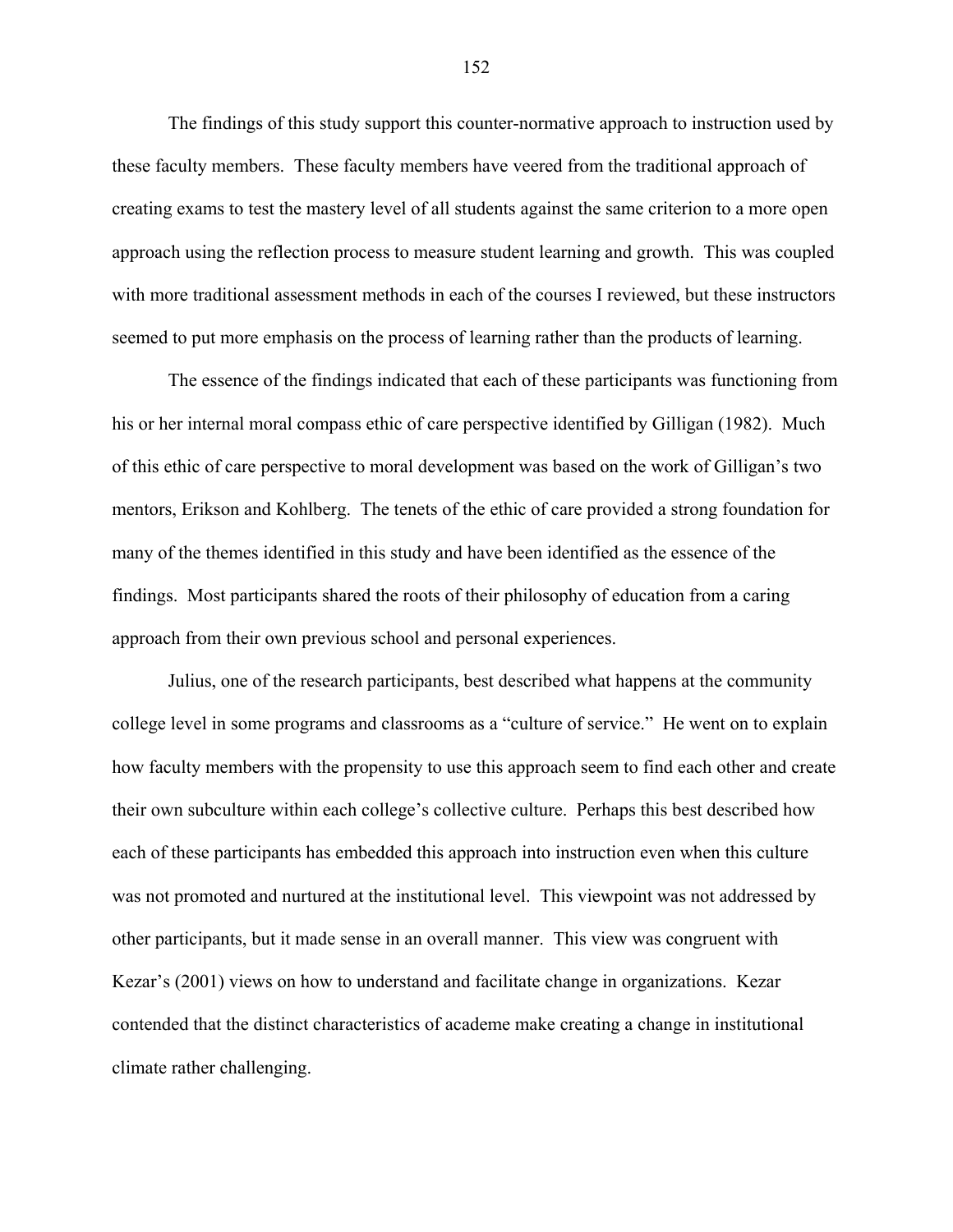The findings of this study support this counter-normative approach to instruction used by these faculty members. These faculty members have veered from the traditional approach of creating exams to test the mastery level of all students against the same criterion to a more open approach using the reflection process to measure student learning and growth. This was coupled with more traditional assessment methods in each of the courses I reviewed, but these instructors seemed to put more emphasis on the process of learning rather than the products of learning.

The essence of the findings indicated that each of these participants was functioning from his or her internal moral compass ethic of care perspective identified by Gilligan (1982). Much of this ethic of care perspective to moral development was based on the work of Gilligan's two mentors, Erikson and Kohlberg. The tenets of the ethic of care provided a strong foundation for many of the themes identified in this study and have been identified as the essence of the findings. Most participants shared the roots of their philosophy of education from a caring approach from their own previous school and personal experiences.

Julius, one of the research participants, best described what happens at the community college level in some programs and classrooms as a "culture of service." He went on to explain how faculty members with the propensity to use this approach seem to find each other and create their own subculture within each college's collective culture. Perhaps this best described how each of these participants has embedded this approach into instruction even when this culture was not promoted and nurtured at the institutional level. This viewpoint was not addressed by other participants, but it made sense in an overall manner. This view was congruent with Kezar's (2001) views on how to understand and facilitate change in organizations. Kezar contended that the distinct characteristics of academe make creating a change in institutional climate rather challenging.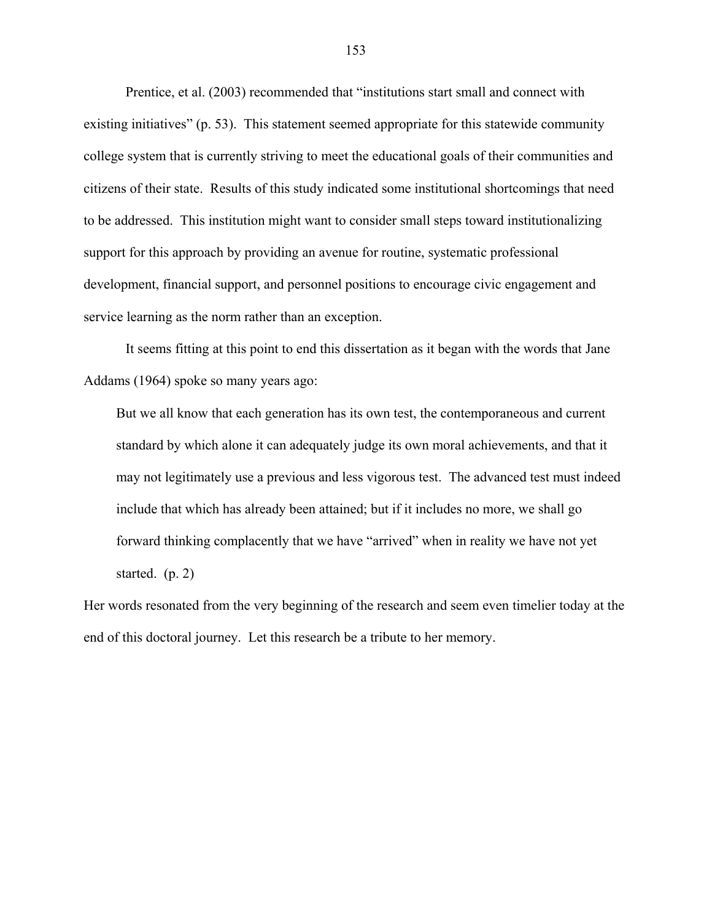Prentice, et al. (2003) recommended that "institutions start small and connect with existing initiatives" (p. 53). This statement seemed appropriate for this statewide community college system that is currently striving to meet the educational goals of their communities and citizens of their state. Results of this study indicated some institutional shortcomings that need to be addressed. This institution might want to consider small steps toward institutionalizing support for this approach by providing an avenue for routine, systematic professional development, financial support, and personnel positions to encourage civic engagement and service learning as the norm rather than an exception.

It seems fitting at this point to end this dissertation as it began with the words that Jane Addams (1964) spoke so many years ago:

> But we all know that each generation has its own test, the contemporaneous and current standard by which alone it can adequately judge its own moral achievements, and that it may not legitimately use a previous and less vigorous test. The advanced test must indeed include that which has already been attained; but if it includes no more, we shall go forward thinking complacently that we have "arrived" when in reality we have not yet started. (p. 2)

Her words resonated from the very beginning of the research and seem even timelier today at the end of this doctoral journey. Let this research be a tribute to her memory.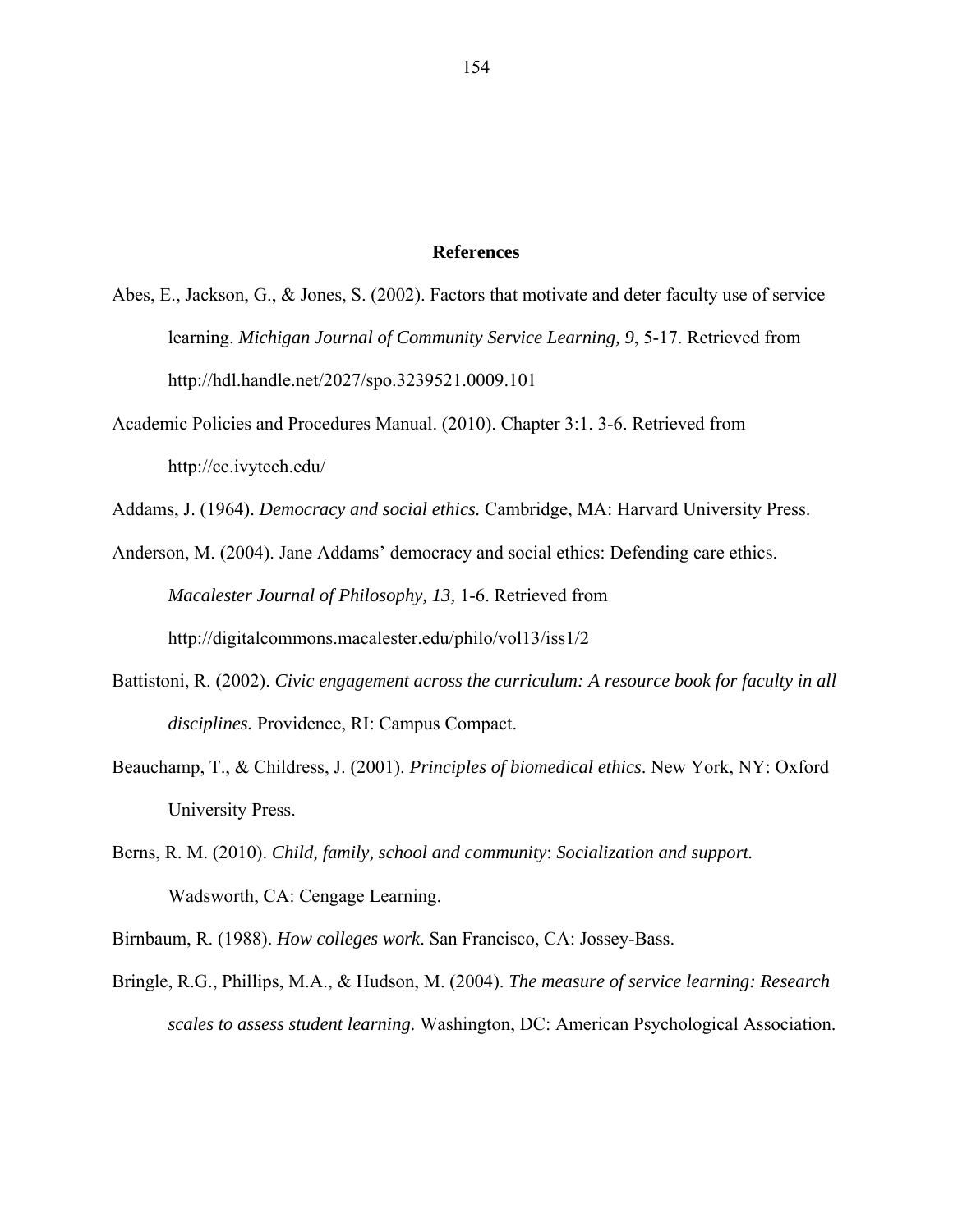# References

Abes, E., Jackson, G., & Jones, S. (2002). Factors that motivate and deter faculty use of service learning. *Michigan Journal of Community Service Learning, 9*, 5-17. Retrieved from http://hdl.handle.net/2027/spo.3239521.0009.101

Academic Policies and Procedures Manual. (2010). Chapter 3:1. 3-6. Retrieved from http://cc.ivytech.edu/

Addams, J. (1964). *Democracy and social ethics.* Cambridge, MA: Harvard University Press.

Anderson, M. (2004). Jane Addams' democracy and social ethics: Defending care ethics. *Macalester Journal of Philosophy, 13,* 1-6. Retrieved from http://digitalcommons.macalester.edu/philo/vol13/iss1/2

Battistoni, R. (2002). *Civic engagement across the curriculum: A resource book for faculty in all disciplines.* Providence, RI: Campus Compact.

Beauchamp, T., & Childress, J. (2001). *Principles of biomedical ethics*. New York, NY: Oxford University Press.

Berns, R. M. (2010). *Child, family, school and community*: *Socialization and support.* Wadsworth, CA: Cengage Learning.

Birnbaum, R. (1988). *How colleges work*. San Francisco, CA: Jossey-Bass.

Bringle, R.G., Phillips, M.A., & Hudson, M. (2004). *The measure of service learning: Research scales to assess student learning.* Washington, DC: American Psychological Association.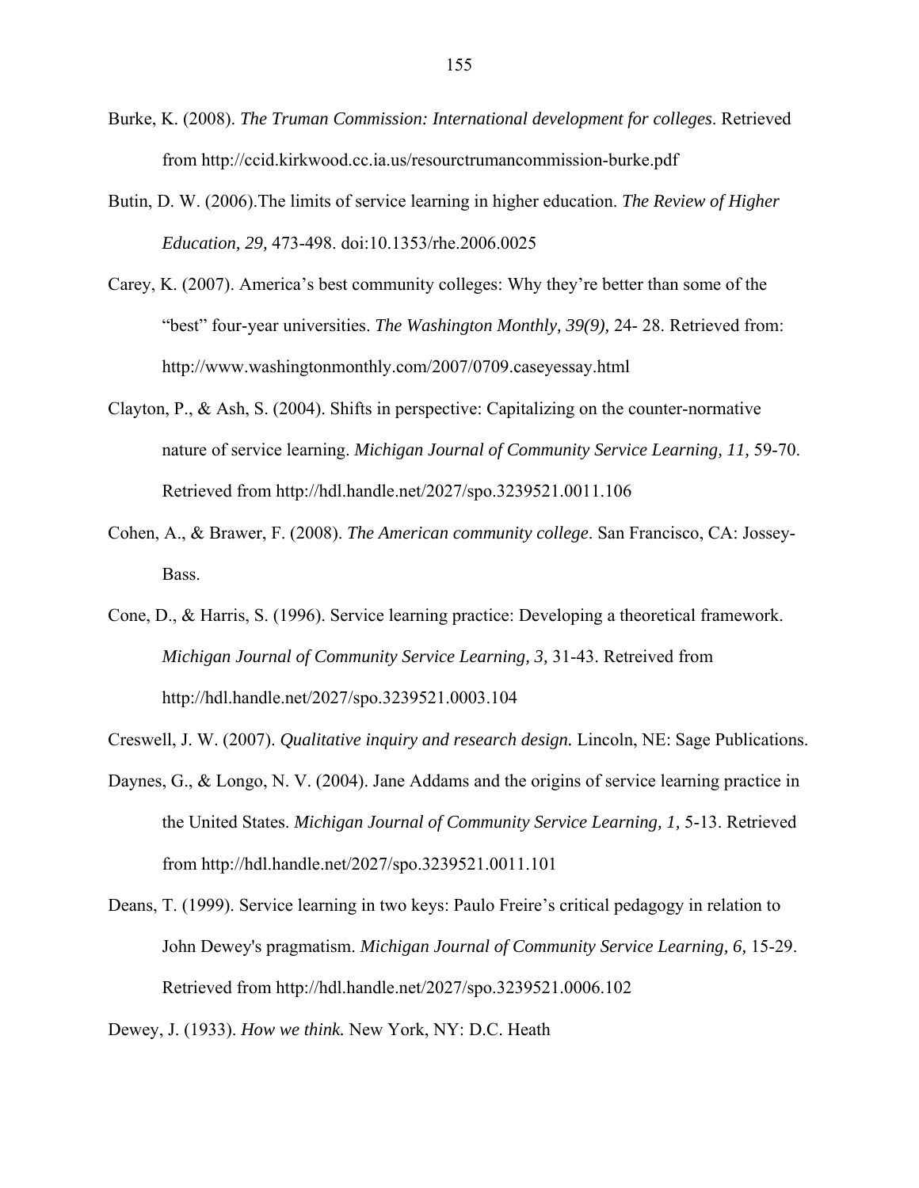Burke, K. (2008). *The Truman Commission: International development for colleges*. Retrieved from http://ccid.kirkwood.cc.ia.us/resourctrumancommission-burke.pdf

Butin, D. W. (2006).The limits of service learning in higher education. *The Review of Higher Education, 29,* 473-498. doi:10.1353/rhe.2006.0025

Carey, K. (2007). America's best community colleges: Why they're better than some of the "best" four-year universities. *The Washington Monthly, 39(9),* 24- 28. Retrieved from: http://www.washingtonmonthly.com/2007/0709.caseyessay.html

Clayton, P., & Ash, S. (2004). Shifts in perspective: Capitalizing on the counter-normative nature of service learning. *Michigan Journal of Community Service Learning, 11,* 59-70. Retrieved from http://hdl.handle.net/2027/spo.3239521.0011.106

Cohen, A., & Brawer, F. (2008). *The American community college*. San Francisco, CA: Jossey-Bass.

Cone, D., & Harris, S. (1996). Service learning practice: Developing a theoretical framework. *Michigan Journal of Community Service Learning, 3,* 31-43. Retreived from http://hdl.handle.net/2027/spo.3239521.0003.104

Creswell, J. W. (2007). *Qualitative inquiry and research design.* Lincoln, NE: Sage Publications.

Daynes, G., & Longo, N. V. (2004). Jane Addams and the origins of service learning practice in the United States. *Michigan Journal of Community Service Learning, 1,* 5-13. Retrieved from http://hdl.handle.net/2027/spo.3239521.0011.101

Deans, T. (1999). Service learning in two keys: Paulo Freire's critical pedagogy in relation to John Dewey's pragmatism. *Michigan Journal of Community Service Learning, 6,* 15-29. Retrieved from http://hdl.handle.net/2027/spo.3239521.0006.102

Dewey, J. (1933). *How we think.* New York, NY: D.C. Heath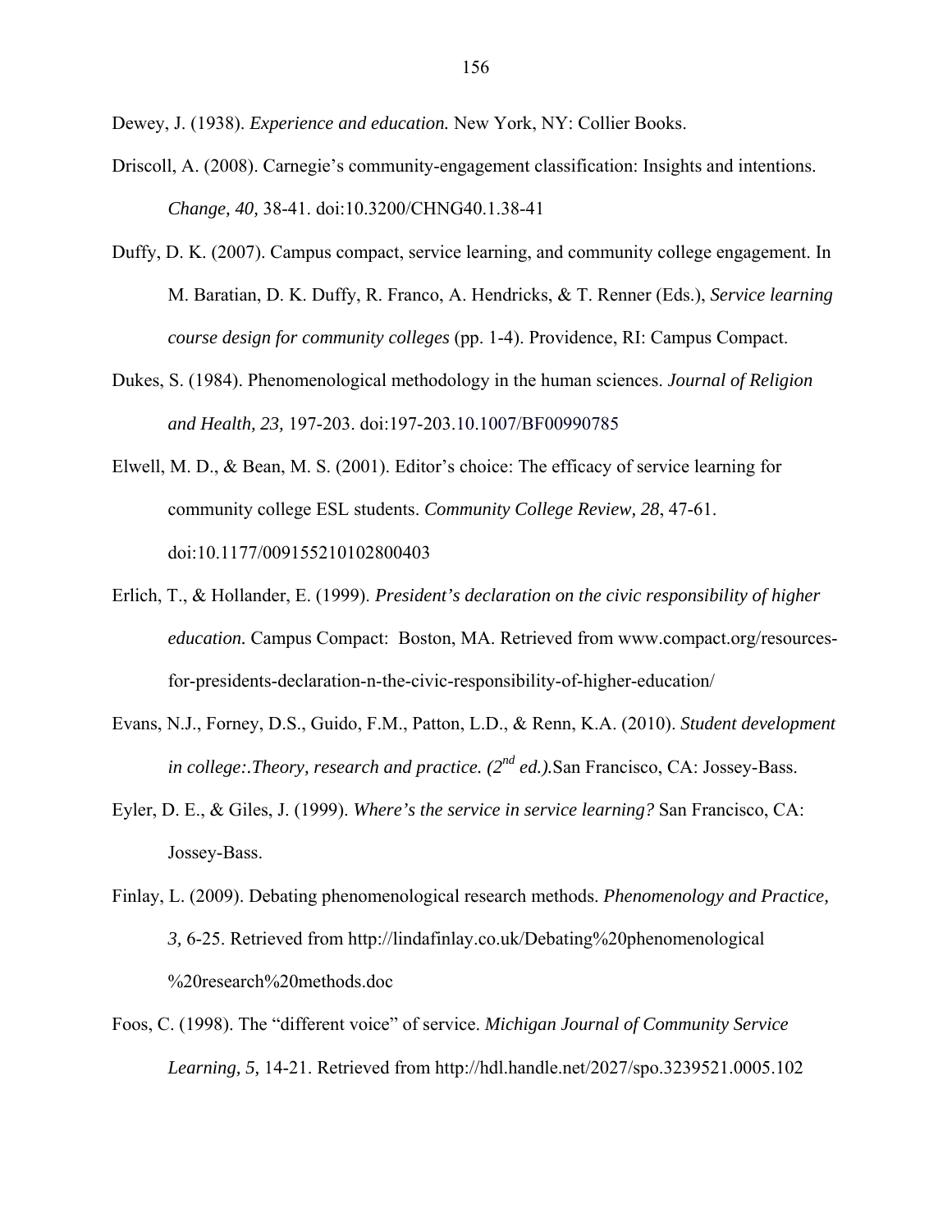Dewey, J. (1938). *Experience and education.* New York, NY: Collier Books.

Driscoll, A. (2008). Carnegie's community-engagement classification: Insights and intentions. *Change, 40,* 38-41. doi:10.3200/CHNG40.1.38-41

Duffy, D. K. (2007). Campus compact, service learning, and community college engagement. In M. Baratian, D. K. Duffy, R. Franco, A. Hendricks, & T. Renner (Eds.), *Service learning course design for community colleges* (pp. 1-4). Providence, RI: Campus Compact.

Dukes, S. (1984). Phenomenological methodology in the human sciences. *Journal of Religion and Health, 23,* 197-203. doi:197-203.10.1007/BF00990785

Elwell, M. D., & Bean, M. S. (2001). Editor's choice: The efficacy of service learning for community college ESL students. *Community College Review, 28*, 47-61. doi:10.1177/009155210102800403

Erlich, T., & Hollander, E. (1999). *President's declaration on the civic responsibility of higher education.* Campus Compact: Boston, MA. Retrieved from www.compact.org/resources-for-presidents-declaration-n-the-civic-responsibility-of-higher-education/

Evans, N.J., Forney, D.S., Guido, F.M., Patton, L.D., & Renn, K.A. (2010). *Student development in college:.Theory, research and practice. (2nd ed.).*San Francisco, CA: Jossey-Bass.

Eyler, D. E., & Giles, J. (1999). *Where's the service in service learning?* San Francisco, CA: Jossey-Bass.

Finlay, L. (2009). Debating phenomenological research methods. *Phenomenology and Practice, 3,* 6-25. Retrieved from http://lindafinlay.co.uk/Debating%20phenomenological%20research%20methods.doc

Foos, C. (1998). The "different voice" of service. *Michigan Journal of Community Service Learning, 5,* 14-21. Retrieved from http://hdl.handle.net/2027/spo.3239521.0005.102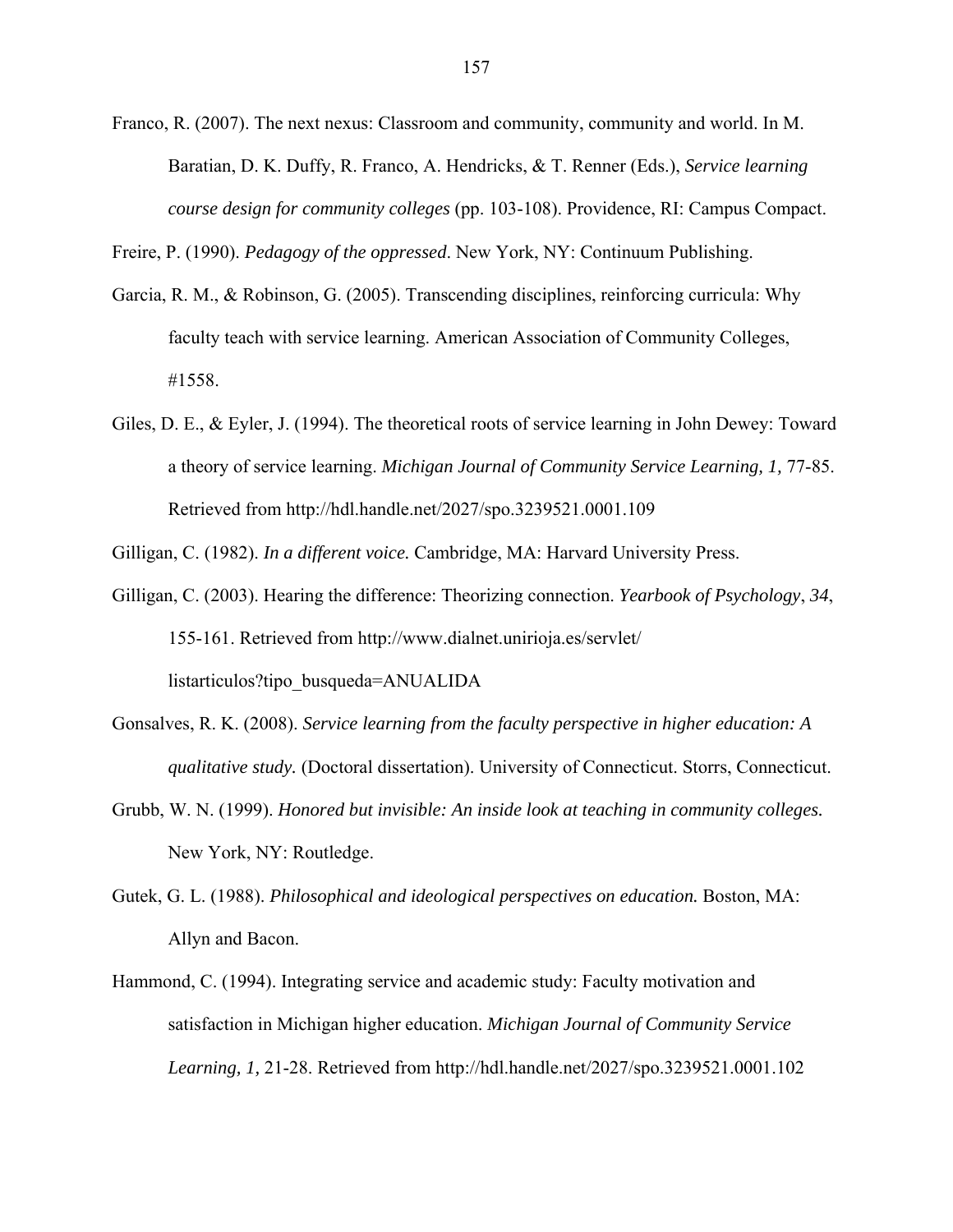Franco, R. (2007). The next nexus: Classroom and community, community and world. In M. Baratian, D. K. Duffy, R. Franco, A. Hendricks, & T. Renner (Eds.), *Service learning course design for community colleges* (pp. 103-108). Providence, RI: Campus Compact.

Freire, P. (1990). *Pedagogy of the oppressed*. New York, NY: Continuum Publishing.

Garcia, R. M., & Robinson, G. (2005). Transcending disciplines, reinforcing curricula: Why faculty teach with service learning. American Association of Community Colleges, #1558.

Giles, D. E., & Eyler, J. (1994). The theoretical roots of service learning in John Dewey: Toward a theory of service learning. *Michigan Journal of Community Service Learning, 1,* 77-85. Retrieved from http://hdl.handle.net/2027/spo.3239521.0001.109

Gilligan, C. (1982). *In a different voice.* Cambridge, MA: Harvard University Press.

Gilligan, C. (2003). Hearing the difference: Theorizing connection. *Yearbook of Psychology*, *34*, 155-161. Retrieved from http://www.dialnet.unirioja.es/servlet/listarticulos?tipo_busqueda=ANUALIDA

Gonsalves, R. K. (2008). *Service learning from the faculty perspective in higher education: A qualitative study.* (Doctoral dissertation). University of Connecticut. Storrs, Connecticut.

Grubb, W. N. (1999). *Honored but invisible: An inside look at teaching in community colleges.* New York, NY: Routledge.

Gutek, G. L. (1988). *Philosophical and ideological perspectives on education.* Boston, MA: Allyn and Bacon.

Hammond, C. (1994). Integrating service and academic study: Faculty motivation and satisfaction in Michigan higher education. *Michigan Journal of Community Service Learning, 1,* 21-28. Retrieved from http://hdl.handle.net/2027/spo.3239521.0001.102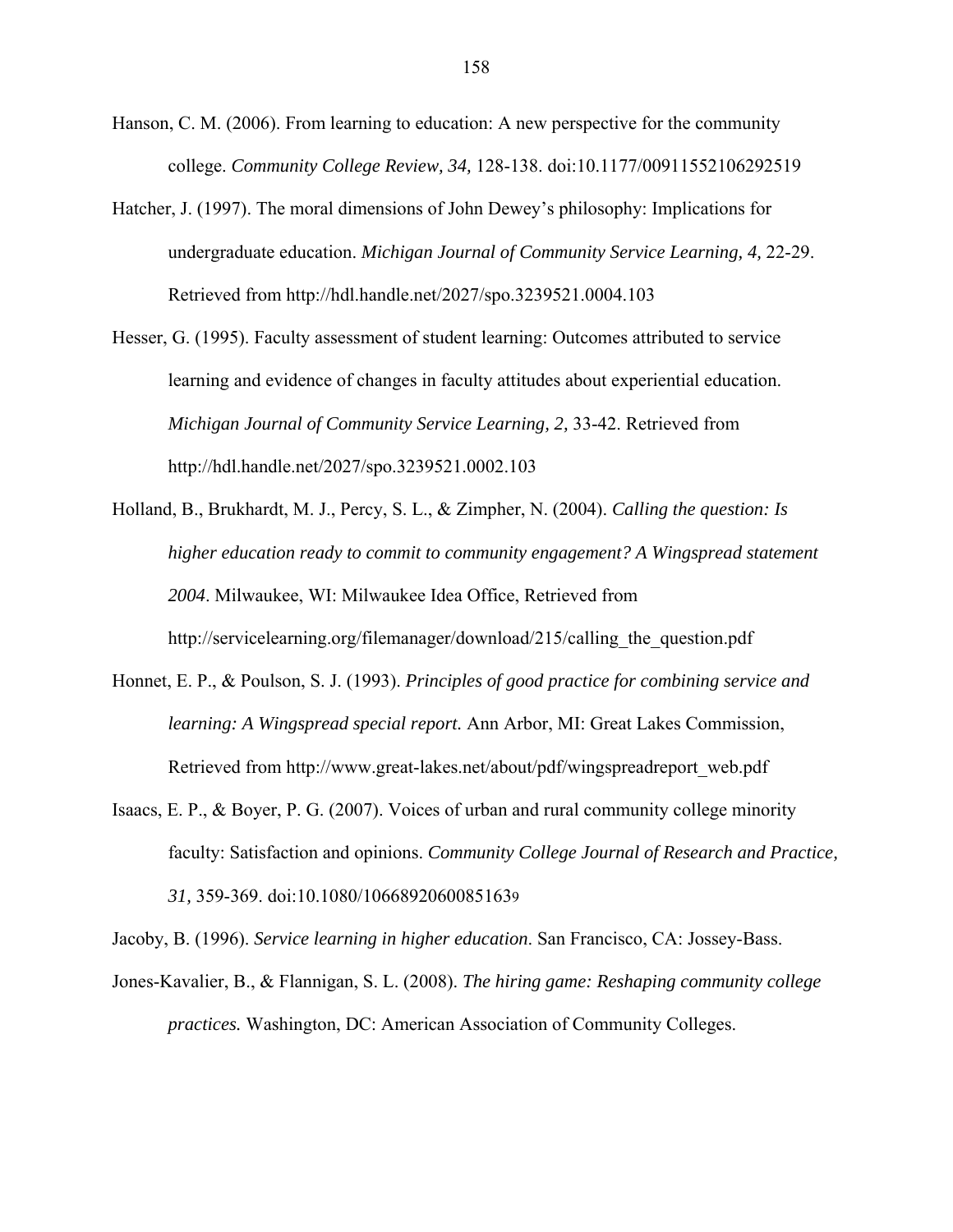Hanson, C. M. (2006). From learning to education: A new perspective for the community college. *Community College Review, 34,* 128-138. doi:10.1177/00911552106292519

Hatcher, J. (1997). The moral dimensions of John Dewey's philosophy: Implications for undergraduate education. *Michigan Journal of Community Service Learning, 4,* 22-29. Retrieved from http://hdl.handle.net/2027/spo.3239521.0004.103

Hesser, G. (1995). Faculty assessment of student learning: Outcomes attributed to service learning and evidence of changes in faculty attitudes about experiential education. *Michigan Journal of Community Service Learning, 2,* 33-42. Retrieved from http://hdl.handle.net/2027/spo.3239521.0002.103

Holland, B., Brukhardt, M. J., Percy, S. L., & Zimpher, N. (2004). *Calling the question: Is higher education ready to commit to community engagement? A Wingspread statement 2004*. Milwaukee, WI: Milwaukee Idea Office, Retrieved from http://servicelearning.org/filemanager/download/215/calling_the_question.pdf

Honnet, E. P., & Poulson, S. J. (1993). *Principles of good practice for combining service and learning: A Wingspread special report.* Ann Arbor, MI: Great Lakes Commission, Retrieved from http://www.great-lakes.net/about/pdf/wingspreadreport_web.pdf

Isaacs, E. P., & Boyer, P. G. (2007). Voices of urban and rural community college minority faculty: Satisfaction and opinions. *Community College Journal of Research and Practice, 31,* 359-369. doi:10.1080/10668920600851639

Jacoby, B. (1996). *Service learning in higher education.* San Francisco, CA: Jossey-Bass.

Jones-Kavalier, B., & Flannigan, S. L. (2008). *The hiring game: Reshaping community college practices.* Washington, DC: American Association of Community Colleges.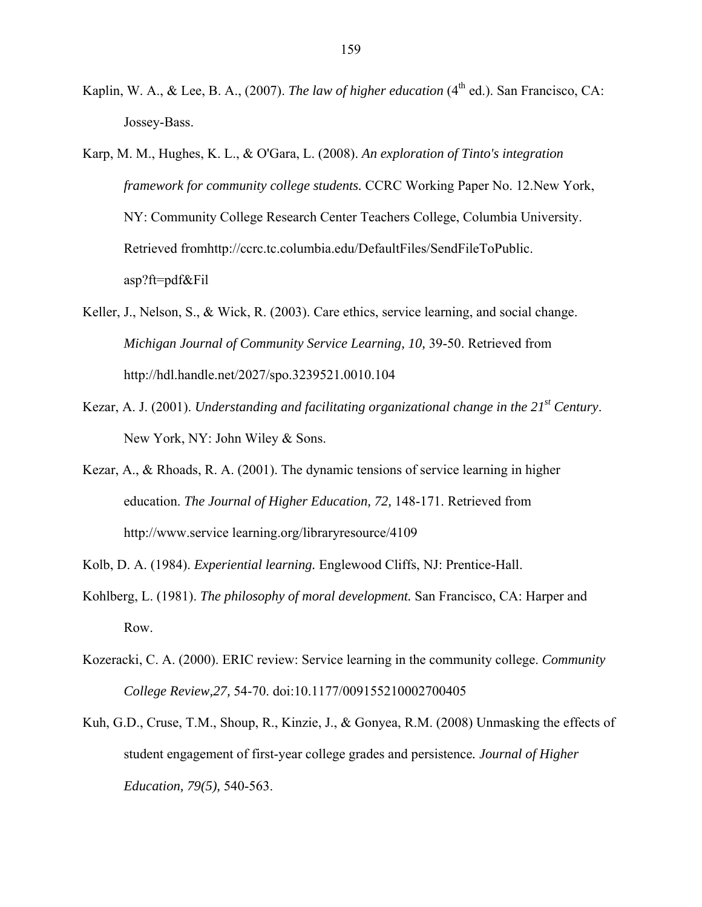Kaplin, W. A., & Lee, B. A., (2007). *The law of higher education* (4th ed.). San Francisco, CA: Jossey-Bass.

Karp, M. M., Hughes, K. L., & O'Gara, L. (2008). *An exploration of Tinto's integration framework for community college students.* CCRC Working Paper No. 12.New York, NY: Community College Research Center Teachers College, Columbia University. Retrieved fromhttp://ccrc.tc.columbia.edu/DefaultFiles/SendFileToPublic. asp?ft=pdf&Fil

Keller, J., Nelson, S., & Wick, R. (2003). Care ethics, service learning, and social change. *Michigan Journal of Community Service Learning, 10,* 39-50. Retrieved from http://hdl.handle.net/2027/spo.3239521.0010.104

Kezar, A. J. (2001). *Understanding and facilitating organizational change in the 21st Century*. New York, NY: John Wiley & Sons.

Kezar, A., & Rhoads, R. A. (2001). The dynamic tensions of service learning in higher education. *The Journal of Higher Education, 72,* 148-171. Retrieved from http://www.service learning.org/libraryresource/4109

Kolb, D. A. (1984). *Experiential learning.* Englewood Cliffs, NJ: Prentice-Hall.

Kohlberg, L. (1981). *The philosophy of moral development.* San Francisco, CA: Harper and Row.

Kozeracki, C. A. (2000). ERIC review: Service learning in the community college. *Community College Review,27,* 54-70. doi:10.1177/009155210002700405

Kuh, G.D., Cruse, T.M., Shoup, R., Kinzie, J., & Gonyea, R.M. (2008) Unmasking the effects of student engagement of first-year college grades and persistence*. Journal of Higher Education, 79(5),* 540-563.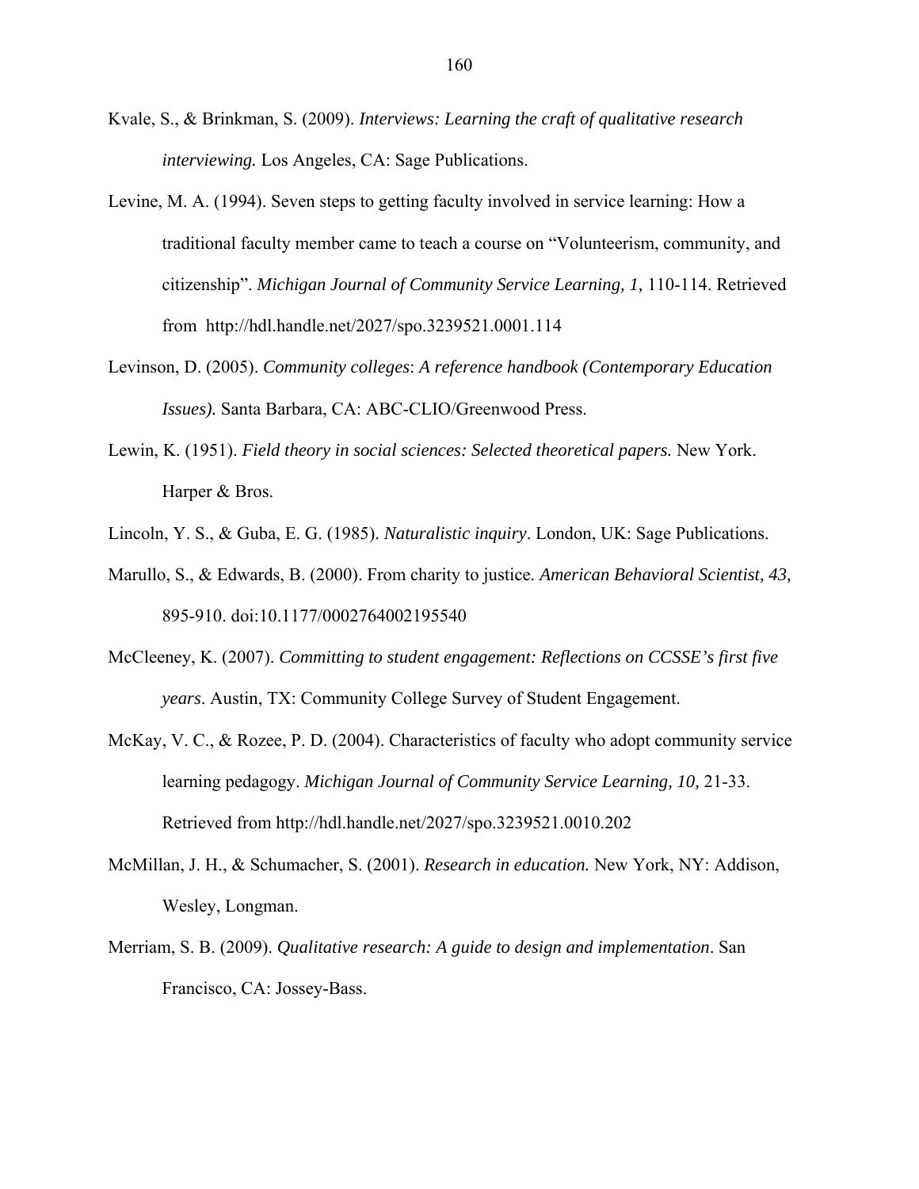Kvale, S., & Brinkman, S. (2009). *Interviews: Learning the craft of qualitative research interviewing.* Los Angeles, CA: Sage Publications.

Levine, M. A. (1994). Seven steps to getting faculty involved in service learning: How a traditional faculty member came to teach a course on "Volunteerism, community, and citizenship". *Michigan Journal of Community Service Learning, 1,* 110-114. Retrieved from http://hdl.handle.net/2027/spo.3239521.0001.114

Levinson, D. (2005). *Community colleges*: *A reference handbook (Contemporary Education Issues).* Santa Barbara, CA: ABC-CLIO/Greenwood Press.

Lewin, K. (1951). *Field theory in social sciences: Selected theoretical papers.* New York. Harper & Bros.

Lincoln, Y. S., & Guba, E. G. (1985). *Naturalistic inquiry*. London, UK: Sage Publications.

Marullo, S., & Edwards, B. (2000). From charity to justice. *American Behavioral Scientist, 43,* 895-910. doi:10.1177/0002764002195540

McCleeney, K. (2007). *Committing to student engagement: Reflections on CCSSE's first five years*. Austin, TX: Community College Survey of Student Engagement.

McKay, V. C., & Rozee, P. D. (2004). Characteristics of faculty who adopt community service learning pedagogy. *Michigan Journal of Community Service Learning, 10,* 21-33. Retrieved from http://hdl.handle.net/2027/spo.3239521.0010.202

McMillan, J. H., & Schumacher, S. (2001). *Research in education.* New York, NY: Addison, Wesley, Longman.

Merriam, S. B. (2009). *Qualitative research: A guide to design and implementation*. San Francisco, CA: Jossey-Bass.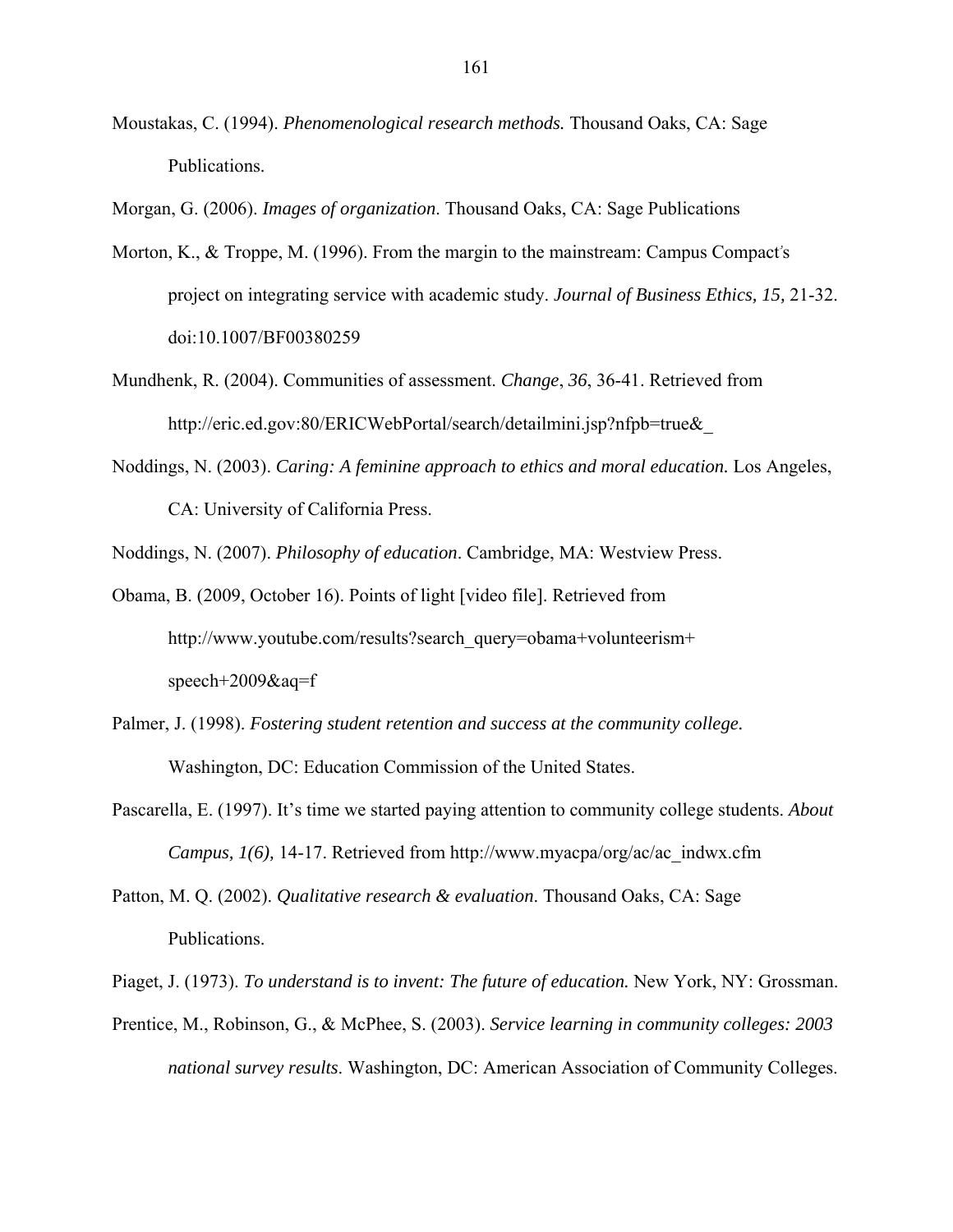Moustakas, C. (1994). *Phenomenological research methods.* Thousand Oaks, CA: Sage Publications.

Morgan, G. (2006). *Images of organization.* Thousand Oaks, CA: Sage Publications

Morton, K., & Troppe, M. (1996). From the margin to the mainstream: Campus Compact's project on integrating service with academic study. *Journal of Business Ethics, 15,* 21-32. doi:10.1007/BF00380259

Mundhenk, R. (2004). Communities of assessment. *Change*, *36*, 36-41. Retrieved from http://eric.ed.gov:80/ERICWebPortal/search/detailmini.jsp?nfpb=true&_

Noddings, N. (2003). *Caring: A feminine approach to ethics and moral education.* Los Angeles, CA: University of California Press.

Noddings, N. (2007). *Philosophy of education*. Cambridge, MA: Westview Press.

Obama, B. (2009, October 16). Points of light [video file]. Retrieved from http://www.youtube.com/results?search_query=obama+volunteerism+ speech+2009&aq=f

Palmer, J. (1998). *Fostering student retention and success at the community college.* Washington, DC: Education Commission of the United States.

Pascarella, E. (1997). It's time we started paying attention to community college students. *About Campus, 1(6),* 14-17. Retrieved from http://www.myacpa/org/ac/ac_indwx.cfm

Patton, M. Q. (2002). *Qualitative research & evaluation*. Thousand Oaks, CA: Sage Publications.

Piaget, J. (1973). *To understand is to invent: The future of education.* New York, NY: Grossman.

Prentice, M., Robinson, G., & McPhee, S. (2003). *Service learning in community colleges: 2003 national survey results*. Washington, DC: American Association of Community Colleges.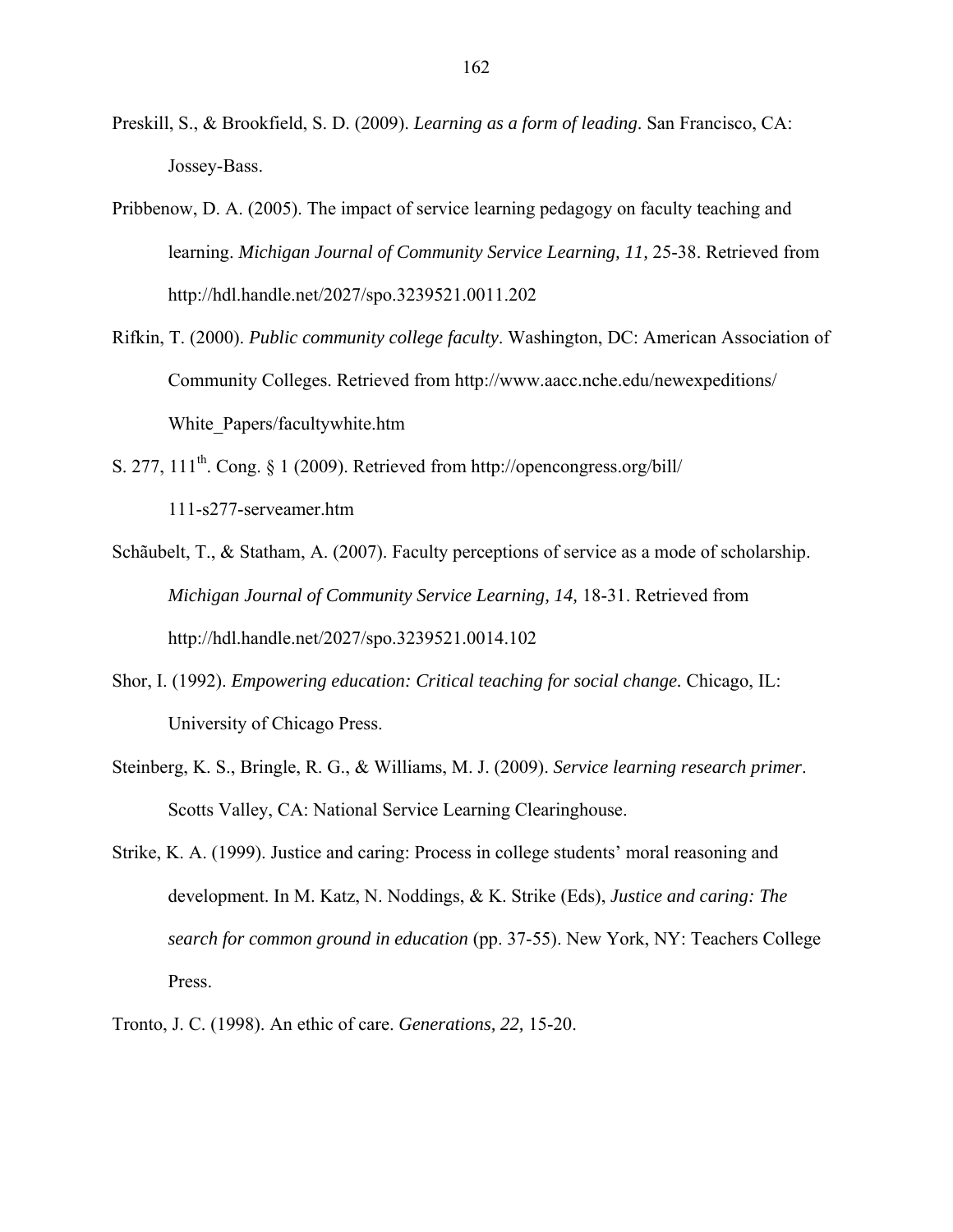Preskill, S., & Brookfield, S. D. (2009). *Learning as a form of leading*. San Francisco, CA: Jossey-Bass.

Pribbenow, D. A. (2005). The impact of service learning pedagogy on faculty teaching and learning. *Michigan Journal of Community Service Learning, 11,* 25-38. Retrieved from http://hdl.handle.net/2027/spo.3239521.0011.202

Rifkin, T. (2000). *Public community college faculty*. Washington, DC: American Association of Community Colleges. Retrieved from http://www.aacc.nche.edu/newexpeditions/White_Papers/facultywhite.htm

S. 277, 111th. Cong. § 1 (2009). Retrieved from http://opencongress.org/bill/111-s277-serveamer.htm

Schãubelt, T., & Statham, A. (2007). Faculty perceptions of service as a mode of scholarship. *Michigan Journal of Community Service Learning, 14,* 18-31. Retrieved from http://hdl.handle.net/2027/spo.3239521.0014.102

Shor, I. (1992). *Empowering education: Critical teaching for social change.* Chicago, IL: University of Chicago Press.

Steinberg, K. S., Bringle, R. G., & Williams, M. J. (2009). *Service learning research primer*. Scotts Valley, CA: National Service Learning Clearinghouse.

Strike, K. A. (1999). Justice and caring: Process in college students' moral reasoning and development. In M. Katz, N. Noddings, & K. Strike (Eds), *Justice and caring: The search for common ground in education* (pp. 37-55). New York, NY: Teachers College Press.

Tronto, J. C. (1998). An ethic of care. *Generations, 22,* 15-20.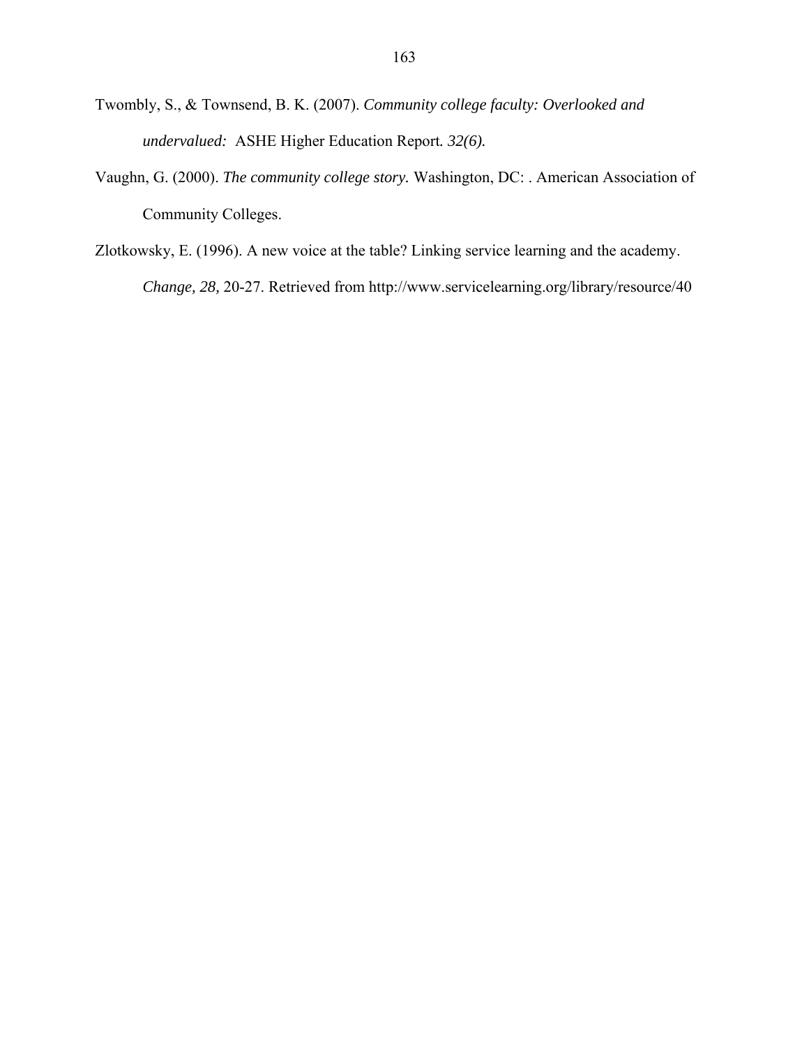Twombly, S., & Townsend, B. K. (2007). *Community college faculty: Overlooked and undervalued:* ASHE Higher Education Report*. 32(6).*

Vaughn, G. (2000). *The community college story.* Washington, DC: . American Association of Community Colleges.

Zlotkowsky, E. (1996). A new voice at the table? Linking service learning and the academy. *Change, 28,* 20-27. Retrieved from http://www.servicelearning.org/library/resource/40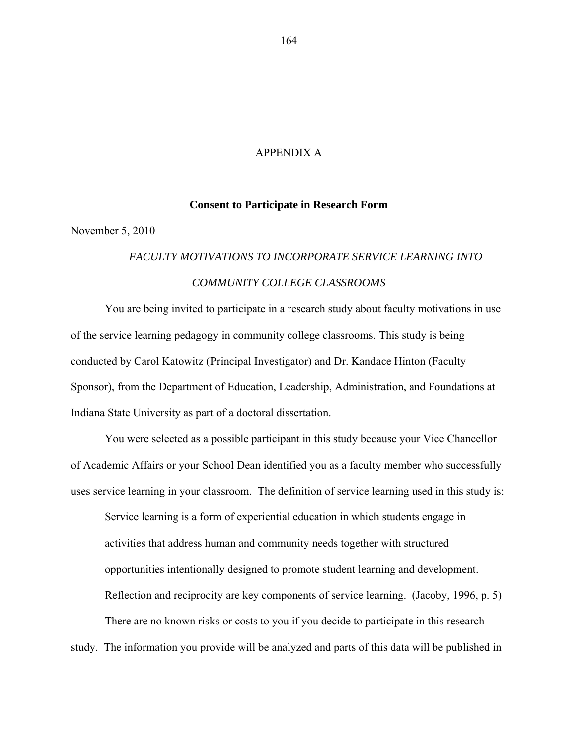# APPENDIX A

## Consent to Participate in Research Form

November 5, 2010

*FACULTY MOTIVATIONS TO INCORPORATE SERVICE LEARNING INTO COMMUNITY COLLEGE CLASSROOMS*

You are being invited to participate in a research study about faculty motivations in use of the service learning pedagogy in community college classrooms. This study is being conducted by Carol Katowitz (Principal Investigator) and Dr. Kandace Hinton (Faculty Sponsor), from the Department of Education, Leadership, Administration, and Foundations at Indiana State University as part of a doctoral dissertation.

You were selected as a possible participant in this study because your Vice Chancellor of Academic Affairs or your School Dean identified you as a faculty member who successfully uses service learning in your classroom. The definition of service learning used in this study is:

> Service learning is a form of experiential education in which students engage in activities that address human and community needs together with structured opportunities intentionally designed to promote student learning and development. Reflection and reciprocity are key components of service learning. (Jacoby, 1996, p. 5)

There are no known risks or costs to you if you decide to participate in this research study. The information you provide will be analyzed and parts of this data will be published in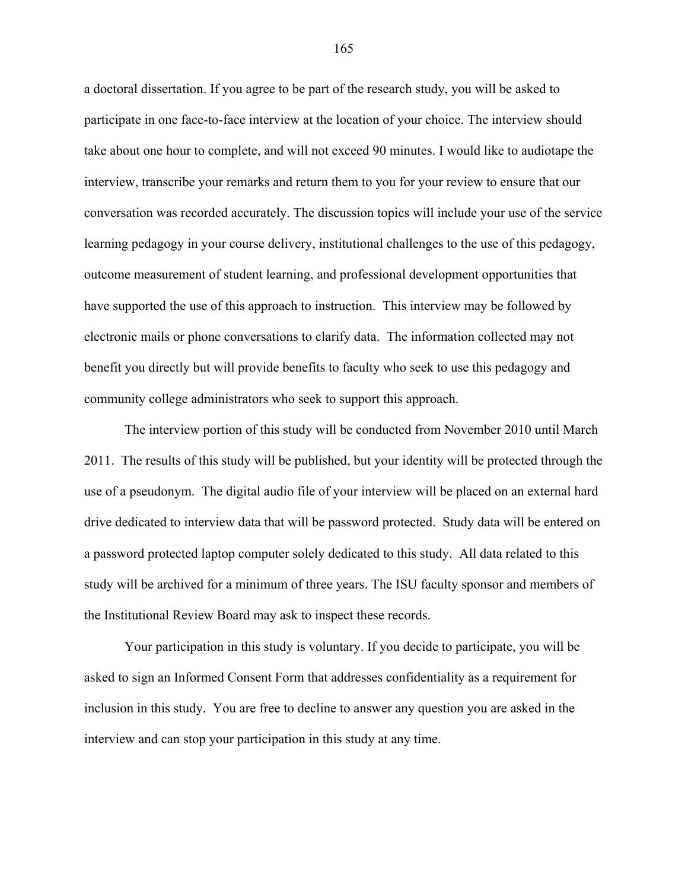a doctoral dissertation. If you agree to be part of the research study, you will be asked to participate in one face-to-face interview at the location of your choice. The interview should take about one hour to complete, and will not exceed 90 minutes. I would like to audiotape the interview, transcribe your remarks and return them to you for your review to ensure that our conversation was recorded accurately. The discussion topics will include your use of the service learning pedagogy in your course delivery, institutional challenges to the use of this pedagogy, outcome measurement of student learning, and professional development opportunities that have supported the use of this approach to instruction. This interview may be followed by electronic mails or phone conversations to clarify data. The information collected may not benefit you directly but will provide benefits to faculty who seek to use this pedagogy and community college administrators who seek to support this approach.

The interview portion of this study will be conducted from November 2010 until March 2011. The results of this study will be published, but your identity will be protected through the use of a pseudonym. The digital audio file of your interview will be placed on an external hard drive dedicated to interview data that will be password protected. Study data will be entered on a password protected laptop computer solely dedicated to this study. All data related to this study will be archived for a minimum of three years. The ISU faculty sponsor and members of the Institutional Review Board may ask to inspect these records.

Your participation in this study is voluntary. If you decide to participate, you will be asked to sign an Informed Consent Form that addresses confidentiality as a requirement for inclusion in this study. You are free to decline to answer any question you are asked in the interview and can stop your participation in this study at any time.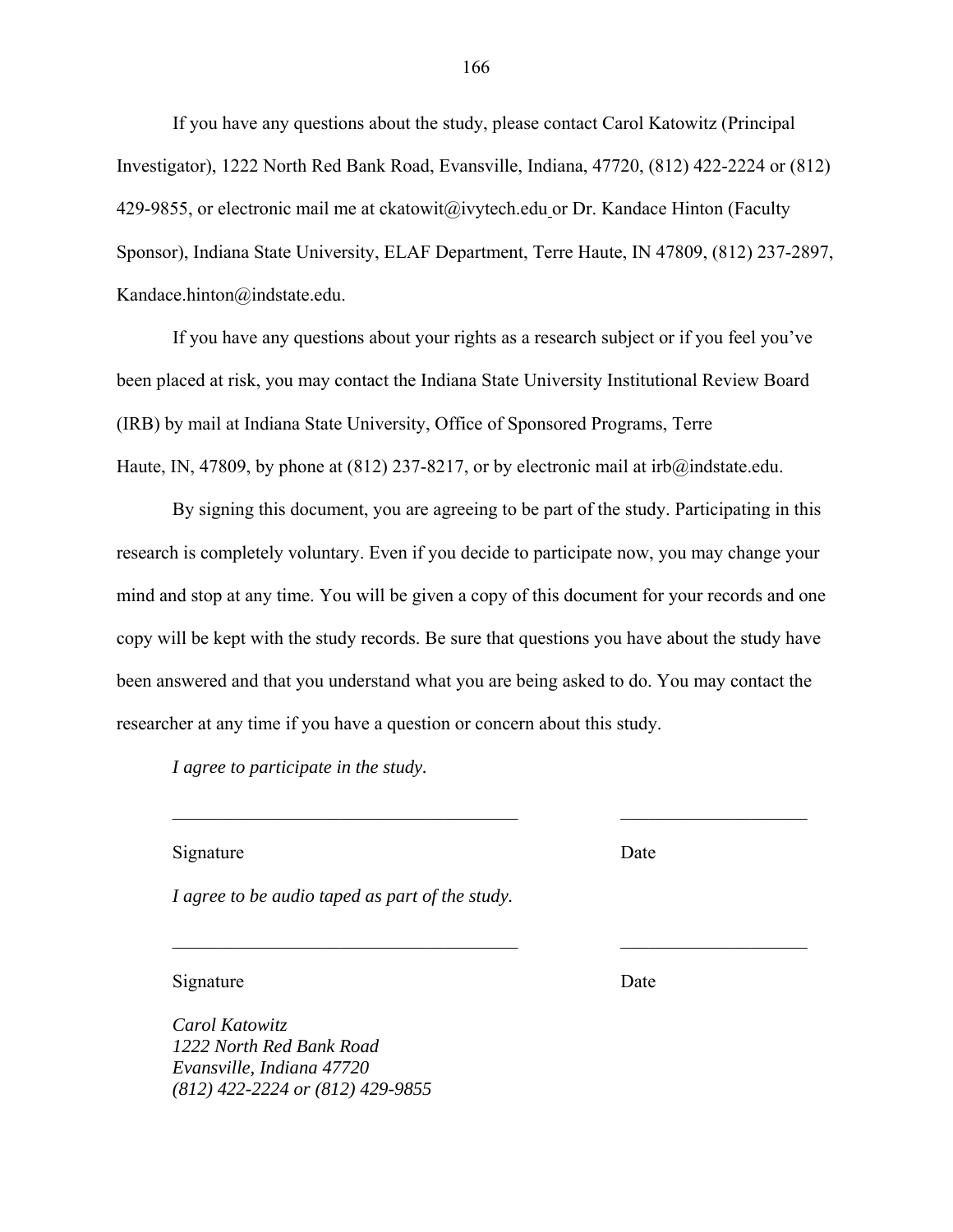If you have any questions about the study, please contact Carol Katowitz (Principal Investigator), 1222 North Red Bank Road, Evansville, Indiana, 47720, (812) 422-2224 or (812) 429-9855, or electronic mail me at ckatowit@ivytech.edu or Dr. Kandace Hinton (Faculty Sponsor), Indiana State University, ELAF Department, Terre Haute, IN 47809, (812) 237-2897, Kandace.hinton@indstate.edu.

If you have any questions about your rights as a research subject or if you feel you've been placed at risk, you may contact the Indiana State University Institutional Review Board (IRB) by mail at Indiana State University, Office of Sponsored Programs, Terre Haute, IN, 47809, by phone at (812) 237-8217, or by electronic mail at irb@indstate.edu.

By signing this document, you are agreeing to be part of the study. Participating in this research is completely voluntary. Even if you decide to participate now, you may change your mind and stop at any time. You will be given a copy of this document for your records and one copy will be kept with the study records. Be sure that questions you have about the study have been answered and that you understand what you are being asked to do. You may contact the researcher at any time if you have a question or concern about this study.

*I agree to participate in the study.*

_____________________________________ ____________________

Signature Date

*I agree to be audio taped as part of the study.*

_____________________________________ ____________________

Signature Date

*Carol Katowitz*
*1222 North Red Bank Road*
*Evansville, Indiana 47720*
*(812) 422-2224 or (812) 429-9855*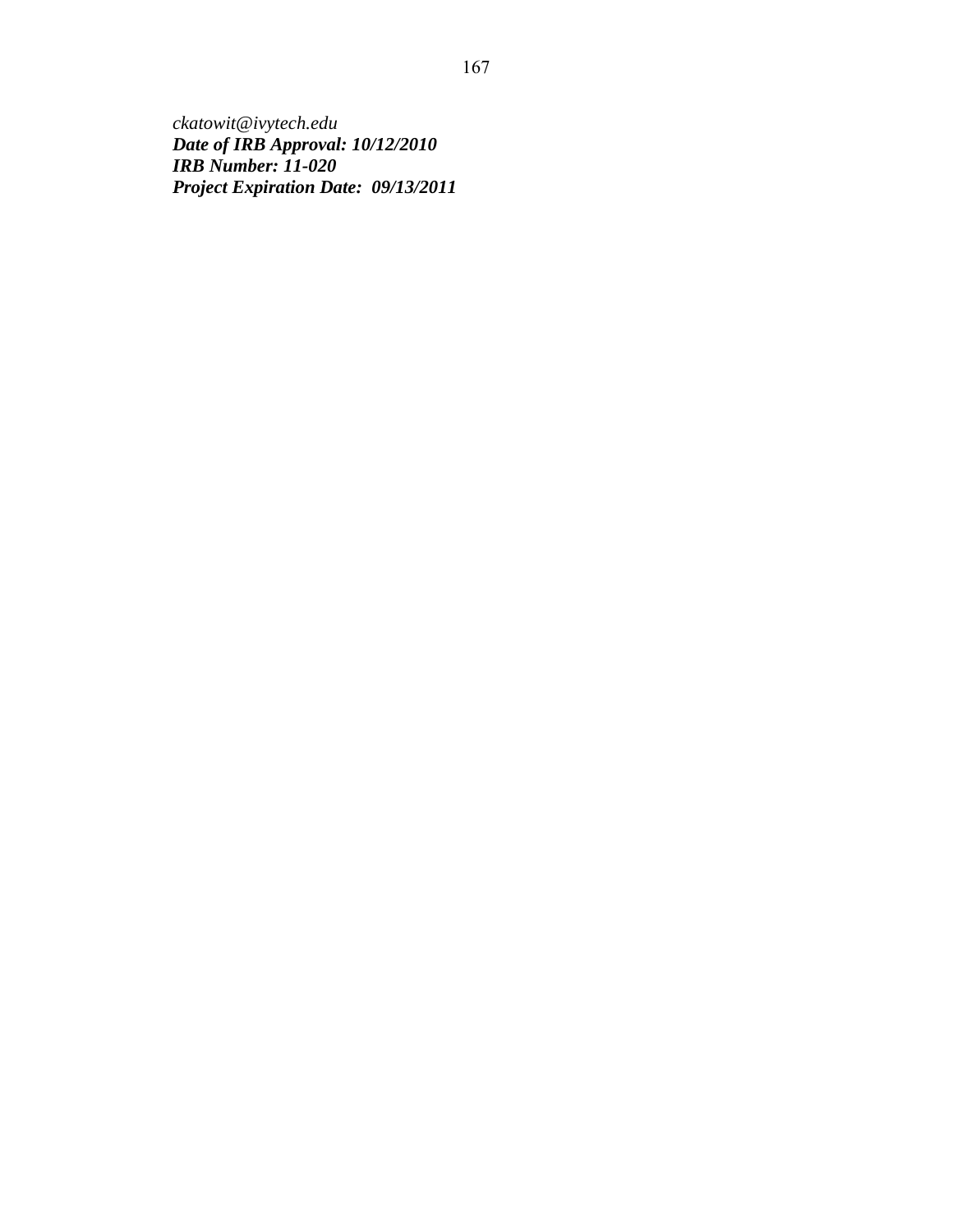*ckatowit@ivytech.edu*
***Date of IRB Approval: 10/12/2010***
***IRB Number: 11-020***
***Project Expiration Date: 09/13/2011***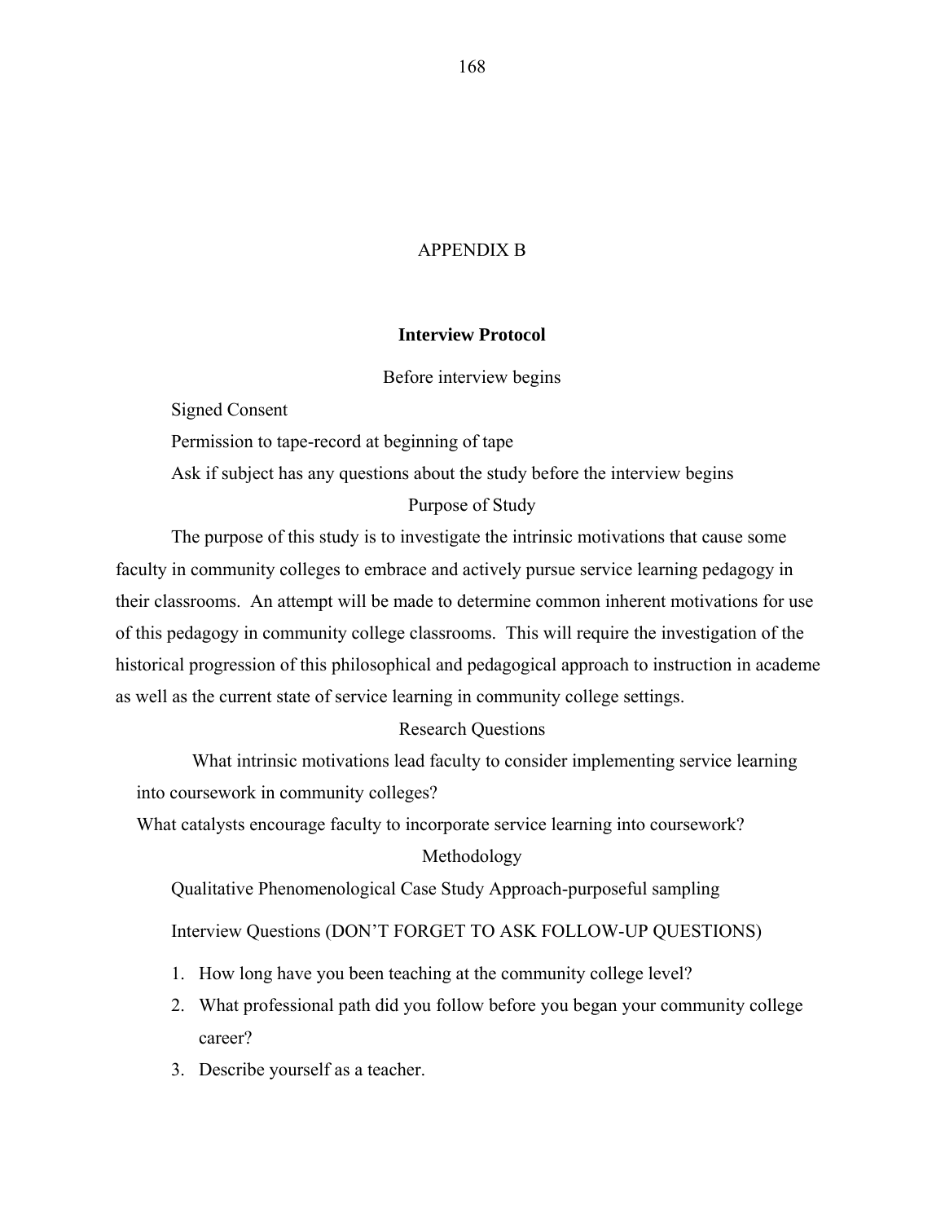## APPENDIX B

### Interview Protocol

Before interview begins

Signed Consent

Permission to tape-record at beginning of tape

Ask if subject has any questions about the study before the interview begins

Purpose of Study

The purpose of this study is to investigate the intrinsic motivations that cause some faculty in community colleges to embrace and actively pursue service learning pedagogy in their classrooms. An attempt will be made to determine common inherent motivations for use of this pedagogy in community college classrooms. This will require the investigation of the historical progression of this philosophical and pedagogical approach to instruction in academe as well as the current state of service learning in community college settings.

Research Questions

What intrinsic motivations lead faculty to consider implementing service learning into coursework in community colleges?

What catalysts encourage faculty to incorporate service learning into coursework?

Methodology

Qualitative Phenomenological Case Study Approach-purposeful sampling

Interview Questions (DON'T FORGET TO ASK FOLLOW-UP QUESTIONS)

1. How long have you been teaching at the community college level?
2. What professional path did you follow before you began your community college career?
3. Describe yourself as a teacher.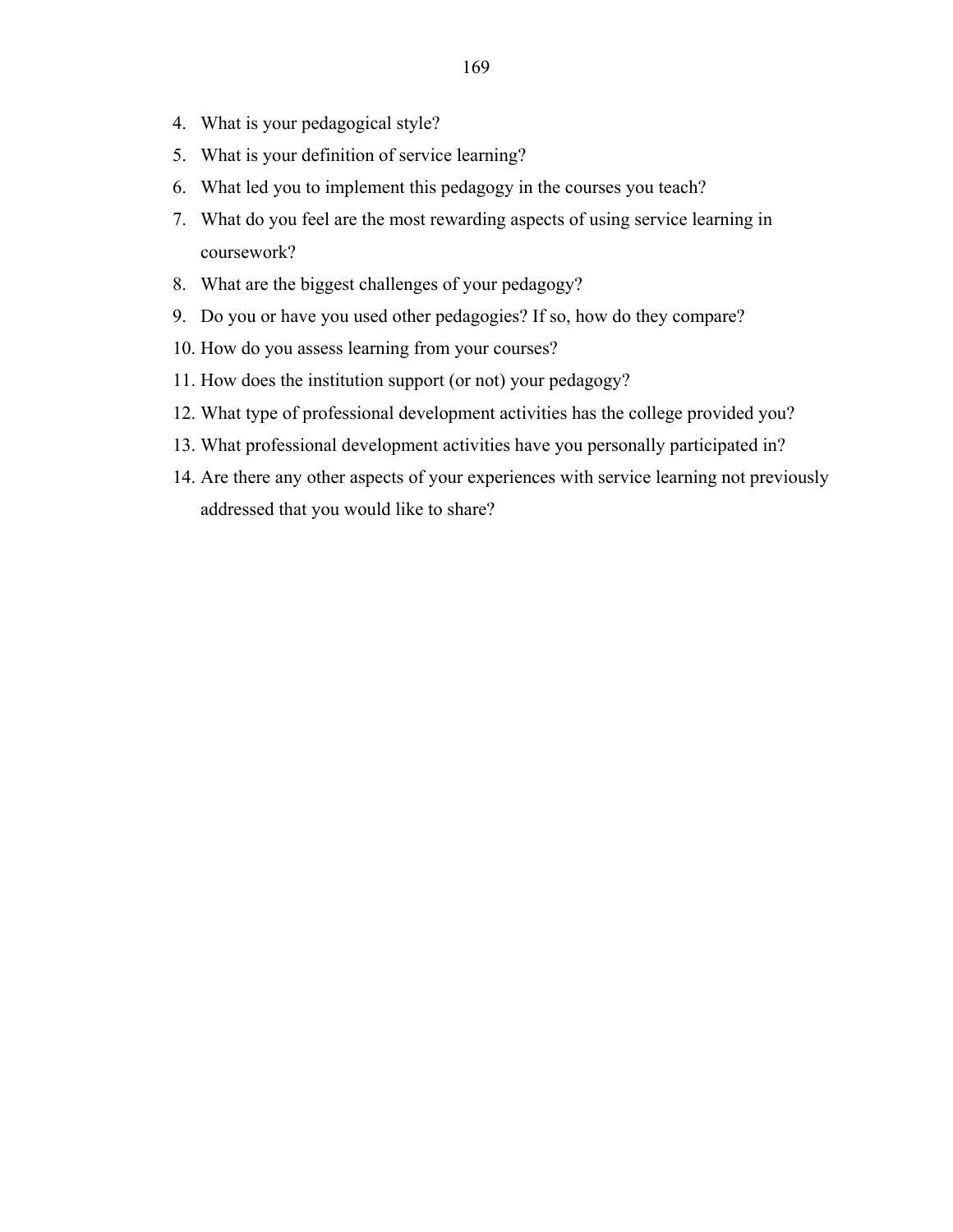4. What is your pedagogical style?
5. What is your definition of service learning?
6. What led you to implement this pedagogy in the courses you teach?
7. What do you feel are the most rewarding aspects of using service learning in coursework?
8. What are the biggest challenges of your pedagogy?
9. Do you or have you used other pedagogies? If so, how do they compare?
10. How do you assess learning from your courses?
11. How does the institution support (or not) your pedagogy?
12. What type of professional development activities has the college provided you?
13. What professional development activities have you personally participated in?
14. Are there any other aspects of your experiences with service learning not previously addressed that you would like to share?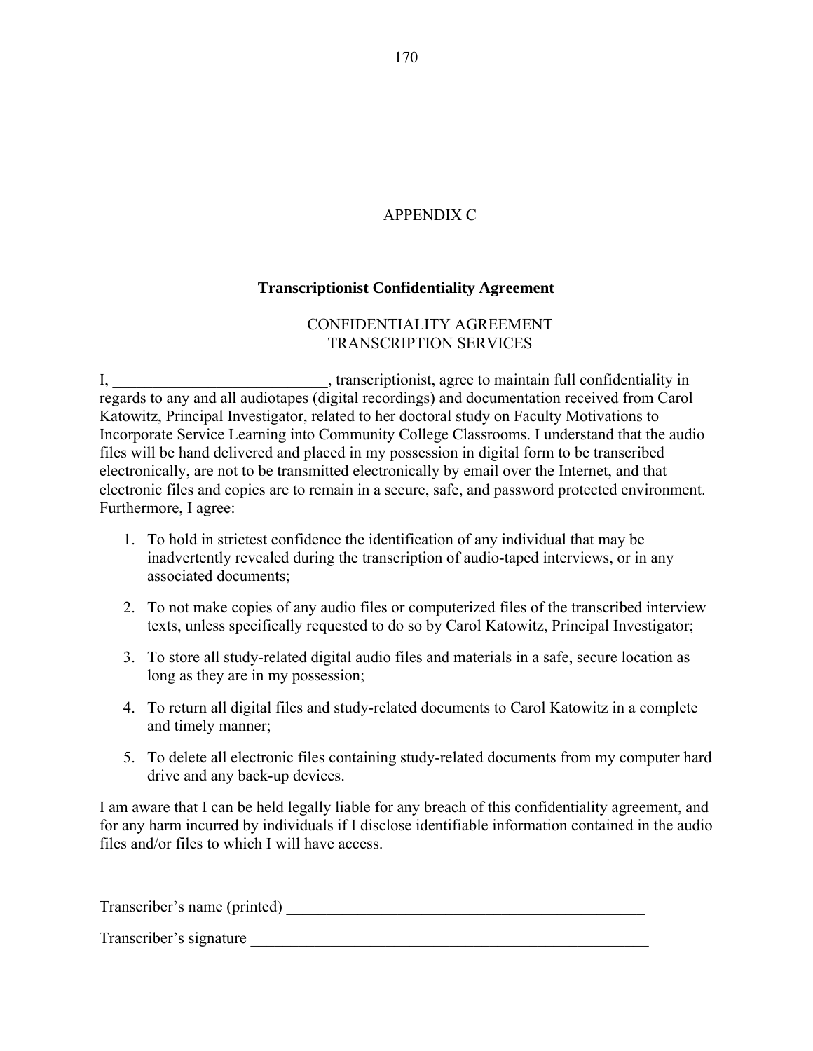# APPENDIX C

## Transcriptionist Confidentiality Agreement

CONFIDENTIALITY AGREEMENT
TRANSCRIPTION SERVICES

I, ___________________________, transcriptionist, agree to maintain full confidentiality in regards to any and all audiotapes (digital recordings) and documentation received from Carol Katowitz, Principal Investigator, related to her doctoral study on Faculty Motivations to Incorporate Service Learning into Community College Classrooms. I understand that the audio files will be hand delivered and placed in my possession in digital form to be transcribed electronically, are not to be transmitted electronically by email over the Internet, and that electronic files and copies are to remain in a secure, safe, and password protected environment. Furthermore, I agree:

1. To hold in strictest confidence the identification of any individual that may be inadvertently revealed during the transcription of audio-taped interviews, or in any associated documents;

2. To not make copies of any audio files or computerized files of the transcribed interview texts, unless specifically requested to do so by Carol Katowitz, Principal Investigator;

3. To store all study-related digital audio files and materials in a safe, secure location as long as they are in my possession;

4. To return all digital files and study-related documents to Carol Katowitz in a complete and timely manner;

5. To delete all electronic files containing study-related documents from my computer hard drive and any back-up devices.

I am aware that I can be held legally liable for any breach of this confidentiality agreement, and for any harm incurred by individuals if I disclose identifiable information contained in the audio files and/or files to which I will have access.

Transcriber's name (printed) _______________________________________________

Transcriber's signature ____________________________________________________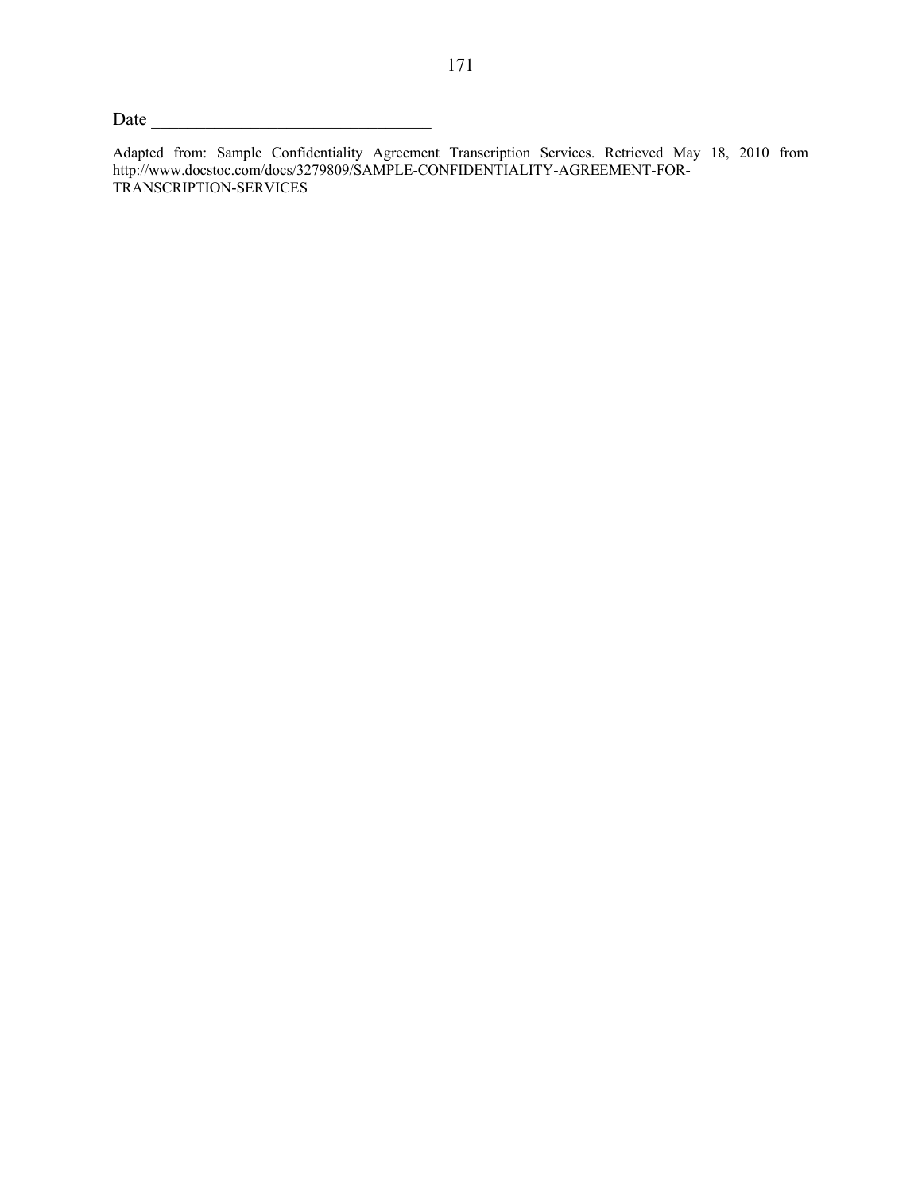Date ________________________________

Adapted from: Sample Confidentiality Agreement Transcription Services. Retrieved May 18, 2010 from http://www.docstoc.com/docs/3279809/SAMPLE-CONFIDENTIALITY-AGREEMENT-FOR-TRANSCRIPTION-SERVICES